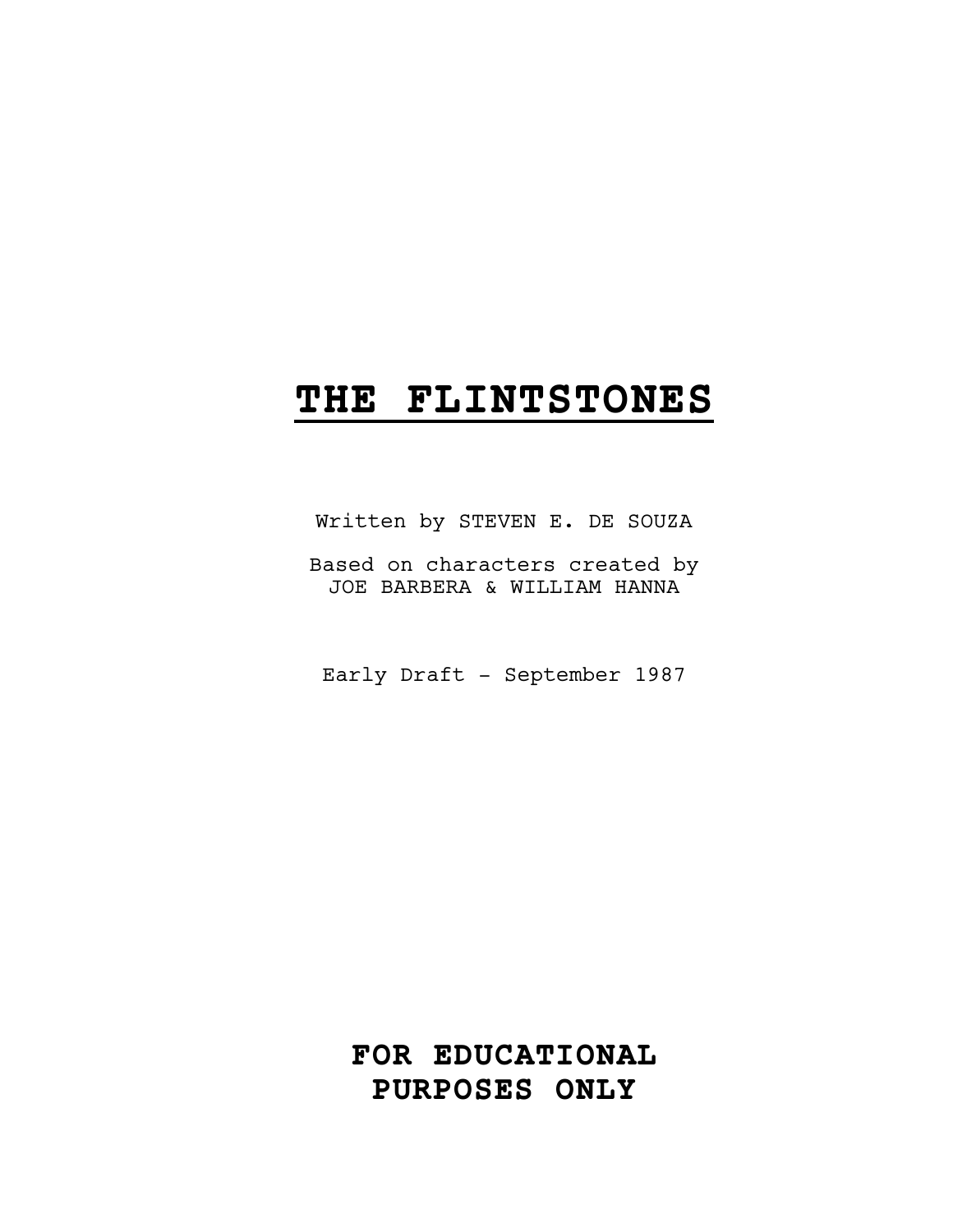# **THE FLINTSTONES**

Written by STEVEN E. DE SOUZA

Based on characters created by
JOE BARBERA & WILLIAM HANNA

Early Draft - September 1987

**FOR EDUCATIONAL
PURPOSES ONLY**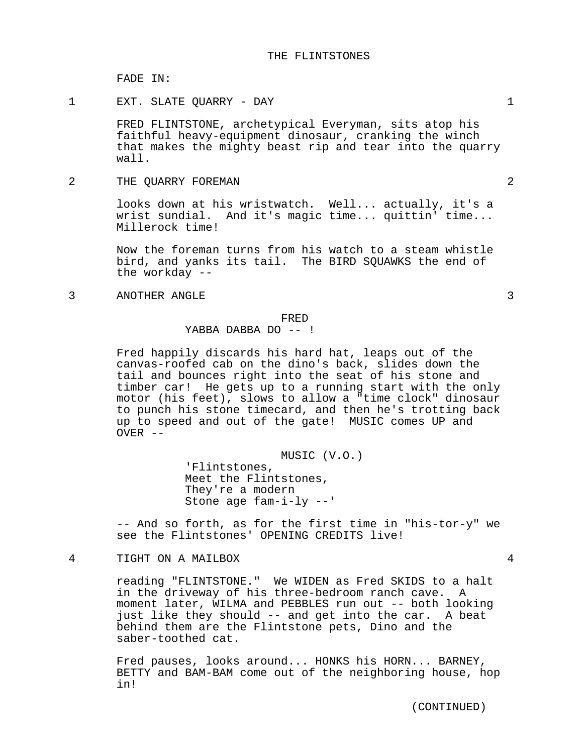THE FLINTSTONES

FADE IN:

1 EXT. SLATE QUARRY - DAY 1

FRED FLINTSTONE, archetypical Everyman, sits atop his faithful heavy-equipment dinosaur, cranking the winch that makes the mighty beast rip and tear into the quarry wall.

2 THE QUARRY FOREMAN 2

looks down at his wristwatch. Well... actually, it's a wrist sundial. And it's magic time... quittin' time... Millerock time!

Now the foreman turns from his watch to a steam whistle bird, and yanks its tail. The BIRD SQUAWKS the end of the workday --

3 ANOTHER ANGLE 3

FRED
YABBA DABBA DO -- !

Fred happily discards his hard hat, leaps out of the canvas-roofed cab on the dino's back, slides down the tail and bounces right into the seat of his stone and timber car! He gets up to a running start with the only motor (his feet), slows to allow a "time clock" dinosaur to punch his stone timecard, and then he's trotting back up to speed and out of the gate! MUSIC comes UP and OVER --

MUSIC (V.O.)
'Flintstones,
Meet the Flintstones,
They're a modern
Stone age fam-i-ly --'

-- And so forth, as for the first time in "his-tor-y" we see the Flintstones' OPENING CREDITS live!

4 TIGHT ON A MAILBOX 4

reading "FLINTSTONE." We WIDEN as Fred SKIDS to a halt in the driveway of his three-bedroom ranch cave. A moment later, WILMA and PEBBLES run out -- both looking just like they should -- and get into the car. A beat behind them are the Flintstone pets, Dino and the saber-toothed cat.

Fred pauses, looks around... HONKS his HORN... BARNEY, BETTY and BAM-BAM come out of the neighboring house, hop in!

(CONTINUED)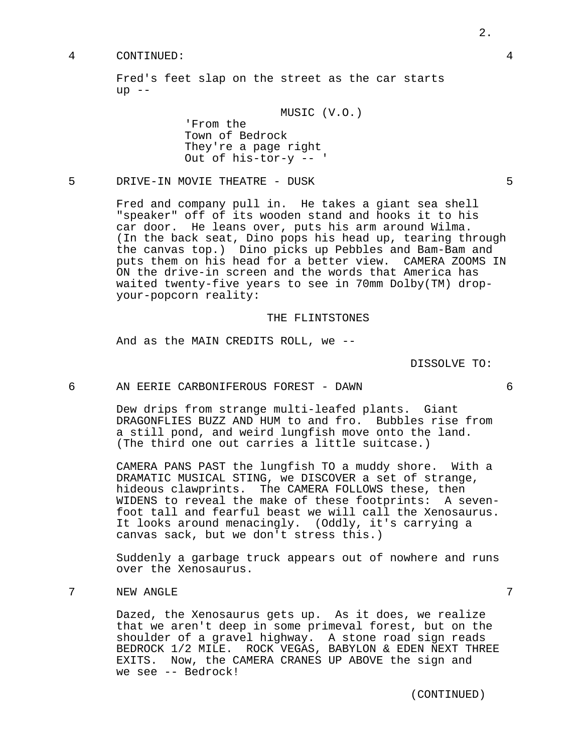4 CONTINUED: 4

Fred's feet slap on the street as the car starts up --

MUSIC (V.O.)
'From the
Town of Bedrock
They're a page right
Out of his-tor-y -- '

5 DRIVE-IN MOVIE THEATRE - DUSK 5

Fred and company pull in. He takes a giant sea shell "speaker" off of its wooden stand and hooks it to his car door. He leans over, puts his arm around Wilma. (In the back seat, Dino pops his head up, tearing through the canvas top.) Dino picks up Pebbles and Bam-Bam and puts them on his head for a better view. CAMERA ZOOMS IN ON the drive-in screen and the words that America has waited twenty-five years to see in 70mm Dolby(TM) drop-your-popcorn reality:

THE FLINTSTONES

And as the MAIN CREDITS ROLL, we --

DISSOLVE TO:

6 AN EERIE CARBONIFEROUS FOREST - DAWN 6

Dew drips from strange multi-leafed plants. Giant DRAGONFLIES BUZZ AND HUM to and fro. Bubbles rise from a still pond, and weird lungfish move onto the land. (The third one out carries a little suitcase.)

CAMERA PANS PAST the lungfish TO a muddy shore. With a DRAMATIC MUSICAL STING, we DISCOVER a set of strange, hideous clawprints. The CAMERA FOLLOWS these, then WIDENS to reveal the make of these footprints: A seven-foot tall and fearful beast we will call the Xenosaurus. It looks around menacingly. (Oddly, it's carrying a canvas sack, but we don't stress this.)

Suddenly a garbage truck appears out of nowhere and runs over the Xenosaurus.

7 NEW ANGLE 7

Dazed, the Xenosaurus gets up. As it does, we realize that we aren't deep in some primeval forest, but on the shoulder of a gravel highway. A stone road sign reads BEDROCK 1/2 MILE. ROCK VEGAS, BABYLON & EDEN NEXT THREE EXITS. Now, the CAMERA CRANES UP ABOVE the sign and we see -- Bedrock!

(CONTINUED)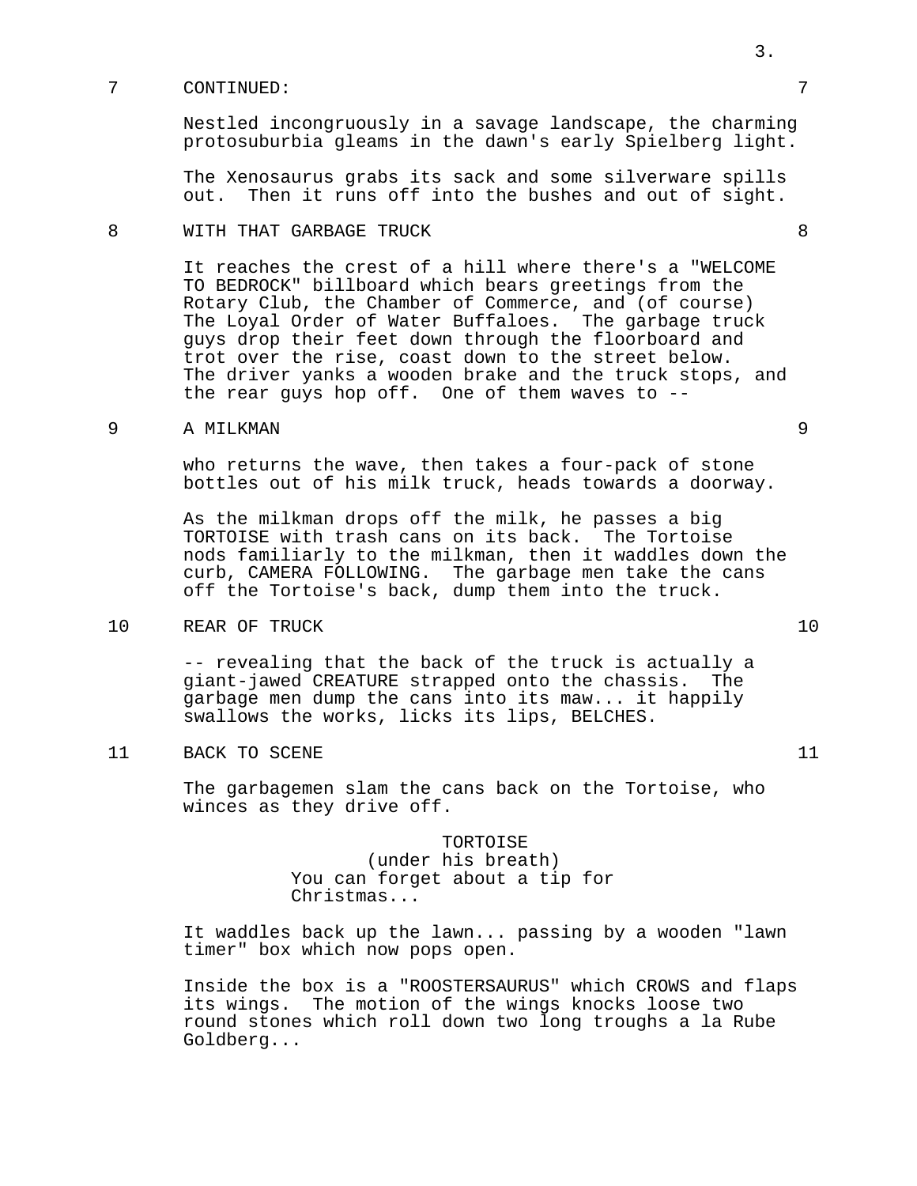7 CONTINUED: 7

Nestled incongruously in a savage landscape, the charming protosuburbia gleams in the dawn's early Spielberg light.

The Xenosaurus grabs its sack and some silverware spills out. Then it runs off into the bushes and out of sight.

8 WITH THAT GARBAGE TRUCK 8

It reaches the crest of a hill where there's a "WELCOME TO BEDROCK" billboard which bears greetings from the Rotary Club, the Chamber of Commerce, and (of course) The Loyal Order of Water Buffaloes. The garbage truck guys drop their feet down through the floorboard and trot over the rise, coast down to the street below. The driver yanks a wooden brake and the truck stops, and the rear guys hop off. One of them waves to --

9 A MILKMAN 9

who returns the wave, then takes a four-pack of stone bottles out of his milk truck, heads towards a doorway.

As the milkman drops off the milk, he passes a big TORTOISE with trash cans on its back. The Tortoise nods familiarly to the milkman, then it waddles down the curb, CAMERA FOLLOWING. The garbage men take the cans off the Tortoise's back, dump them into the truck.

10 REAR OF TRUCK 10

-- revealing that the back of the truck is actually a giant-jawed CREATURE strapped onto the chassis. The garbage men dump the cans into its maw... it happily swallows the works, licks its lips, BELCHES.

11 BACK TO SCENE 11

The garbagemen slam the cans back on the Tortoise, who winces as they drive off.

TORTOISE
(under his breath)
You can forget about a tip for Christmas...

It waddles back up the lawn... passing by a wooden "lawn timer" box which now pops open.

Inside the box is a "ROOSTERSAURUS" which CROWS and flaps its wings. The motion of the wings knocks loose two round stones which roll down two long troughs a la Rube Goldberg...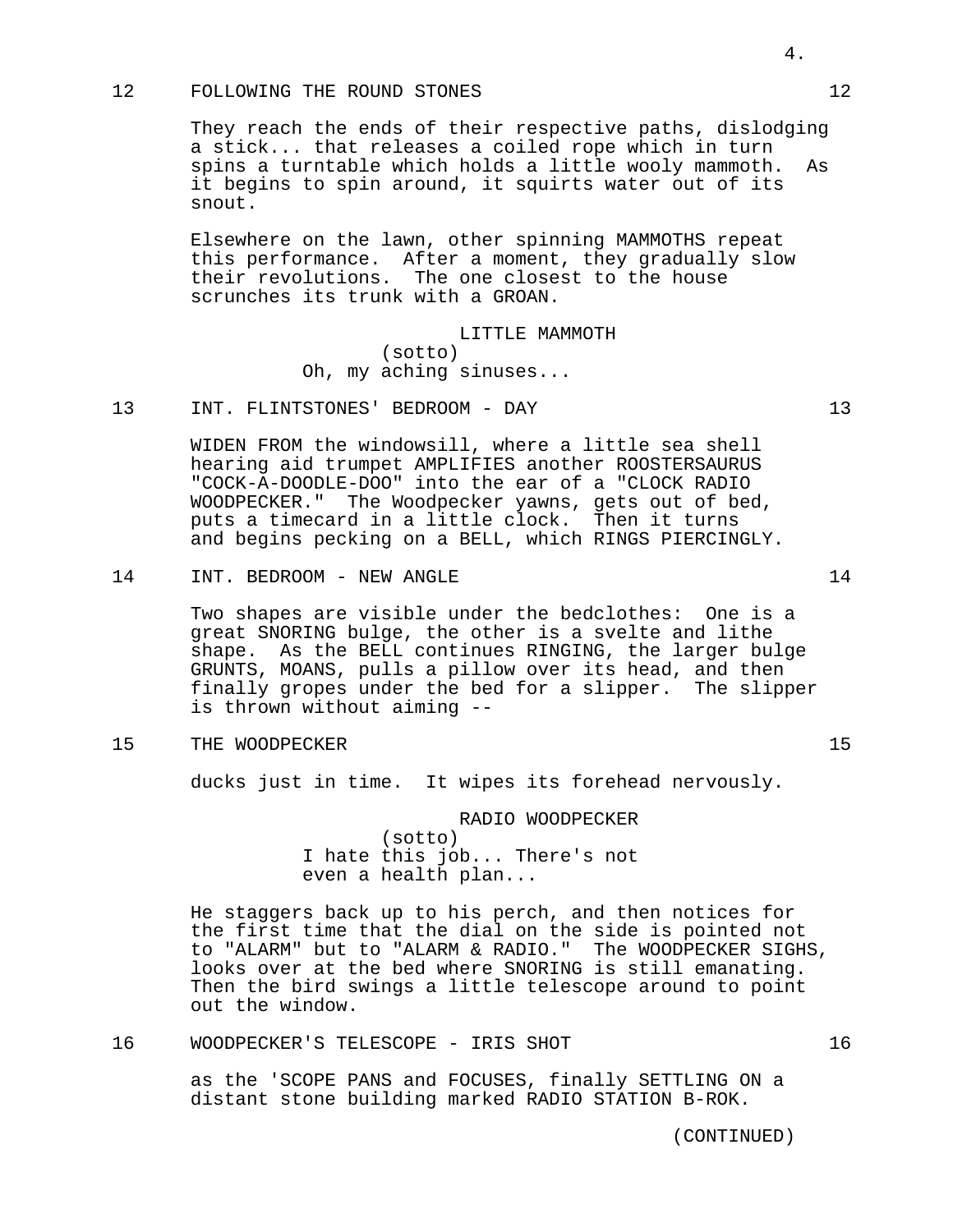12 FOLLOWING THE ROUND STONES 12

They reach the ends of their respective paths, dislodging a stick... that releases a coiled rope which in turn spins a turntable which holds a little wooly mammoth. As it begins to spin around, it squirts water out of its snout.

Elsewhere on the lawn, other spinning MAMMOTHS repeat this performance. After a moment, they gradually slow their revolutions. The one closest to the house scrunches its trunk with a GROAN.

LITTLE MAMMOTH
(sotto)
Oh, my aching sinuses...

13 INT. FLINTSTONES' BEDROOM - DAY 13

WIDEN FROM the windowsill, where a little sea shell hearing aid trumpet AMPLIFIES another ROOSTERSAURUS "COCK-A-DOODLE-DOO" into the ear of a "CLOCK RADIO WOODPECKER." The Woodpecker yawns, gets out of bed, puts a timecard in a little clock. Then it turns and begins pecking on a BELL, which RINGS PIERCINGLY.

14 INT. BEDROOM - NEW ANGLE 14

Two shapes are visible under the bedclothes: One is a great SNORING bulge, the other is a svelte and lithe shape. As the BELL continues RINGING, the larger bulge GRUNTS, MOANS, pulls a pillow over its head, and then finally gropes under the bed for a slipper. The slipper is thrown without aiming --

15 THE WOODPECKER 15

ducks just in time. It wipes its forehead nervously.

RADIO WOODPECKER
(sotto)
I hate this job... There's not even a health plan...

He staggers back up to his perch, and then notices for the first time that the dial on the side is pointed not to "ALARM" but to "ALARM & RADIO." The WOODPECKER SIGHS, looks over at the bed where SNORING is still emanating. Then the bird swings a little telescope around to point out the window.

16 WOODPECKER'S TELESCOPE - IRIS SHOT 16

as the 'SCOPE PANS and FOCUSES, finally SETTLING ON a distant stone building marked RADIO STATION B-ROK.

(CONTINUED)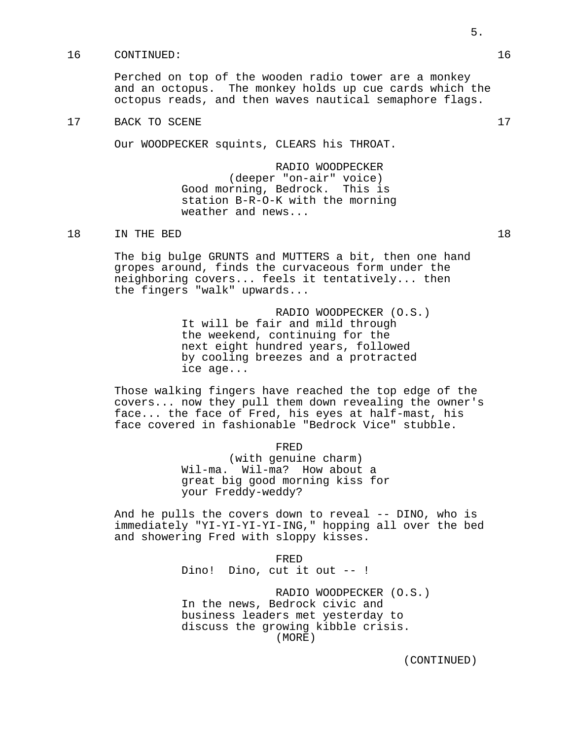16 CONTINUED: 16

Perched on top of the wooden radio tower are a monkey and an octopus. The monkey holds up cue cards which the octopus reads, and then waves nautical semaphore flags.

17 BACK TO SCENE 17

Our WOODPECKER squints, CLEARS his THROAT.

RADIO WOODPECKER
(deeper "on-air" voice)
Good morning, Bedrock. This is station B-R-O-K with the morning weather and news...

18 IN THE BED 18

The big bulge GRUNTS and MUTTERS a bit, then one hand gropes around, finds the curvaceous form under the neighboring covers... feels it tentatively... then the fingers "walk" upwards...

RADIO WOODPECKER (O.S.)
It will be fair and mild through the weekend, continuing for the next eight hundred years, followed by cooling breezes and a protracted ice age...

Those walking fingers have reached the top edge of the covers... now they pull them down revealing the owner's face... the face of Fred, his eyes at half-mast, his face covered in fashionable "Bedrock Vice" stubble.

FRED
(with genuine charm)
Wil-ma. Wil-ma? How about a great big good morning kiss for your Freddy-weddy?

And he pulls the covers down to reveal -- DINO, who is immediately "YI-YI-YI-YI-ING," hopping all over the bed and showering Fred with sloppy kisses.

FRED
Dino! Dino, cut it out -- !

RADIO WOODPECKER (O.S.)
In the news, Bedrock civic and business leaders met yesterday to discuss the growing kibble crisis.
(MORE)

(CONTINUED)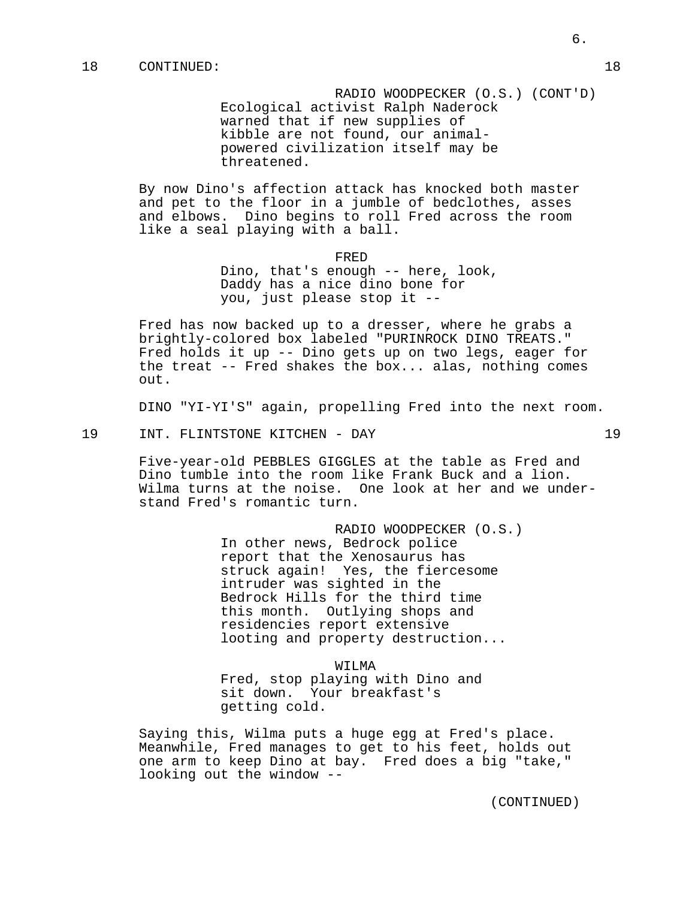18 CONTINUED: 18

RADIO WOODPECKER (O.S.) (CONT'D)
Ecological activist Ralph Naderock warned that if new supplies of kibble are not found, our animal-powered civilization itself may be threatened.

By now Dino's affection attack has knocked both master and pet to the floor in a jumble of bedclothes, asses and elbows. Dino begins to roll Fred across the room like a seal playing with a ball.

FRED
Dino, that's enough -- here, look, Daddy has a nice dino bone for you, just please stop it --

Fred has now backed up to a dresser, where he grabs a brightly-colored box labeled "PURINROCK DINO TREATS." Fred holds it up -- Dino gets up on two legs, eager for the treat -- Fred shakes the box... alas, nothing comes out.

DINO "YI-YI'S" again, propelling Fred into the next room.

19 INT. FLINTSTONE KITCHEN - DAY 19

Five-year-old PEBBLES GIGGLES at the table as Fred and Dino tumble into the room like Frank Buck and a lion. Wilma turns at the noise. One look at her and we understand Fred's romantic turn.

RADIO WOODPECKER (O.S.)
In other news, Bedrock police report that the Xenosaurus has struck again! Yes, the fiercesome intruder was sighted in the Bedrock Hills for the third time this month. Outlying shops and residencies report extensive looting and property destruction...

WILMA
Fred, stop playing with Dino and sit down. Your breakfast's getting cold.

Saying this, Wilma puts a huge egg at Fred's place. Meanwhile, Fred manages to get to his feet, holds out one arm to keep Dino at bay. Fred does a big "take," looking out the window --

(CONTINUED)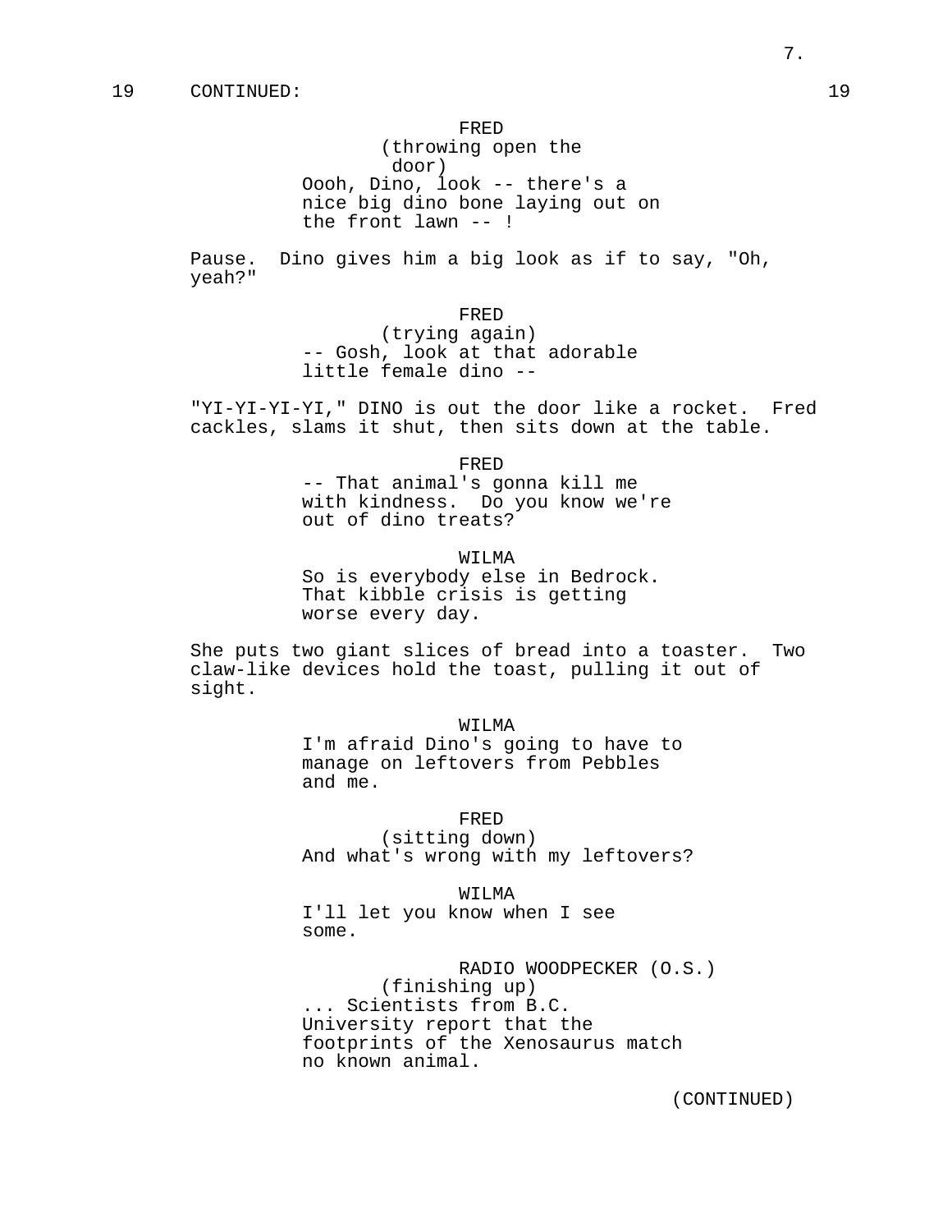19 CONTINUED: 19

FRED
(throwing open the door)
Oooh, Dino, look -- there's a nice big dino bone laying out on the front lawn -- !

Pause. Dino gives him a big look as if to say, "Oh, yeah?"

FRED
(trying again)
-- Gosh, look at that adorable little female dino --

"YI-YI-YI-YI," DINO is out the door like a rocket. Fred cackles, slams it shut, then sits down at the table.

FRED
-- That animal's gonna kill me with kindness. Do you know we're out of dino treats?

WILMA
So is everybody else in Bedrock. That kibble crisis is getting worse every day.

She puts two giant slices of bread into a toaster. Two claw-like devices hold the toast, pulling it out of sight.

WILMA
I'm afraid Dino's going to have to manage on leftovers from Pebbles and me.

FRED
(sitting down)
And what's wrong with my leftovers?

WILMA
I'll let you know when I see some.

RADIO WOODPECKER (O.S.)
(finishing up)
... Scientists from B.C. University report that the footprints of the Xenosaurus match no known animal.

(CONTINUED)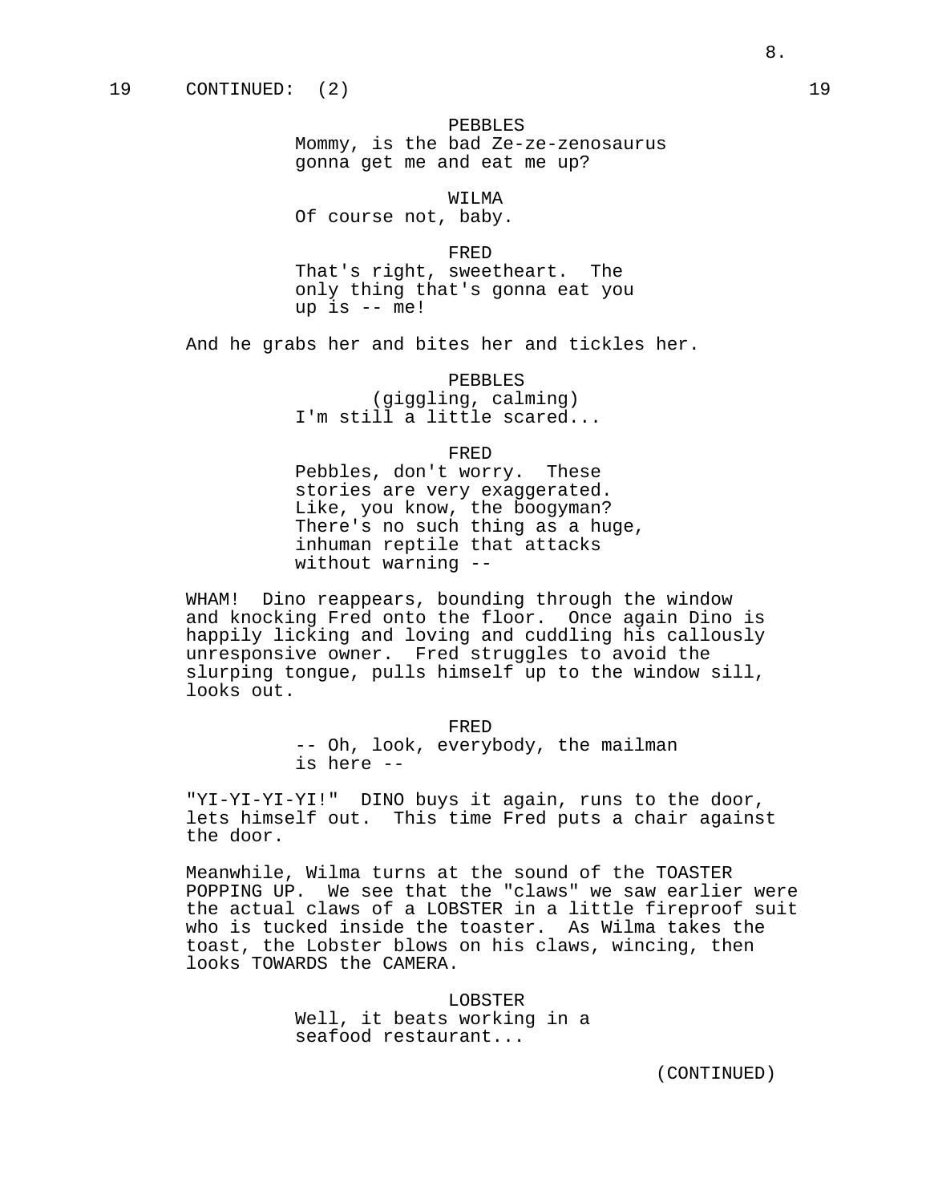19 CONTINUED: (2) 19

PEBBLES
Mommy, is the bad Ze-ze-zenosaurus gonna get me and eat me up?

WILMA
Of course not, baby.

FRED
That's right, sweetheart. The only thing that's gonna eat you up is -- me!

And he grabs her and bites her and tickles her.

PEBBLES
(giggling, calming)
I'm still a little scared...

FRED
Pebbles, don't worry. These stories are very exaggerated. Like, you know, the boogyman? There's no such thing as a huge, inhuman reptile that attacks without warning --

WHAM! Dino reappears, bounding through the window and knocking Fred onto the floor. Once again Dino is happily licking and loving and cuddling his callously unresponsive owner. Fred struggles to avoid the slurping tongue, pulls himself up to the window sill, looks out.

FRED
-- Oh, look, everybody, the mailman is here --

"YI-YI-YI-YI!" DINO buys it again, runs to the door, lets himself out. This time Fred puts a chair against the door.

Meanwhile, Wilma turns at the sound of the TOASTER POPPING UP. We see that the "claws" we saw earlier were the actual claws of a LOBSTER in a little fireproof suit who is tucked inside the toaster. As Wilma takes the toast, the Lobster blows on his claws, wincing, then looks TOWARDS the CAMERA.

LOBSTER
Well, it beats working in a seafood restaurant...

(CONTINUED)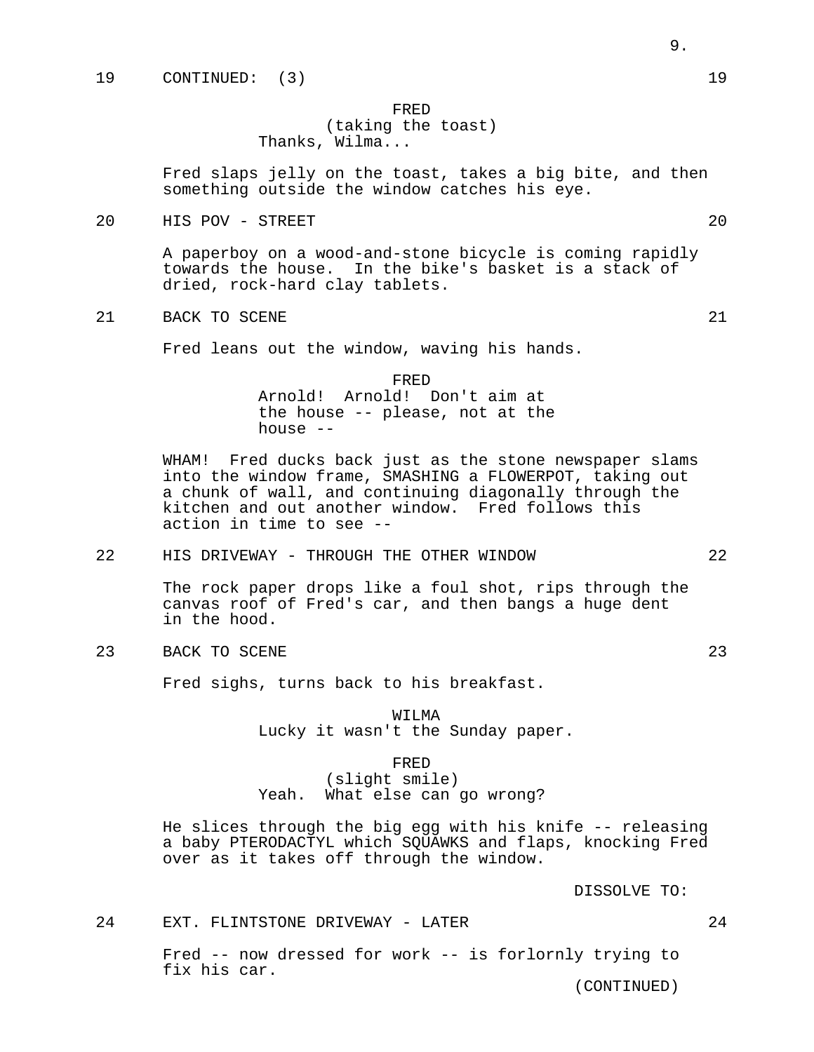19 CONTINUED: (3) 19

FRED
(taking the toast)
Thanks, Wilma...

Fred slaps jelly on the toast, takes a big bite, and then something outside the window catches his eye.

20 HIS POV - STREET 20

A paperboy on a wood-and-stone bicycle is coming rapidly towards the house. In the bike's basket is a stack of dried, rock-hard clay tablets.

21 BACK TO SCENE 21

Fred leans out the window, waving his hands.

FRED
Arnold! Arnold! Don't aim at the house -- please, not at the house --

WHAM! Fred ducks back just as the stone newspaper slams into the window frame, SMASHING a FLOWERPOT, taking out a chunk of wall, and continuing diagonally through the kitchen and out another window. Fred follows this action in time to see --

22 HIS DRIVEWAY - THROUGH THE OTHER WINDOW 22

The rock paper drops like a foul shot, rips through the canvas roof of Fred's car, and then bangs a huge dent in the hood.

23 BACK TO SCENE 23

Fred sighs, turns back to his breakfast.

WILMA
Lucky it wasn't the Sunday paper.

FRED
(slight smile)
Yeah. What else can go wrong?

He slices through the big egg with his knife -- releasing a baby PTERODACTYL which SQUAWKS and flaps, knocking Fred over as it takes off through the window.

DISSOLVE TO:

24 EXT. FLINTSTONE DRIVEWAY - LATER 24

Fred -- now dressed for work -- is forlornly trying to fix his car.

(CONTINUED)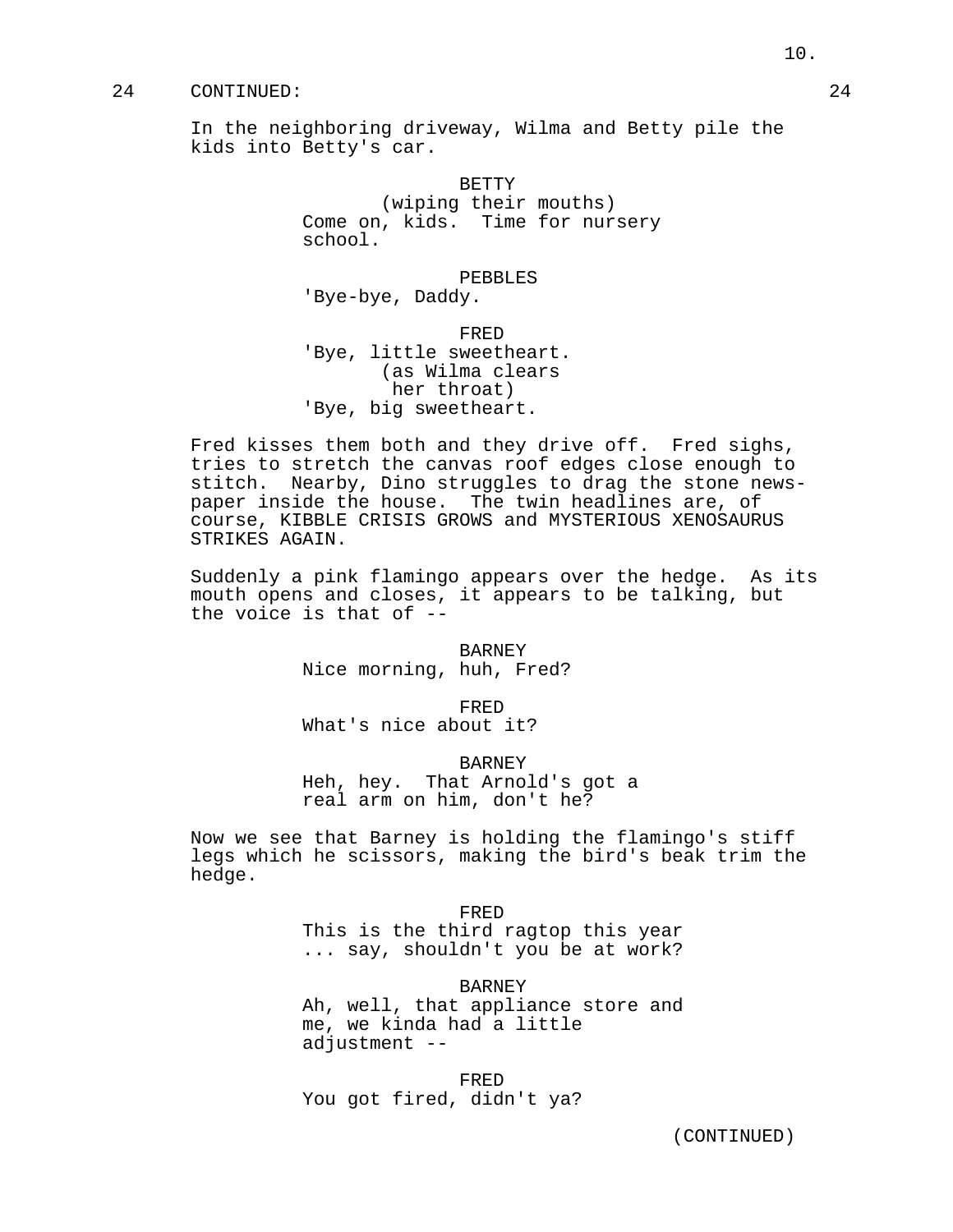24 CONTINUED: 24

In the neighboring driveway, Wilma and Betty pile the kids into Betty's car.

BETTY
(wiping their mouths)
Come on, kids. Time for nursery school.

PEBBLES
'Bye-bye, Daddy.

FRED
'Bye, little sweetheart.
(as Wilma clears her throat)
'Bye, big sweetheart.

Fred kisses them both and they drive off. Fred sighs, tries to stretch the canvas roof edges close enough to stitch. Nearby, Dino struggles to drag the stone newspaper inside the house. The twin headlines are, of course, KIBBLE CRISIS GROWS and MYSTERIOUS XENOSAURUS STRIKES AGAIN.

Suddenly a pink flamingo appears over the hedge. As its mouth opens and closes, it appears to be talking, but the voice is that of --

BARNEY
Nice morning, huh, Fred?

FRED
What's nice about it?

BARNEY
Heh, hey. That Arnold's got a real arm on him, don't he?

Now we see that Barney is holding the flamingo's stiff legs which he scissors, making the bird's beak trim the hedge.

FRED
This is the third ragtop this year ... say, shouldn't you be at work?

BARNEY
Ah, well, that appliance store and me, we kinda had a little adjustment --

FRED
You got fired, didn't ya?

(CONTINUED)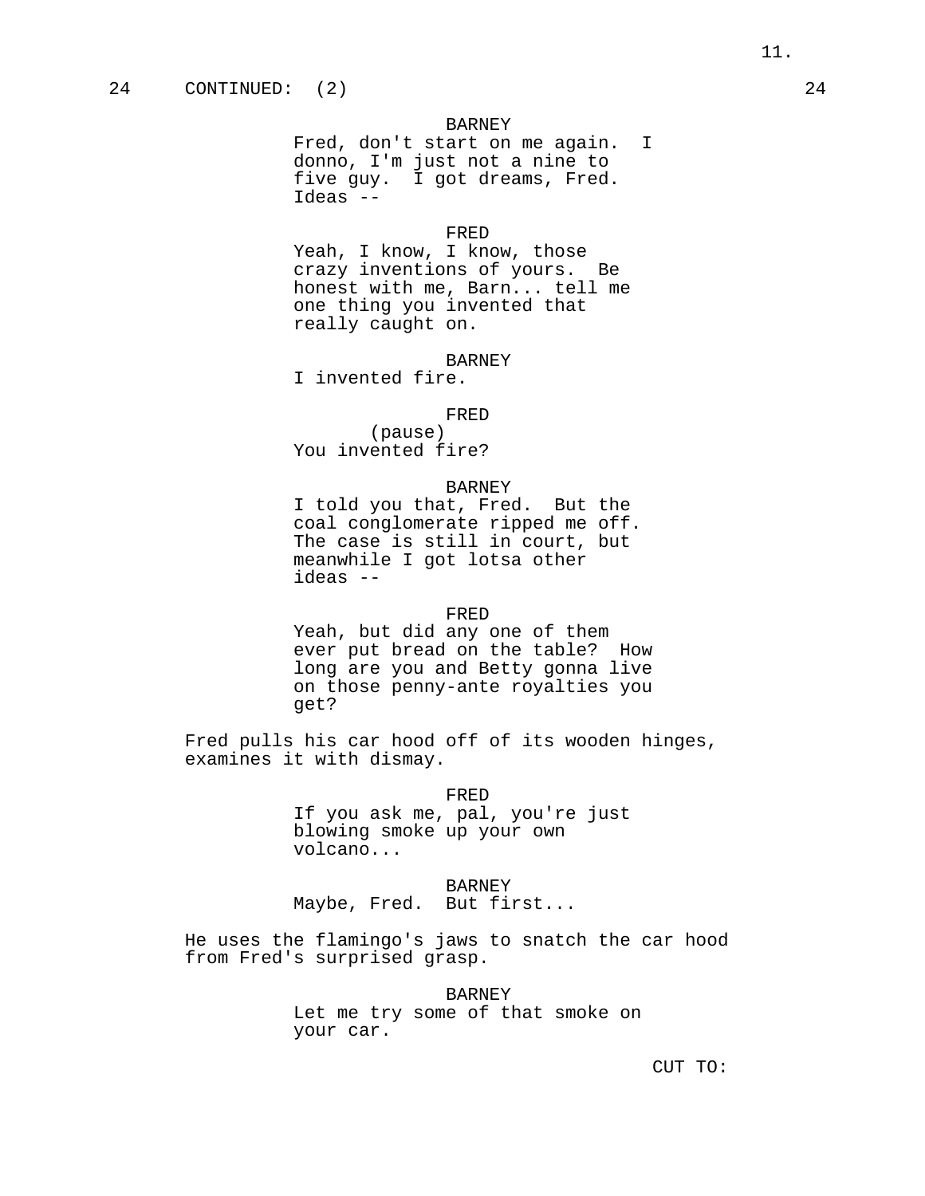24 CONTINUED: (2) 24

BARNEY
Fred, don't start on me again. I donno, I'm just not a nine to five guy. I got dreams, Fred. Ideas --

FRED
Yeah, I know, I know, those crazy inventions of yours. Be honest with me, Barn... tell me one thing you invented that really caught on.

BARNEY
I invented fire.

FRED
(pause)
You invented fire?

BARNEY
I told you that, Fred. But the coal conglomerate ripped me off. The case is still in court, but meanwhile I got lotsa other ideas --

FRED
Yeah, but did any one of them ever put bread on the table? How long are you and Betty gonna live on those penny-ante royalties you get?

Fred pulls his car hood off of its wooden hinges, examines it with dismay.

FRED
If you ask me, pal, you're just blowing smoke up your own volcano...

BARNEY
Maybe, Fred. But first...

He uses the flamingo's jaws to snatch the car hood from Fred's surprised grasp.

BARNEY
Let me try some of that smoke on your car.

CUT TO: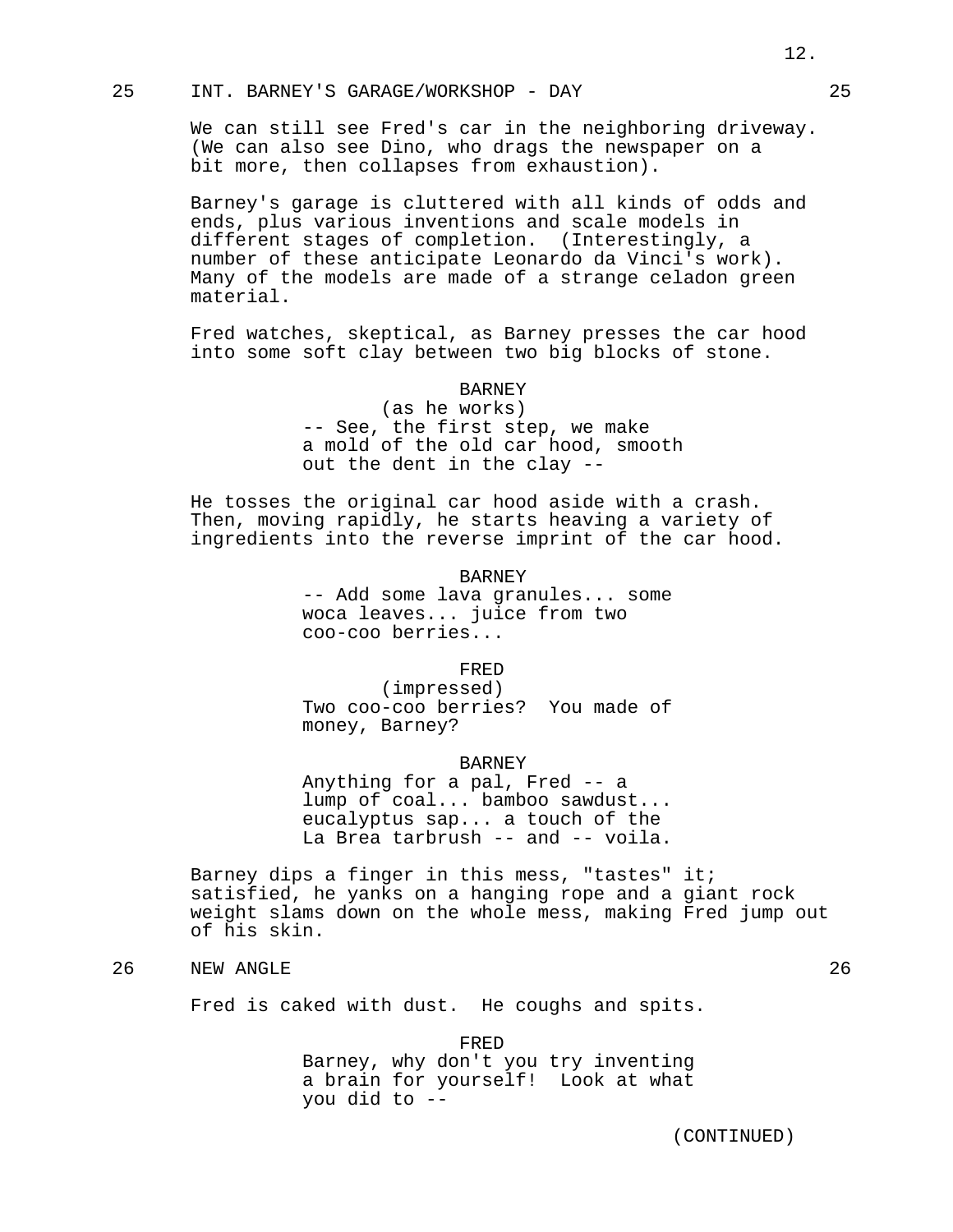25 INT. BARNEY'S GARAGE/WORKSHOP - DAY 25

We can still see Fred's car in the neighboring driveway. (We can also see Dino, who drags the newspaper on a bit more, then collapses from exhaustion).

Barney's garage is cluttered with all kinds of odds and ends, plus various inventions and scale models in different stages of completion. (Interestingly, a number of these anticipate Leonardo da Vinci's work). Many of the models are made of a strange celadon green material.

Fred watches, skeptical, as Barney presses the car hood into some soft clay between two big blocks of stone.

BARNEY
(as he works)
-- See, the first step, we make a mold of the old car hood, smooth out the dent in the clay --

He tosses the original car hood aside with a crash. Then, moving rapidly, he starts heaving a variety of ingredients into the reverse imprint of the car hood.

BARNEY
-- Add some lava granules... some woca leaves... juice from two coo-coo berries...

FRED
(impressed)
Two coo-coo berries? You made of money, Barney?

BARNEY
Anything for a pal, Fred -- a lump of coal... bamboo sawdust... eucalyptus sap... a touch of the La Brea tarbrush -- and -- voila.

Barney dips a finger in this mess, "tastes" it; satisfied, he yanks on a hanging rope and a giant rock weight slams down on the whole mess, making Fred jump out of his skin.

26 NEW ANGLE 26

Fred is caked with dust. He coughs and spits.

FRED
Barney, why don't you try inventing a brain for yourself! Look at what you did to --

(CONTINUED)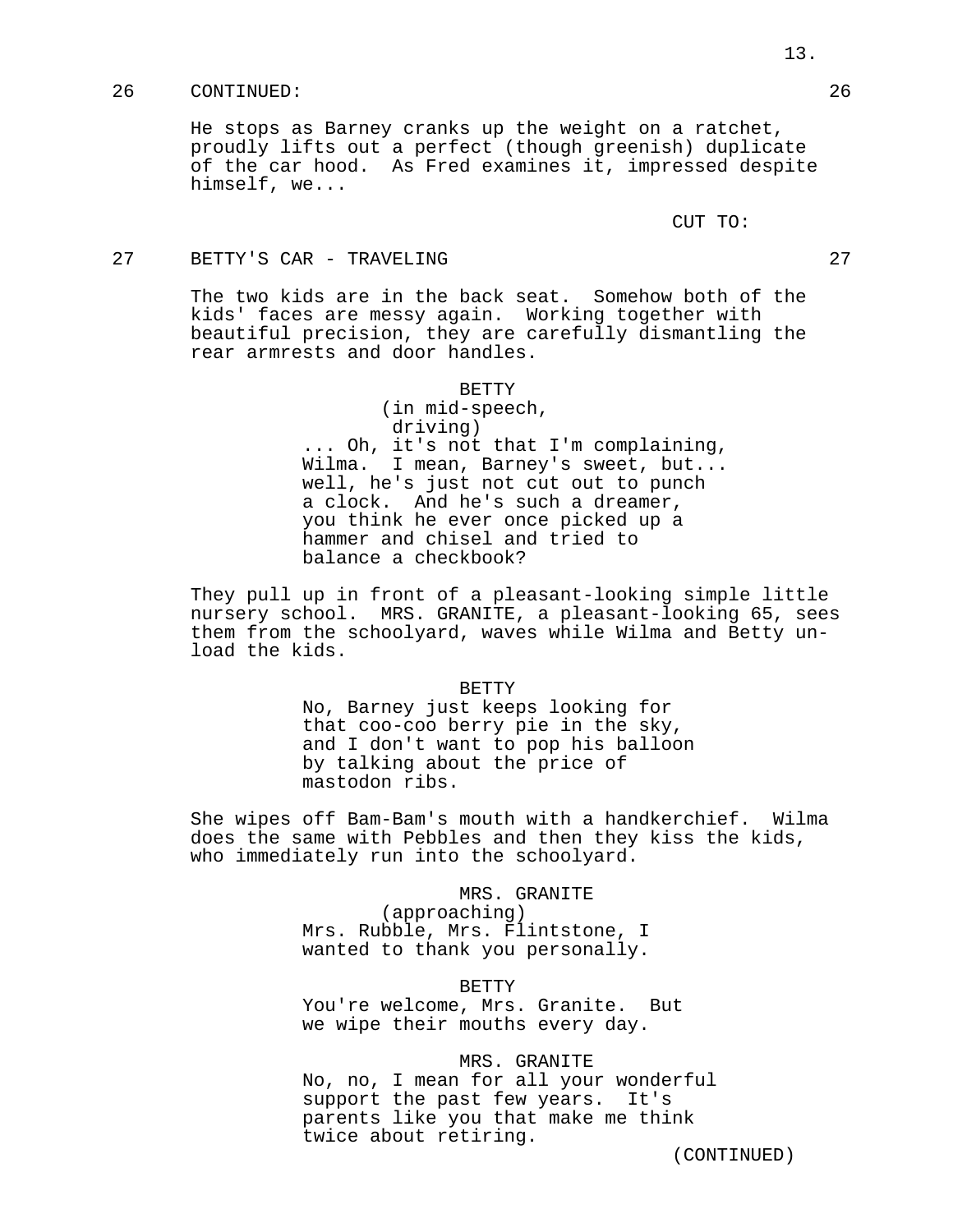26 CONTINUED: 26

He stops as Barney cranks up the weight on a ratchet, proudly lifts out a perfect (though greenish) duplicate of the car hood. As Fred examines it, impressed despite himself, we...

CUT TO:

27 BETTY'S CAR - TRAVELING 27

The two kids are in the back seat. Somehow both of the kids' faces are messy again. Working together with beautiful precision, they are carefully dismantling the rear armrests and door handles.

BETTY
(in mid-speech,
driving)
... Oh, it's not that I'm complaining, Wilma. I mean, Barney's sweet, but... well, he's just not cut out to punch a clock. And he's such a dreamer, you think he ever once picked up a hammer and chisel and tried to balance a checkbook?

They pull up in front of a pleasant-looking simple little nursery school. MRS. GRANITE, a pleasant-looking 65, sees them from the schoolyard, waves while Wilma and Betty unload the kids.

BETTY
No, Barney just keeps looking for that coo-coo berry pie in the sky, and I don't want to pop his balloon by talking about the price of mastodon ribs.

She wipes off Bam-Bam's mouth with a handkerchief. Wilma does the same with Pebbles and then they kiss the kids, who immediately run into the schoolyard.

MRS. GRANITE
(approaching)
Mrs. Rubble, Mrs. Flintstone, I wanted to thank you personally.

BETTY
You're welcome, Mrs. Granite. But we wipe their mouths every day.

MRS. GRANITE
No, no, I mean for all your wonderful support the past few years. It's parents like you that make me think twice about retiring.

(CONTINUED)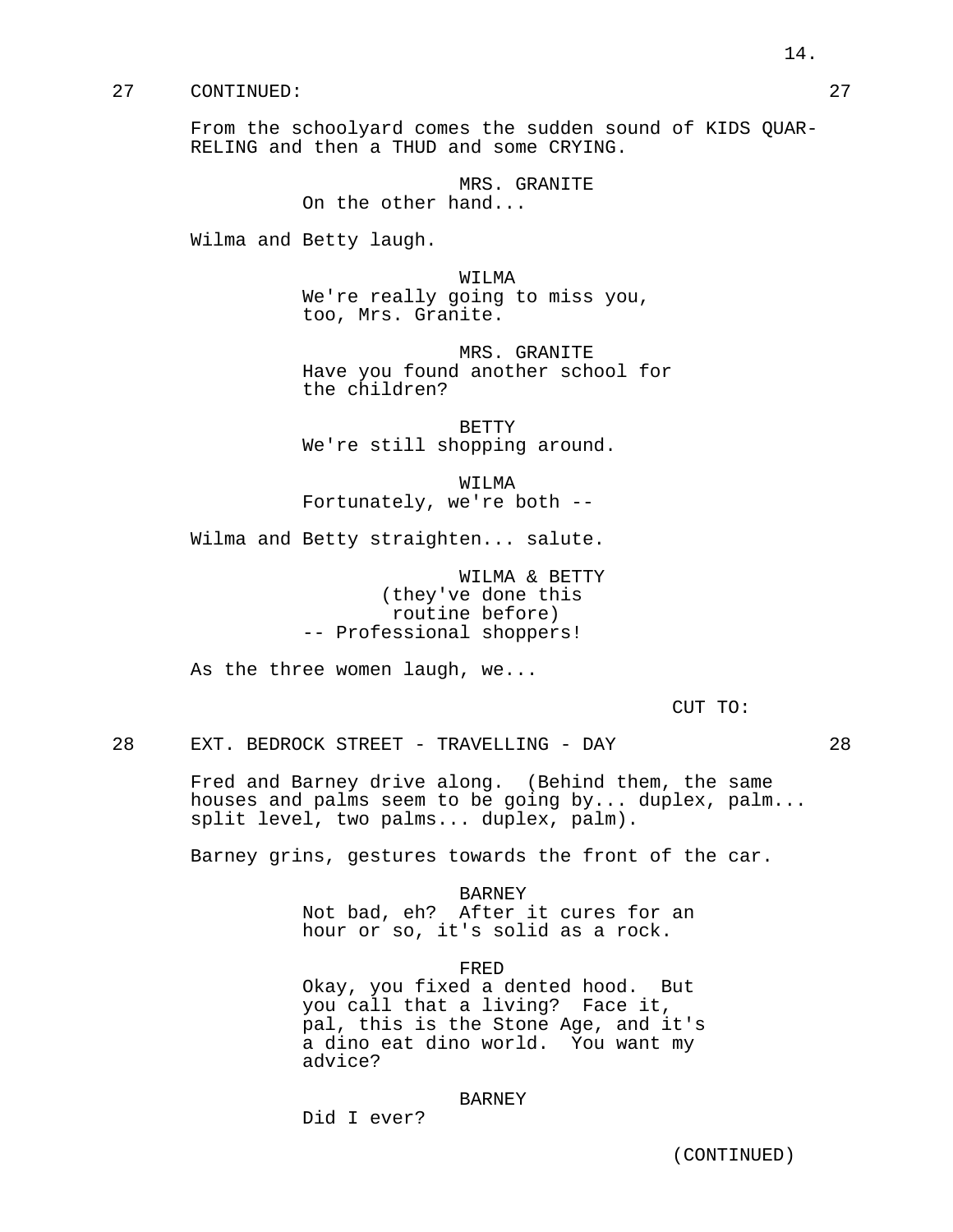27 CONTINUED: 27

From the schoolyard comes the sudden sound of KIDS QUARRELING and then a THUD and some CRYING.

MRS. GRANITE
On the other hand...

Wilma and Betty laugh.

WILMA
We're really going to miss you, too, Mrs. Granite.

MRS. GRANITE
Have you found another school for the children?

BETTY
We're still shopping around.

WILMA
Fortunately, we're both --

Wilma and Betty straighten... salute.

WILMA & BETTY
(they've done this routine before)
-- Professional shoppers!

As the three women laugh, we...

CUT TO:

28 EXT. BEDROCK STREET - TRAVELLING - DAY 28

Fred and Barney drive along. (Behind them, the same houses and palms seem to be going by... duplex, palm... split level, two palms... duplex, palm).

Barney grins, gestures towards the front of the car.

BARNEY
Not bad, eh? After it cures for an hour or so, it's solid as a rock.

FRED
Okay, you fixed a dented hood. But you call that a living? Face it, pal, this is the Stone Age, and it's a dino eat dino world. You want my advice?

BARNEY
Did I ever?

(CONTINUED)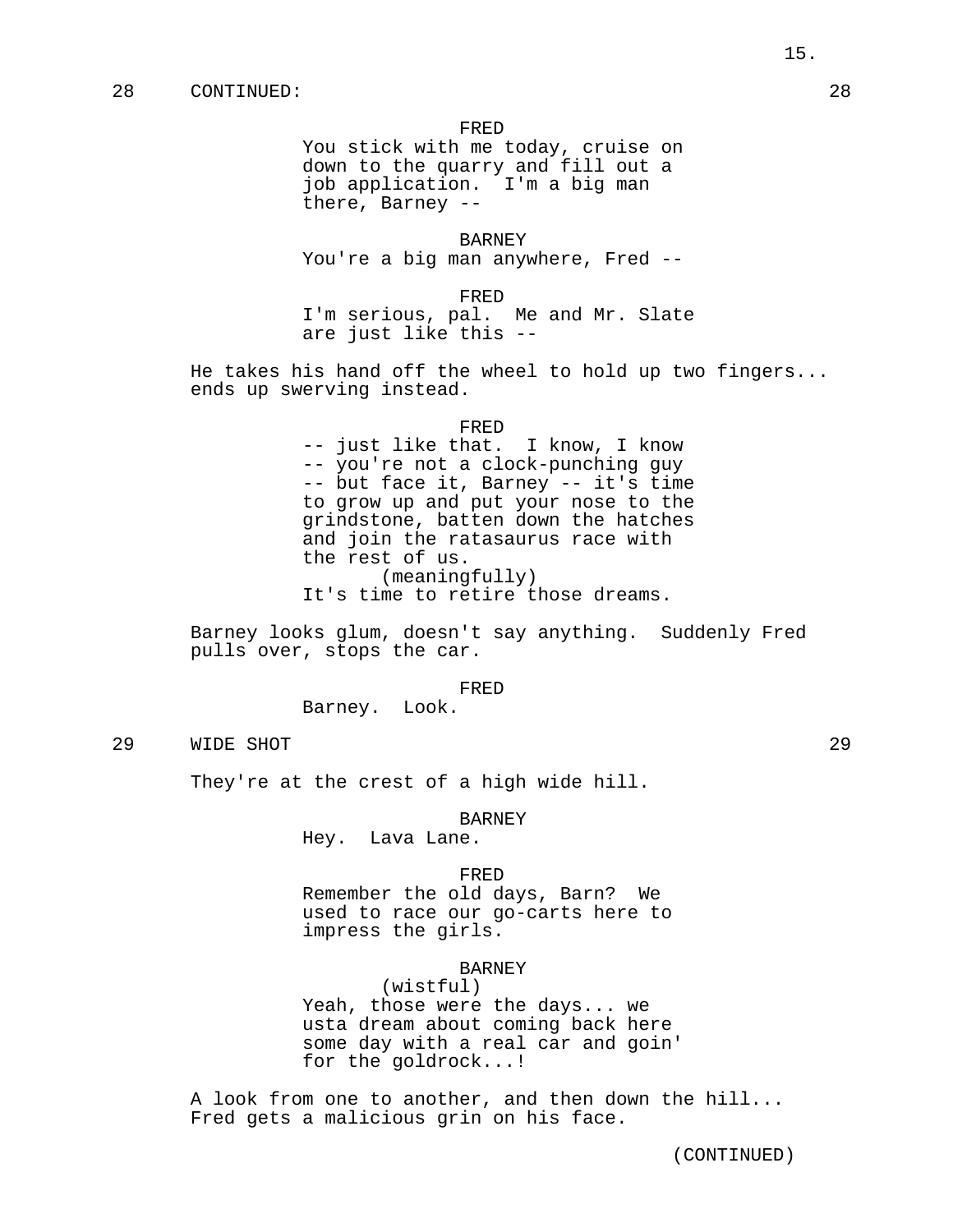28 CONTINUED: 28

FRED
You stick with me today, cruise on down to the quarry and fill out a job application. I'm a big man there, Barney --

BARNEY
You're a big man anywhere, Fred --

FRED
I'm serious, pal. Me and Mr. Slate are just like this --

He takes his hand off the wheel to hold up two fingers... ends up swerving instead.

FRED
-- just like that. I know, I know -- you're not a clock-punching guy -- but face it, Barney -- it's time to grow up and put your nose to the grindstone, batten down the hatches and join the ratasaurus race with the rest of us.
(meaningfully)
It's time to retire those dreams.

Barney looks glum, doesn't say anything. Suddenly Fred pulls over, stops the car.

FRED
Barney. Look.

29 WIDE SHOT 29

They're at the crest of a high wide hill.

BARNEY
Hey. Lava Lane.

FRED
Remember the old days, Barn? We used to race our go-carts here to impress the girls.

BARNEY
(wistful)
Yeah, those were the days... we usta dream about coming back here some day with a real car and goin' for the goldrock...!

A look from one to another, and then down the hill... Fred gets a malicious grin on his face.

(CONTINUED)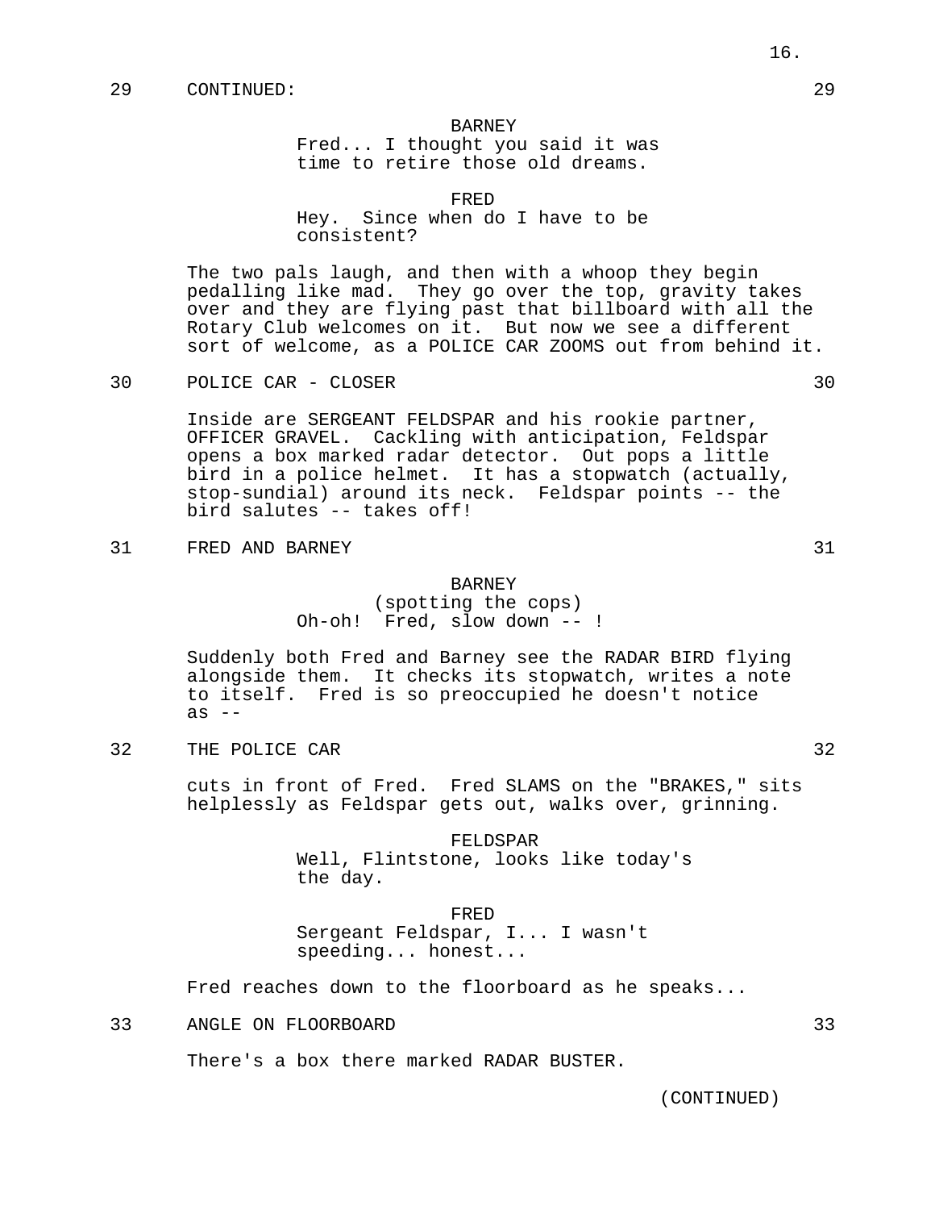29 CONTINUED: 29

BARNEY
Fred... I thought you said it was time to retire those old dreams.

FRED
Hey. Since when do I have to be consistent?

The two pals laugh, and then with a whoop they begin pedalling like mad. They go over the top, gravity takes over and they are flying past that billboard with all the Rotary Club welcomes on it. But now we see a different sort of welcome, as a POLICE CAR ZOOMS out from behind it.

30 POLICE CAR - CLOSER 30

Inside are SERGEANT FELDSPAR and his rookie partner, OFFICER GRAVEL. Cackling with anticipation, Feldspar opens a box marked radar detector. Out pops a little bird in a police helmet. It has a stopwatch (actually, stop-sundial) around its neck. Feldspar points -- the bird salutes -- takes off!

31 FRED AND BARNEY 31

BARNEY
(spotting the cops)
Oh-oh! Fred, slow down -- !

Suddenly both Fred and Barney see the RADAR BIRD flying alongside them. It checks its stopwatch, writes a note to itself. Fred is so preoccupied he doesn't notice as --

32 THE POLICE CAR 32

cuts in front of Fred. Fred SLAMS on the "BRAKES," sits helplessly as Feldspar gets out, walks over, grinning.

FELDSPAR
Well, Flintstone, looks like today's the day.

FRED
Sergeant Feldspar, I... I wasn't speeding... honest...

Fred reaches down to the floorboard as he speaks...

33 ANGLE ON FLOORBOARD 33

There's a box there marked RADAR BUSTER.

(CONTINUED)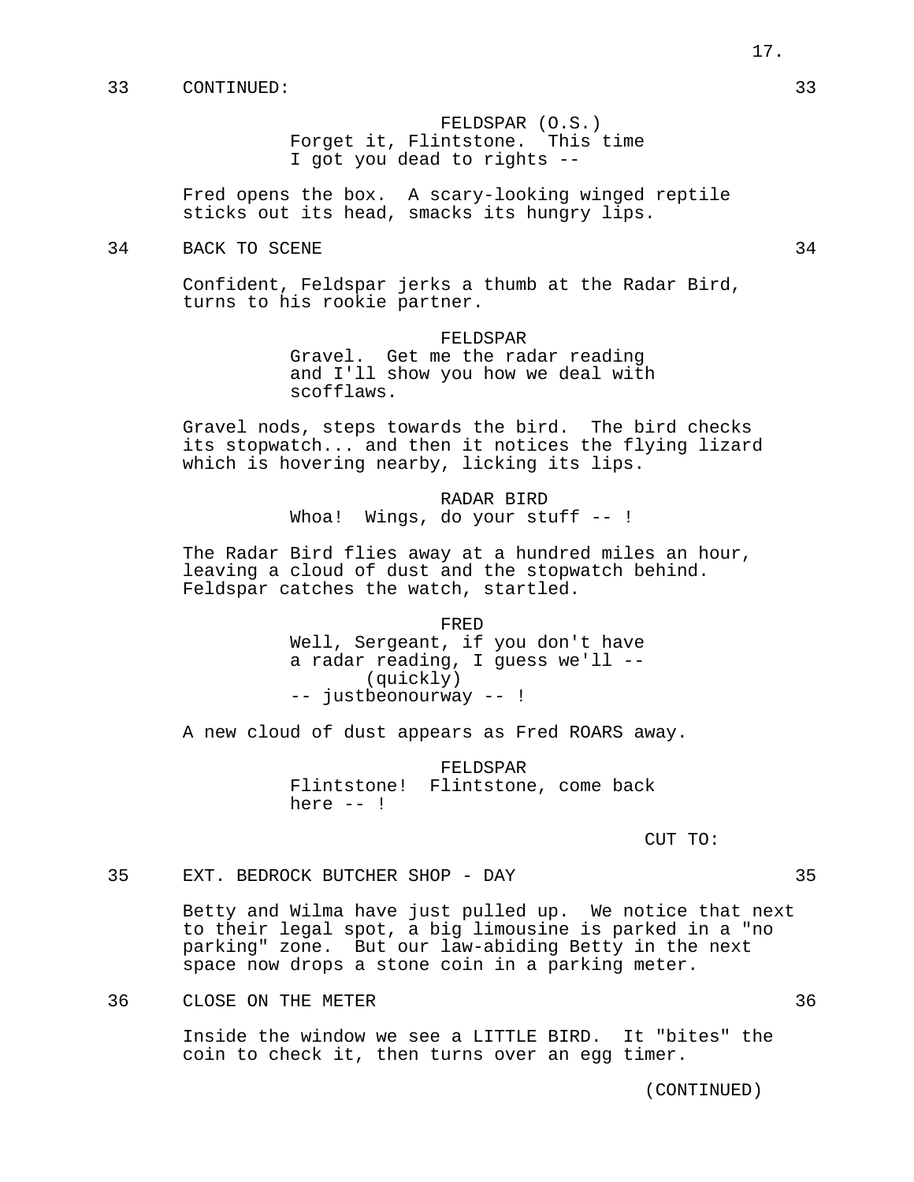33 CONTINUED: 33

FELDSPAR (O.S.)
Forget it, Flintstone. This time
I got you dead to rights --

Fred opens the box. A scary-looking winged reptile sticks out its head, smacks its hungry lips.

34 BACK TO SCENE 34

Confident, Feldspar jerks a thumb at the Radar Bird, turns to his rookie partner.

FELDSPAR
Gravel. Get me the radar reading
and I'll show you how we deal with
scofflaws.

Gravel nods, steps towards the bird. The bird checks its stopwatch... and then it notices the flying lizard which is hovering nearby, licking its lips.

RADAR BIRD
Whoa! Wings, do your stuff -- !

The Radar Bird flies away at a hundred miles an hour, leaving a cloud of dust and the stopwatch behind. Feldspar catches the watch, startled.

FRED
Well, Sergeant, if you don't have
a radar reading, I guess we'll --
(quickly)
-- justbeonourway -- !

A new cloud of dust appears as Fred ROARS away.

FELDSPAR
Flintstone! Flintstone, come back
here -- !

CUT TO:

35 EXT. BEDROCK BUTCHER SHOP - DAY 35

Betty and Wilma have just pulled up. We notice that next to their legal spot, a big limousine is parked in a "no parking" zone. But our law-abiding Betty in the next space now drops a stone coin in a parking meter.

36 CLOSE ON THE METER 36

Inside the window we see a LITTLE BIRD. It "bites" the coin to check it, then turns over an egg timer.

(CONTINUED)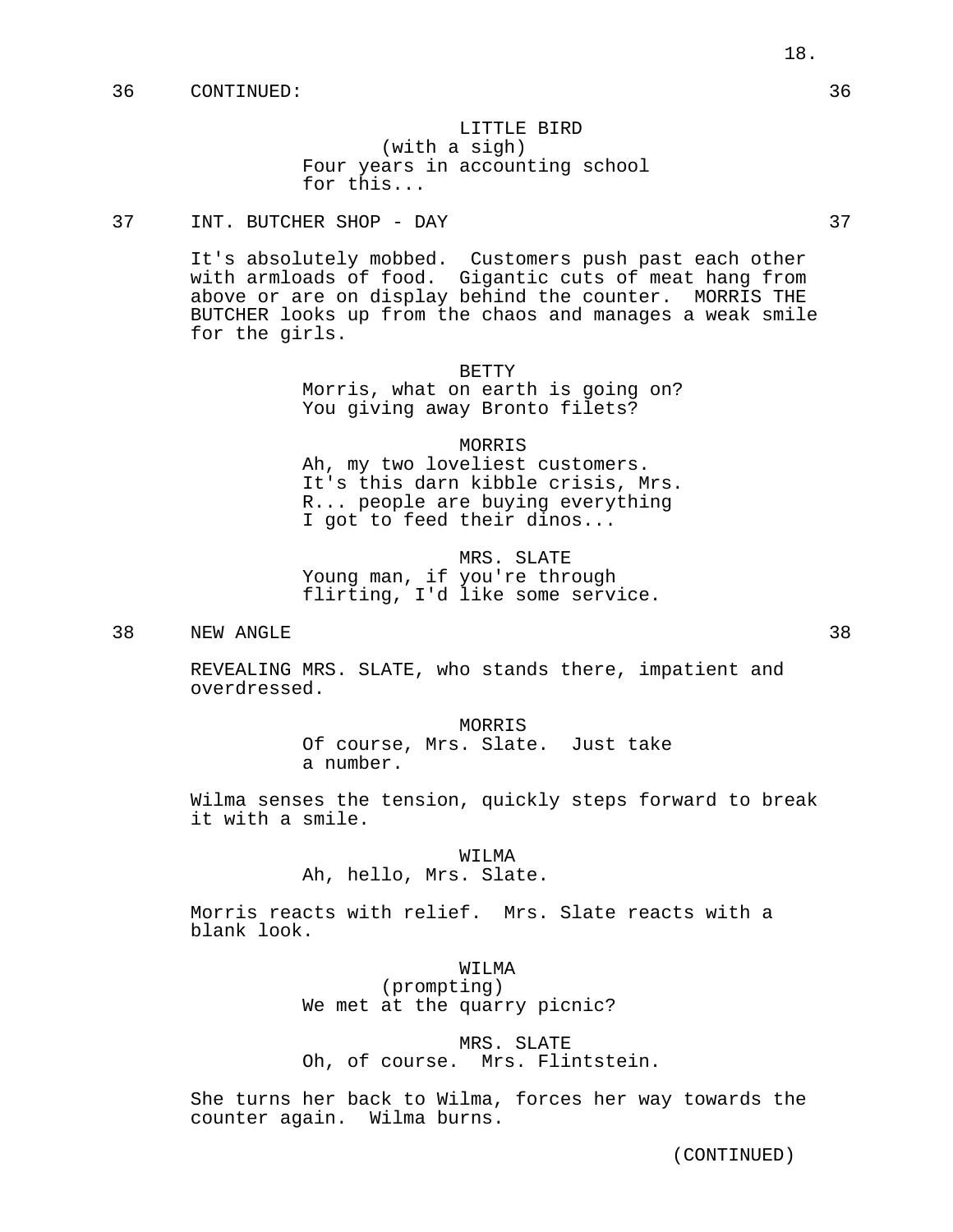36 CONTINUED: 36

LITTLE BIRD
(with a sigh)
Four years in accounting school for this...

37 INT. BUTCHER SHOP - DAY 37

It's absolutely mobbed. Customers push past each other with armloads of food. Gigantic cuts of meat hang from above or are on display behind the counter. MORRIS THE BUTCHER looks up from the chaos and manages a weak smile for the girls.

BETTY
Morris, what on earth is going on? You giving away Bronto filets?

MORRIS
Ah, my two loveliest customers. It's this darn kibble crisis, Mrs. R... people are buying everything I got to feed their dinos...

MRS. SLATE
Young man, if you're through flirting, I'd like some service.

38 NEW ANGLE 38

REVEALING MRS. SLATE, who stands there, impatient and overdressed.

MORRIS
Of course, Mrs. Slate. Just take a number.

Wilma senses the tension, quickly steps forward to break it with a smile.

WILMA
Ah, hello, Mrs. Slate.

Morris reacts with relief. Mrs. Slate reacts with a blank look.

WILMA
(prompting)
We met at the quarry picnic?

MRS. SLATE
Oh, of course. Mrs. Flintstein.

She turns her back to Wilma, forces her way towards the counter again. Wilma burns.

(CONTINUED)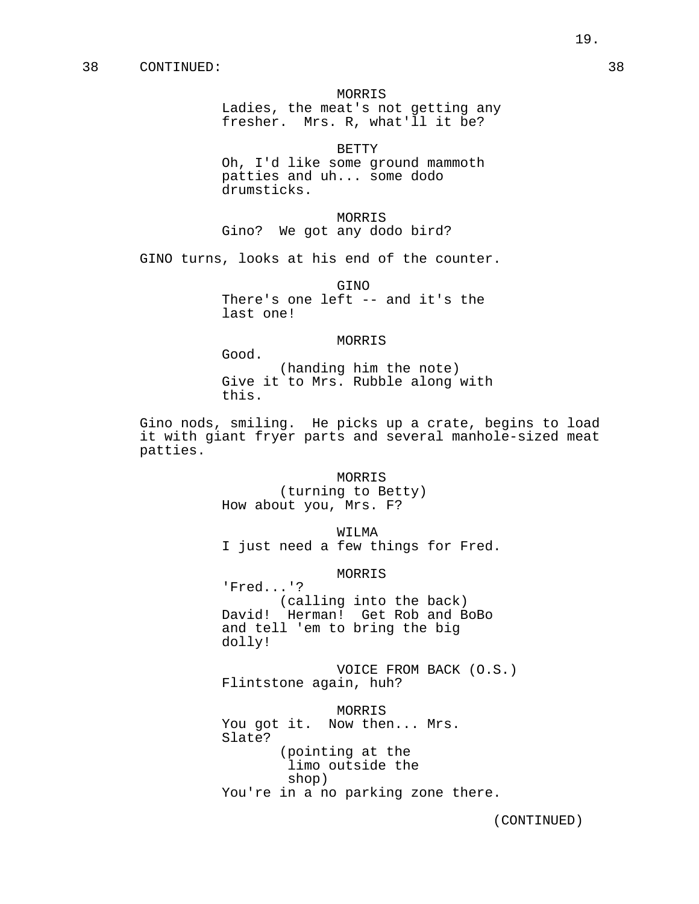38 CONTINUED: 38

MORRIS
Ladies, the meat's not getting any fresher. Mrs. R, what'll it be?

BETTY
Oh, I'd like some ground mammoth patties and uh... some dodo drumsticks.

MORRIS
Gino? We got any dodo bird?

GINO turns, looks at his end of the counter.

GINO
There's one left -- and it's the last one!

MORRIS
Good.
(handing him the note)
Give it to Mrs. Rubble along with this.

Gino nods, smiling. He picks up a crate, begins to load it with giant fryer parts and several manhole-sized meat patties.

MORRIS
(turning to Betty)
How about you, Mrs. F?

WILMA
I just need a few things for Fred.

MORRIS
'Fred...'?
(calling into the back)
David! Herman! Get Rob and BoBo and tell 'em to bring the big dolly!

VOICE FROM BACK (O.S.)
Flintstone again, huh?

MORRIS
You got it. Now then... Mrs. Slate?
(pointing at the limo outside the shop)
You're in a no parking zone there.

(CONTINUED)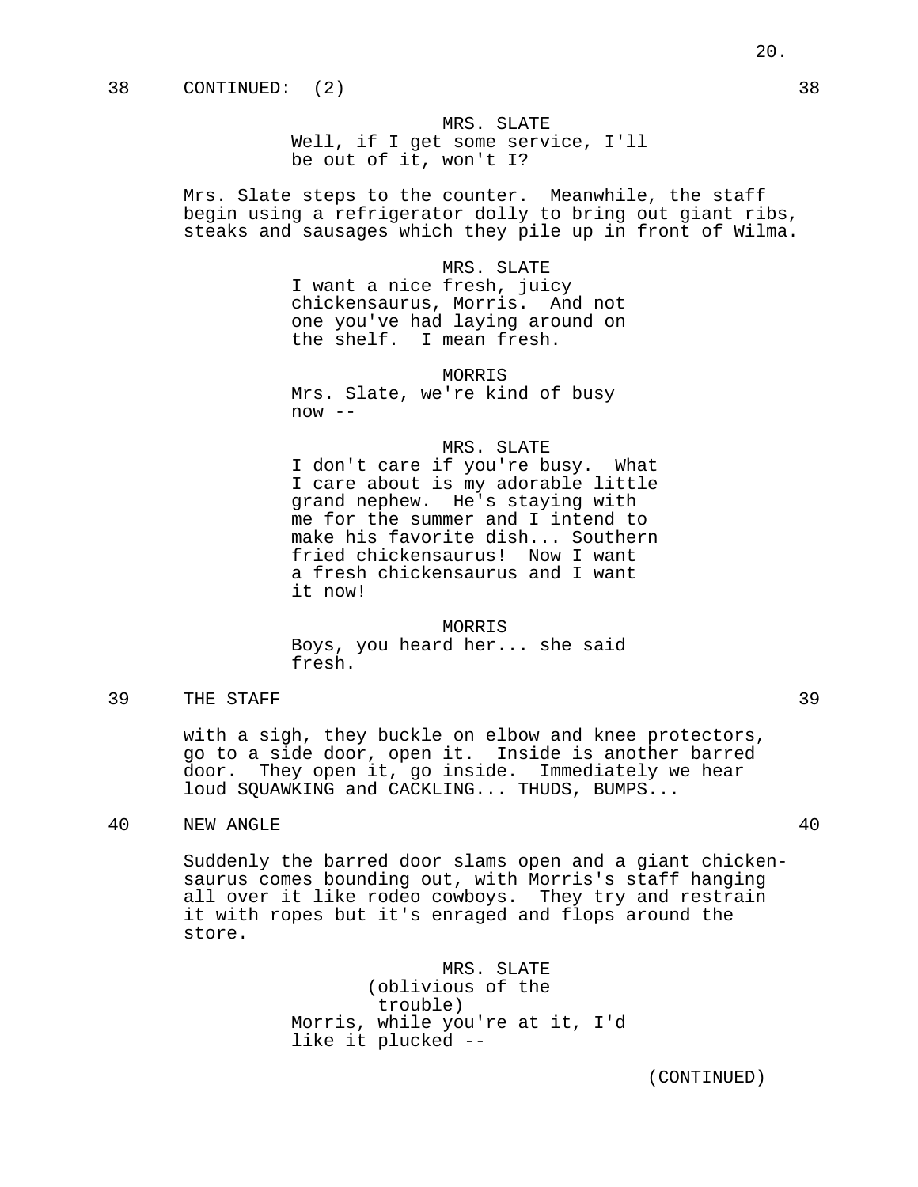38 CONTINUED: (2) 38

MRS. SLATE
Well, if I get some service, I'll be out of it, won't I?

Mrs. Slate steps to the counter. Meanwhile, the staff begin using a refrigerator dolly to bring out giant ribs, steaks and sausages which they pile up in front of Wilma.

MRS. SLATE
I want a nice fresh, juicy chickensaurus, Morris. And not one you've had laying around on the shelf. I mean fresh.

MORRIS
Mrs. Slate, we're kind of busy now --

MRS. SLATE
I don't care if you're busy. What I care about is my adorable little grand nephew. He's staying with me for the summer and I intend to make his favorite dish... Southern fried chickensaurus! Now I want a fresh chickensaurus and I want it now!

MORRIS
Boys, you heard her... she said fresh.

39 THE STAFF 39

with a sigh, they buckle on elbow and knee protectors, go to a side door, open it. Inside is another barred door. They open it, go inside. Immediately we hear loud SQUAWKING and CACKLING... THUDS, BUMPS...

40 NEW ANGLE 40

Suddenly the barred door slams open and a giant chicken-saurus comes bounding out, with Morris's staff hanging all over it like rodeo cowboys. They try and restrain it with ropes but it's enraged and flops around the store.

MRS. SLATE
(oblivious of the trouble)
Morris, while you're at it, I'd like it plucked --

(CONTINUED)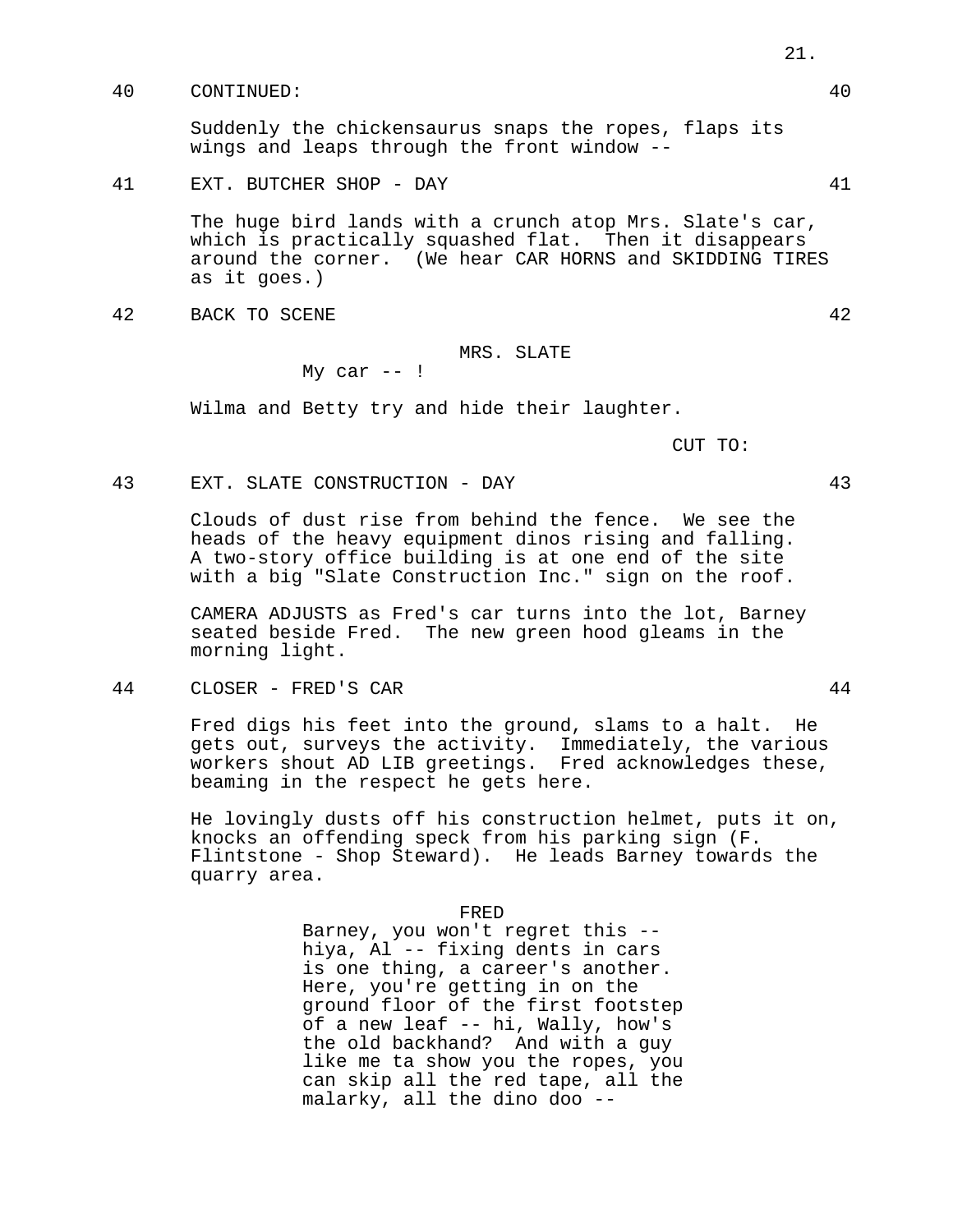40 CONTINUED: 40

Suddenly the chickensaurus snaps the ropes, flaps its wings and leaps through the front window --

41 EXT. BUTCHER SHOP - DAY 41

The huge bird lands with a crunch atop Mrs. Slate's car, which is practically squashed flat. Then it disappears around the corner. (We hear CAR HORNS and SKIDDING TIRES as it goes.)

42 BACK TO SCENE 42

MRS. SLATE
My car -- !

Wilma and Betty try and hide their laughter.

CUT TO:

43 EXT. SLATE CONSTRUCTION - DAY 43

Clouds of dust rise from behind the fence. We see the heads of the heavy equipment dinos rising and falling. A two-story office building is at one end of the site with a big "Slate Construction Inc." sign on the roof.

CAMERA ADJUSTS as Fred's car turns into the lot, Barney seated beside Fred. The new green hood gleams in the morning light.

44 CLOSER - FRED'S CAR 44

Fred digs his feet into the ground, slams to a halt. He gets out, surveys the activity. Immediately, the various workers shout AD LIB greetings. Fred acknowledges these, beaming in the respect he gets here.

He lovingly dusts off his construction helmet, puts it on, knocks an offending speck from his parking sign (F. Flintstone - Shop Steward). He leads Barney towards the quarry area.

FRED
Barney, you won't regret this -- hiya, Al -- fixing dents in cars is one thing, a career's another. Here, you're getting in on the ground floor of the first footstep of a new leaf -- hi, Wally, how's the old backhand? And with a guy like me ta show you the ropes, you can skip all the red tape, all the malarky, all the dino doo --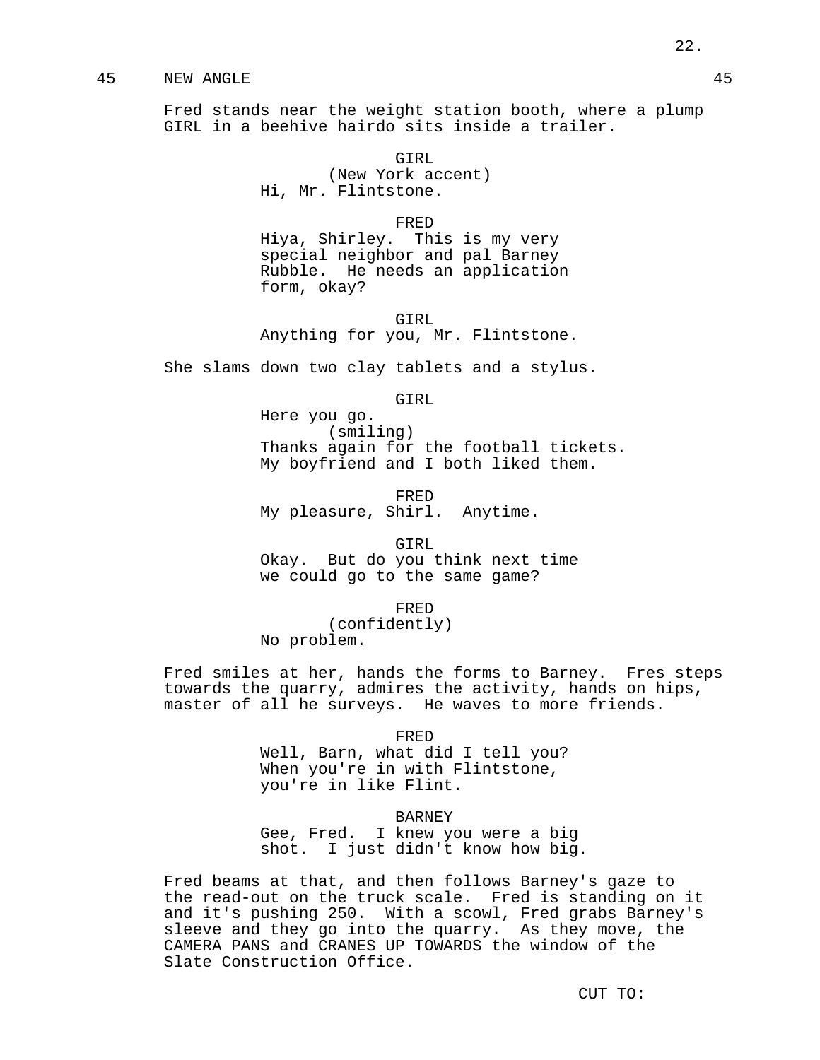45 NEW ANGLE 45

Fred stands near the weight station booth, where a plump GIRL in a beehive hairdo sits inside a trailer.

GIRL
(New York accent)
Hi, Mr. Flintstone.

FRED
Hiya, Shirley. This is my very special neighbor and pal Barney Rubble. He needs an application form, okay?

GIRL
Anything for you, Mr. Flintstone.

She slams down two clay tablets and a stylus.

GIRL
Here you go.
(smiling)
Thanks again for the football tickets. My boyfriend and I both liked them.

FRED
My pleasure, Shirl. Anytime.

GIRL
Okay. But do you think next time we could go to the same game?

FRED
(confidently)
No problem.

Fred smiles at her, hands the forms to Barney. Fres steps towards the quarry, admires the activity, hands on hips, master of all he surveys. He waves to more friends.

FRED
Well, Barn, what did I tell you? When you're in with Flintstone, you're in like Flint.

BARNEY
Gee, Fred. I knew you were a big shot. I just didn't know how big.

Fred beams at that, and then follows Barney's gaze to the read-out on the truck scale. Fred is standing on it and it's pushing 250. With a scowl, Fred grabs Barney's sleeve and they go into the quarry. As they move, the CAMERA PANS and CRANES UP TOWARDS the window of the Slate Construction Office.

CUT TO: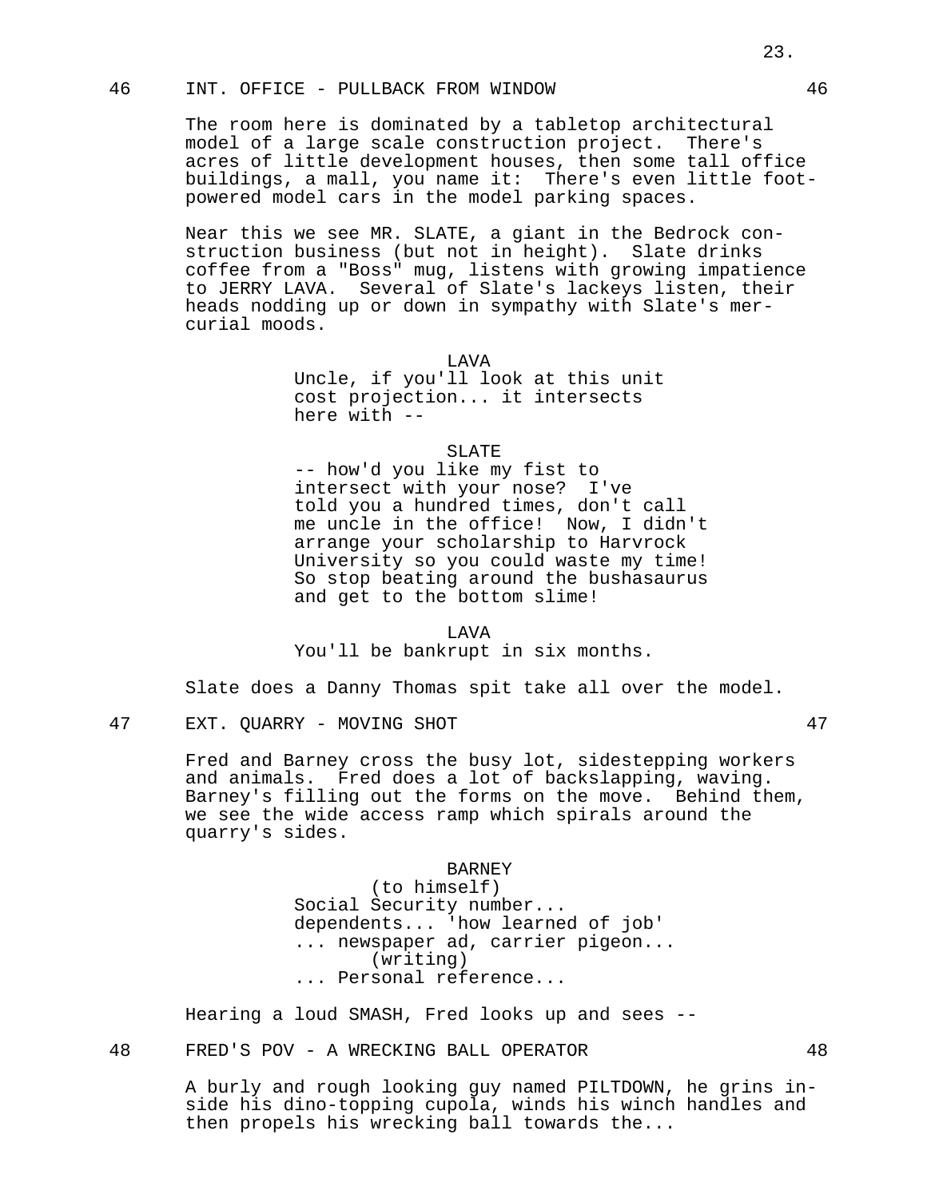46 INT. OFFICE - PULLBACK FROM WINDOW 46

The room here is dominated by a tabletop architectural model of a large scale construction project. There's acres of little development houses, then some tall office buildings, a mall, you name it: There's even little foot-powered model cars in the model parking spaces.

Near this we see MR. SLATE, a giant in the Bedrock construction business (but not in height). Slate drinks coffee from a "Boss" mug, listens with growing impatience to JERRY LAVA. Several of Slate's lackeys listen, their heads nodding up or down in sympathy with Slate's mercurial moods.

LAVA
Uncle, if you'll look at this unit cost projection... it intersects here with --

SLATE
-- how'd you like my fist to intersect with your nose? I've told you a hundred times, don't call me uncle in the office! Now, I didn't arrange your scholarship to Harvrock University so you could waste my time! So stop beating around the bushasaurus and get to the bottom slime!

LAVA
You'll be bankrupt in six months.

Slate does a Danny Thomas spit take all over the model.

47 EXT. QUARRY - MOVING SHOT 47

Fred and Barney cross the busy lot, sidestepping workers and animals. Fred does a lot of backslapping, waving. Barney's filling out the forms on the move. Behind them, we see the wide access ramp which spirals around the quarry's sides.

BARNEY
(to himself)
Social Security number... dependents... 'how learned of job' ... newspaper ad, carrier pigeon...
(writing)
... Personal reference...

Hearing a loud SMASH, Fred looks up and sees --

48 FRED'S POV - A WRECKING BALL OPERATOR 48

A burly and rough looking guy named PILTDOWN, he grins inside his dino-topping cupola, winds his winch handles and then propels his wrecking ball towards the...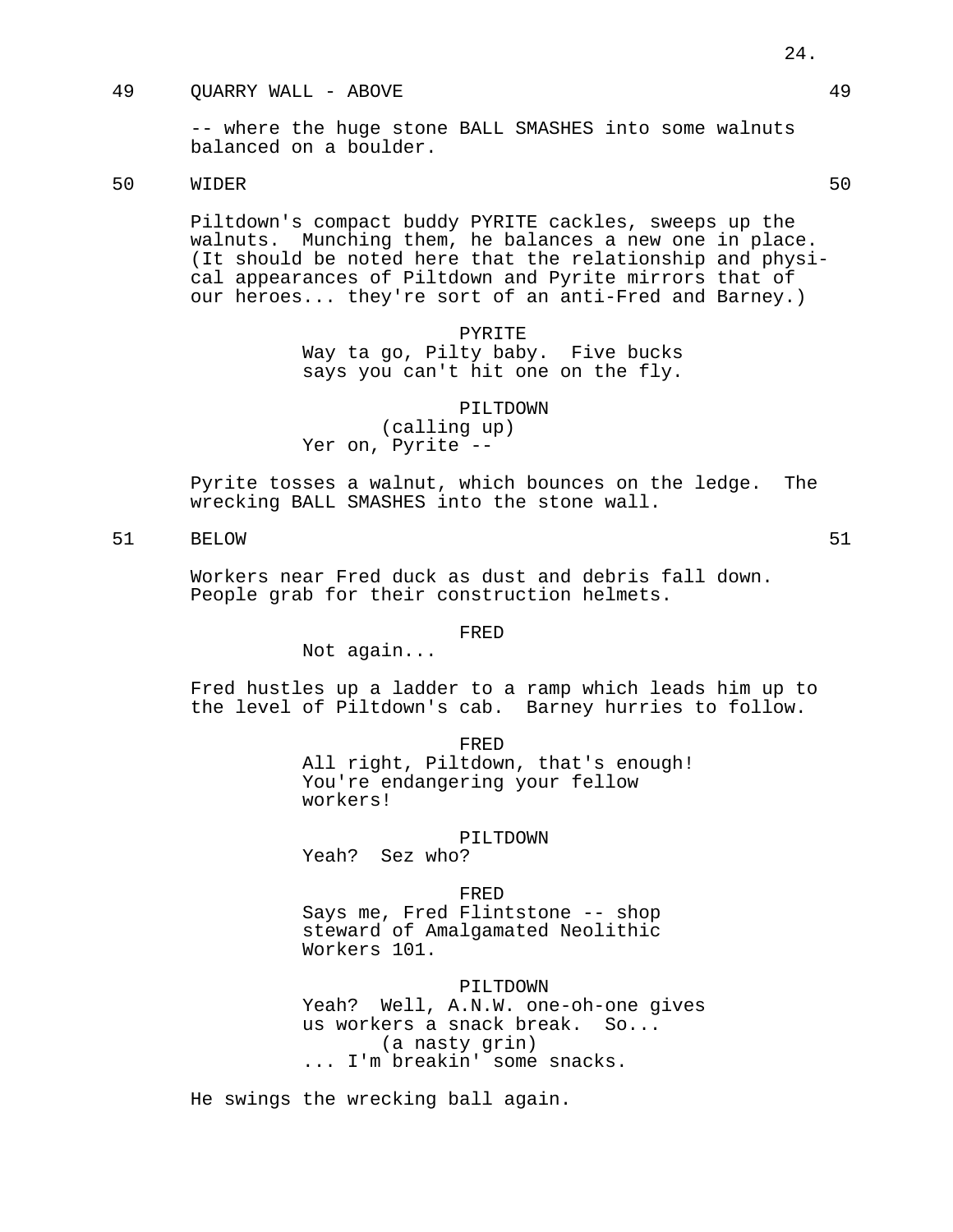49 QUARRY WALL - ABOVE 49

-- where the huge stone BALL SMASHES into some walnuts balanced on a boulder.

50 WIDER 50

Piltdown's compact buddy PYRITE cackles, sweeps up the walnuts. Munching them, he balances a new one in place. (It should be noted here that the relationship and physical appearances of Piltdown and Pyrite mirrors that of our heroes... they're sort of an anti-Fred and Barney.)

PYRITE
Way ta go, Pilty baby. Five bucks says you can't hit one on the fly.

PILTDOWN
(calling up)
Yer on, Pyrite --

Pyrite tosses a walnut, which bounces on the ledge. The wrecking BALL SMASHES into the stone wall.

51 BELOW 51

Workers near Fred duck as dust and debris fall down. People grab for their construction helmets.

FRED
Not again...

Fred hustles up a ladder to a ramp which leads him up to the level of Piltdown's cab. Barney hurries to follow.

FRED
All right, Piltdown, that's enough! You're endangering your fellow workers!

PILTDOWN
Yeah? Sez who?

FRED
Says me, Fred Flintstone -- shop steward of Amalgamated Neolithic Workers 101.

PILTDOWN
Yeah? Well, A.N.W. one-oh-one gives us workers a snack break. So...
(a nasty grin)
... I'm breakin' some snacks.

He swings the wrecking ball again.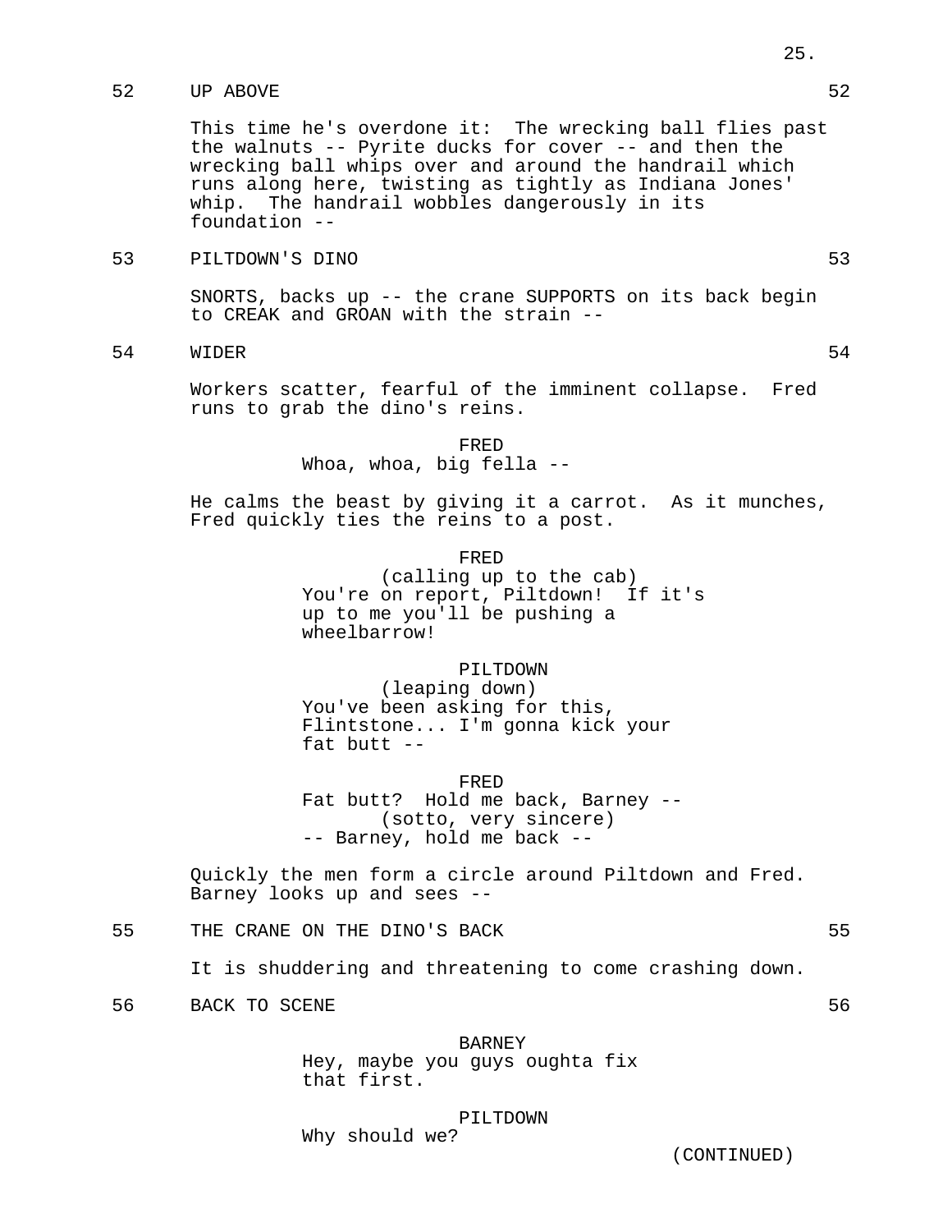52 UP ABOVE 52

This time he's overdone it: The wrecking ball flies past the walnuts -- Pyrite ducks for cover -- and then the wrecking ball whips over and around the handrail which runs along here, twisting as tightly as Indiana Jones' whip. The handrail wobbles dangerously in its foundation --

53 PILTDOWN'S DINO 53

SNORTS, backs up -- the crane SUPPORTS on its back begin to CREAK and GROAN with the strain --

54 WIDER 54

Workers scatter, fearful of the imminent collapse. Fred runs to grab the dino's reins.

FRED
Whoa, whoa, big fella --

He calms the beast by giving it a carrot. As it munches, Fred quickly ties the reins to a post.

FRED
(calling up to the cab)
You're on report, Piltdown! If it's up to me you'll be pushing a wheelbarrow!

PILTDOWN
(leaping down)
You've been asking for this, Flintstone... I'm gonna kick your fat butt --

FRED
Fat butt? Hold me back, Barney --
(sotto, very sincere)
-- Barney, hold me back --

Quickly the men form a circle around Piltdown and Fred. Barney looks up and sees --

55 THE CRANE ON THE DINO'S BACK 55

It is shuddering and threatening to come crashing down.

56 BACK TO SCENE 56

BARNEY
Hey, maybe you guys oughta fix that first.

PILTDOWN
Why should we?

(CONTINUED)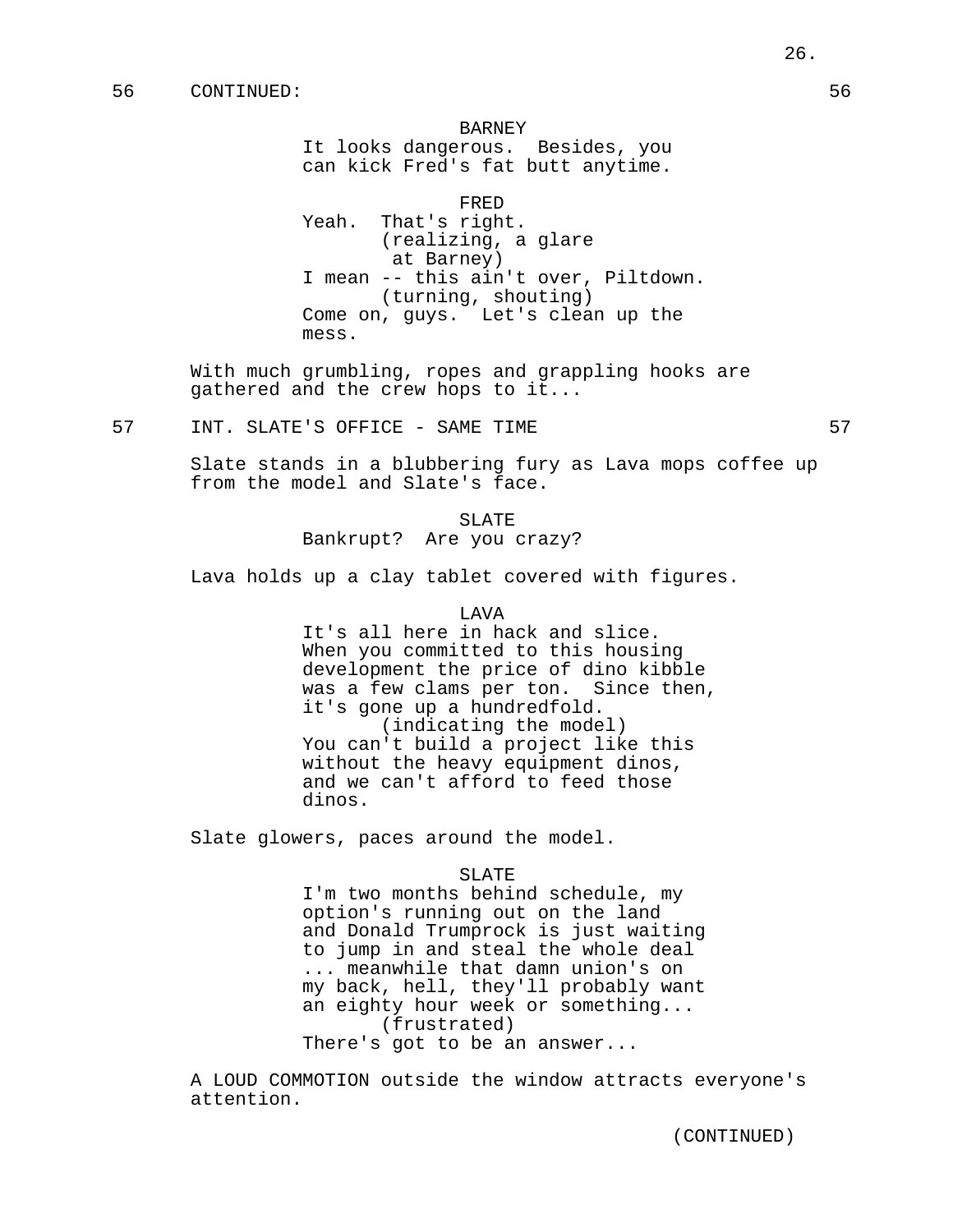56 CONTINUED: 56

BARNEY
It looks dangerous. Besides, you can kick Fred's fat butt anytime.

FRED
Yeah. That's right.
(realizing, a glare at Barney)
I mean -- this ain't over, Piltdown.
(turning, shouting)
Come on, guys. Let's clean up the mess.

With much grumbling, ropes and grappling hooks are gathered and the crew hops to it...

57 INT. SLATE'S OFFICE - SAME TIME 57

Slate stands in a blubbering fury as Lava mops coffee up from the model and Slate's face.

SLATE
Bankrupt? Are you crazy?

Lava holds up a clay tablet covered with figures.

LAVA
It's all here in hack and slice. When you committed to this housing development the price of dino kibble was a few clams per ton. Since then, it's gone up a hundredfold.
(indicating the model)
You can't build a project like this without the heavy equipment dinos, and we can't afford to feed those dinos.

Slate glowers, paces around the model.

SLATE
I'm two months behind schedule, my option's running out on the land and Donald Trumprock is just waiting to jump in and steal the whole deal ... meanwhile that damn union's on my back, hell, they'll probably want an eighty hour week or something...
(frustrated)
There's got to be an answer...

A LOUD COMMOTION outside the window attracts everyone's attention.

(CONTINUED)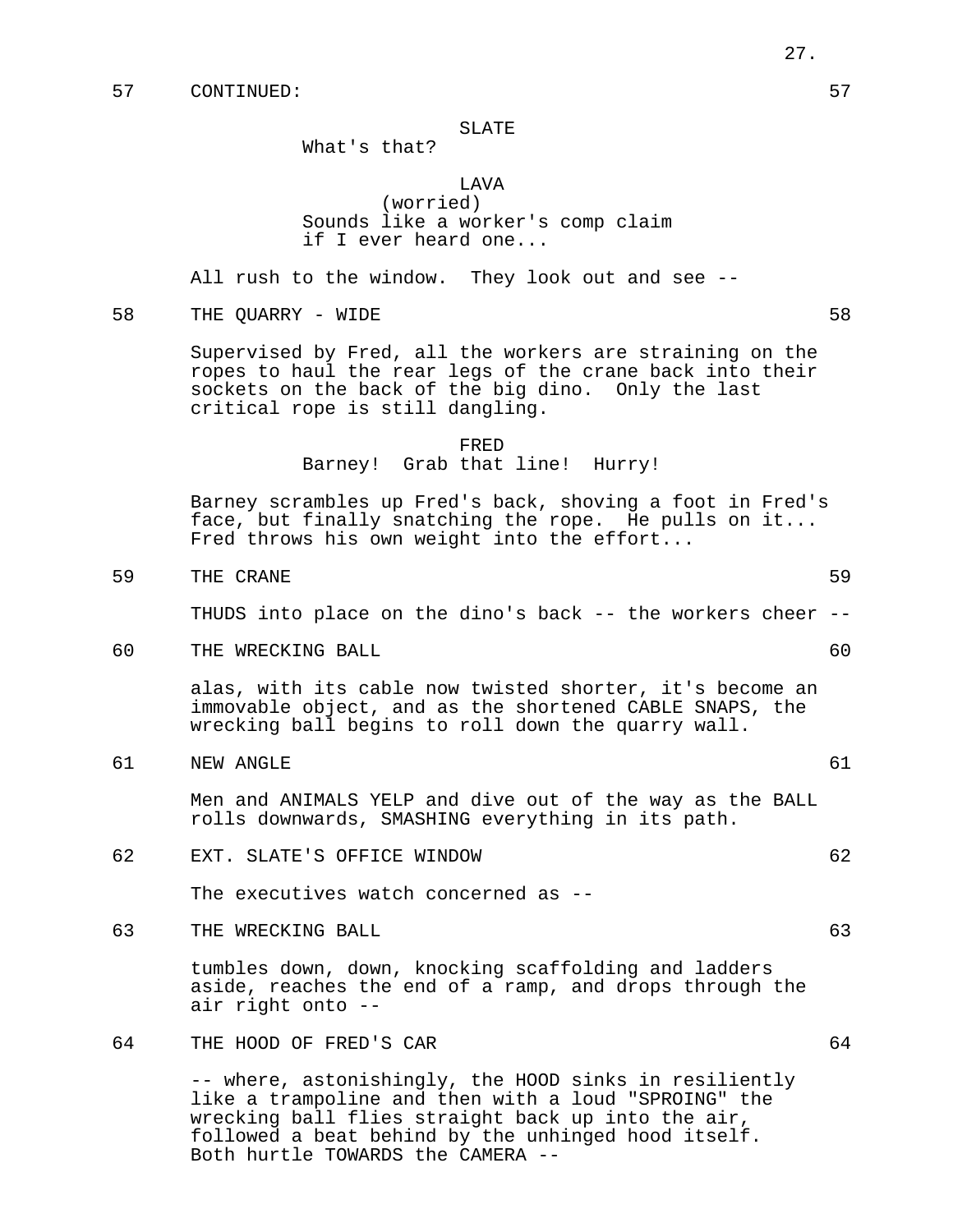57 CONTINUED: 57

SLATE
What's that?

LAVA
(worried)
Sounds like a worker's comp claim if I ever heard one...

All rush to the window. They look out and see --

58 THE QUARRY - WIDE 58

Supervised by Fred, all the workers are straining on the ropes to haul the rear legs of the crane back into their sockets on the back of the big dino. Only the last critical rope is still dangling.

FRED
Barney! Grab that line! Hurry!

Barney scrambles up Fred's back, shoving a foot in Fred's face, but finally snatching the rope. He pulls on it... Fred throws his own weight into the effort...

59 THE CRANE 59

THUDS into place on the dino's back -- the workers cheer --

60 THE WRECKING BALL 60

alas, with its cable now twisted shorter, it's become an immovable object, and as the shortened CABLE SNAPS, the wrecking ball begins to roll down the quarry wall.

61 NEW ANGLE 61

Men and ANIMALS YELP and dive out of the way as the BALL rolls downwards, SMASHING everything in its path.

62 EXT. SLATE'S OFFICE WINDOW 62

The executives watch concerned as --

63 THE WRECKING BALL 63

tumbles down, down, knocking scaffolding and ladders aside, reaches the end of a ramp, and drops through the air right onto --

64 THE HOOD OF FRED'S CAR 64

-- where, astonishingly, the HOOD sinks in resiliently like a trampoline and then with a loud "SPROING" the wrecking ball flies straight back up into the air, followed a beat behind by the unhinged hood itself. Both hurtle TOWARDS the CAMERA --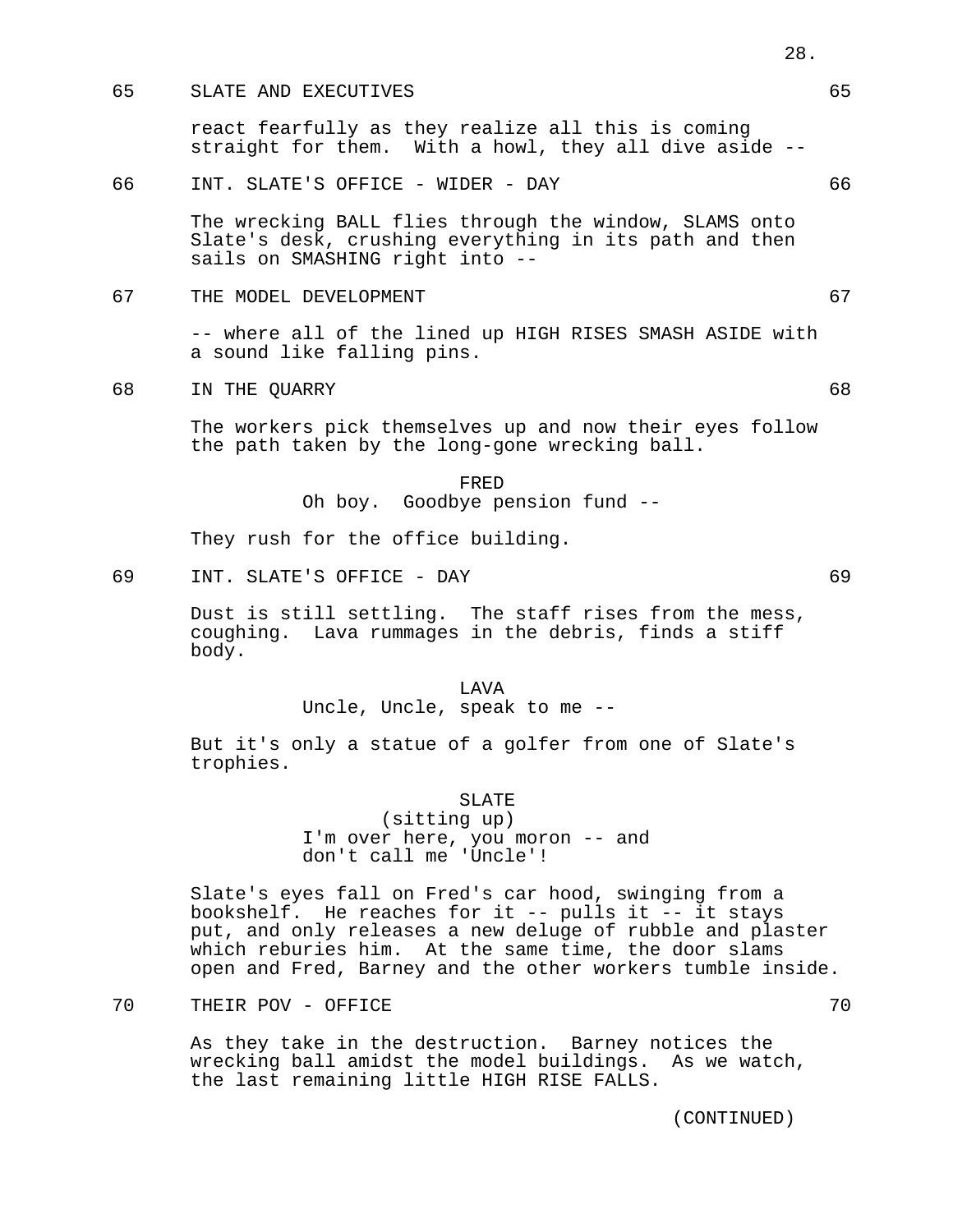65 SLATE AND EXECUTIVES 65

react fearfully as they realize all this is coming straight for them. With a howl, they all dive aside --

66 INT. SLATE'S OFFICE - WIDER - DAY 66

The wrecking BALL flies through the window, SLAMS onto Slate's desk, crushing everything in its path and then sails on SMASHING right into --

67 THE MODEL DEVELOPMENT 67

-- where all of the lined up HIGH RISES SMASH ASIDE with a sound like falling pins.

68 IN THE QUARRY 68

The workers pick themselves up and now their eyes follow the path taken by the long-gone wrecking ball.

FRED
Oh boy. Goodbye pension fund --

They rush for the office building.

69 INT. SLATE'S OFFICE - DAY 69

Dust is still settling. The staff rises from the mess, coughing. Lava rummages in the debris, finds a stiff body.

LAVA
Uncle, Uncle, speak to me --

But it's only a statue of a golfer from one of Slate's trophies.

SLATE
(sitting up)
I'm over here, you moron -- and don't call me 'Uncle'!

Slate's eyes fall on Fred's car hood, swinging from a bookshelf. He reaches for it -- pulls it -- it stays put, and only releases a new deluge of rubble and plaster which reburies him. At the same time, the door slams open and Fred, Barney and the other workers tumble inside.

70 THEIR POV - OFFICE 70

As they take in the destruction. Barney notices the wrecking ball amidst the model buildings. As we watch, the last remaining little HIGH RISE FALLS.

(CONTINUED)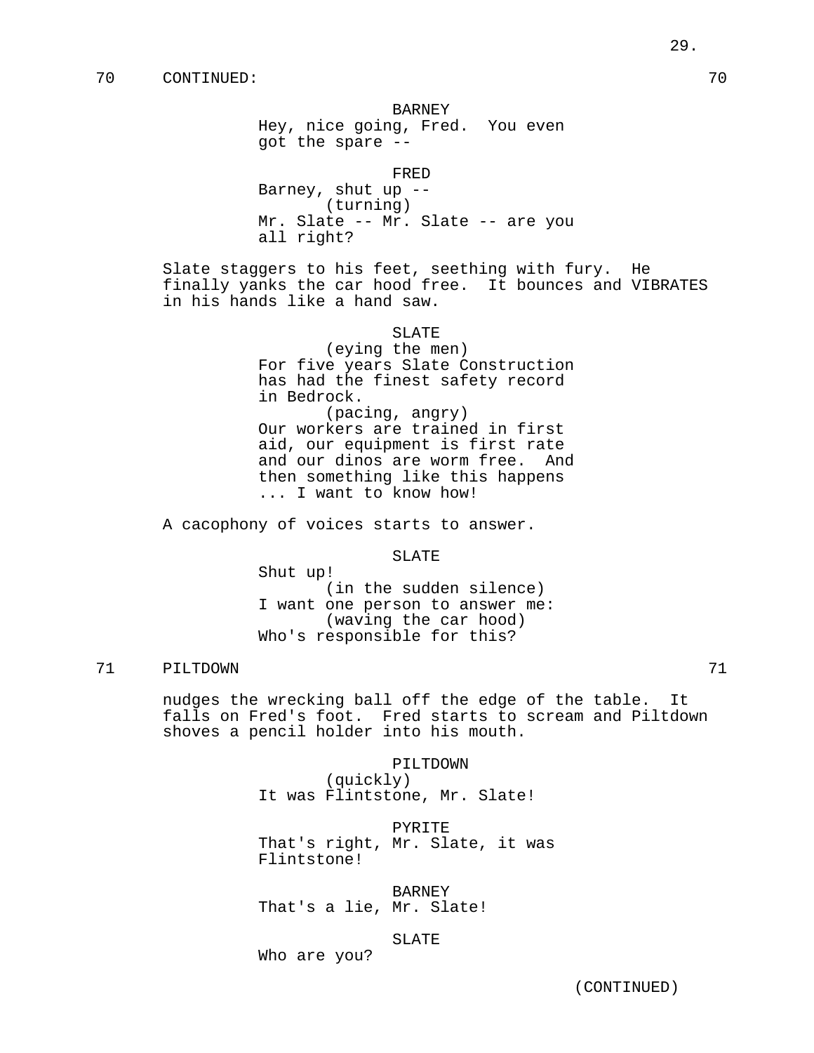70 CONTINUED: 70

BARNEY
Hey, nice going, Fred. You even got the spare --

FRED
Barney, shut up --
(turning)
Mr. Slate -- Mr. Slate -- are you all right?

Slate staggers to his feet, seething with fury. He finally yanks the car hood free. It bounces and VIBRATES in his hands like a hand saw.

SLATE
(eying the men)
For five years Slate Construction has had the finest safety record in Bedrock.
(pacing, angry)
Our workers are trained in first aid, our equipment is first rate and our dinos are worm free. And then something like this happens ... I want to know how!

A cacophony of voices starts to answer.

SLATE
Shut up!
(in the sudden silence)
I want one person to answer me:
(waving the car hood)
Who's responsible for this?

71 PILTDOWN 71

nudges the wrecking ball off the edge of the table. It falls on Fred's foot. Fred starts to scream and Piltdown shoves a pencil holder into his mouth.

PILTDOWN
(quickly)
It was Flintstone, Mr. Slate!

PYRITE
That's right, Mr. Slate, it was Flintstone!

BARNEY
That's a lie, Mr. Slate!

SLATE
Who are you?

(CONTINUED)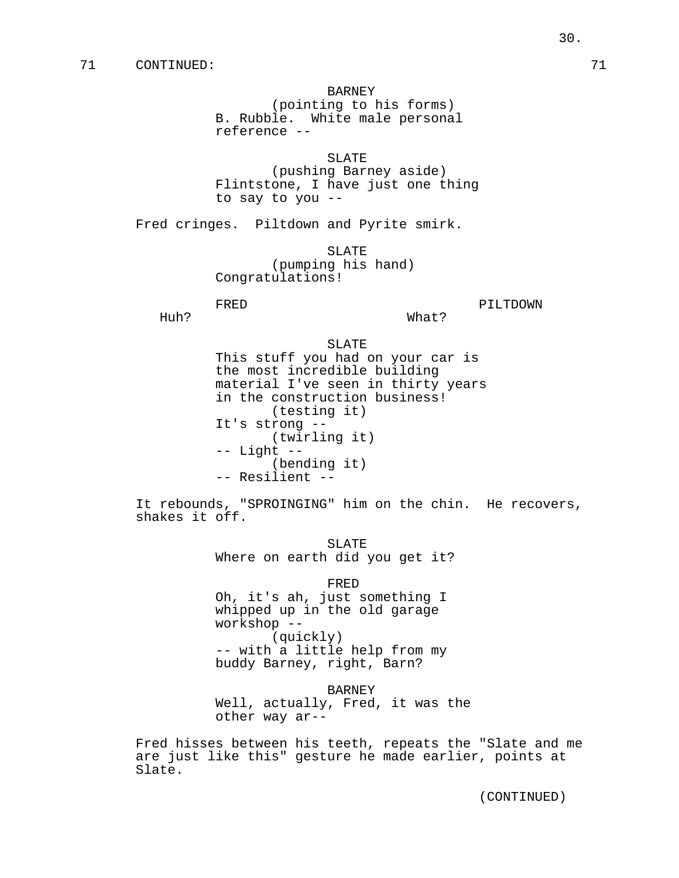71 CONTINUED: 71

BARNEY
(pointing to his forms)
B. Rubble. White male personal reference --

SLATE
(pushing Barney aside)
Flintstone, I have just one thing to say to you --

Fred cringes. Piltdown and Pyrite smirk.

SLATE
(pumping his hand)
Congratulations!

FRED
Huh?

PILTDOWN
What?

SLATE
This stuff you had on your car is the most incredible building material I've seen in thirty years in the construction business!
(testing it)
It's strong --
(twirling it)
-- Light --
(bending it)
-- Resilient --

It rebounds, "SPROINGING" him on the chin. He recovers, shakes it off.

SLATE
Where on earth did you get it?

FRED
Oh, it's ah, just something I whipped up in the old garage workshop --
(quickly)
-- with a little help from my buddy Barney, right, Barn?

BARNEY
Well, actually, Fred, it was the other way ar--

Fred hisses between his teeth, repeats the "Slate and me are just like this" gesture he made earlier, points at Slate.

(CONTINUED)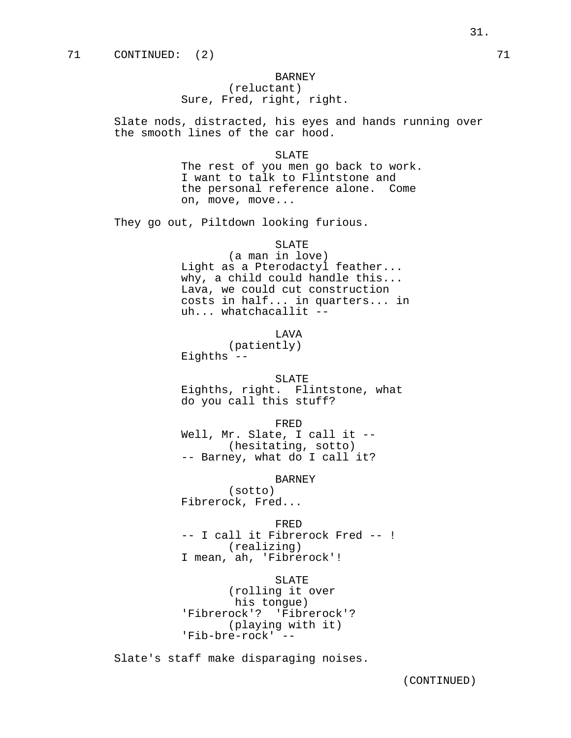71 CONTINUED: (2) 71

BARNEY
(reluctant)
Sure, Fred, right, right.

Slate nods, distracted, his eyes and hands running over the smooth lines of the car hood.

SLATE
The rest of you men go back to work. I want to talk to Flintstone and the personal reference alone. Come on, move, move...

They go out, Piltdown looking furious.

SLATE
(a man in love)
Light as a Pterodactyl feather... why, a child could handle this... Lava, we could cut construction costs in half... in quarters... in uh... whatchacallit --

LAVA
(patiently)
Eighths --

SLATE
Eighths, right. Flintstone, what do you call this stuff?

FRED
Well, Mr. Slate, I call it --
(hesitating, sotto)
-- Barney, what do I call it?

BARNEY
(sotto)
Fibrerock, Fred...

FRED
-- I call it Fibrerock Fred -- !
(realizing)
I mean, ah, 'Fibrerock'!

SLATE
(rolling it over his tongue)
'Fibrerock'? 'Fibrerock'?
(playing with it)
'Fib-bre-rock' --

Slate's staff make disparaging noises.

(CONTINUED)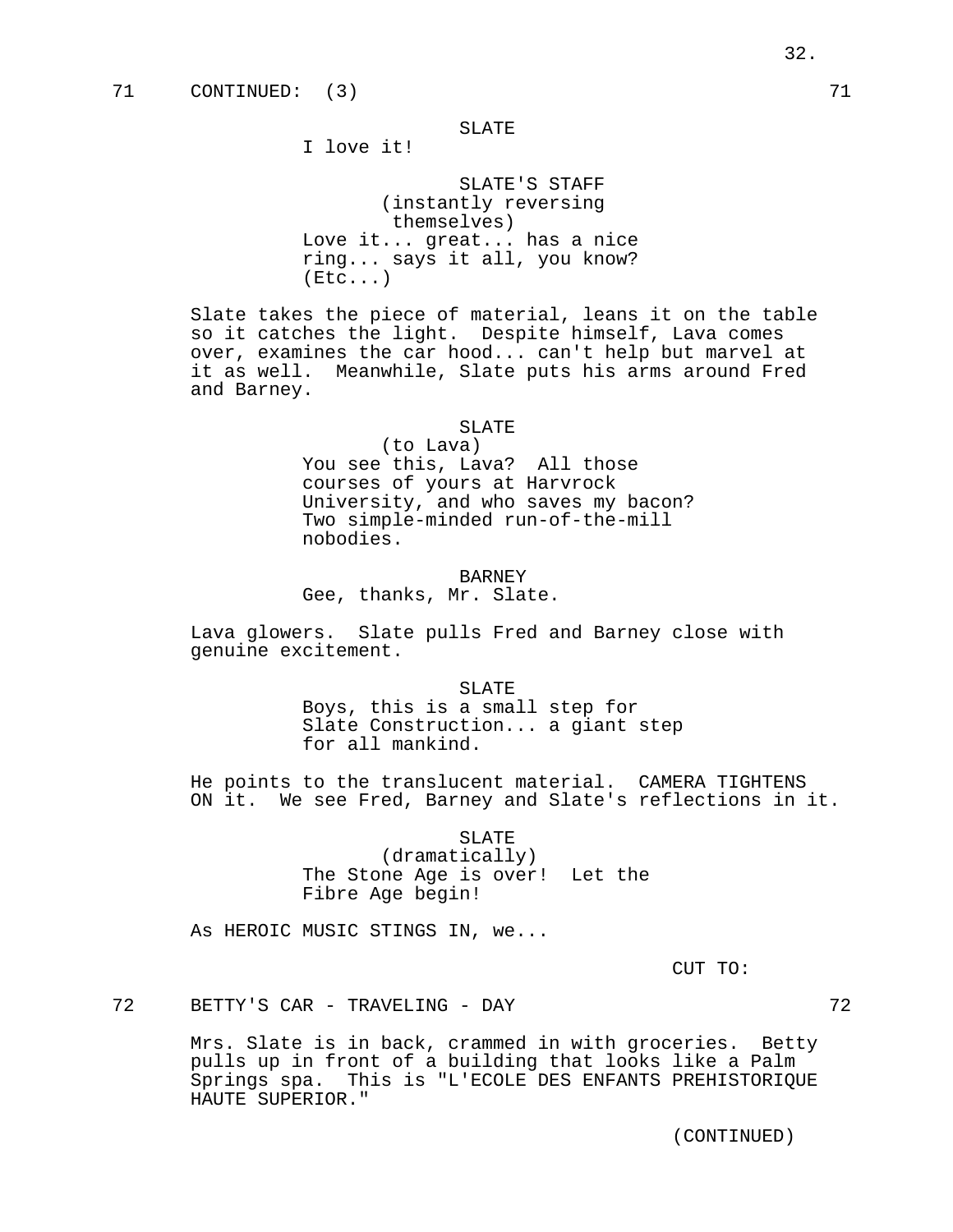71 CONTINUED: (3) 71

SLATE

I love it!

SLATE'S STAFF

(instantly reversing themselves)

Love it... great... has a nice ring... says it all, you know? (Etc...)

Slate takes the piece of material, leans it on the table so it catches the light. Despite himself, Lava comes over, examines the car hood... can't help but marvel at it as well. Meanwhile, Slate puts his arms around Fred and Barney.

SLATE

(to Lava)

You see this, Lava? All those courses of yours at Harvrock University, and who saves my bacon? Two simple-minded run-of-the-mill nobodies.

BARNEY

Gee, thanks, Mr. Slate.

Lava glowers. Slate pulls Fred and Barney close with genuine excitement.

SLATE

Boys, this is a small step for Slate Construction... a giant step for all mankind.

He points to the translucent material. CAMERA TIGHTENS ON it. We see Fred, Barney and Slate's reflections in it.

SLATE

(dramatically)

The Stone Age is over! Let the Fibre Age begin!

As HEROIC MUSIC STINGS IN, we...

CUT TO:

72 BETTY'S CAR - TRAVELING - DAY 72

Mrs. Slate is in back, crammed in with groceries. Betty pulls up in front of a building that looks like a Palm Springs spa. This is "L'ECOLE DES ENFANTS PREHISTORIQUE HAUTE SUPERIOR."

(CONTINUED)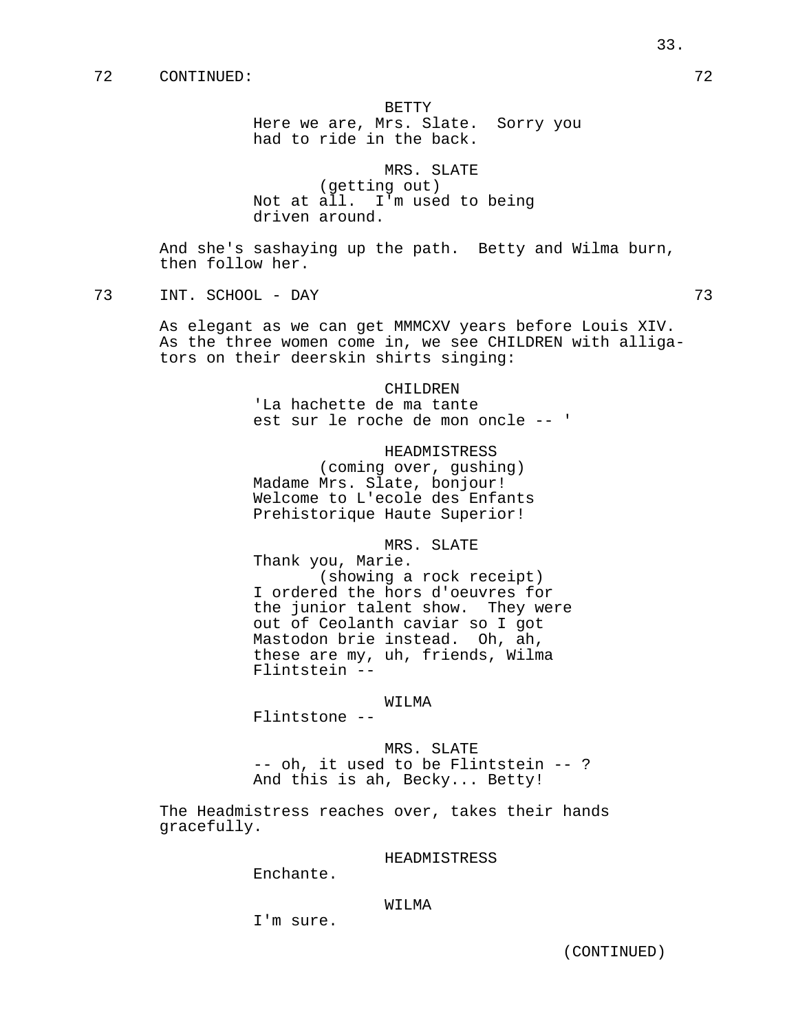72 CONTINUED: 72

BETTY
Here we are, Mrs. Slate. Sorry you had to ride in the back.

MRS. SLATE
(getting out)
Not at all. I'm used to being driven around.

And she's sashaying up the path. Betty and Wilma burn, then follow her.

73 INT. SCHOOL - DAY 73

As elegant as we can get MMMCXV years before Louis XIV. As the three women come in, we see CHILDREN with alligators on their deerskin shirts singing:

CHILDREN
'La hachette de ma tante
est sur le roche de mon oncle -- '

HEADMISTRESS
(coming over, gushing)
Madame Mrs. Slate, bonjour!
Welcome to L'ecole des Enfants
Prehistorique Haute Superior!

MRS. SLATE
Thank you, Marie.
(showing a rock receipt)
I ordered the hors d'oeuvres for the junior talent show. They were out of Ceolanth caviar so I got Mastodon brie instead. Oh, ah, these are my, uh, friends, Wilma Flintstein --

WILMA
Flintstone --

MRS. SLATE
-- oh, it used to be Flintstein -- ?
And this is ah, Becky... Betty!

The Headmistress reaches over, takes their hands gracefully.

HEADMISTRESS
Enchante.

WILMA
I'm sure.

(CONTINUED)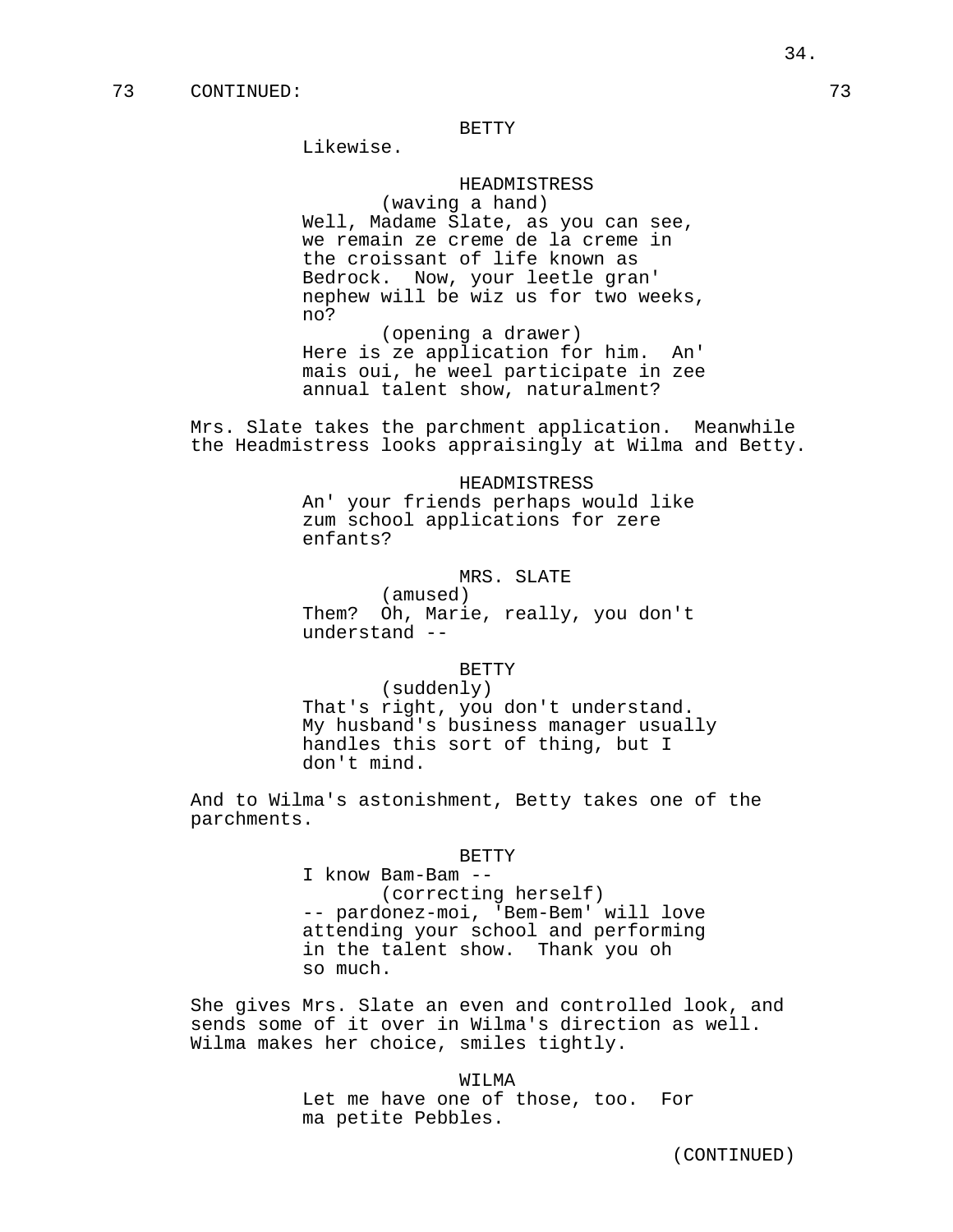73 CONTINUED: 73

BETTY
Likewise.

HEADMISTRESS
(waving a hand)
Well, Madame Slate, as you can see, we remain ze creme de la creme in the croissant of life known as Bedrock. Now, your leetle gran' nephew will be wiz us for two weeks, no?
(opening a drawer)
Here is ze application for him. An' mais oui, he weel participate in zee annual talent show, naturalment?

Mrs. Slate takes the parchment application. Meanwhile the Headmistress looks appraisingly at Wilma and Betty.

HEADMISTRESS
An' your friends perhaps would like zum school applications for zere enfants?

MRS. SLATE
(amused)
Them? Oh, Marie, really, you don't understand --

BETTY
(suddenly)
That's right, you don't understand. My husband's business manager usually handles this sort of thing, but I don't mind.

And to Wilma's astonishment, Betty takes one of the parchments.

BETTY
I know Bam-Bam --
(correcting herself)
-- pardonez-moi, 'Bem-Bem' will love attending your school and performing in the talent show. Thank you oh so much.

She gives Mrs. Slate an even and controlled look, and sends some of it over in Wilma's direction as well. Wilma makes her choice, smiles tightly.

WILMA
Let me have one of those, too. For ma petite Pebbles.

(CONTINUED)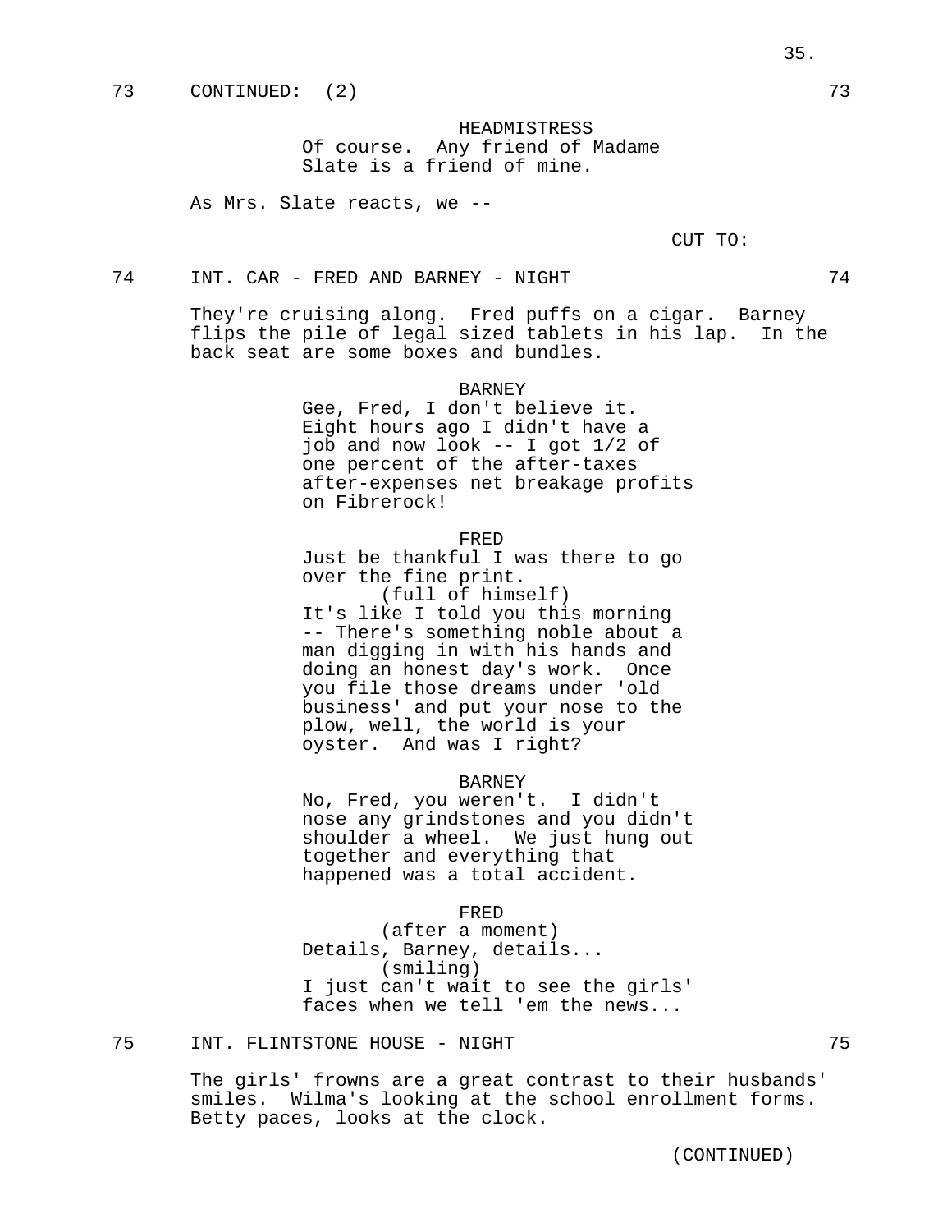73 CONTINUED: (2) 73

HEADMISTRESS
Of course. Any friend of Madame Slate is a friend of mine.

As Mrs. Slate reacts, we --

CUT TO:

74 INT. CAR - FRED AND BARNEY - NIGHT 74

They're cruising along. Fred puffs on a cigar. Barney flips the pile of legal sized tablets in his lap. In the back seat are some boxes and bundles.

BARNEY
Gee, Fred, I don't believe it. Eight hours ago I didn't have a job and now look -- I got 1/2 of one percent of the after-taxes after-expenses net breakage profits on Fibrerock!

FRED
Just be thankful I was there to go over the fine print.
(full of himself)
It's like I told you this morning -- There's something noble about a man digging in with his hands and doing an honest day's work. Once you file those dreams under 'old business' and put your nose to the plow, well, the world is your oyster. And was I right?

BARNEY
No, Fred, you weren't. I didn't nose any grindstones and you didn't shoulder a wheel. We just hung out together and everything that happened was a total accident.

FRED
(after a moment)
Details, Barney, details...
(smiling)
I just can't wait to see the girls' faces when we tell 'em the news...

75 INT. FLINTSTONE HOUSE - NIGHT 75

The girls' frowns are a great contrast to their husbands' smiles. Wilma's looking at the school enrollment forms. Betty paces, looks at the clock.

(CONTINUED)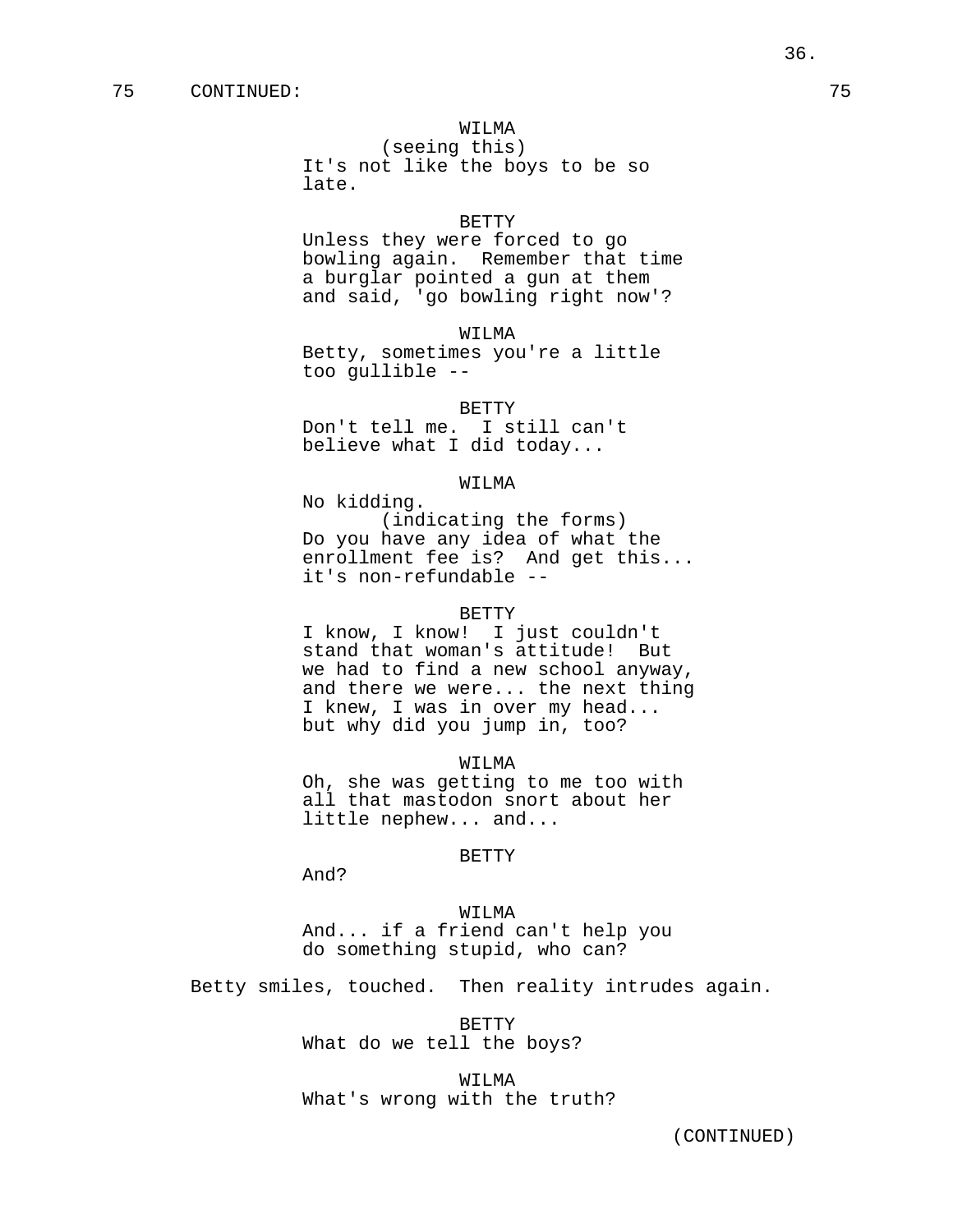75 CONTINUED: 75

WILMA
(seeing this)
It's not like the boys to be so late.

BETTY
Unless they were forced to go bowling again. Remember that time a burglar pointed a gun at them and said, 'go bowling right now'?

WILMA
Betty, sometimes you're a little too gullible --

BETTY
Don't tell me. I still can't believe what I did today...

WILMA
No kidding.
(indicating the forms)
Do you have any idea of what the enrollment fee is? And get this... it's non-refundable --

BETTY
I know, I know! I just couldn't stand that woman's attitude! But we had to find a new school anyway, and there we were... the next thing I knew, I was in over my head... but why did you jump in, too?

WILMA
Oh, she was getting to me too with all that mastodon snort about her little nephew... and...

BETTY
And?

WILMA
And... if a friend can't help you do something stupid, who can?

Betty smiles, touched. Then reality intrudes again.

BETTY
What do we tell the boys?

WILMA
What's wrong with the truth?

(CONTINUED)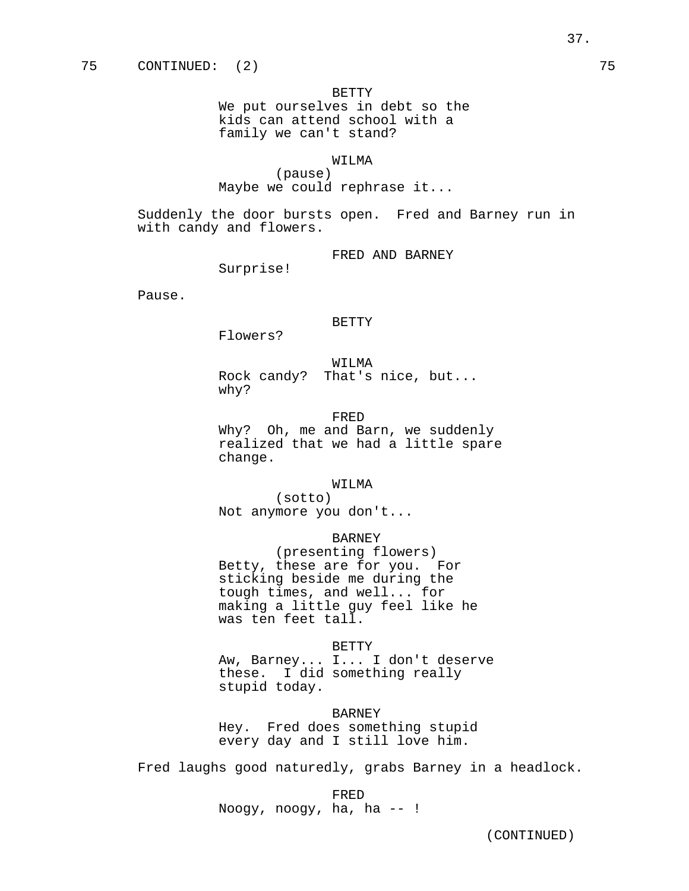75 CONTINUED: (2) 75

BETTY
We put ourselves in debt so the kids can attend school with a family we can't stand?

WILMA
(pause)
Maybe we could rephrase it...

Suddenly the door bursts open. Fred and Barney run in with candy and flowers.

FRED AND BARNEY
Surprise!

Pause.

BETTY
Flowers?

WILMA
Rock candy? That's nice, but... why?

FRED
Why? Oh, me and Barn, we suddenly realized that we had a little spare change.

WILMA
(sotto)
Not anymore you don't...

BARNEY
(presenting flowers)
Betty, these are for you. For sticking beside me during the tough times, and well... for making a little guy feel like he was ten feet tall.

BETTY
Aw, Barney... I... I don't deserve these. I did something really stupid today.

BARNEY
Hey. Fred does something stupid every day and I still love him.

Fred laughs good naturedly, grabs Barney in a headlock.

FRED
Noogy, noogy, ha, ha -- !

(CONTINUED)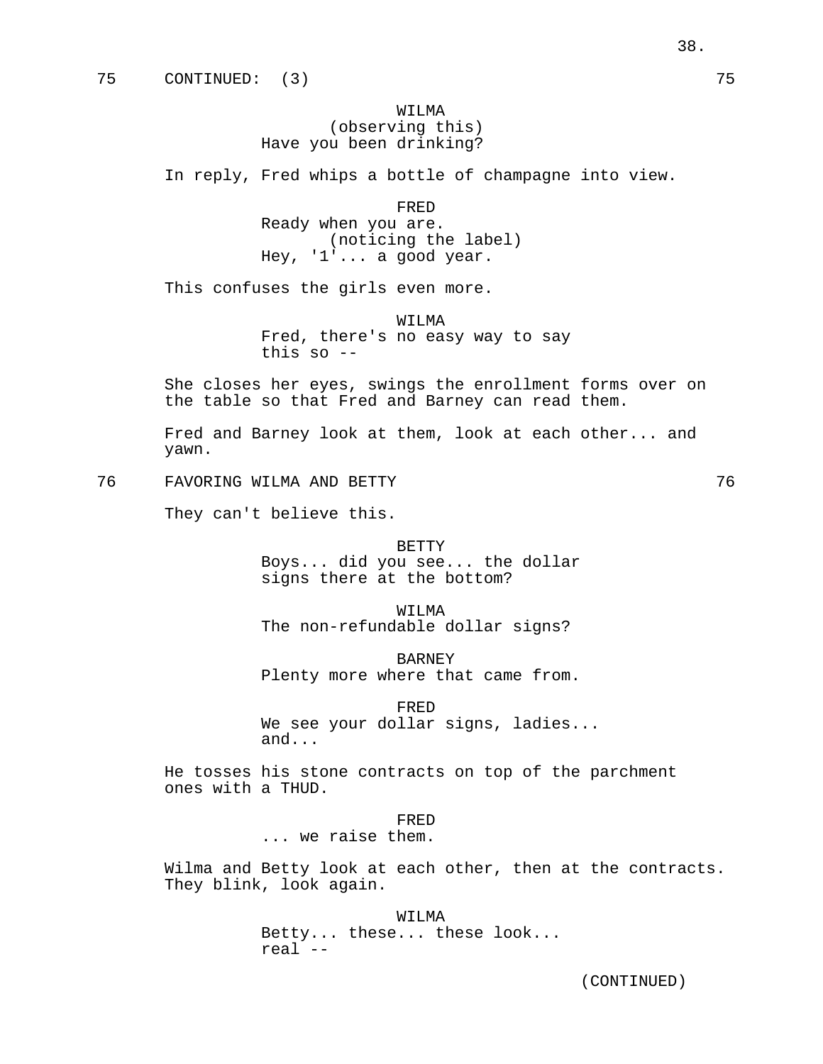75 CONTINUED: (3) 75

WILMA
(observing this)
Have you been drinking?

In reply, Fred whips a bottle of champagne into view.

FRED
Ready when you are.
(noticing the label)
Hey, '1'... a good year.

This confuses the girls even more.

WILMA
Fred, there's no easy way to say this so --

She closes her eyes, swings the enrollment forms over on the table so that Fred and Barney can read them.

Fred and Barney look at them, look at each other... and yawn.

76 FAVORING WILMA AND BETTY 76

They can't believe this.

BETTY
Boys... did you see... the dollar signs there at the bottom?

WILMA
The non-refundable dollar signs?

BARNEY
Plenty more where that came from.

FRED
We see your dollar signs, ladies... and...

He tosses his stone contracts on top of the parchment ones with a THUD.

FRED
... we raise them.

Wilma and Betty look at each other, then at the contracts. They blink, look again.

WILMA
Betty... these... these look... real --

(CONTINUED)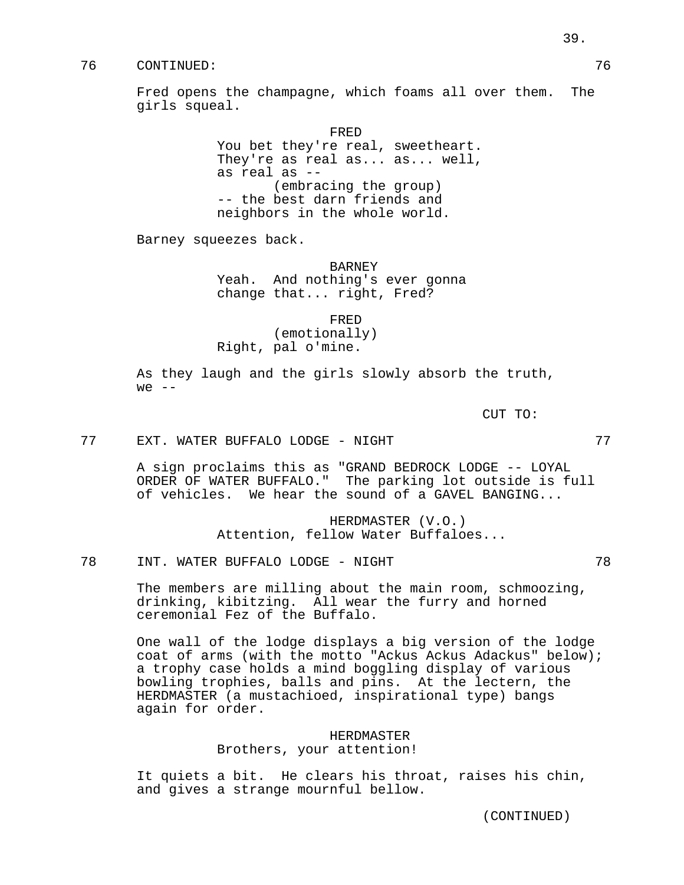76 CONTINUED: 76

Fred opens the champagne, which foams all over them. The girls squeal.

FRED
You bet they're real, sweetheart. They're as real as... as... well, as real as --
(embracing the group)
-- the best darn friends and neighbors in the whole world.

Barney squeezes back.

BARNEY
Yeah. And nothing's ever gonna change that... right, Fred?

FRED
(emotionally)
Right, pal o'mine.

As they laugh and the girls slowly absorb the truth, we --

CUT TO:

77 EXT. WATER BUFFALO LODGE - NIGHT 77

A sign proclaims this as "GRAND BEDROCK LODGE -- LOYAL ORDER OF WATER BUFFALO." The parking lot outside is full of vehicles. We hear the sound of a GAVEL BANGING...

HERDMASTER (V.O.)
Attention, fellow Water Buffaloes...

78 INT. WATER BUFFALO LODGE - NIGHT 78

The members are milling about the main room, schmoozing, drinking, kibitzing. All wear the furry and horned ceremonial Fez of the Buffalo.

One wall of the lodge displays a big version of the lodge coat of arms (with the motto "Ackus Ackus Adackus" below); a trophy case holds a mind boggling display of various bowling trophies, balls and pins. At the lectern, the HERDMASTER (a mustachioed, inspirational type) bangs again for order.

HERDMASTER
Brothers, your attention!

It quiets a bit. He clears his throat, raises his chin, and gives a strange mournful bellow.

(CONTINUED)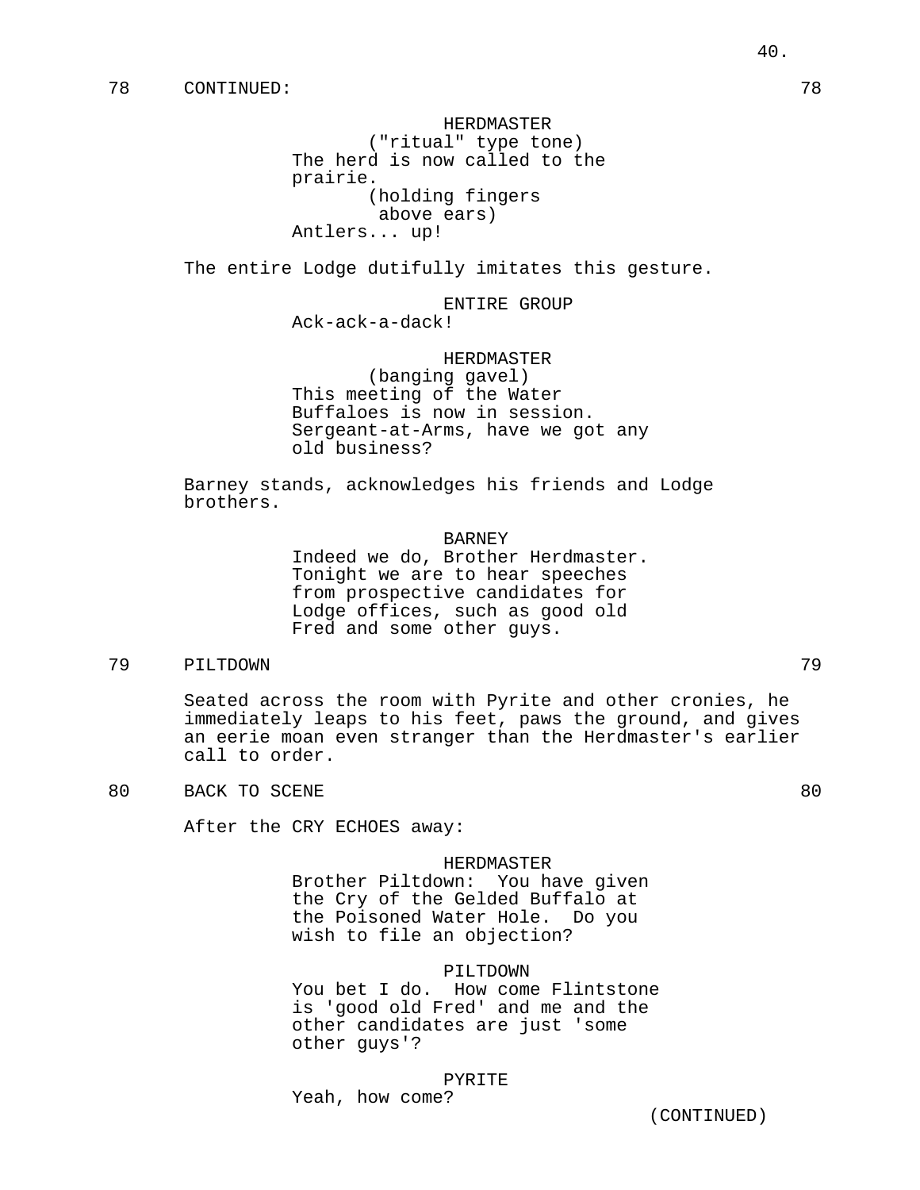78 CONTINUED: 78

HERDMASTER
("ritual" type tone)
The herd is now called to the prairie.
(holding fingers above ears)
Antlers... up!

The entire Lodge dutifully imitates this gesture.

ENTIRE GROUP
Ack-ack-a-dack!

HERDMASTER
(banging gavel)
This meeting of the Water Buffaloes is now in session. Sergeant-at-Arms, have we got any old business?

Barney stands, acknowledges his friends and Lodge brothers.

BARNEY
Indeed we do, Brother Herdmaster. Tonight we are to hear speeches from prospective candidates for Lodge offices, such as good old Fred and some other guys.

79 PILTDOWN 79

Seated across the room with Pyrite and other cronies, he immediately leaps to his feet, paws the ground, and gives an eerie moan even stranger than the Herdmaster's earlier call to order.

80 BACK TO SCENE 80

After the CRY ECHOES away:

HERDMASTER
Brother Piltdown: You have given the Cry of the Gelded Buffalo at the Poisoned Water Hole. Do you wish to file an objection?

PILTDOWN
You bet I do. How come Flintstone is 'good old Fred' and me and the other candidates are just 'some other guys'?

PYRITE
Yeah, how come?

(CONTINUED)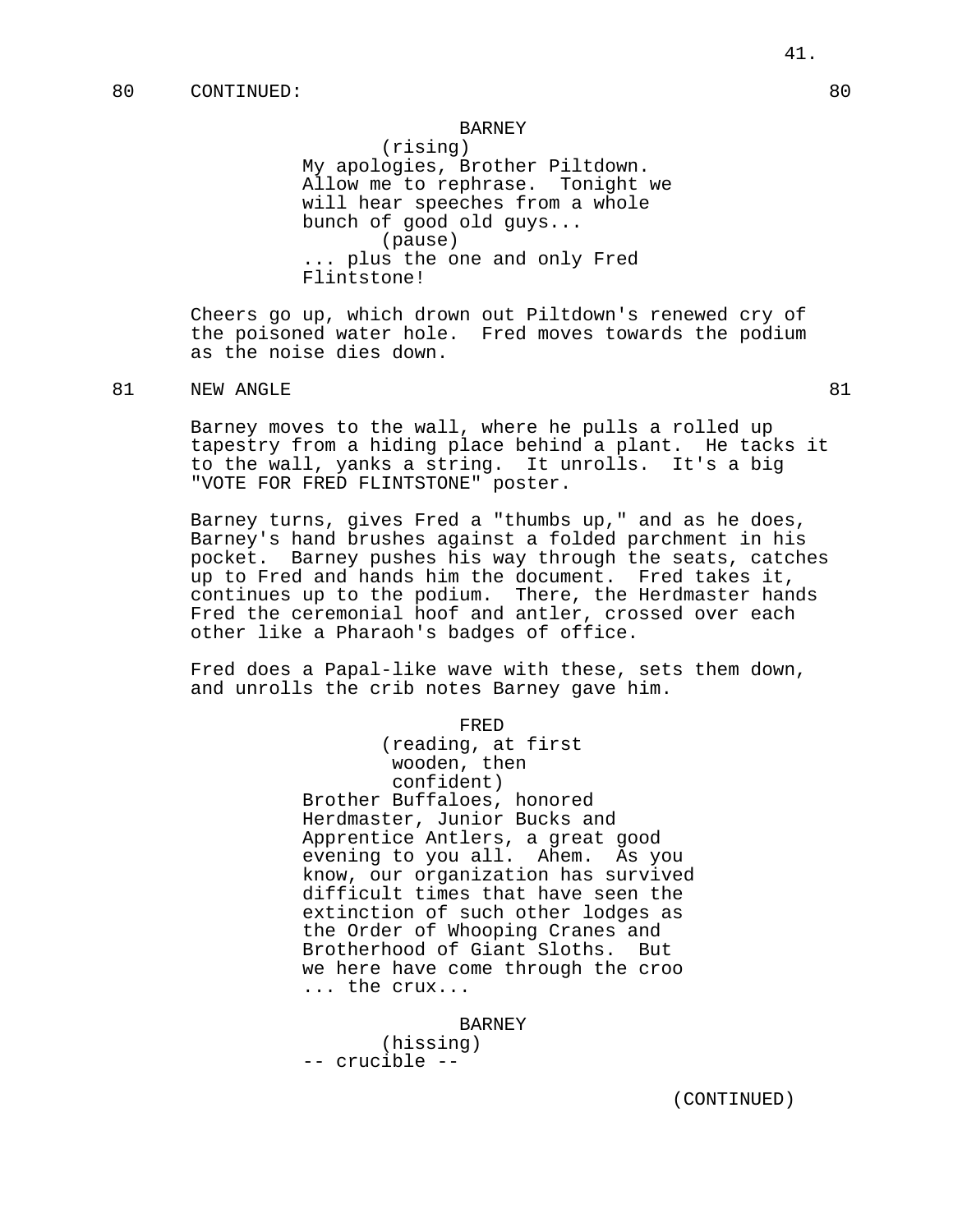80 CONTINUED: 80

BARNEY
(rising)
My apologies, Brother Piltdown. Allow me to rephrase. Tonight we will hear speeches from a whole bunch of good old guys...
(pause)
... plus the one and only Fred Flintstone!

Cheers go up, which drown out Piltdown's renewed cry of the poisoned water hole. Fred moves towards the podium as the noise dies down.

81 NEW ANGLE 81

Barney moves to the wall, where he pulls a rolled up tapestry from a hiding place behind a plant. He tacks it to the wall, yanks a string. It unrolls. It's a big "VOTE FOR FRED FLINTSTONE" poster.

Barney turns, gives Fred a "thumbs up," and as he does, Barney's hand brushes against a folded parchment in his pocket. Barney pushes his way through the seats, catches up to Fred and hands him the document. Fred takes it, continues up to the podium. There, the Herdmaster hands Fred the ceremonial hoof and antler, crossed over each other like a Pharaoh's badges of office.

Fred does a Papal-like wave with these, sets them down, and unrolls the crib notes Barney gave him.

FRED
(reading, at first wooden, then confident)
Brother Buffaloes, honored Herdmaster, Junior Bucks and Apprentice Antlers, a great good evening to you all. Ahem. As you know, our organization has survived difficult times that have seen the extinction of such other lodges as the Order of Whooping Cranes and Brotherhood of Giant Sloths. But we here have come through the croo ... the crux...

BARNEY
(hissing)
-- crucible --

(CONTINUED)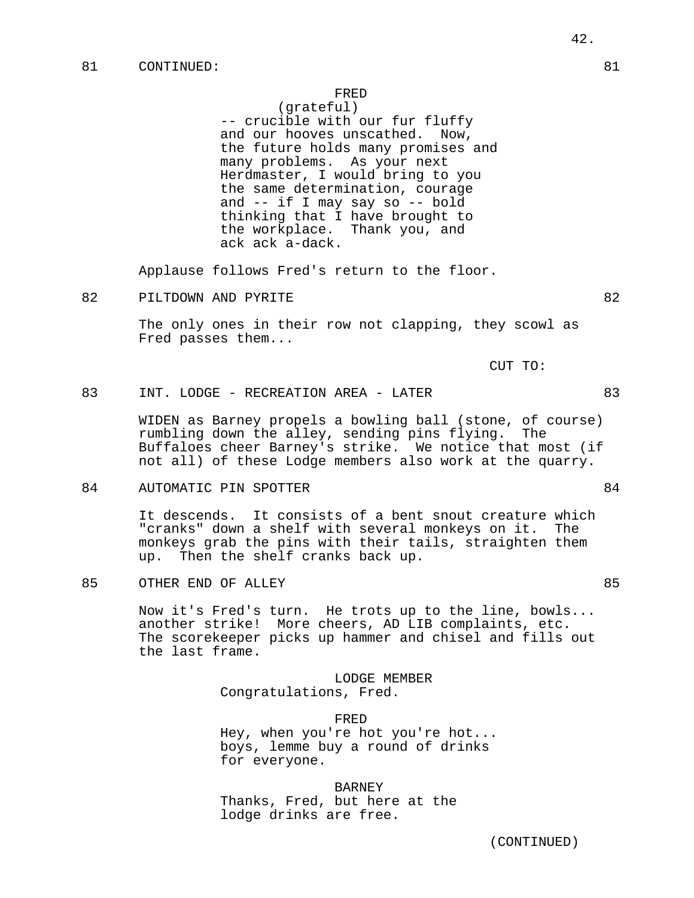81 CONTINUED: 81

FRED
(grateful)
-- crucible with our fur fluffy and our hooves unscathed. Now, the future holds many promises and many problems. As your next Herdmaster, I would bring to you the same determination, courage and -- if I may say so -- bold thinking that I have brought to the workplace. Thank you, and ack ack a-dack.

Applause follows Fred's return to the floor.

82 PILTDOWN AND PYRITE 82

The only ones in their row not clapping, they scowl as Fred passes them...

CUT TO:

83 INT. LODGE - RECREATION AREA - LATER 83

WIDEN as Barney propels a bowling ball (stone, of course) rumbling down the alley, sending pins flying. The Buffaloes cheer Barney's strike. We notice that most (if not all) of these Lodge members also work at the quarry.

84 AUTOMATIC PIN SPOTTER 84

It descends. It consists of a bent snout creature which "cranks" down a shelf with several monkeys on it. The monkeys grab the pins with their tails, straighten them up. Then the shelf cranks back up.

85 OTHER END OF ALLEY 85

Now it's Fred's turn. He trots up to the line, bowls... another strike! More cheers, AD LIB complaints, etc. The scorekeeper picks up hammer and chisel and fills out the last frame.

LODGE MEMBER
Congratulations, Fred.

FRED
Hey, when you're hot you're hot... boys, lemme buy a round of drinks for everyone.

BARNEY
Thanks, Fred, but here at the lodge drinks are free.

(CONTINUED)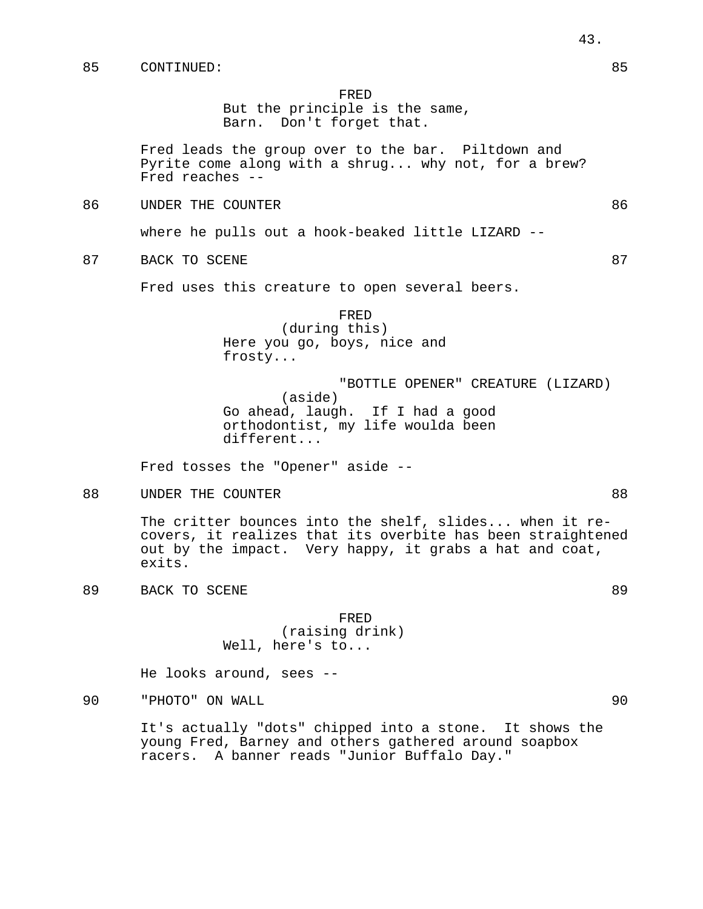85 CONTINUED: 85

FRED
But the principle is the same, Barn. Don't forget that.

Fred leads the group over to the bar. Piltdown and Pyrite come along with a shrug... why not, for a brew? Fred reaches --

86 UNDER THE COUNTER 86

where he pulls out a hook-beaked little LIZARD --

87 BACK TO SCENE 87

Fred uses this creature to open several beers.

FRED
(during this)
Here you go, boys, nice and frosty...

"BOTTLE OPENER" CREATURE (LIZARD)
(aside)
Go ahead, laugh. If I had a good orthodontist, my life woulda been different...

Fred tosses the "Opener" aside --

88 UNDER THE COUNTER 88

The critter bounces into the shelf, slides... when it recovers, it realizes that its overbite has been straightened out by the impact. Very happy, it grabs a hat and coat, exits.

89 BACK TO SCENE 89

FRED
(raising drink)
Well, here's to...

He looks around, sees --

90 "PHOTO" ON WALL 90

It's actually "dots" chipped into a stone. It shows the young Fred, Barney and others gathered around soapbox racers. A banner reads "Junior Buffalo Day."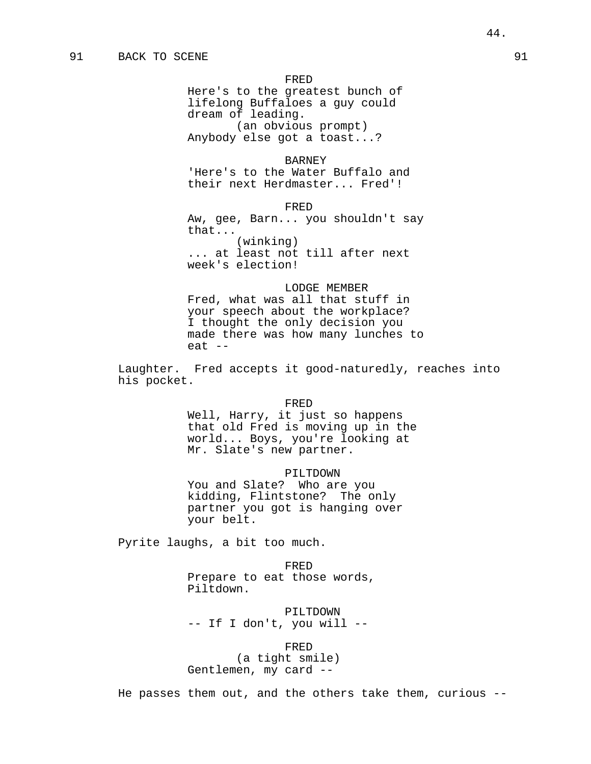91 BACK TO SCENE 91

FRED
Here's to the greatest bunch of lifelong Buffaloes a guy could dream of leading.
(an obvious prompt)
Anybody else got a toast...?

BARNEY
'Here's to the Water Buffalo and their next Herdmaster... Fred'!

FRED
Aw, gee, Barn... you shouldn't say that...
(winking)
... at least not till after next week's election!

LODGE MEMBER
Fred, what was all that stuff in your speech about the workplace? I thought the only decision you made there was how many lunches to eat --

Laughter. Fred accepts it good-naturedly, reaches into his pocket.

FRED
Well, Harry, it just so happens that old Fred is moving up in the world... Boys, you're looking at Mr. Slate's new partner.

PILTDOWN
You and Slate? Who are you kidding, Flintstone? The only partner you got is hanging over your belt.

Pyrite laughs, a bit too much.

FRED
Prepare to eat those words, Piltdown.

PILTDOWN
-- If I don't, you will --

FRED
(a tight smile)
Gentlemen, my card --

He passes them out, and the others take them, curious --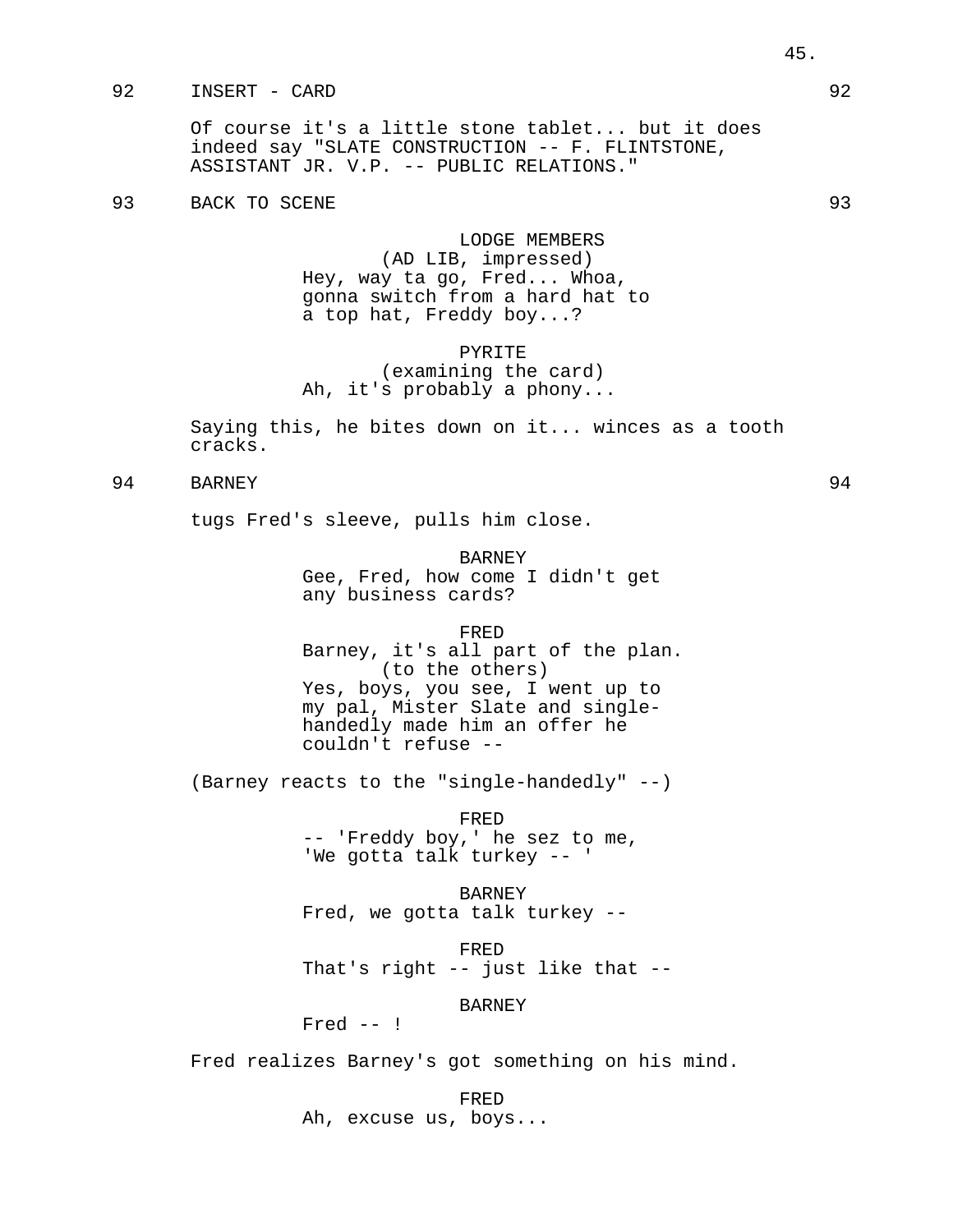92 INSERT - CARD 92

Of course it's a little stone tablet... but it does indeed say "SLATE CONSTRUCTION -- F. FLINTSTONE, ASSISTANT JR. V.P. -- PUBLIC RELATIONS."

93 BACK TO SCENE 93

LODGE MEMBERS
(AD LIB, impressed)
Hey, way ta go, Fred... Whoa, gonna switch from a hard hat to a top hat, Freddy boy...?

PYRITE
(examining the card)
Ah, it's probably a phony...

Saying this, he bites down on it... winces as a tooth cracks.

94 BARNEY 94

tugs Fred's sleeve, pulls him close.

BARNEY
Gee, Fred, how come I didn't get any business cards?

FRED
Barney, it's all part of the plan.
(to the others)
Yes, boys, you see, I went up to my pal, Mister Slate and single-handedly made him an offer he couldn't refuse --

(Barney reacts to the "single-handedly" --)

FRED
-- 'Freddy boy,' he sez to me, 'We gotta talk turkey -- '

BARNEY
Fred, we gotta talk turkey --

FRED
That's right -- just like that --

BARNEY
Fred -- !

Fred realizes Barney's got something on his mind.

FRED
Ah, excuse us, boys...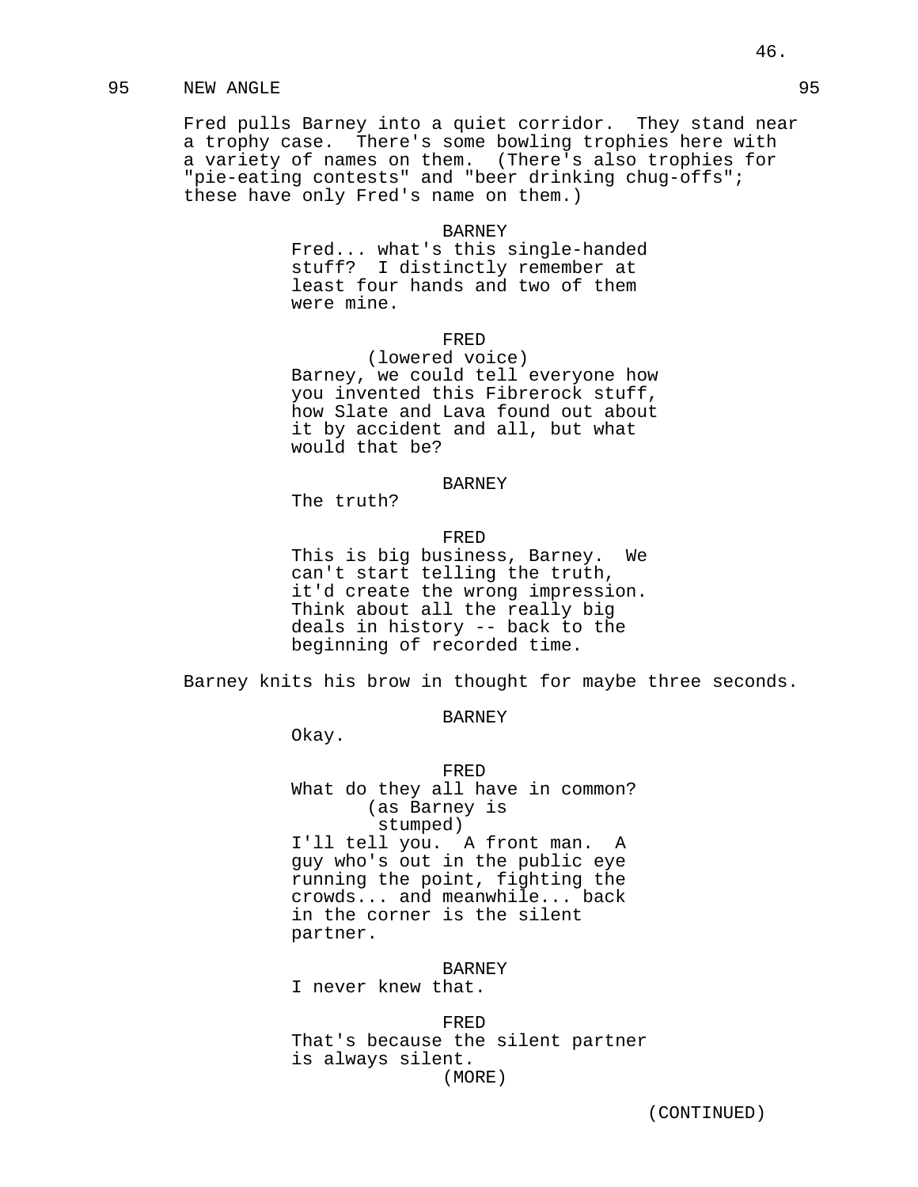95 NEW ANGLE 95

Fred pulls Barney into a quiet corridor. They stand near a trophy case. There's some bowling trophies here with a variety of names on them. (There's also trophies for "pie-eating contests" and "beer drinking chug-offs"; these have only Fred's name on them.)

BARNEY
Fred... what's this single-handed stuff? I distinctly remember at least four hands and two of them were mine.

FRED
(lowered voice)
Barney, we could tell everyone how you invented this Fibrerock stuff, how Slate and Lava found out about it by accident and all, but what would that be?

BARNEY
The truth?

FRED
This is big business, Barney. We can't start telling the truth, it'd create the wrong impression. Think about all the really big deals in history -- back to the beginning of recorded time.

Barney knits his brow in thought for maybe three seconds.

BARNEY
Okay.

FRED
What do they all have in common?
(as Barney is stumped)
I'll tell you. A front man. A guy who's out in the public eye running the point, fighting the crowds... and meanwhile... back in the corner is the silent partner.

BARNEY
I never knew that.

FRED
That's because the silent partner is always silent.
(MORE)

(CONTINUED)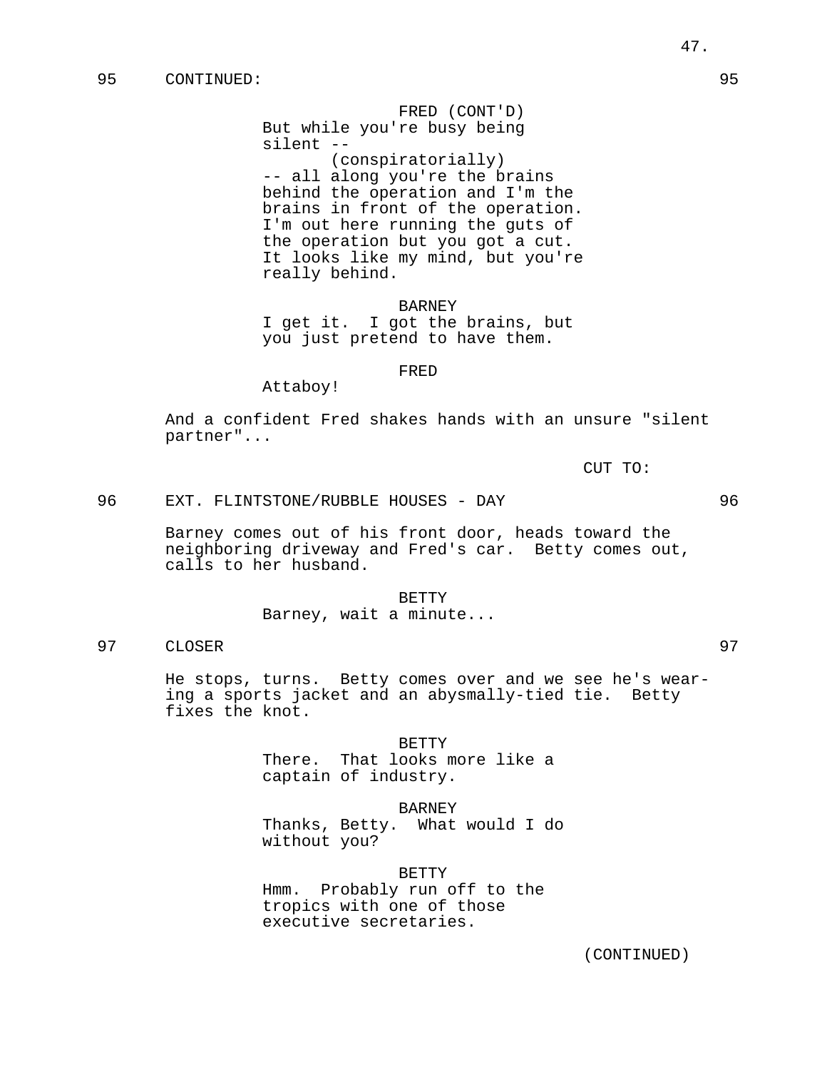95 CONTINUED: 95

FRED (CONT'D)
But while you're busy being silent --
(conspiratorially)
-- all along you're the brains behind the operation and I'm the brains in front of the operation. I'm out here running the guts of the operation but you got a cut. It looks like my mind, but you're really behind.

BARNEY
I get it. I got the brains, but you just pretend to have them.

FRED
Attaboy!

And a confident Fred shakes hands with an unsure "silent partner"...

CUT TO:

96 EXT. FLINTSTONE/RUBBLE HOUSES - DAY 96

Barney comes out of his front door, heads toward the neighboring driveway and Fred's car. Betty comes out, calls to her husband.

BETTY
Barney, wait a minute...

97 CLOSER 97

He stops, turns. Betty comes over and we see he's wearing a sports jacket and an abysmally-tied tie. Betty fixes the knot.

BETTY
There. That looks more like a captain of industry.

BARNEY
Thanks, Betty. What would I do without you?

BETTY
Hmm. Probably run off to the tropics with one of those executive secretaries.

(CONTINUED)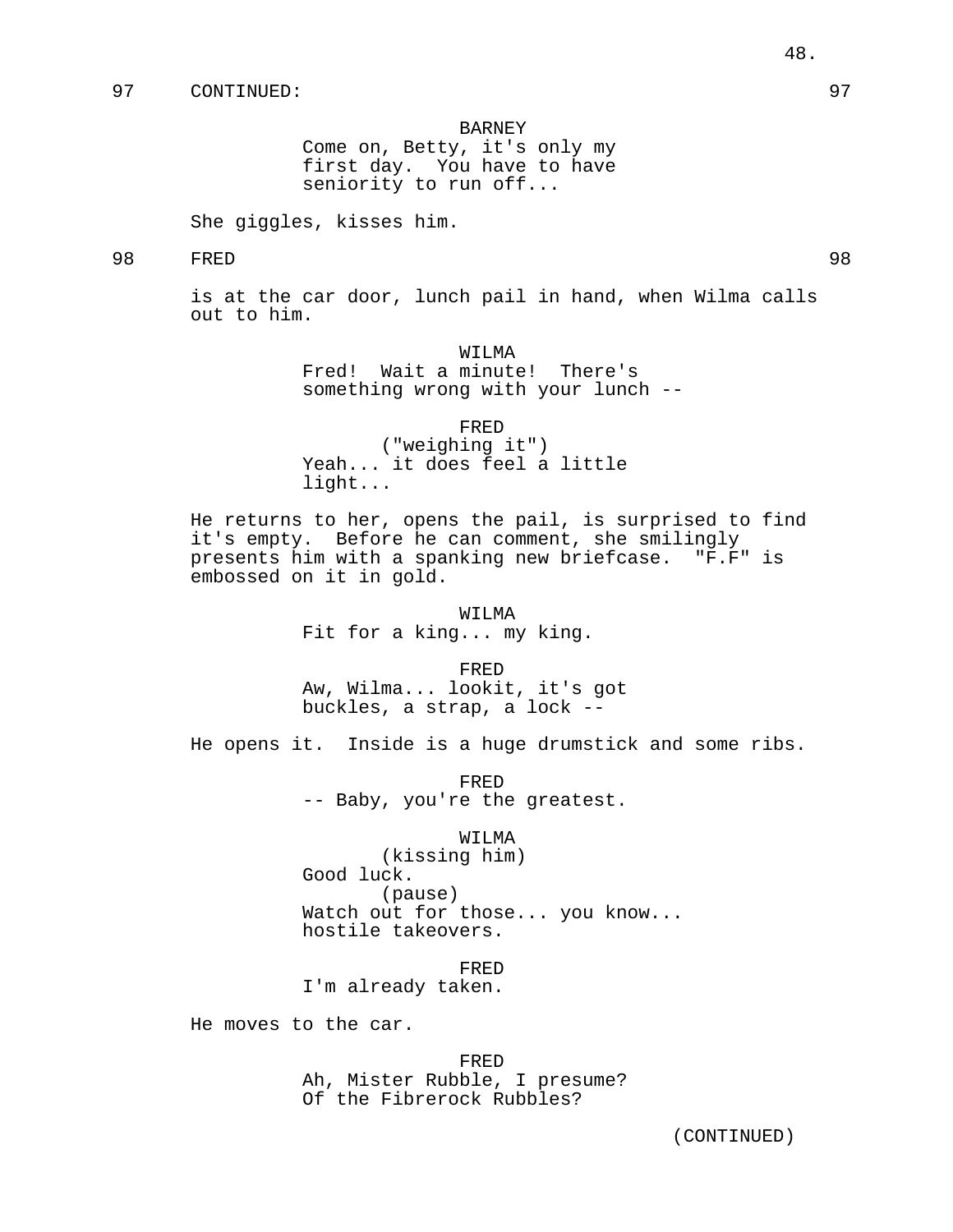97 CONTINUED: 97

BARNEY
Come on, Betty, it's only my first day. You have to have seniority to run off...

She giggles, kisses him.

98 FRED 98

is at the car door, lunch pail in hand, when Wilma calls out to him.

WILMA
Fred! Wait a minute! There's something wrong with your lunch --

FRED
("weighing it")
Yeah... it does feel a little light...

He returns to her, opens the pail, is surprised to find it's empty. Before he can comment, she smilingly presents him with a spanking new briefcase. "F.F" is embossed on it in gold.

WILMA
Fit for a king... my king.

FRED
Aw, Wilma... lookit, it's got buckles, a strap, a lock --

He opens it. Inside is a huge drumstick and some ribs.

FRED
-- Baby, you're the greatest.

WILMA
(kissing him)
Good luck.
(pause)
Watch out for those... you know... hostile takeovers.

FRED
I'm already taken.

He moves to the car.

FRED
Ah, Mister Rubble, I presume? Of the Fibrerock Rubbles?

(CONTINUED)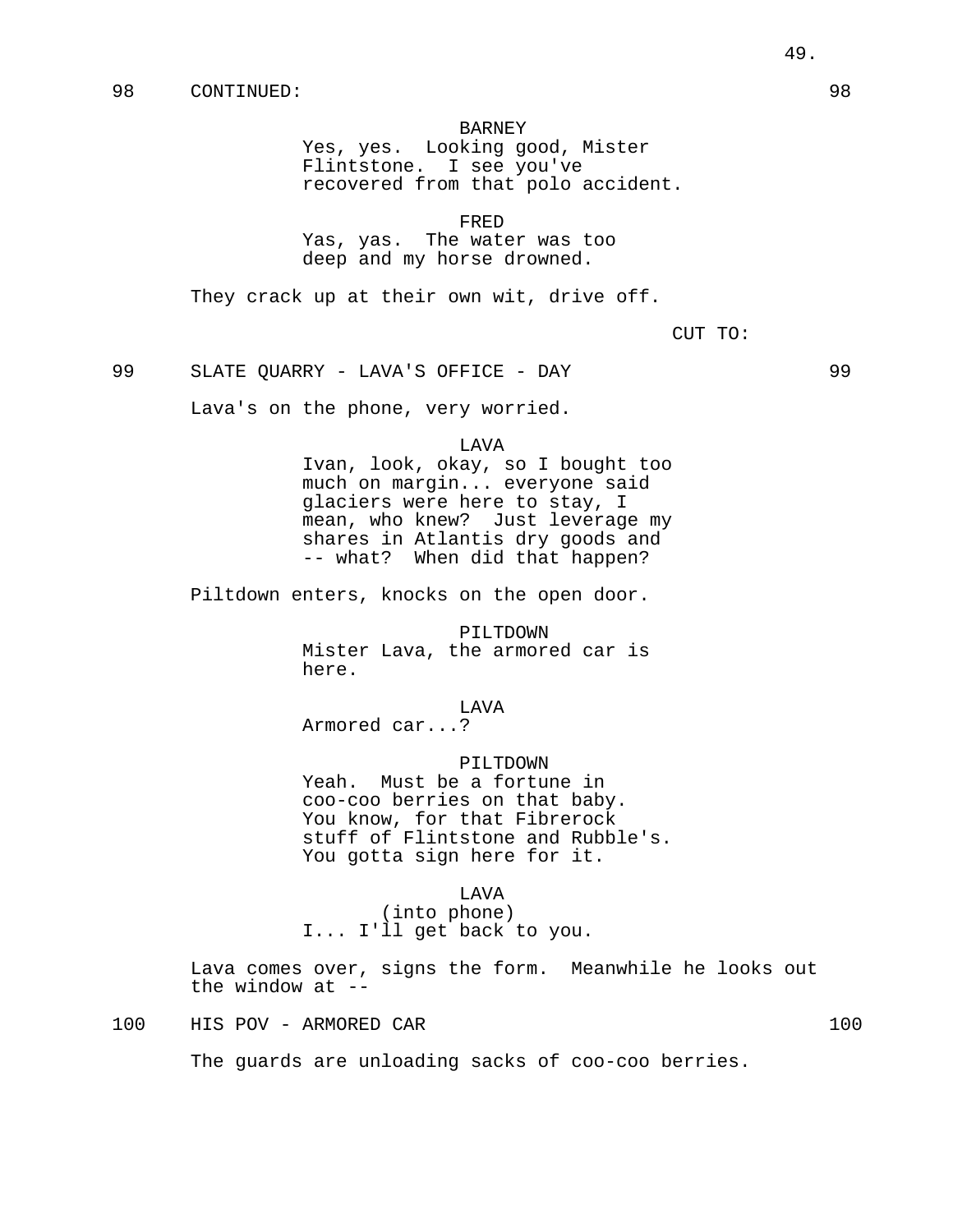98 CONTINUED: 98

BARNEY
Yes, yes. Looking good, Mister Flintstone. I see you've recovered from that polo accident.

FRED
Yas, yas. The water was too deep and my horse drowned.

They crack up at their own wit, drive off.

CUT TO:

99 SLATE QUARRY - LAVA'S OFFICE - DAY 99

Lava's on the phone, very worried.

LAVA
Ivan, look, okay, so I bought too much on margin... everyone said glaciers were here to stay, I mean, who knew? Just leverage my shares in Atlantis dry goods and -- what? When did that happen?

Piltdown enters, knocks on the open door.

PILTDOWN
Mister Lava, the armored car is here.

LAVA
Armored car...?

PILTDOWN
Yeah. Must be a fortune in coo-coo berries on that baby. You know, for that Fibrerock stuff of Flintstone and Rubble's. You gotta sign here for it.

LAVA
(into phone)
I... I'll get back to you.

Lava comes over, signs the form. Meanwhile he looks out the window at --

100 HIS POV - ARMORED CAR 100

The guards are unloading sacks of coo-coo berries.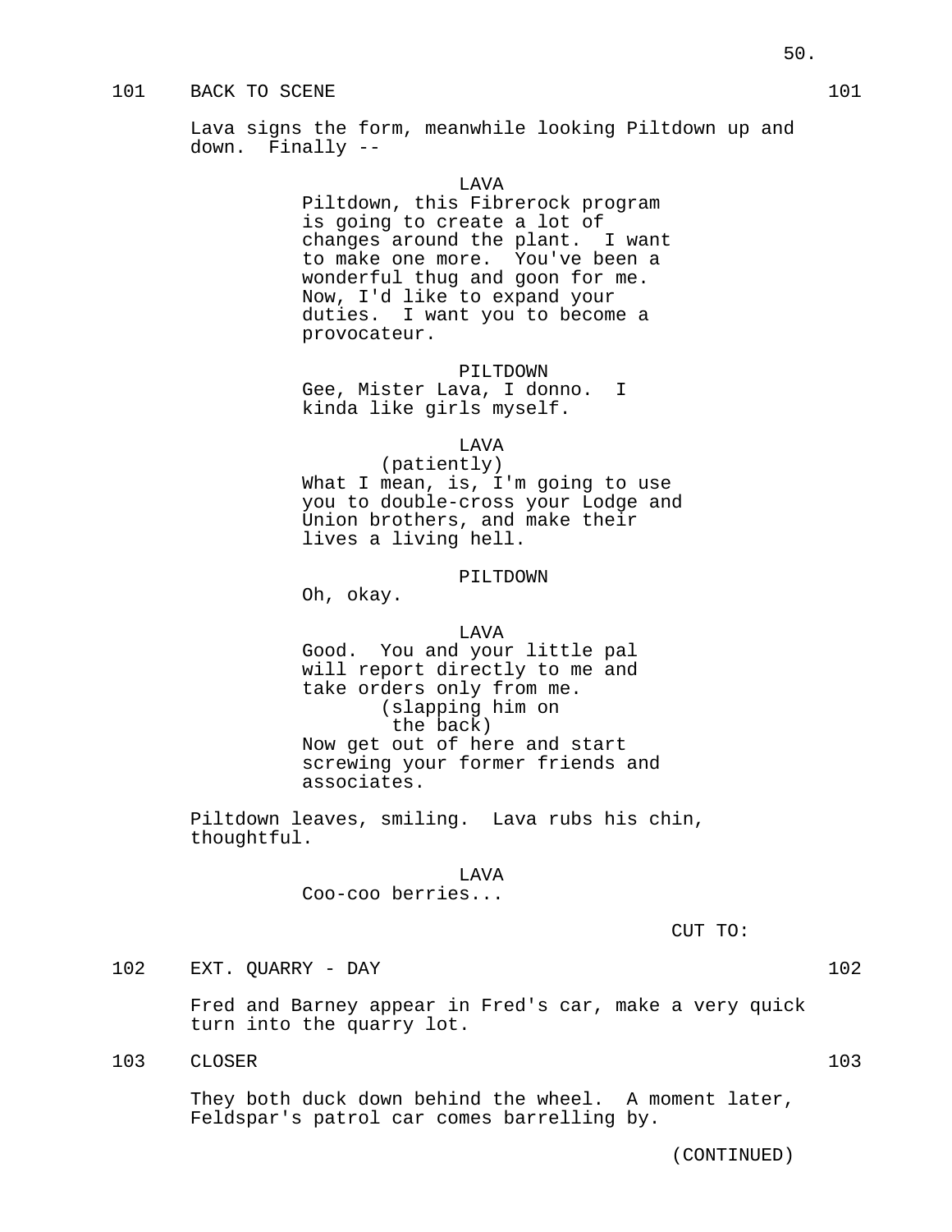101 BACK TO SCENE 101

Lava signs the form, meanwhile looking Piltdown up and down. Finally --

LAVA
Piltdown, this Fibrerock program is going to create a lot of changes around the plant. I want to make one more. You've been a wonderful thug and goon for me. Now, I'd like to expand your duties. I want you to become a provocateur.

PILTDOWN
Gee, Mister Lava, I donno. I kinda like girls myself.

LAVA
(patiently)
What I mean, is, I'm going to use you to double-cross your Lodge and Union brothers, and make their lives a living hell.

PILTDOWN
Oh, okay.

LAVA
Good. You and your little pal will report directly to me and take orders only from me.
(slapping him on the back)
Now get out of here and start screwing your former friends and associates.

Piltdown leaves, smiling. Lava rubs his chin, thoughtful.

LAVA
Coo-coo berries...

CUT TO:

102 EXT. QUARRY - DAY 102

Fred and Barney appear in Fred's car, make a very quick turn into the quarry lot.

103 CLOSER 103

They both duck down behind the wheel. A moment later, Feldspar's patrol car comes barrelling by.

(CONTINUED)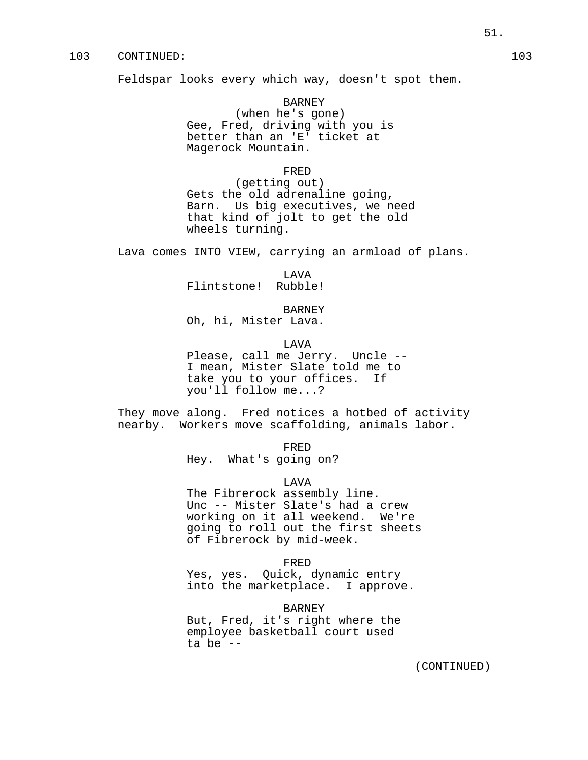103 CONTINUED: 103

Feldspar looks every which way, doesn't spot them.

BARNEY
(when he's gone)
Gee, Fred, driving with you is better than an 'E' ticket at Magerock Mountain.

FRED
(getting out)
Gets the old adrenaline going, Barn. Us big executives, we need that kind of jolt to get the old wheels turning.

Lava comes INTO VIEW, carrying an armload of plans.

LAVA
Flintstone! Rubble!

BARNEY
Oh, hi, Mister Lava.

LAVA
Please, call me Jerry. Uncle -- I mean, Mister Slate told me to take you to your offices. If you'll follow me...?

They move along. Fred notices a hotbed of activity nearby. Workers move scaffolding, animals labor.

FRED
Hey. What's going on?

LAVA
The Fibrerock assembly line. Unc -- Mister Slate's had a crew working on it all weekend. We're going to roll out the first sheets of Fibrerock by mid-week.

FRED
Yes, yes. Quick, dynamic entry into the marketplace. I approve.

BARNEY
But, Fred, it's right where the employee basketball court used ta be --

(CONTINUED)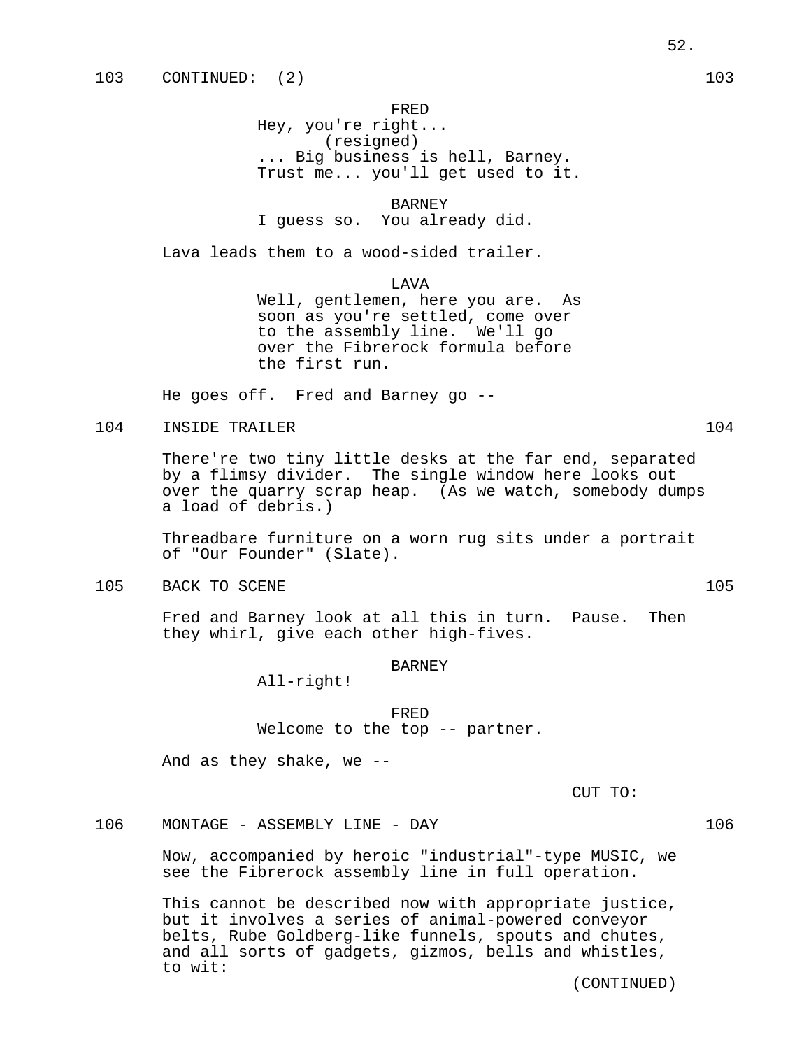103 CONTINUED: (2) 103

FRED
Hey, you're right...
(resigned)
... Big business is hell, Barney.
Trust me... you'll get used to it.

BARNEY
I guess so. You already did.

Lava leads them to a wood-sided trailer.

LAVA
Well, gentlemen, here you are. As
soon as you're settled, come over
to the assembly line. We'll go
over the Fibrerock formula before
the first run.

He goes off. Fred and Barney go --

104 INSIDE TRAILER 104

There're two tiny little desks at the far end, separated by a flimsy divider. The single window here looks out over the quarry scrap heap. (As we watch, somebody dumps a load of debris.)

Threadbare furniture on a worn rug sits under a portrait of "Our Founder" (Slate).

105 BACK TO SCENE 105

Fred and Barney look at all this in turn. Pause. Then they whirl, give each other high-fives.

BARNEY
All-right!

FRED
Welcome to the top -- partner.

And as they shake, we --

CUT TO:

106 MONTAGE - ASSEMBLY LINE - DAY 106

Now, accompanied by heroic "industrial"-type MUSIC, we see the Fibrerock assembly line in full operation.

This cannot be described now with appropriate justice, but it involves a series of animal-powered conveyor belts, Rube Goldberg-like funnels, spouts and chutes, and all sorts of gadgets, gizmos, bells and whistles, to wit:

(CONTINUED)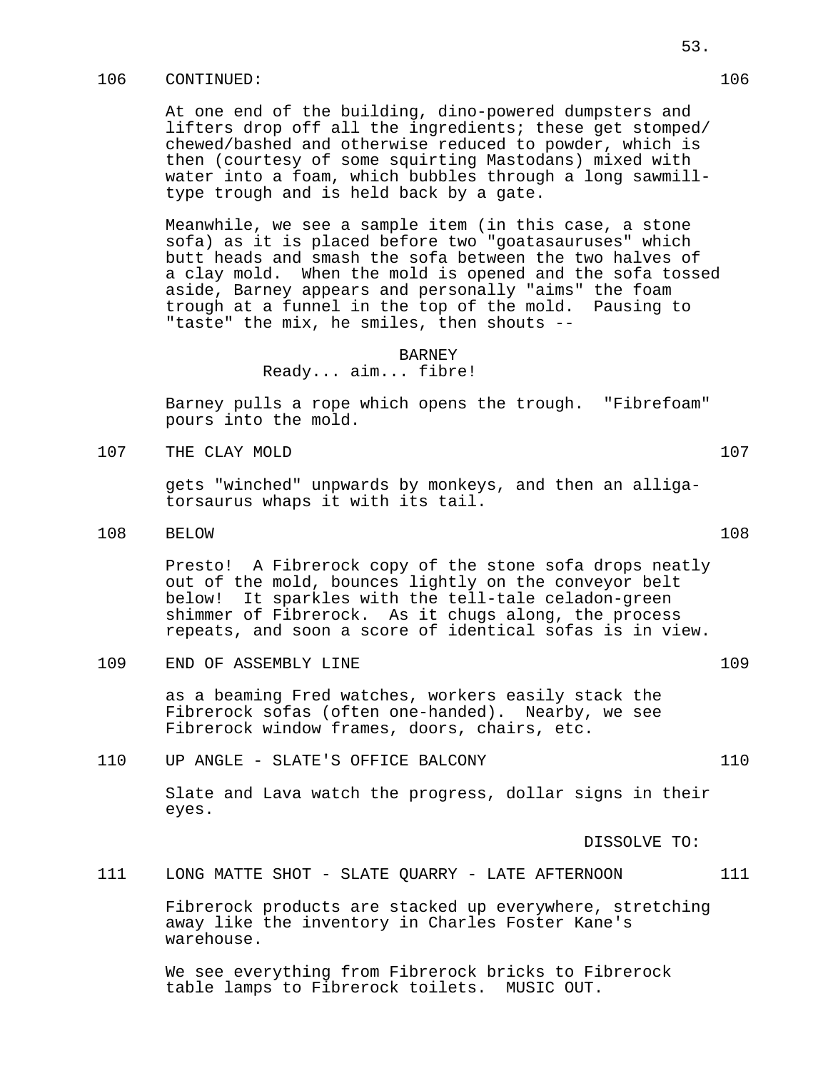106 CONTINUED: 106

At one end of the building, dino-powered dumpsters and lifters drop off all the ingredients; these get stomped/ chewed/bashed and otherwise reduced to powder, which is then (courtesy of some squirting Mastodans) mixed with water into a foam, which bubbles through a long sawmill-type trough and is held back by a gate.

Meanwhile, we see a sample item (in this case, a stone sofa) as it is placed before two "goatasauruses" which butt heads and smash the sofa between the two halves of a clay mold. When the mold is opened and the sofa tossed aside, Barney appears and personally "aims" the foam trough at a funnel in the top of the mold. Pausing to "taste" the mix, he smiles, then shouts --

BARNEY
Ready... aim... fibre!

Barney pulls a rope which opens the trough. "Fibrefoam" pours into the mold.

107 THE CLAY MOLD 107

gets "winched" unpwards by monkeys, and then an alligatorsaurus whaps it with its tail.

108 BELOW 108

Presto! A Fibrerock copy of the stone sofa drops neatly out of the mold, bounces lightly on the conveyor belt below! It sparkles with the tell-tale celadon-green shimmer of Fibrerock. As it chugs along, the process repeats, and soon a score of identical sofas is in view.

109 END OF ASSEMBLY LINE 109

as a beaming Fred watches, workers easily stack the Fibrerock sofas (often one-handed). Nearby, we see Fibrerock window frames, doors, chairs, etc.

110 UP ANGLE - SLATE'S OFFICE BALCONY 110

Slate and Lava watch the progress, dollar signs in their eyes.

DISSOLVE TO:

111 LONG MATTE SHOT - SLATE QUARRY - LATE AFTERNOON 111

Fibrerock products are stacked up everywhere, stretching away like the inventory in Charles Foster Kane's warehouse.

We see everything from Fibrerock bricks to Fibrerock table lamps to Fibrerock toilets. MUSIC OUT.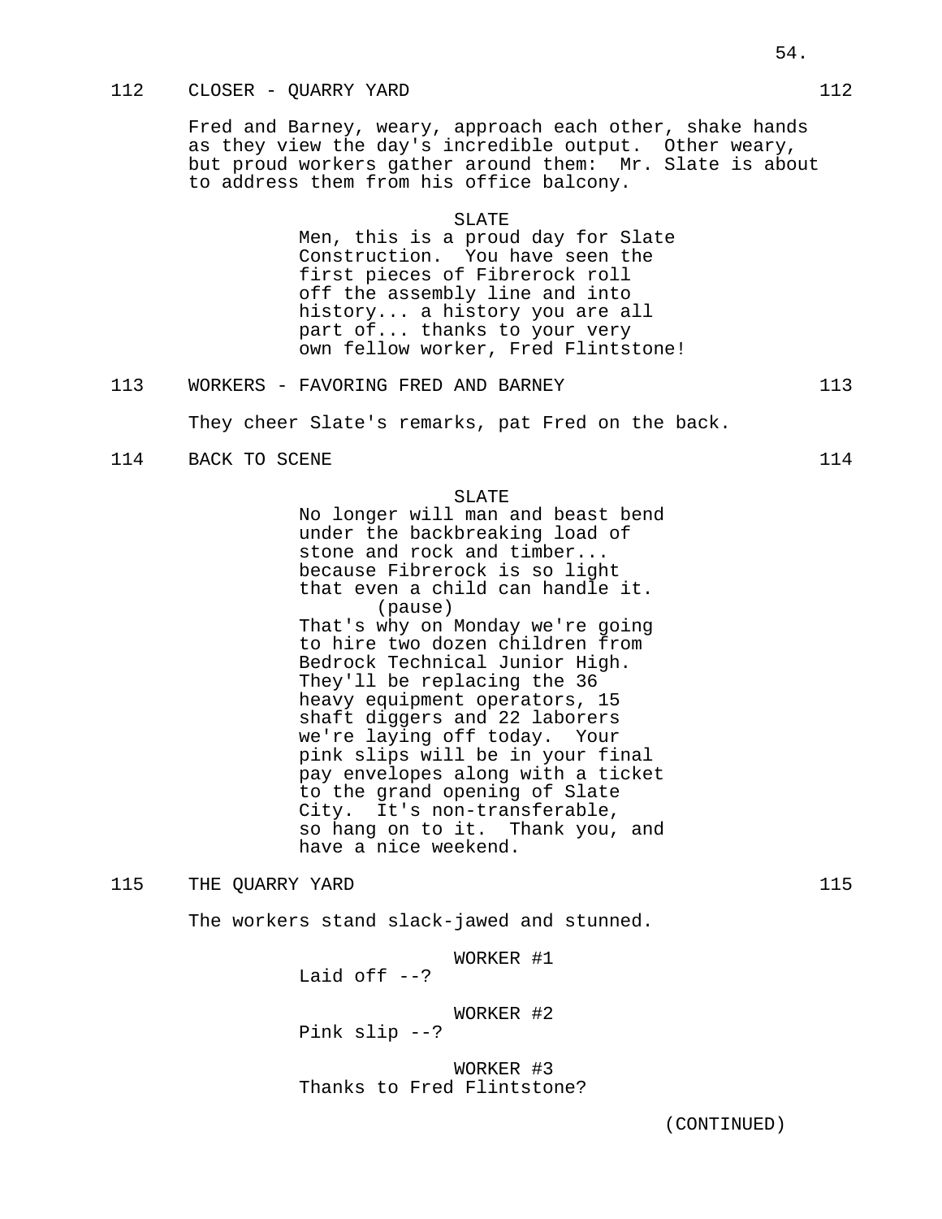112 CLOSER - QUARRY YARD 112

Fred and Barney, weary, approach each other, shake hands as they view the day's incredible output. Other weary, but proud workers gather around them: Mr. Slate is about to address them from his office balcony.

SLATE
Men, this is a proud day for Slate Construction. You have seen the first pieces of Fibrerock roll off the assembly line and into history... a history you are all part of... thanks to your very own fellow worker, Fred Flintstone!

113 WORKERS - FAVORING FRED AND BARNEY 113

They cheer Slate's remarks, pat Fred on the back.

114 BACK TO SCENE 114

SLATE
No longer will man and beast bend under the backbreaking load of stone and rock and timber... because Fibrerock is so light that even a child can handle it.
(pause)
That's why on Monday we're going to hire two dozen children from Bedrock Technical Junior High. They'll be replacing the 36 heavy equipment operators, 15 shaft diggers and 22 laborers we're laying off today. Your pink slips will be in your final pay envelopes along with a ticket to the grand opening of Slate City. It's non-transferable, so hang on to it. Thank you, and have a nice weekend.

115 THE QUARRY YARD 115

The workers stand slack-jawed and stunned.

WORKER #1
Laid off --?

WORKER #2
Pink slip --?

WORKER #3
Thanks to Fred Flintstone?

(CONTINUED)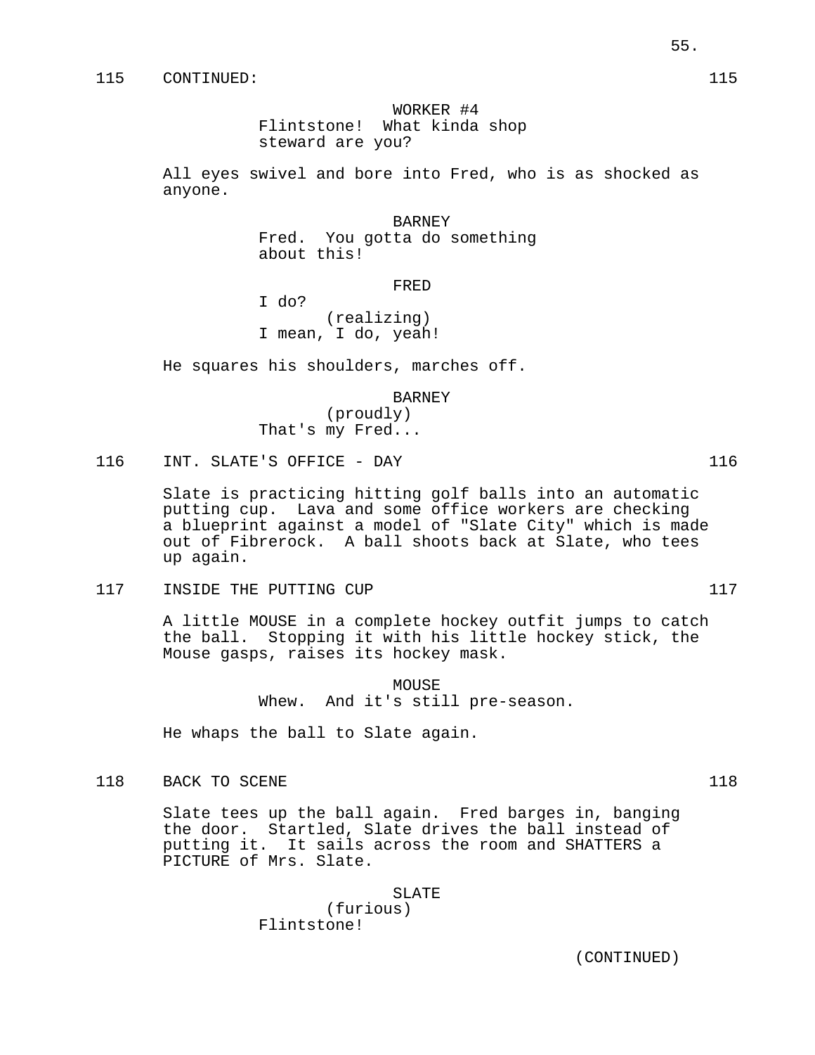115 CONTINUED: 115

WORKER #4
Flintstone! What kinda shop steward are you?

All eyes swivel and bore into Fred, who is as shocked as anyone.

BARNEY
Fred. You gotta do something about this!

FRED
I do?
(realizing)
I mean, I do, yeah!

He squares his shoulders, marches off.

BARNEY
(proudly)
That's my Fred...

116 INT. SLATE'S OFFICE - DAY 116

Slate is practicing hitting golf balls into an automatic putting cup. Lava and some office workers are checking a blueprint against a model of "Slate City" which is made out of Fibrerock. A ball shoots back at Slate, who tees up again.

117 INSIDE THE PUTTING CUP 117

A little MOUSE in a complete hockey outfit jumps to catch the ball. Stopping it with his little hockey stick, the Mouse gasps, raises its hockey mask.

MOUSE
Whew. And it's still pre-season.

He whaps the ball to Slate again.

118 BACK TO SCENE 118

Slate tees up the ball again. Fred barges in, banging the door. Startled, Slate drives the ball instead of putting it. It sails across the room and SHATTERS a PICTURE of Mrs. Slate.

SLATE
(furious)
Flintstone!

(CONTINUED)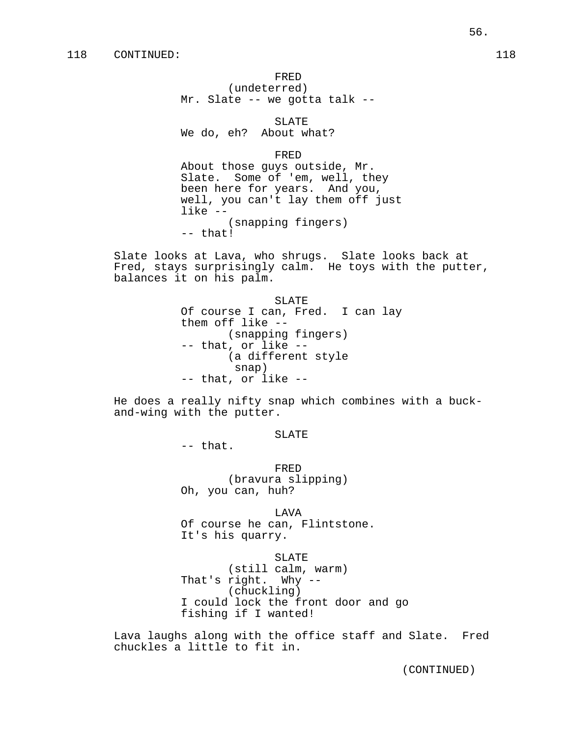118 CONTINUED: 118

FRED
(undeterred)
Mr. Slate -- we gotta talk --

SLATE
We do, eh? About what?

FRED
About those guys outside, Mr. Slate. Some of 'em, well, they been here for years. And you, well, you can't lay them off just like --
(snapping fingers)
-- that!

Slate looks at Lava, who shrugs. Slate looks back at Fred, stays surprisingly calm. He toys with the putter, balances it on his palm.

SLATE
Of course I can, Fred. I can lay them off like --
(snapping fingers)
-- that, or like --
(a different style snap)
-- that, or like --

He does a really nifty snap which combines with a buck-and-wing with the putter.

SLATE
-- that.

FRED
(bravura slipping)
Oh, you can, huh?

LAVA
Of course he can, Flintstone. It's his quarry.

SLATE
(still calm, warm)
That's right. Why --
(chuckling)
I could lock the front door and go fishing if I wanted!

Lava laughs along with the office staff and Slate. Fred chuckles a little to fit in.

(CONTINUED)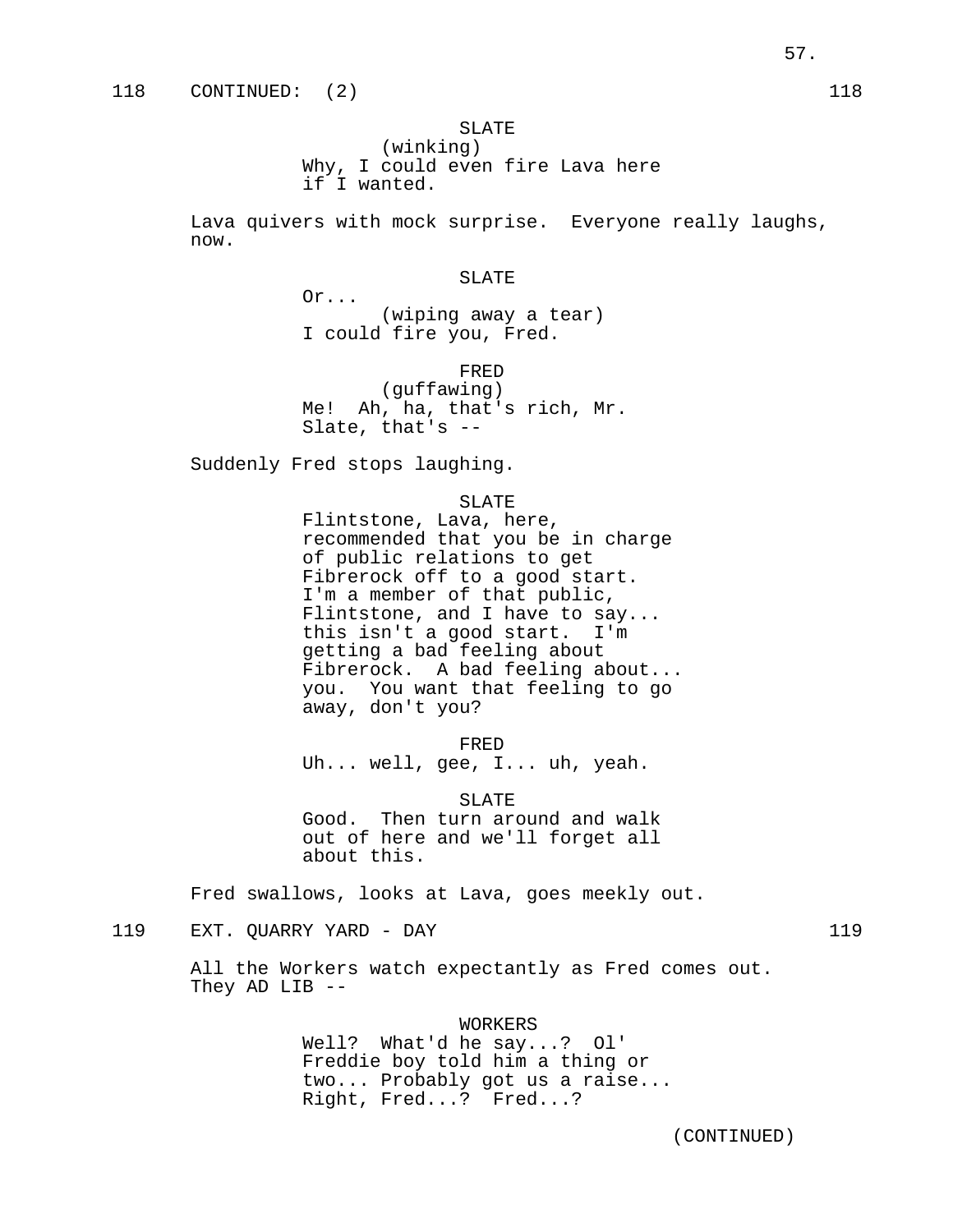118 CONTINUED: (2) 118

SLATE
(winking)
Why, I could even fire Lava here if I wanted.

Lava quivers with mock surprise. Everyone really laughs, now.

SLATE
Or...
(wiping away a tear)
I could fire you, Fred.

FRED
(guffawing)
Me! Ah, ha, that's rich, Mr. Slate, that's --

Suddenly Fred stops laughing.

SLATE
Flintstone, Lava, here, recommended that you be in charge of public relations to get Fibrerock off to a good start. I'm a member of that public, Flintstone, and I have to say... this isn't a good start. I'm getting a bad feeling about Fibrerock. A bad feeling about... you. You want that feeling to go away, don't you?

FRED
Uh... well, gee, I... uh, yeah.

SLATE
Good. Then turn around and walk out of here and we'll forget all about this.

Fred swallows, looks at Lava, goes meekly out.

119 EXT. QUARRY YARD - DAY 119

All the Workers watch expectantly as Fred comes out. They AD LIB --

WORKERS
Well? What'd he say...? Ol' Freddie boy told him a thing or two... Probably got us a raise... Right, Fred...? Fred...?

(CONTINUED)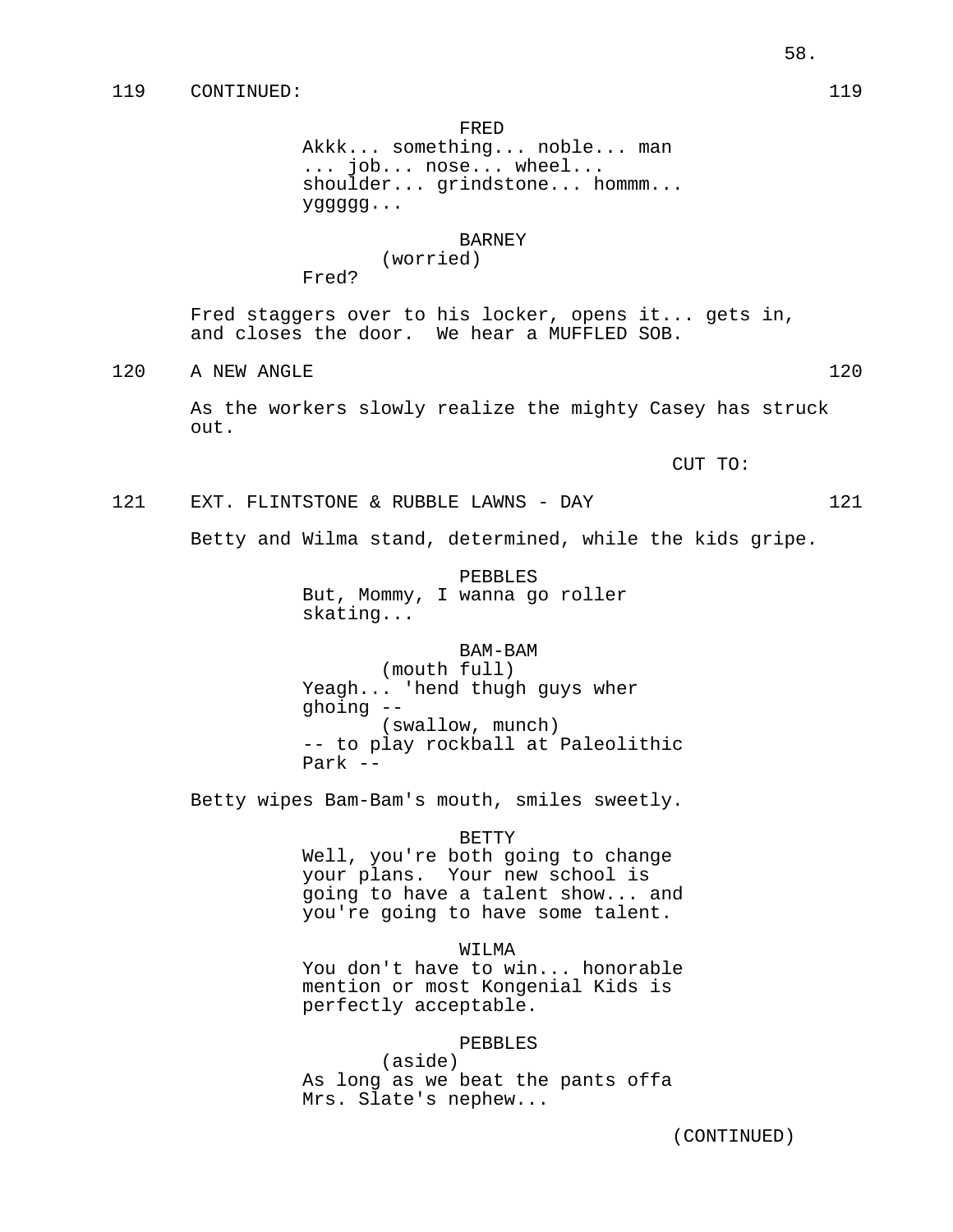119 CONTINUED: 119

FRED
Akkk... something... noble... man ... job... nose... wheel... shoulder... grindstone... hommm... yggggg...

BARNEY
(worried)
Fred?

Fred staggers over to his locker, opens it... gets in, and closes the door. We hear a MUFFLED SOB.

120 A NEW ANGLE 120

As the workers slowly realize the mighty Casey has struck out.

CUT TO:

121 EXT. FLINTSTONE & RUBBLE LAWNS - DAY 121

Betty and Wilma stand, determined, while the kids gripe.

PEBBLES
But, Mommy, I wanna go roller skating...

BAM-BAM
(mouth full)
Yeagh... 'hend thugh guys wher ghoing --
(swallow, munch)
-- to play rockball at Paleolithic Park --

Betty wipes Bam-Bam's mouth, smiles sweetly.

BETTY
Well, you're both going to change your plans. Your new school is going to have a talent show... and you're going to have some talent.

WILMA
You don't have to win... honorable mention or most Kongenial Kids is perfectly acceptable.

PEBBLES
(aside)
As long as we beat the pants offa Mrs. Slate's nephew...

(CONTINUED)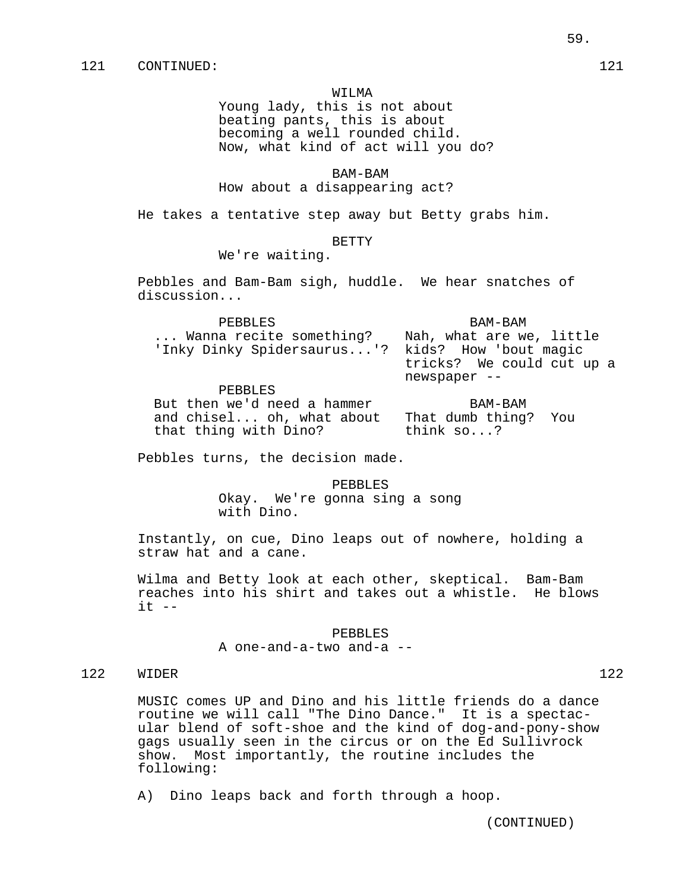121 CONTINUED: 121

WILMA
Young lady, this is not about beating pants, this is about becoming a well rounded child. Now, what kind of act will you do?

BAM-BAM
How about a disappearing act?

He takes a tentative step away but Betty grabs him.

BETTY
We're waiting.

Pebbles and Bam-Bam sigh, huddle. We hear snatches of discussion...

PEBBLES
... Wanna recite something? 'Inky Dinky Spidersaurus...'?

BAM-BAM
Nah, what are we, little kids? How 'bout magic tricks? We could cut up a newspaper --

PEBBLES
But then we'd need a hammer and chisel... oh, what about that thing with Dino?

BAM-BAM
That dumb thing? You think so...?

Pebbles turns, the decision made.

PEBBLES
Okay. We're gonna sing a song with Dino.

Instantly, on cue, Dino leaps out of nowhere, holding a straw hat and a cane.

Wilma and Betty look at each other, skeptical. Bam-Bam reaches into his shirt and takes out a whistle. He blows it --

PEBBLES
A one-and-a-two and-a --

122 WIDER 122

MUSIC comes UP and Dino and his little friends do a dance routine we will call "The Dino Dance." It is a spectacular blend of soft-shoe and the kind of dog-and-pony-show gags usually seen in the circus or on the Ed Sullivrock show. Most importantly, the routine includes the following:

A) Dino leaps back and forth through a hoop.

(CONTINUED)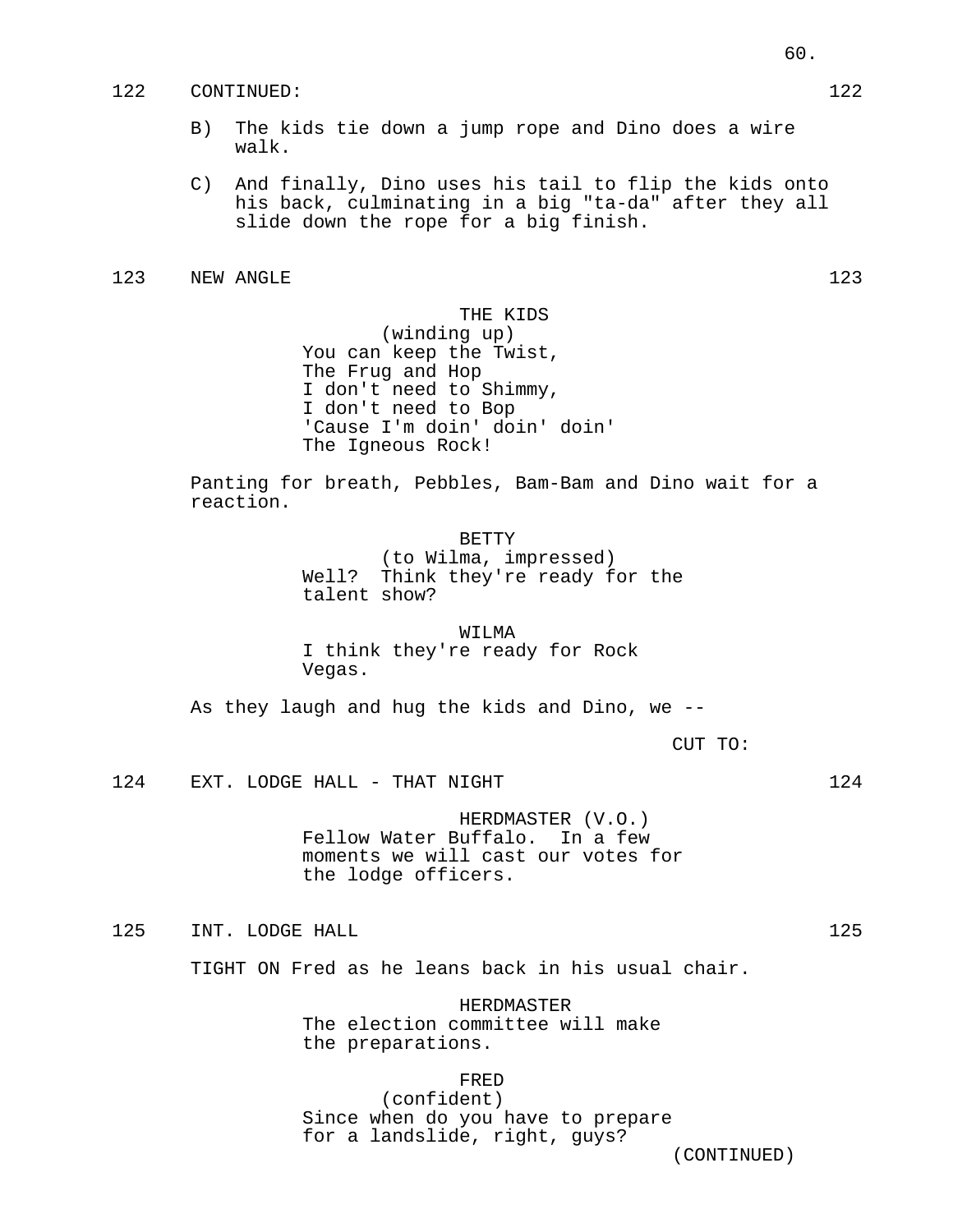122 CONTINUED: 122

B) The kids tie down a jump rope and Dino does a wire walk.

C) And finally, Dino uses his tail to flip the kids onto his back, culminating in a big "ta-da" after they all slide down the rope for a big finish.

123 NEW ANGLE 123

THE KIDS
(winding up)
You can keep the Twist,
The Frug and Hop
I don't need to Shimmy,
I don't need to Bop
'Cause I'm doin' doin' doin'
The Igneous Rock!

Panting for breath, Pebbles, Bam-Bam and Dino wait for a reaction.

BETTY
(to Wilma, impressed)
Well? Think they're ready for the talent show?

WILMA
I think they're ready for Rock Vegas.

As they laugh and hug the kids and Dino, we --

CUT TO:

124 EXT. LODGE HALL - THAT NIGHT 124

HERDMASTER (V.O.)
Fellow Water Buffalo. In a few moments we will cast our votes for the lodge officers.

125 INT. LODGE HALL 125

TIGHT ON Fred as he leans back in his usual chair.

HERDMASTER
The election committee will make the preparations.

FRED
(confident)
Since when do you have to prepare for a landslide, right, guys?

(CONTINUED)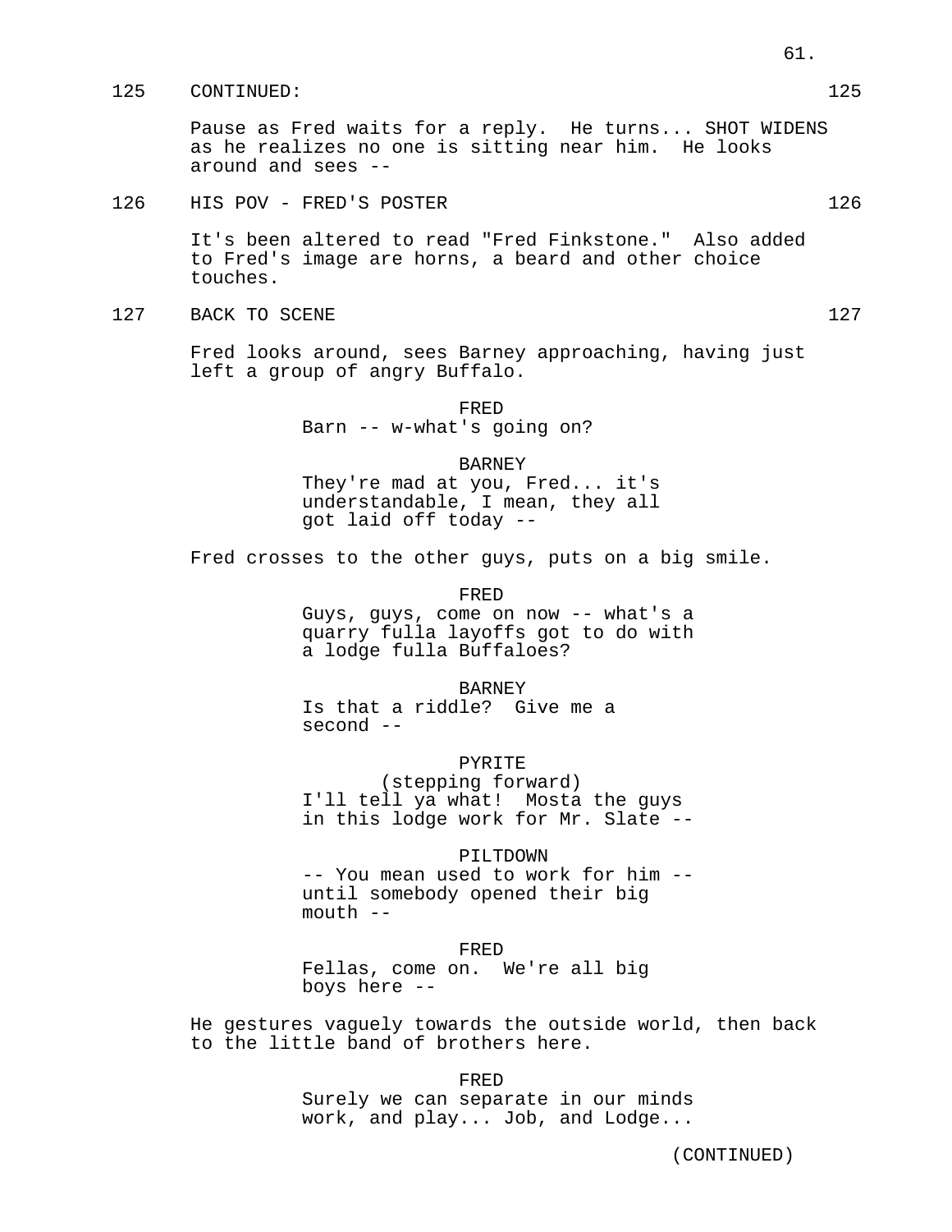125 CONTINUED: 125

Pause as Fred waits for a reply. He turns... SHOT WIDENS as he realizes no one is sitting near him. He looks around and sees --

126 HIS POV - FRED'S POSTER 126

It's been altered to read "Fred Finkstone." Also added to Fred's image are horns, a beard and other choice touches.

127 BACK TO SCENE 127

Fred looks around, sees Barney approaching, having just left a group of angry Buffalo.

FRED
Barn -- w-what's going on?

BARNEY
They're mad at you, Fred... it's understandable, I mean, they all got laid off today --

Fred crosses to the other guys, puts on a big smile.

FRED
Guys, guys, come on now -- what's a quarry fulla layoffs got to do with a lodge fulla Buffaloes?

BARNEY
Is that a riddle? Give me a second --

PYRITE
(stepping forward)
I'll tell ya what! Mosta the guys in this lodge work for Mr. Slate --

PILTDOWN
-- You mean used to work for him -- until somebody opened their big mouth --

FRED
Fellas, come on. We're all big boys here --

He gestures vaguely towards the outside world, then back to the little band of brothers here.

FRED
Surely we can separate in our minds work, and play... Job, and Lodge...

(CONTINUED)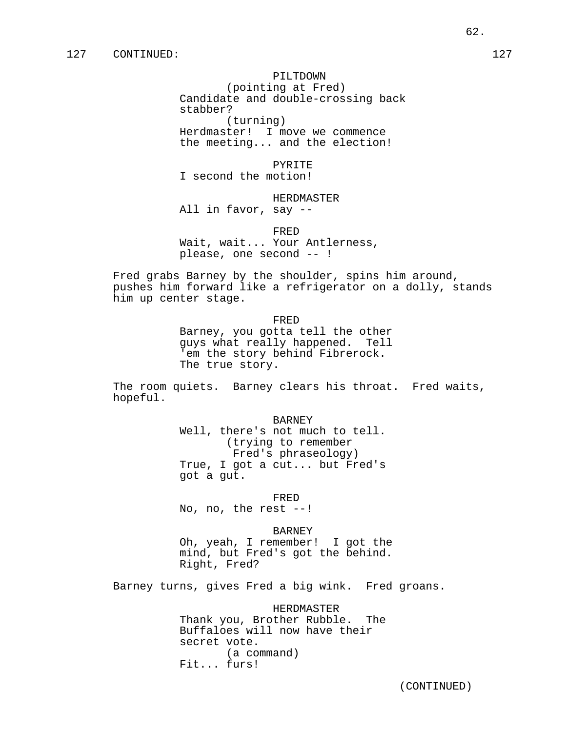127 CONTINUED: 127

PILTDOWN
(pointing at Fred)
Candidate and double-crossing back stabber?
(turning)
Herdmaster! I move we commence the meeting... and the election!

PYRITE
I second the motion!

HERDMASTER
All in favor, say --

FRED
Wait, wait... Your Antlerness, please, one second -- !

Fred grabs Barney by the shoulder, spins him around, pushes him forward like a refrigerator on a dolly, stands him up center stage.

FRED
Barney, you gotta tell the other guys what really happened. Tell 'em the story behind Fibrerock. The true story.

The room quiets. Barney clears his throat. Fred waits, hopeful.

BARNEY
Well, there's not much to tell.
(trying to remember Fred's phraseology)
True, I got a cut... but Fred's got a gut.

FRED
No, no, the rest --!

BARNEY
Oh, yeah, I remember! I got the mind, but Fred's got the behind. Right, Fred?

Barney turns, gives Fred a big wink. Fred groans.

HERDMASTER
Thank you, Brother Rubble. The Buffaloes will now have their secret vote.
(a command)
Fit... furs!

(CONTINUED)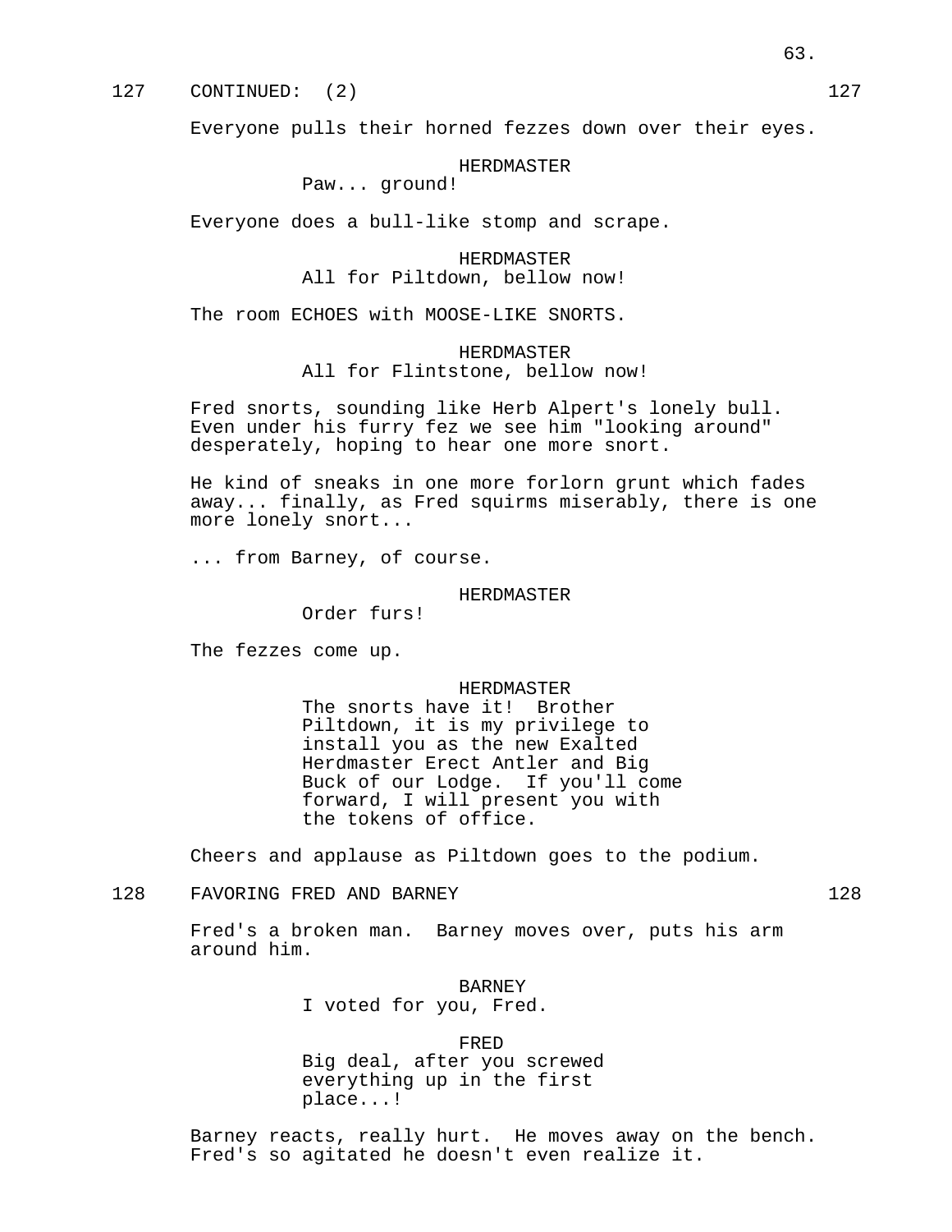127 CONTINUED: (2) 127

Everyone pulls their horned fezzes down over their eyes.

HERDMASTER
Paw... ground!

Everyone does a bull-like stomp and scrape.

HERDMASTER
All for Piltdown, bellow now!

The room ECHOES with MOOSE-LIKE SNORTS.

HERDMASTER
All for Flintstone, bellow now!

Fred snorts, sounding like Herb Alpert's lonely bull. Even under his furry fez we see him "looking around" desperately, hoping to hear one more snort.

He kind of sneaks in one more forlorn grunt which fades away... finally, as Fred squirms miserably, there is one more lonely snort...

... from Barney, of course.

HERDMASTER
Order furs!

The fezzes come up.

HERDMASTER
The snorts have it! Brother Piltdown, it is my privilege to install you as the new Exalted Herdmaster Erect Antler and Big Buck of our Lodge. If you'll come forward, I will present you with the tokens of office.

Cheers and applause as Piltdown goes to the podium.

128 FAVORING FRED AND BARNEY 128

Fred's a broken man. Barney moves over, puts his arm around him.

BARNEY
I voted for you, Fred.

FRED
Big deal, after you screwed everything up in the first place...!

Barney reacts, really hurt. He moves away on the bench. Fred's so agitated he doesn't even realize it.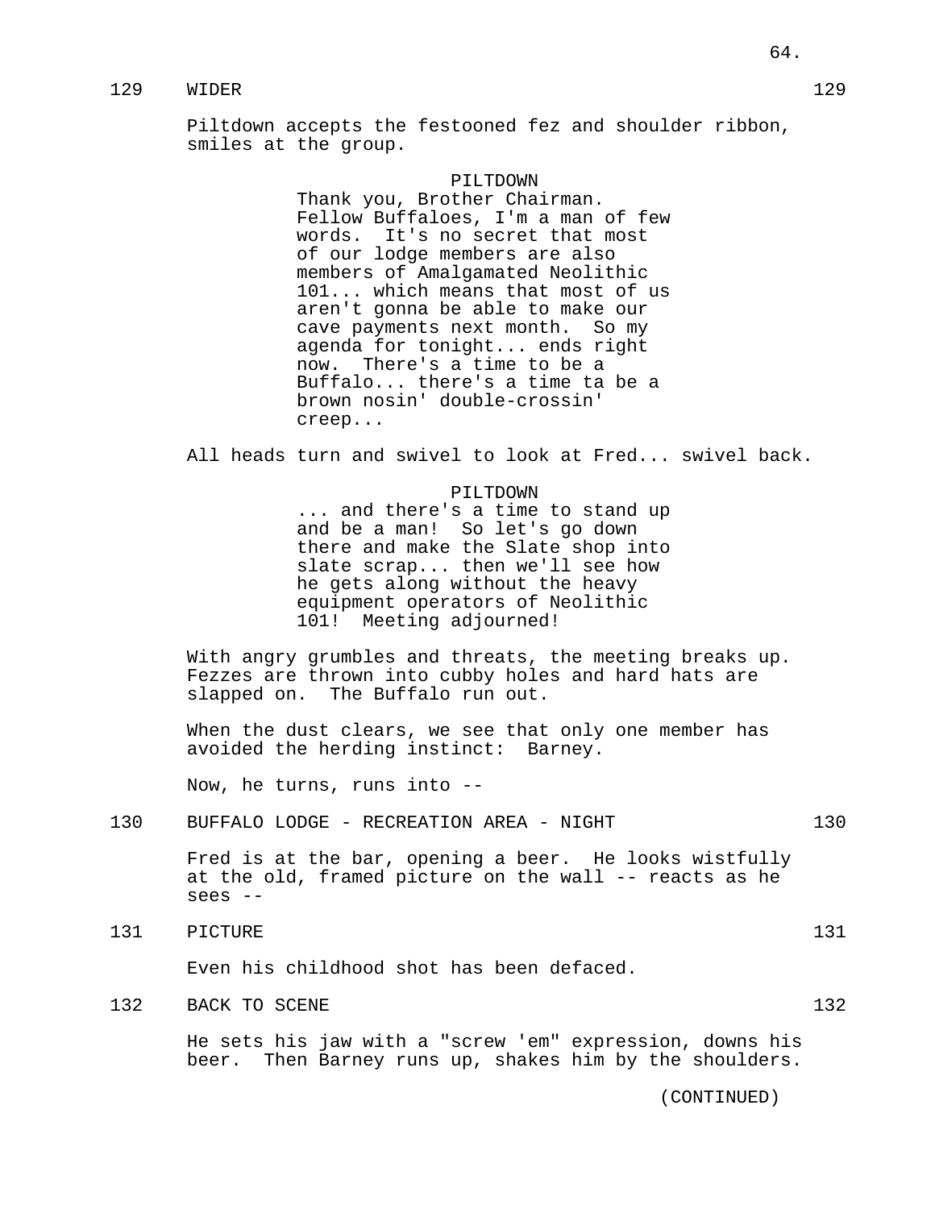129 WIDER 129

Piltdown accepts the festooned fez and shoulder ribbon, smiles at the group.

PILTDOWN
Thank you, Brother Chairman. Fellow Buffaloes, I'm a man of few words. It's no secret that most of our lodge members are also members of Amalgamated Neolithic 101... which means that most of us aren't gonna be able to make our cave payments next month. So my agenda for tonight... ends right now. There's a time to be a Buffalo... there's a time ta be a brown nosin' double-crossin' creep...

All heads turn and swivel to look at Fred... swivel back.

PILTDOWN
... and there's a time to stand up and be a man! So let's go down there and make the Slate shop into slate scrap... then we'll see how he gets along without the heavy equipment operators of Neolithic 101! Meeting adjourned!

With angry grumbles and threats, the meeting breaks up. Fezzes are thrown into cubby holes and hard hats are slapped on. The Buffalo run out.

When the dust clears, we see that only one member has avoided the herding instinct: Barney.

Now, he turns, runs into --

130 BUFFALO LODGE - RECREATION AREA - NIGHT 130

Fred is at the bar, opening a beer. He looks wistfully at the old, framed picture on the wall -- reacts as he sees --

131 PICTURE 131

Even his childhood shot has been defaced.

132 BACK TO SCENE 132

He sets his jaw with a "screw 'em" expression, downs his beer. Then Barney runs up, shakes him by the shoulders.

(CONTINUED)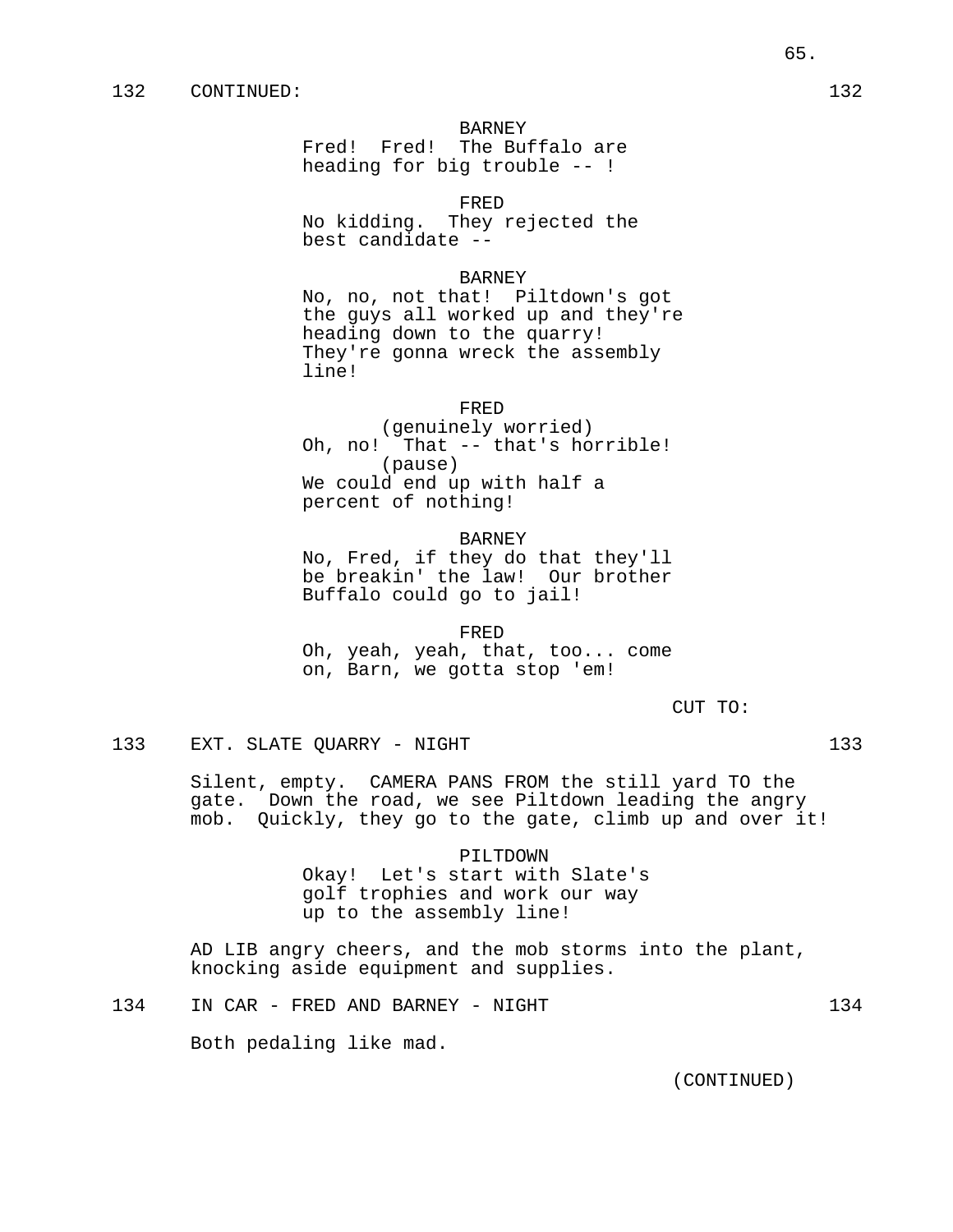132 CONTINUED: 132

BARNEY
Fred! Fred! The Buffalo are heading for big trouble -- !

FRED
No kidding. They rejected the best candidate --

BARNEY
No, no, not that! Piltdown's got the guys all worked up and they're heading down to the quarry! They're gonna wreck the assembly line!

FRED
(genuinely worried)
Oh, no! That -- that's horrible!
(pause)
We could end up with half a percent of nothing!

BARNEY
No, Fred, if they do that they'll be breakin' the law! Our brother Buffalo could go to jail!

FRED
Oh, yeah, yeah, that, too... come on, Barn, we gotta stop 'em!

CUT TO:

133 EXT. SLATE QUARRY - NIGHT 133

Silent, empty. CAMERA PANS FROM the still yard TO the gate. Down the road, we see Piltdown leading the angry mob. Quickly, they go to the gate, climb up and over it!

PILTDOWN
Okay! Let's start with Slate's golf trophies and work our way up to the assembly line!

AD LIB angry cheers, and the mob storms into the plant, knocking aside equipment and supplies.

134 IN CAR - FRED AND BARNEY - NIGHT 134

Both pedaling like mad.

(CONTINUED)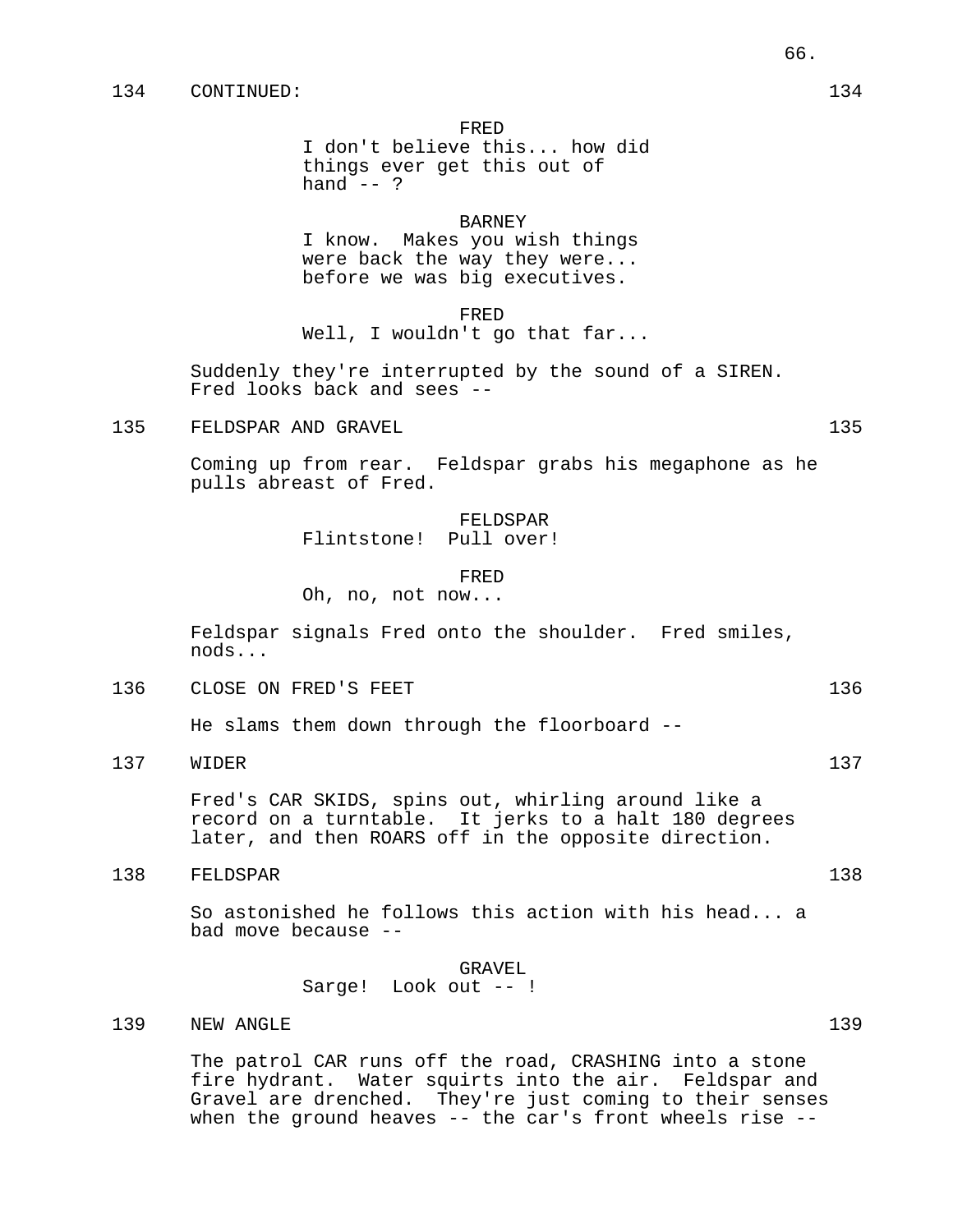134 CONTINUED: 134

FRED
I don't believe this... how did things ever get this out of hand -- ?

BARNEY
I know. Makes you wish things were back the way they were... before we was big executives.

FRED
Well, I wouldn't go that far...

Suddenly they're interrupted by the sound of a SIREN. Fred looks back and sees --

135 FELDSPAR AND GRAVEL 135

Coming up from rear. Feldspar grabs his megaphone as he pulls abreast of Fred.

FELDSPAR
Flintstone! Pull over!

FRED
Oh, no, not now...

Feldspar signals Fred onto the shoulder. Fred smiles, nods...

136 CLOSE ON FRED'S FEET 136

He slams them down through the floorboard --

137 WIDER 137

Fred's CAR SKIDS, spins out, whirling around like a record on a turntable. It jerks to a halt 180 degrees later, and then ROARS off in the opposite direction.

138 FELDSPAR 138

So astonished he follows this action with his head... a bad move because --

GRAVEL
Sarge! Look out -- !

139 NEW ANGLE 139

The patrol CAR runs off the road, CRASHING into a stone fire hydrant. Water squirts into the air. Feldspar and Gravel are drenched. They're just coming to their senses when the ground heaves -- the car's front wheels rise --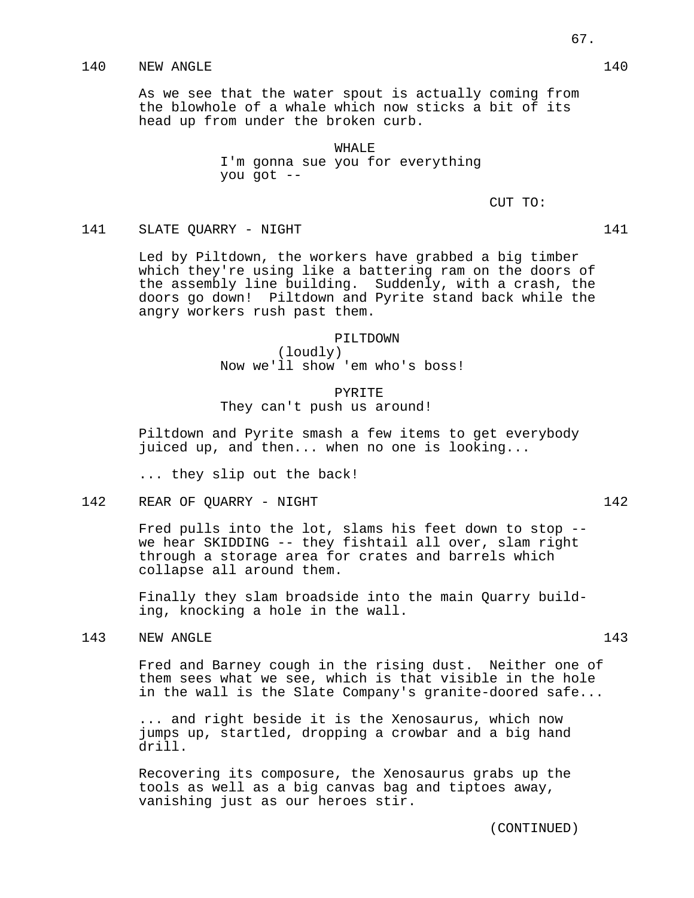140 NEW ANGLE 140

As we see that the water spout is actually coming from the blowhole of a whale which now sticks a bit of its head up from under the broken curb.

WHALE
I'm gonna sue you for everything you got --

CUT TO:

141 SLATE QUARRY - NIGHT 141

Led by Piltdown, the workers have grabbed a big timber which they're using like a battering ram on the doors of the assembly line building. Suddenly, with a crash, the doors go down! Piltdown and Pyrite stand back while the angry workers rush past them.

PILTDOWN
(loudly)
Now we'll show 'em who's boss!

PYRITE
They can't push us around!

Piltdown and Pyrite smash a few items to get everybody juiced up, and then... when no one is looking...

... they slip out the back!

142 REAR OF QUARRY - NIGHT 142

Fred pulls into the lot, slams his feet down to stop -- we hear SKIDDING -- they fishtail all over, slam right through a storage area for crates and barrels which collapse all around them.

Finally they slam broadside into the main Quarry building, knocking a hole in the wall.

143 NEW ANGLE 143

Fred and Barney cough in the rising dust. Neither one of them sees what we see, which is that visible in the hole in the wall is the Slate Company's granite-doored safe...

... and right beside it is the Xenosaurus, which now jumps up, startled, dropping a crowbar and a big hand drill.

Recovering its composure, the Xenosaurus grabs up the tools as well as a big canvas bag and tiptoes away, vanishing just as our heroes stir.

(CONTINUED)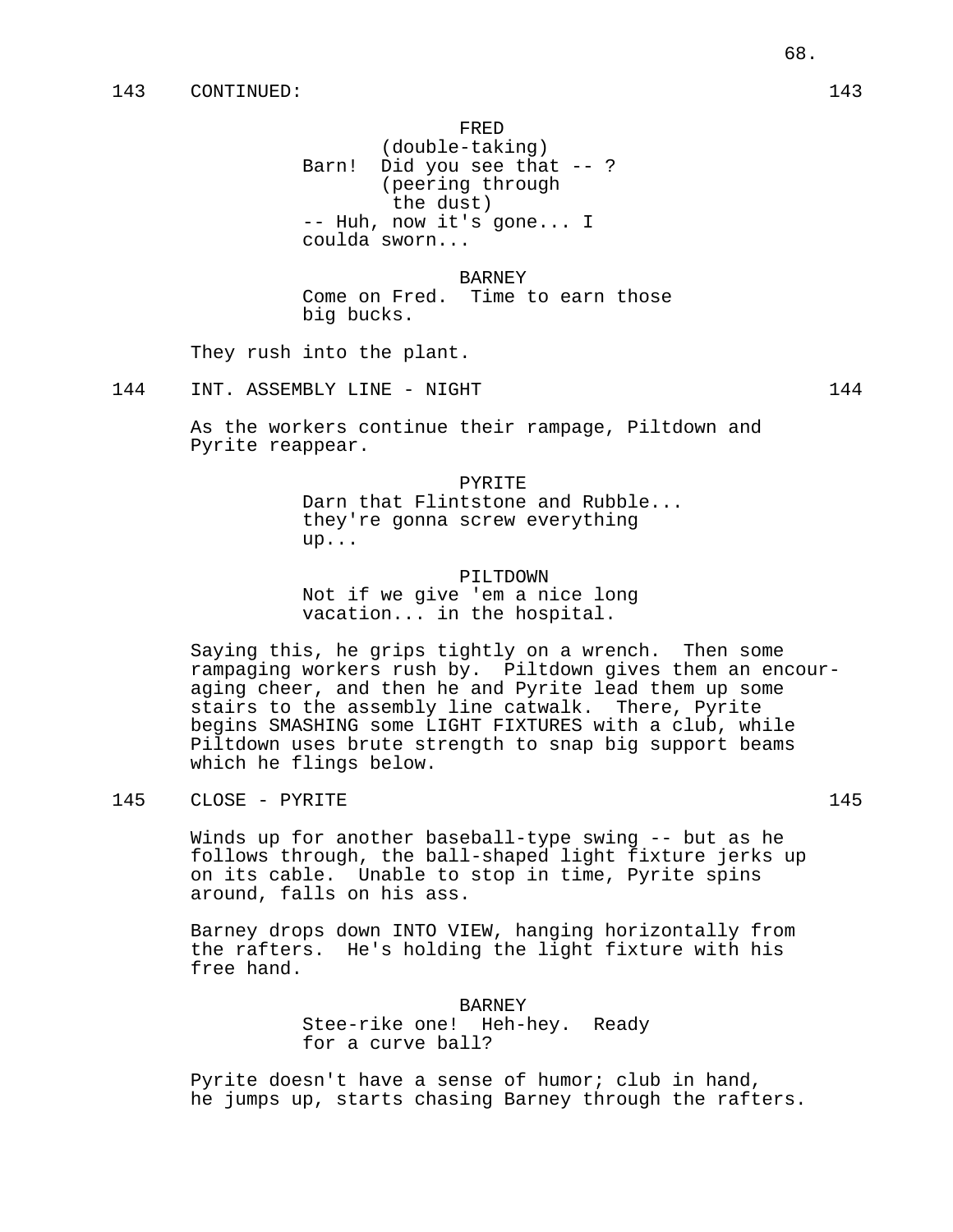143 CONTINUED: 143

FRED
(double-taking)
Barn! Did you see that -- ?
(peering through the dust)
-- Huh, now it's gone... I coulda sworn...

BARNEY
Come on Fred. Time to earn those big bucks.

They rush into the plant.

144 INT. ASSEMBLY LINE - NIGHT 144

As the workers continue their rampage, Piltdown and Pyrite reappear.

PYRITE
Darn that Flintstone and Rubble... they're gonna screw everything up...

PILTDOWN
Not if we give 'em a nice long vacation... in the hospital.

Saying this, he grips tightly on a wrench. Then some rampaging workers rush by. Piltdown gives them an encouraging cheer, and then he and Pyrite lead them up some stairs to the assembly line catwalk. There, Pyrite begins SMASHING some LIGHT FIXTURES with a club, while Piltdown uses brute strength to snap big support beams which he flings below.

145 CLOSE - PYRITE 145

Winds up for another baseball-type swing -- but as he follows through, the ball-shaped light fixture jerks up on its cable. Unable to stop in time, Pyrite spins around, falls on his ass.

Barney drops down INTO VIEW, hanging horizontally from the rafters. He's holding the light fixture with his free hand.

BARNEY
Stee-rike one! Heh-hey. Ready for a curve ball?

Pyrite doesn't have a sense of humor; club in hand, he jumps up, starts chasing Barney through the rafters.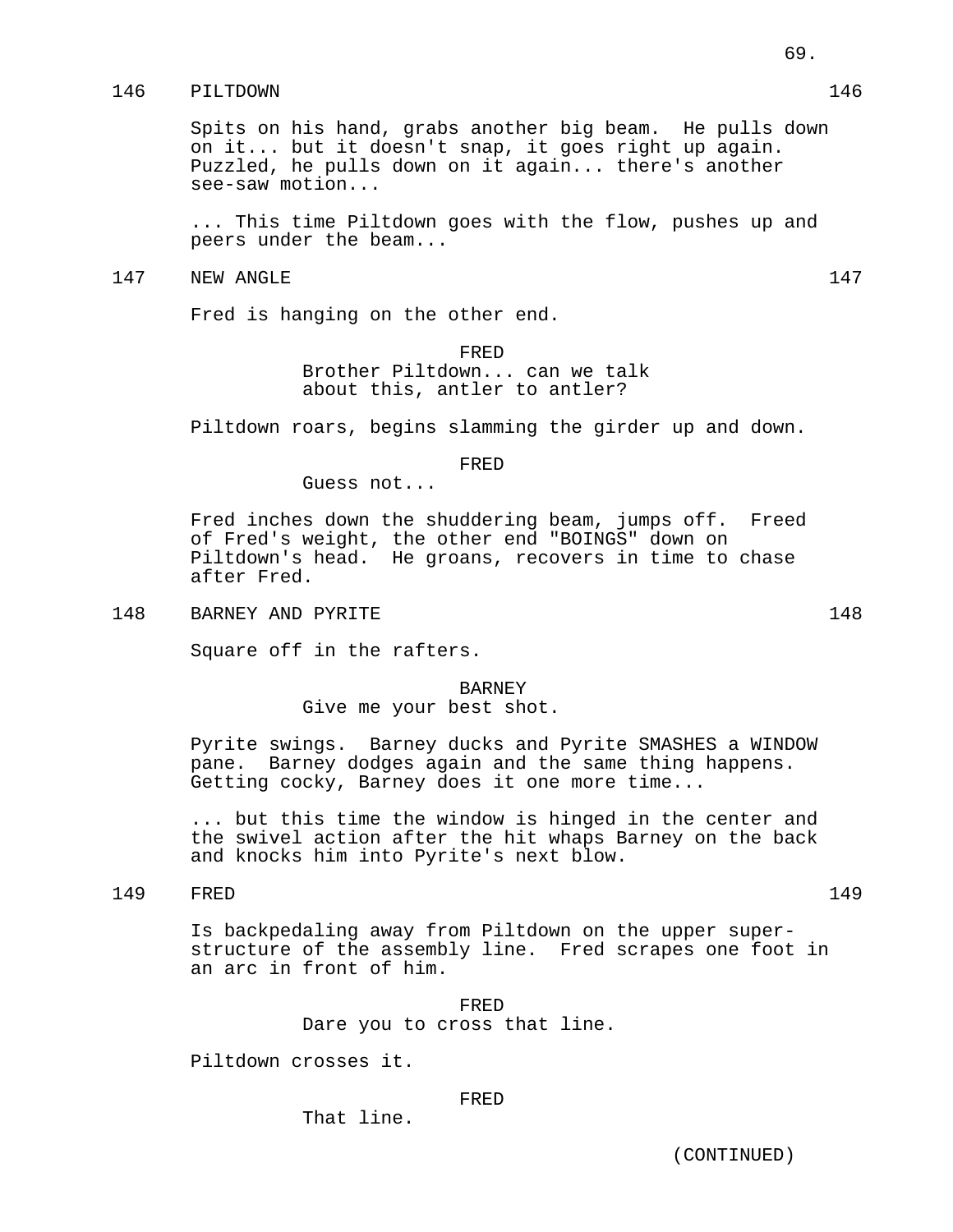146 PILTDOWN 146

Spits on his hand, grabs another big beam. He pulls down on it... but it doesn't snap, it goes right up again. Puzzled, he pulls down on it again... there's another see-saw motion...

... This time Piltdown goes with the flow, pushes up and peers under the beam...

147 NEW ANGLE 147

Fred is hanging on the other end.

FRED
Brother Piltdown... can we talk about this, antler to antler?

Piltdown roars, begins slamming the girder up and down.

FRED
Guess not...

Fred inches down the shuddering beam, jumps off. Freed of Fred's weight, the other end "BOINGS" down on Piltdown's head. He groans, recovers in time to chase after Fred.

148 BARNEY AND PYRITE 148

Square off in the rafters.

BARNEY
Give me your best shot.

Pyrite swings. Barney ducks and Pyrite SMASHES a WINDOW pane. Barney dodges again and the same thing happens. Getting cocky, Barney does it one more time...

... but this time the window is hinged in the center and the swivel action after the hit whaps Barney on the back and knocks him into Pyrite's next blow.

149 FRED 149

Is backpedaling away from Piltdown on the upper super-structure of the assembly line. Fred scrapes one foot in an arc in front of him.

FRED
Dare you to cross that line.

Piltdown crosses it.

FRED
That line.

(CONTINUED)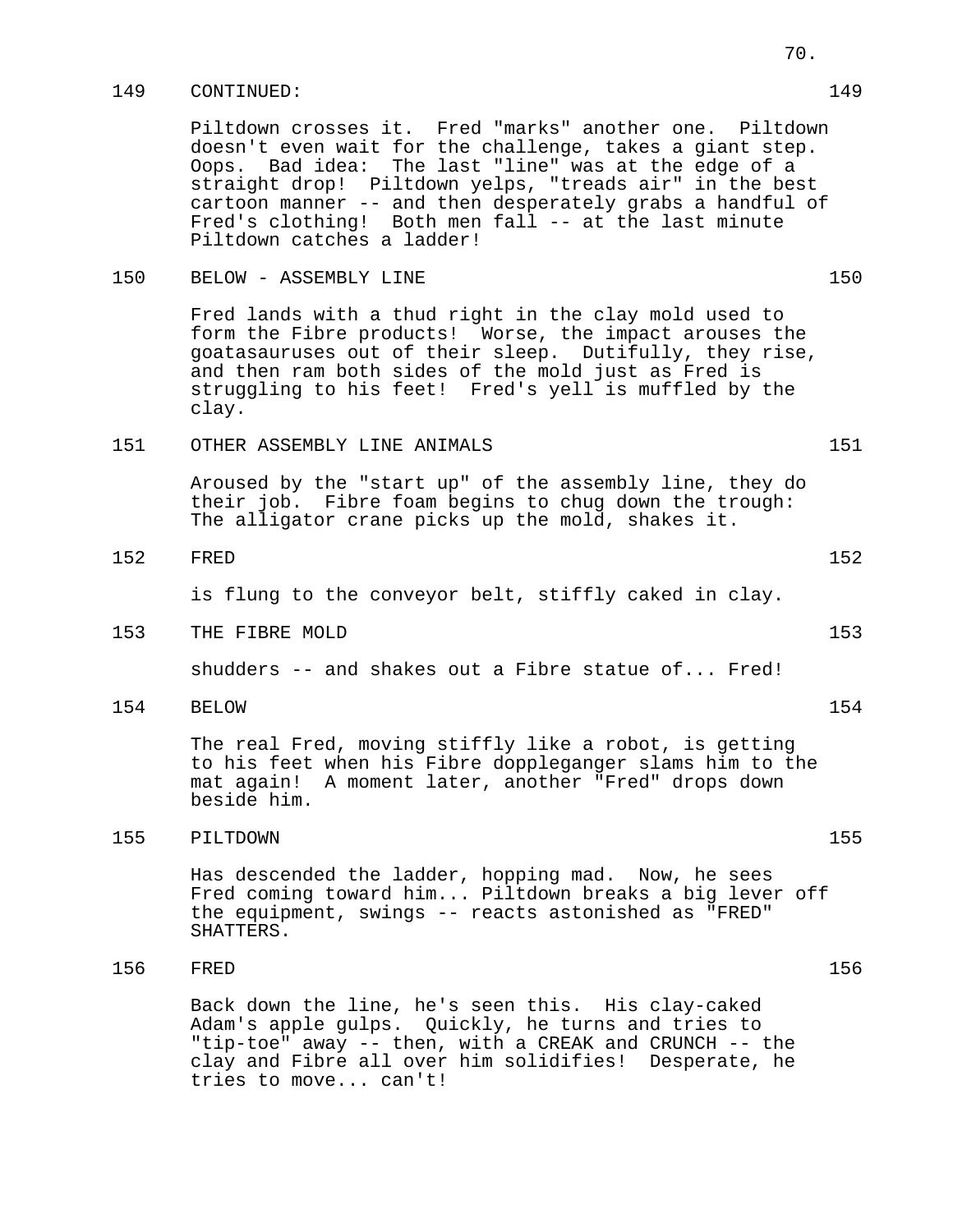149 CONTINUED: 149

Piltdown crosses it. Fred "marks" another one. Piltdown doesn't even wait for the challenge, takes a giant step. Oops. Bad idea: The last "line" was at the edge of a straight drop! Piltdown yelps, "treads air" in the best cartoon manner -- and then desperately grabs a handful of Fred's clothing! Both men fall -- at the last minute Piltdown catches a ladder!

150 BELOW - ASSEMBLY LINE 150

Fred lands with a thud right in the clay mold used to form the Fibre products! Worse, the impact arouses the goatasauruses out of their sleep. Dutifully, they rise, and then ram both sides of the mold just as Fred is struggling to his feet! Fred's yell is muffled by the clay.

151 OTHER ASSEMBLY LINE ANIMALS 151

Aroused by the "start up" of the assembly line, they do their job. Fibre foam begins to chug down the trough: The alligator crane picks up the mold, shakes it.

152 FRED 152

is flung to the conveyor belt, stiffly caked in clay.

153 THE FIBRE MOLD 153

shudders -- and shakes out a Fibre statue of... Fred!

154 BELOW 154

The real Fred, moving stiffly like a robot, is getting to his feet when his Fibre doppleganger slams him to the mat again! A moment later, another "Fred" drops down beside him.

155 PILTDOWN 155

Has descended the ladder, hopping mad. Now, he sees Fred coming toward him... Piltdown breaks a big lever off the equipment, swings -- reacts astonished as "FRED" SHATTERS.

156 FRED 156

Back down the line, he's seen this. His clay-caked Adam's apple gulps. Quickly, he turns and tries to "tip-toe" away -- then, with a CREAK and CRUNCH -- the clay and Fibre all over him solidifies! Desperate, he tries to move... can't!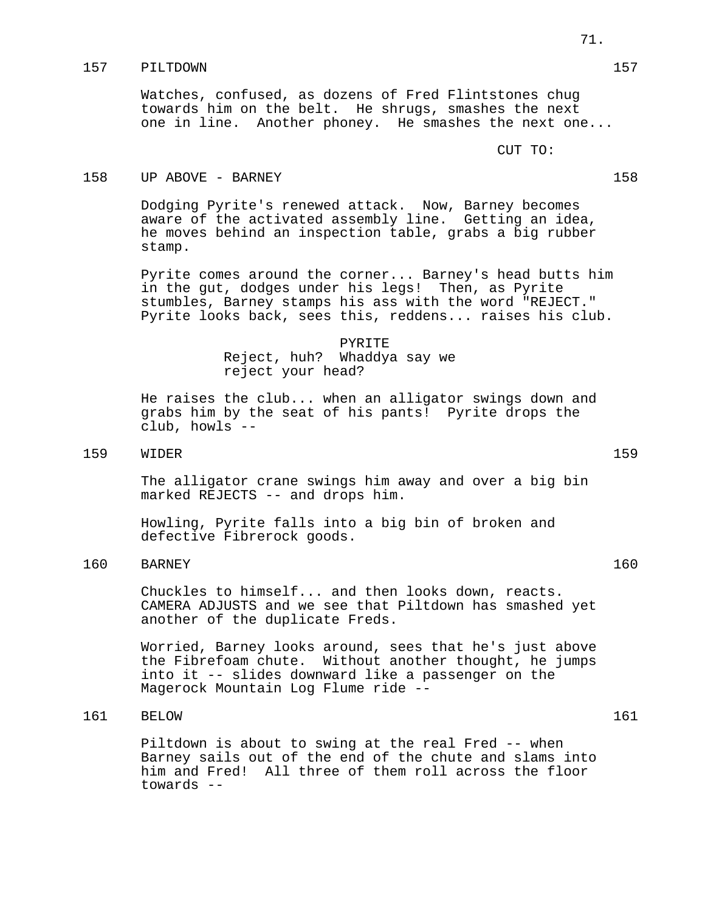157 PILTDOWN 157

Watches, confused, as dozens of Fred Flintstones chug towards him on the belt. He shrugs, smashes the next one in line. Another phoney. He smashes the next one...

CUT TO:

158 UP ABOVE - BARNEY 158

Dodging Pyrite's renewed attack. Now, Barney becomes aware of the activated assembly line. Getting an idea, he moves behind an inspection table, grabs a big rubber stamp.

Pyrite comes around the corner... Barney's head butts him in the gut, dodges under his legs! Then, as Pyrite stumbles, Barney stamps his ass with the word "REJECT." Pyrite looks back, sees this, reddens... raises his club.

PYRITE
Reject, huh? Whaddya say we reject your head?

He raises the club... when an alligator swings down and grabs him by the seat of his pants! Pyrite drops the club, howls --

159 WIDER 159

The alligator crane swings him away and over a big bin marked REJECTS -- and drops him.

Howling, Pyrite falls into a big bin of broken and defective Fibrerock goods.

160 BARNEY 160

Chuckles to himself... and then looks down, reacts. CAMERA ADJUSTS and we see that Piltdown has smashed yet another of the duplicate Freds.

Worried, Barney looks around, sees that he's just above the Fibrefoam chute. Without another thought, he jumps into it -- slides downward like a passenger on the Magerock Mountain Log Flume ride --

161 BELOW 161

Piltdown is about to swing at the real Fred -- when Barney sails out of the end of the chute and slams into him and Fred! All three of them roll across the floor towards --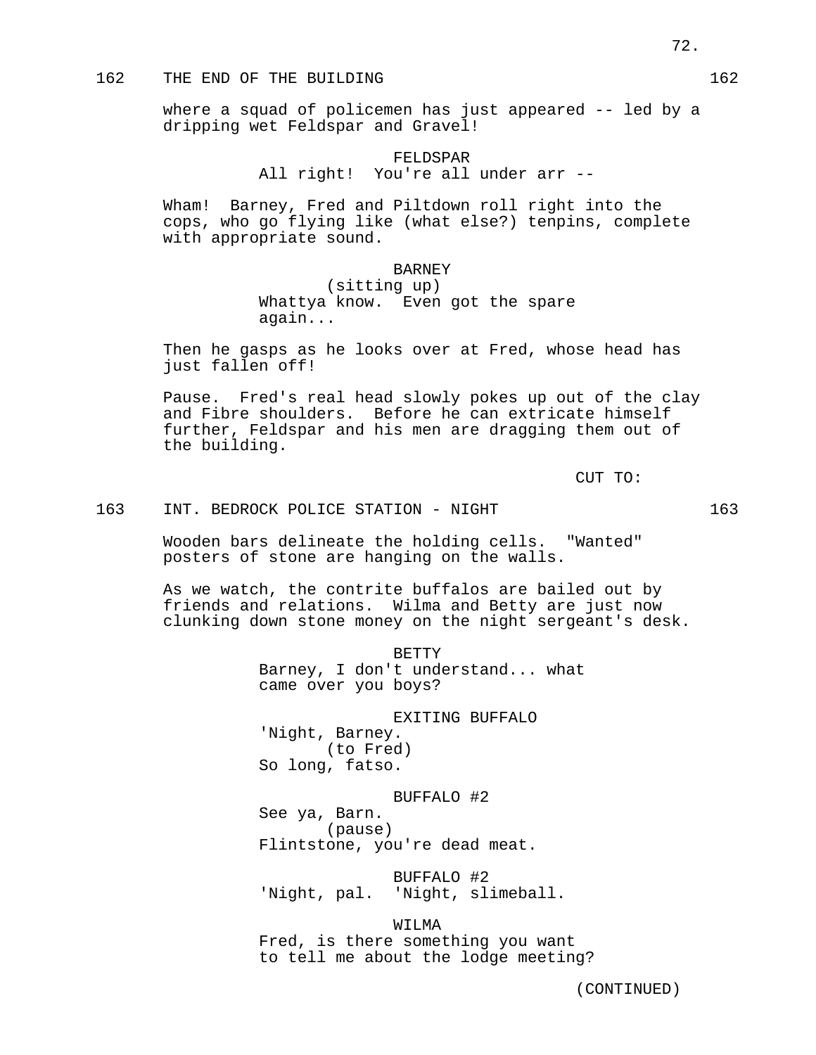162 THE END OF THE BUILDING 162

where a squad of policemen has just appeared -- led by a dripping wet Feldspar and Gravel!

FELDSPAR
All right! You're all under arr --

Wham! Barney, Fred and Piltdown roll right into the cops, who go flying like (what else?) tenpins, complete with appropriate sound.

BARNEY
(sitting up)
Whattya know. Even got the spare again...

Then he gasps as he looks over at Fred, whose head has just fallen off!

Pause. Fred's real head slowly pokes up out of the clay and Fibre shoulders. Before he can extricate himself further, Feldspar and his men are dragging them out of the building.

CUT TO:

163 INT. BEDROCK POLICE STATION - NIGHT 163

Wooden bars delineate the holding cells. "Wanted" posters of stone are hanging on the walls.

As we watch, the contrite buffalos are bailed out by friends and relations. Wilma and Betty are just now clunking down stone money on the night sergeant's desk.

BETTY
Barney, I don't understand... what came over you boys?

EXITING BUFFALO
'Night, Barney.
(to Fred)
So long, fatso.

BUFFALO #2
See ya, Barn.
(pause)
Flintstone, you're dead meat.

BUFFALO #2
'Night, pal. 'Night, slimeball.

WILMA
Fred, is there something you want to tell me about the lodge meeting?

(CONTINUED)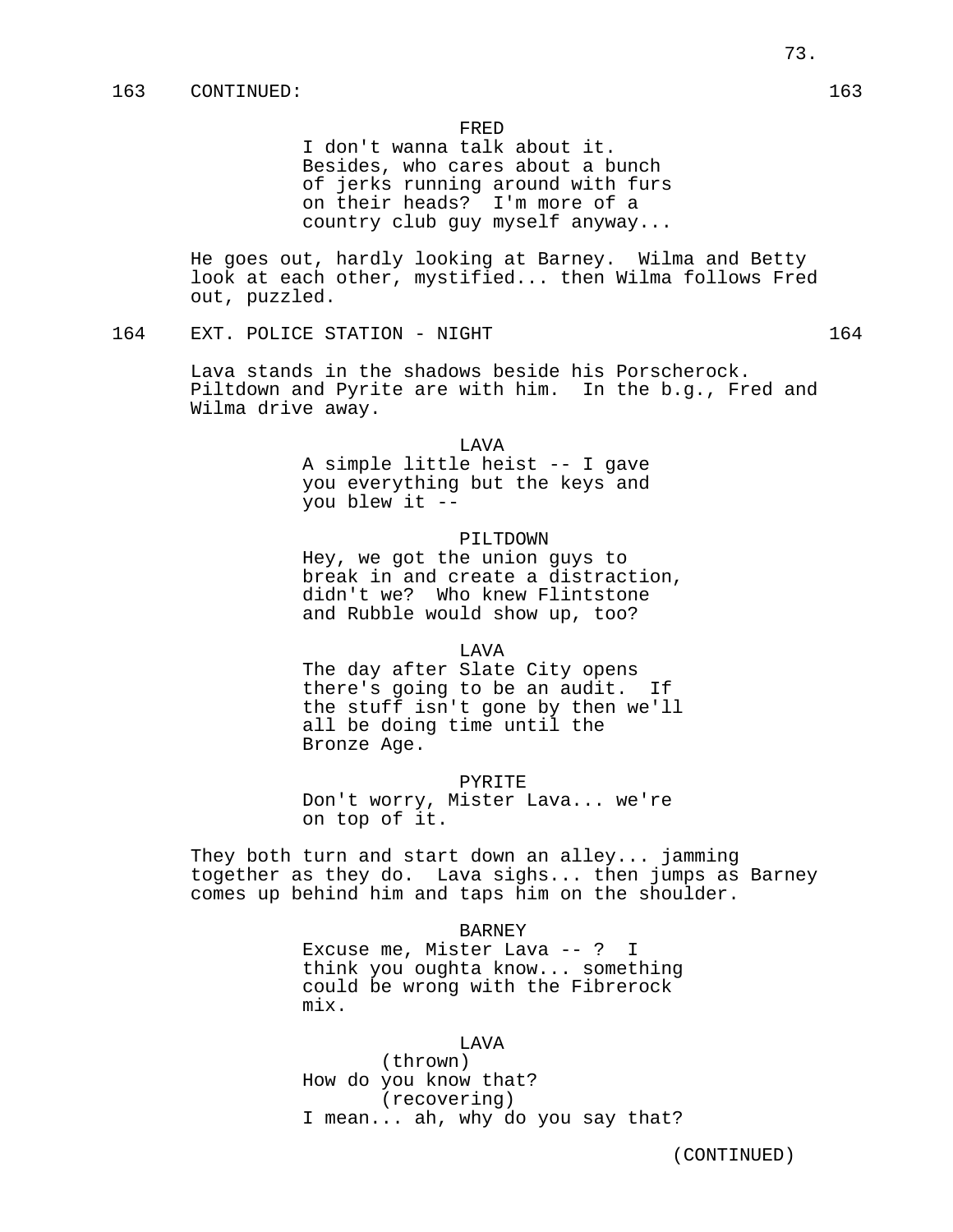163 CONTINUED: 163

FRED
I don't wanna talk about it. Besides, who cares about a bunch of jerks running around with furs on their heads? I'm more of a country club guy myself anyway...

He goes out, hardly looking at Barney. Wilma and Betty look at each other, mystified... then Wilma follows Fred out, puzzled.

164 EXT. POLICE STATION - NIGHT 164

Lava stands in the shadows beside his Porscherock. Piltdown and Pyrite are with him. In the b.g., Fred and Wilma drive away.

LAVA
A simple little heist -- I gave you everything but the keys and you blew it --

PILTDOWN
Hey, we got the union guys to break in and create a distraction, didn't we? Who knew Flintstone and Rubble would show up, too?

LAVA
The day after Slate City opens there's going to be an audit. If the stuff isn't gone by then we'll all be doing time until the Bronze Age.

PYRITE
Don't worry, Mister Lava... we're on top of it.

They both turn and start down an alley... jamming together as they do. Lava sighs... then jumps as Barney comes up behind him and taps him on the shoulder.

BARNEY
Excuse me, Mister Lava -- ? I think you oughta know... something could be wrong with the Fibrerock mix.

LAVA
(thrown)
How do you know that?
(recovering)
I mean... ah, why do you say that?

(CONTINUED)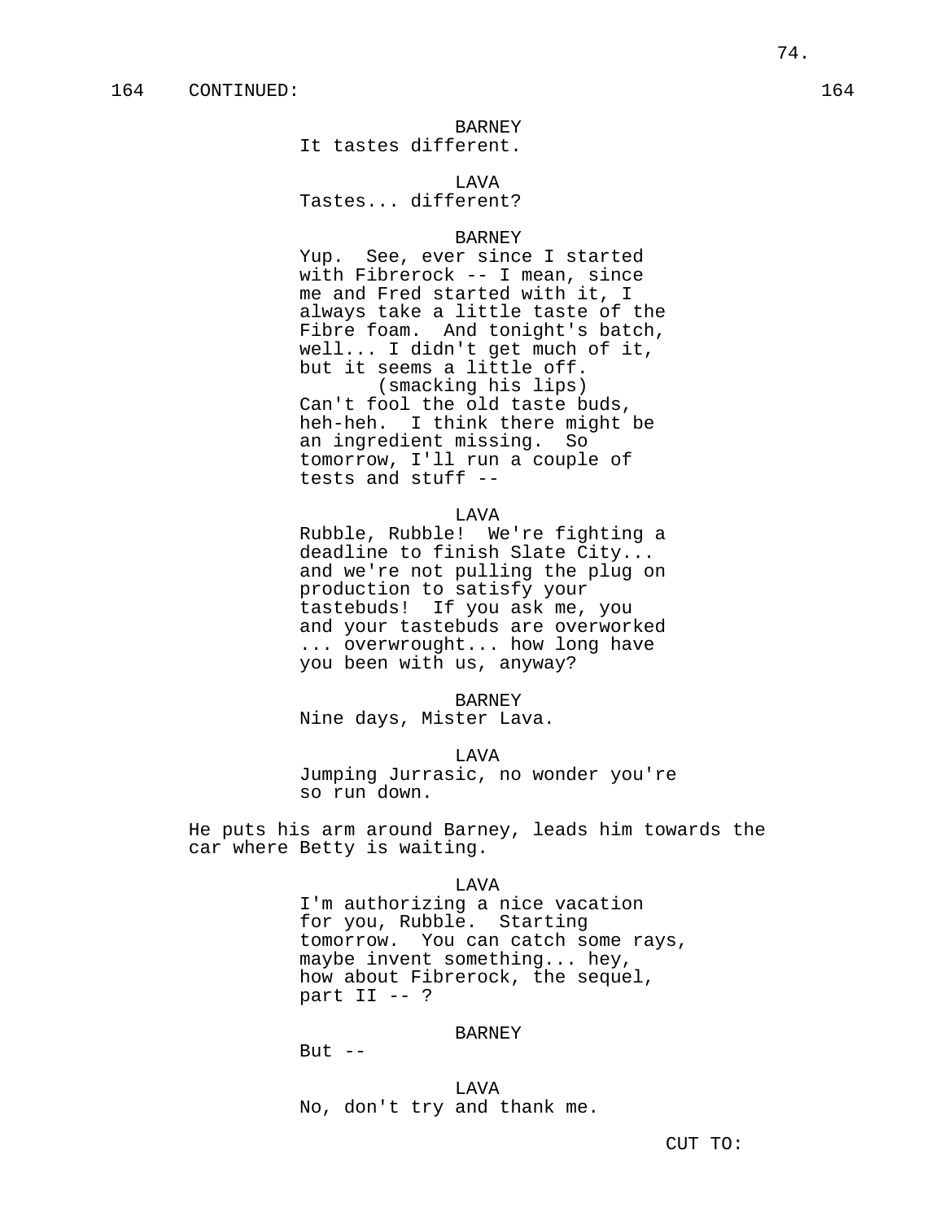164 CONTINUED: 164

BARNEY
It tastes different.

LAVA
Tastes... different?

BARNEY
Yup. See, ever since I started with Fibrerock -- I mean, since me and Fred started with it, I always take a little taste of the Fibre foam. And tonight's batch, well... I didn't get much of it, but it seems a little off.
(smacking his lips)
Can't fool the old taste buds, heh-heh. I think there might be an ingredient missing. So tomorrow, I'll run a couple of tests and stuff --

LAVA
Rubble, Rubble! We're fighting a deadline to finish Slate City... and we're not pulling the plug on production to satisfy your tastebuds! If you ask me, you and your tastebuds are overworked ... overwrought... how long have you been with us, anyway?

BARNEY
Nine days, Mister Lava.

LAVA
Jumping Jurrasic, no wonder you're so run down.

He puts his arm around Barney, leads him towards the car where Betty is waiting.

LAVA
I'm authorizing a nice vacation for you, Rubble. Starting tomorrow. You can catch some rays, maybe invent something... hey, how about Fibrerock, the sequel, part II -- ?

BARNEY
But --

LAVA
No, don't try and thank me.

CUT TO: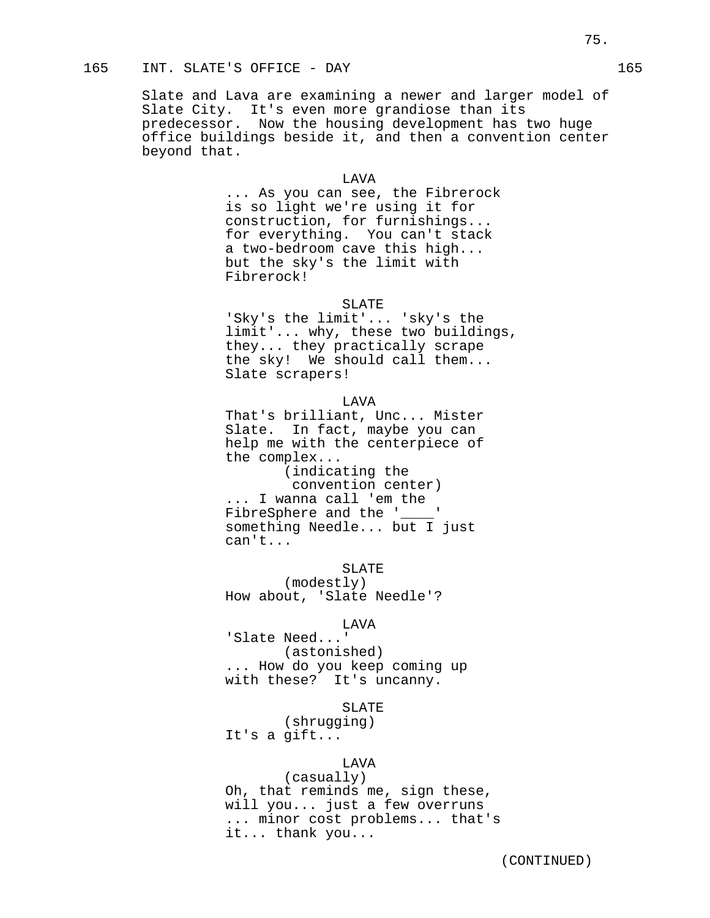165 INT. SLATE'S OFFICE - DAY 165

Slate and Lava are examining a newer and larger model of Slate City. It's even more grandiose than its predecessor. Now the housing development has two huge office buildings beside it, and then a convention center beyond that.

LAVA
... As you can see, the Fibrerock is so light we're using it for construction, for furnishings... for everything. You can't stack a two-bedroom cave this high... but the sky's the limit with Fibrerock!

SLATE
'Sky's the limit'... 'sky's the limit'... why, these two buildings, they... they practically scrape the sky! We should call them... Slate scrapers!

LAVA
That's brilliant, Unc... Mister Slate. In fact, maybe you can help me with the centerpiece of the complex...
(indicating the convention center)
... I wanna call 'em the FibreSphere and the '____' something Needle... but I just can't...

SLATE
(modestly)
How about, 'Slate Needle'?

LAVA
'Slate Need...'
(astonished)
... How do you keep coming up with these? It's uncanny.

SLATE
(shrugging)
It's a gift...

LAVA
(casually)
Oh, that reminds me, sign these, will you... just a few overruns ... minor cost problems... that's it... thank you...

(CONTINUED)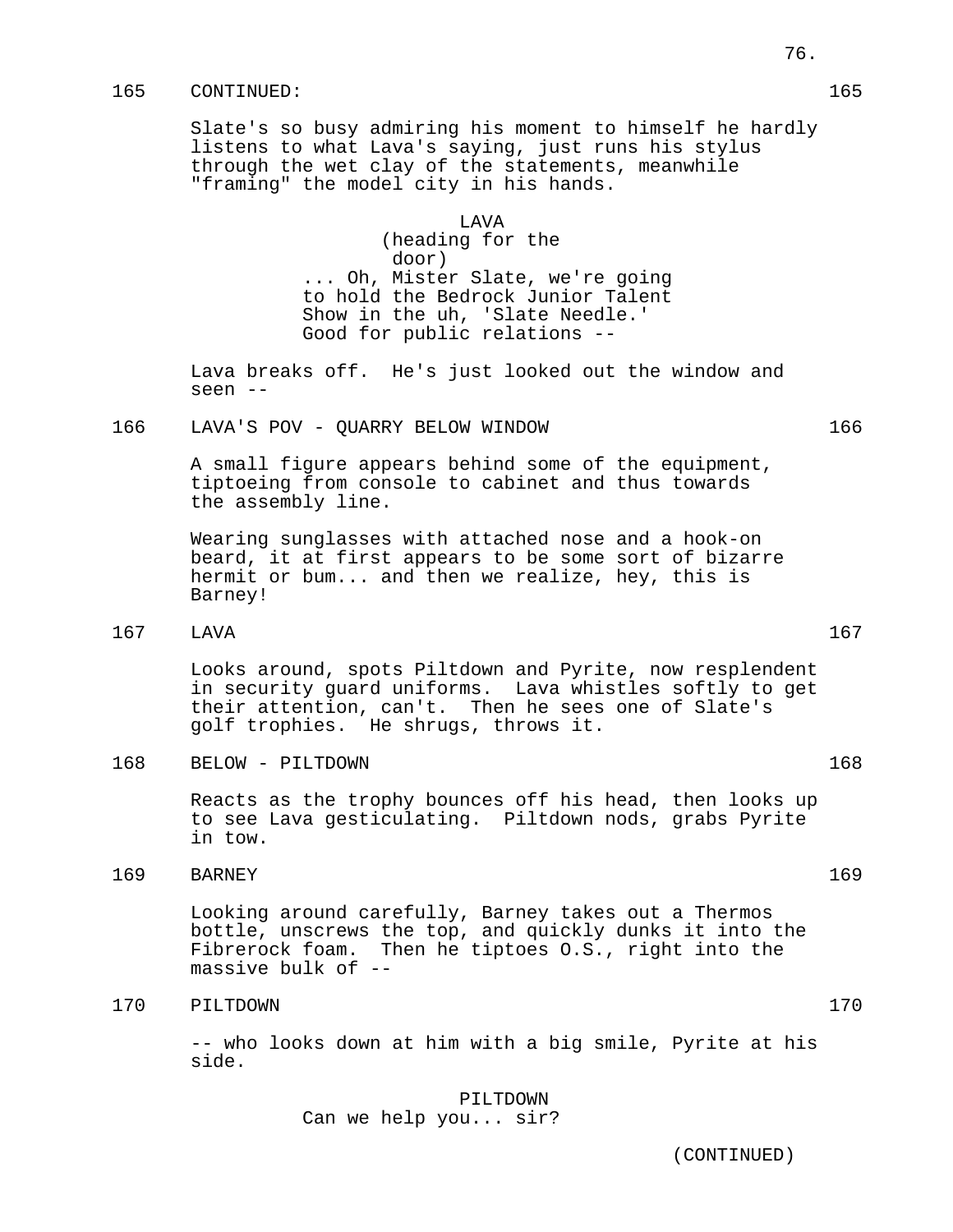165 CONTINUED: 165

Slate's so busy admiring his moment to himself he hardly listens to what Lava's saying, just runs his stylus through the wet clay of the statements, meanwhile "framing" the model city in his hands.

LAVA
(heading for the door)
... Oh, Mister Slate, we're going to hold the Bedrock Junior Talent Show in the uh, 'Slate Needle.' Good for public relations --

Lava breaks off. He's just looked out the window and seen --

166 LAVA'S POV - QUARRY BELOW WINDOW 166

A small figure appears behind some of the equipment, tiptoeing from console to cabinet and thus towards the assembly line.

Wearing sunglasses with attached nose and a hook-on beard, it at first appears to be some sort of bizarre hermit or bum... and then we realize, hey, this is Barney!

167 LAVA 167

Looks around, spots Piltdown and Pyrite, now resplendent in security guard uniforms. Lava whistles softly to get their attention, can't. Then he sees one of Slate's golf trophies. He shrugs, throws it.

168 BELOW - PILTDOWN 168

Reacts as the trophy bounces off his head, then looks up to see Lava gesticulating. Piltdown nods, grabs Pyrite in tow.

169 BARNEY 169

Looking around carefully, Barney takes out a Thermos bottle, unscrews the top, and quickly dunks it into the Fibrerock foam. Then he tiptoes O.S., right into the massive bulk of --

170 PILTDOWN 170

-- who looks down at him with a big smile, Pyrite at his side.

PILTDOWN
Can we help you... sir?

(CONTINUED)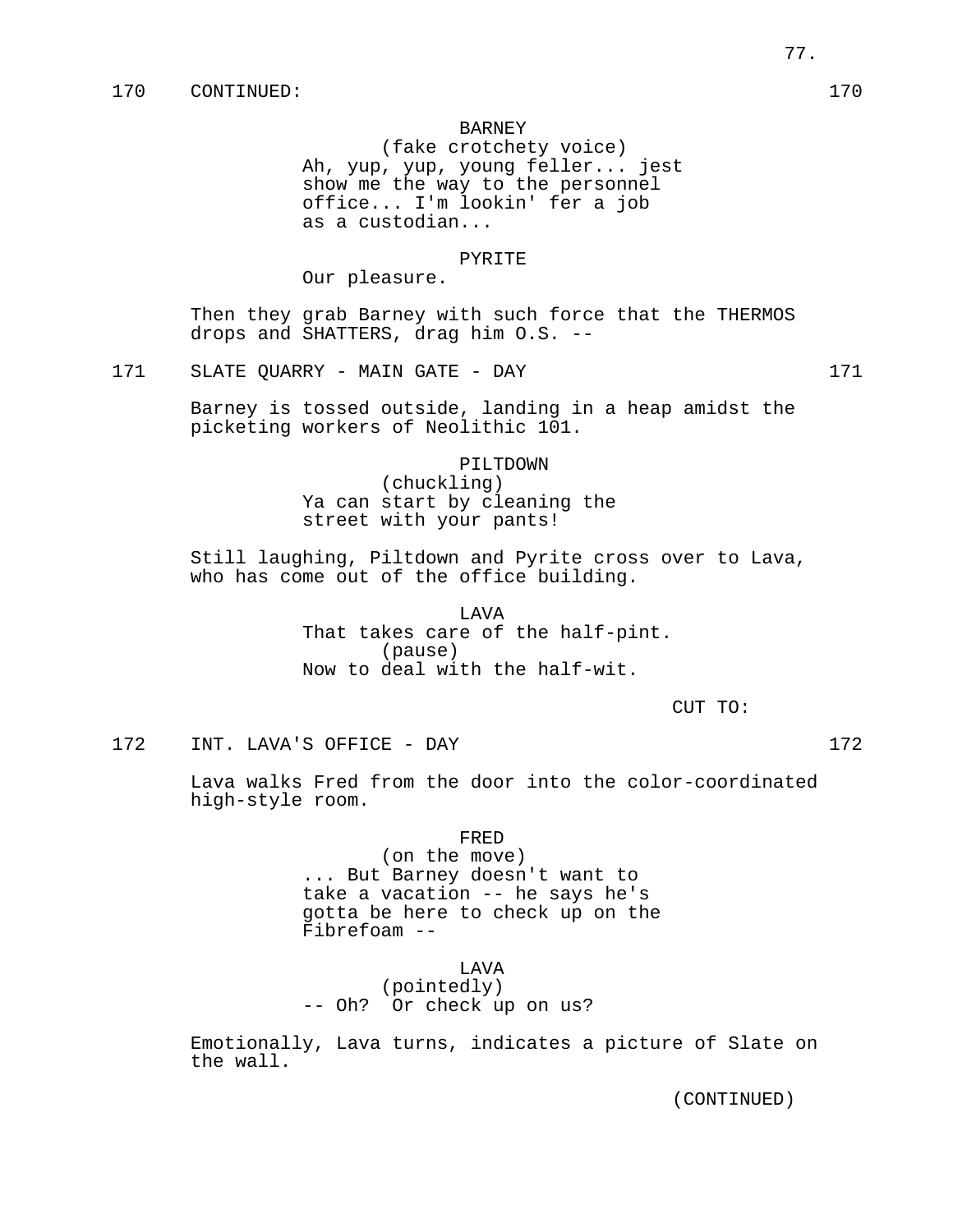170 CONTINUED: 170

BARNEY
(fake crotchety voice)
Ah, yup, yup, young feller... jest show me the way to the personnel office... I'm lookin' fer a job as a custodian...

PYRITE
Our pleasure.

Then they grab Barney with such force that the THERMOS drops and SHATTERS, drag him O.S. --

171 SLATE QUARRY - MAIN GATE - DAY 171

Barney is tossed outside, landing in a heap amidst the picketing workers of Neolithic 101.

PILTDOWN
(chuckling)
Ya can start by cleaning the street with your pants!

Still laughing, Piltdown and Pyrite cross over to Lava, who has come out of the office building.

LAVA
That takes care of the half-pint.
(pause)
Now to deal with the half-wit.

CUT TO:

172 INT. LAVA'S OFFICE - DAY 172

Lava walks Fred from the door into the color-coordinated high-style room.

FRED
(on the move)
... But Barney doesn't want to take a vacation -- he says he's gotta be here to check up on the Fibrefoam --

LAVA
(pointedly)
-- Oh? Or check up on us?

Emotionally, Lava turns, indicates a picture of Slate on the wall.

(CONTINUED)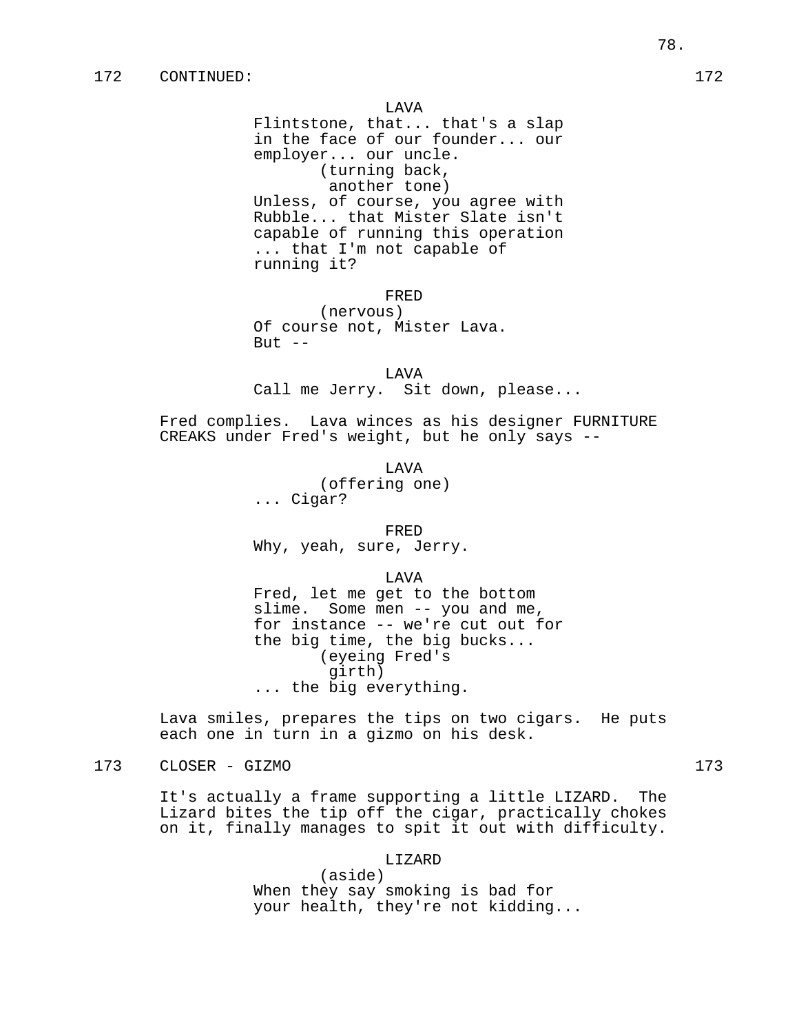172 CONTINUED: 172

LAVA
Flintstone, that... that's a slap in the face of our founder... our employer... our uncle.
(turning back, another tone)
Unless, of course, you agree with Rubble... that Mister Slate isn't capable of running this operation ... that I'm not capable of running it?

FRED
(nervous)
Of course not, Mister Lava.
But --

LAVA
Call me Jerry. Sit down, please...

Fred complies. Lava winces as his designer FURNITURE CREAKS under Fred's weight, but he only says --

LAVA
(offering one)
... Cigar?

FRED
Why, yeah, sure, Jerry.

LAVA
Fred, let me get to the bottom slime. Some men -- you and me, for instance -- we're cut out for the big time, the big bucks...
(eyeing Fred's girth)
... the big everything.

Lava smiles, prepares the tips on two cigars. He puts each one in turn in a gizmo on his desk.

173 CLOSER - GIZMO 173

It's actually a frame supporting a little LIZARD. The Lizard bites the tip off the cigar, practically chokes on it, finally manages to spit it out with difficulty.

LIZARD
(aside)
When they say smoking is bad for your health, they're not kidding...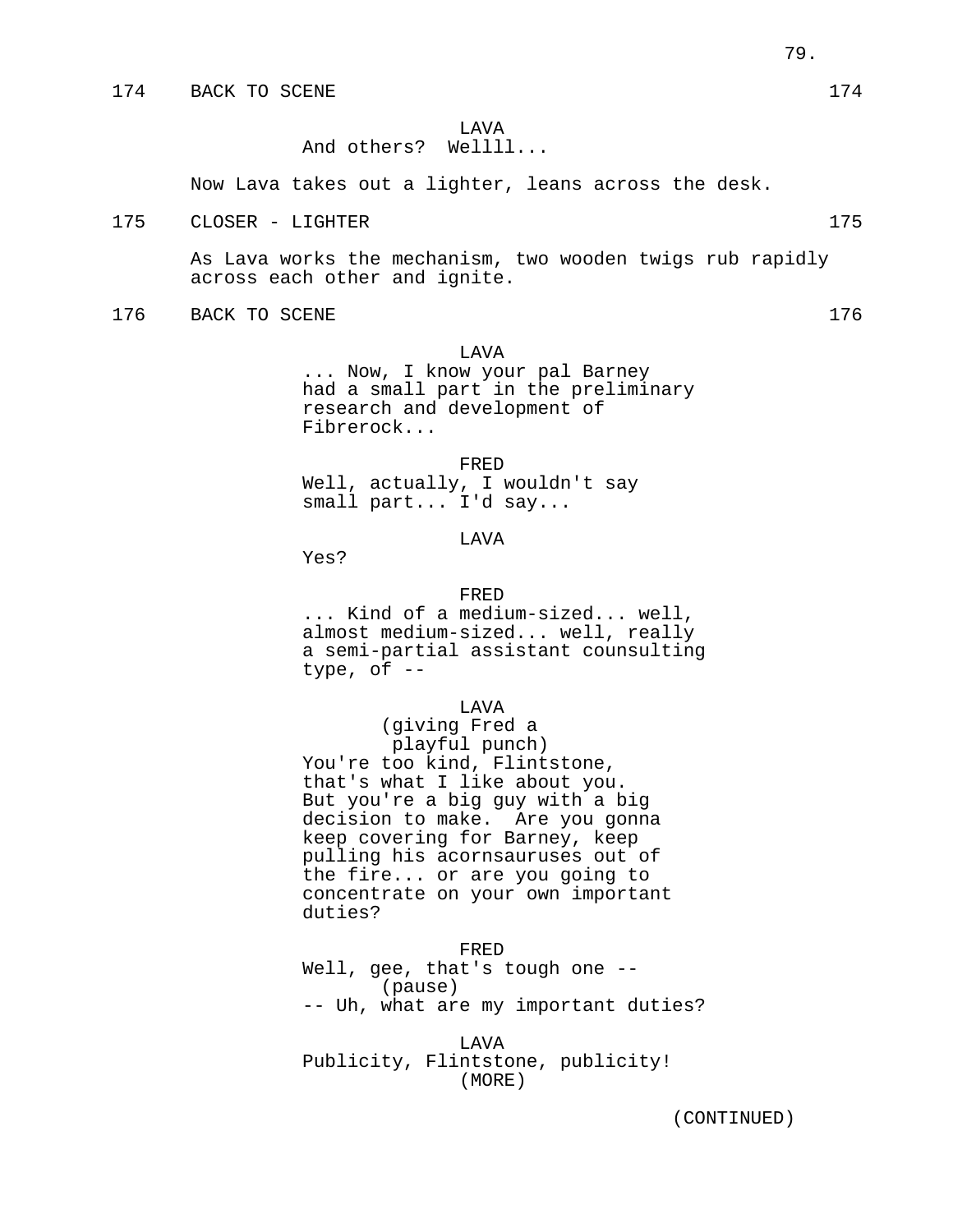174 BACK TO SCENE 174

LAVA
And others? Wellll...

Now Lava takes out a lighter, leans across the desk.

175 CLOSER - LIGHTER 175

As Lava works the mechanism, two wooden twigs rub rapidly across each other and ignite.

176 BACK TO SCENE 176

LAVA
... Now, I know your pal Barney had a small part in the preliminary research and development of Fibrerock...

FRED
Well, actually, I wouldn't say small part... I'd say...

LAVA
Yes?

FRED
... Kind of a medium-sized... well, almost medium-sized... well, really a semi-partial assistant counsulting type, of --

LAVA
(giving Fred a playful punch)
You're too kind, Flintstone, that's what I like about you. But you're a big guy with a big decision to make. Are you gonna keep covering for Barney, keep pulling his acornsauruses out of the fire... or are you going to concentrate on your own important duties?

FRED
Well, gee, that's tough one --
(pause)
-- Uh, what are my important duties?

LAVA
Publicity, Flintstone, publicity!
(MORE)

(CONTINUED)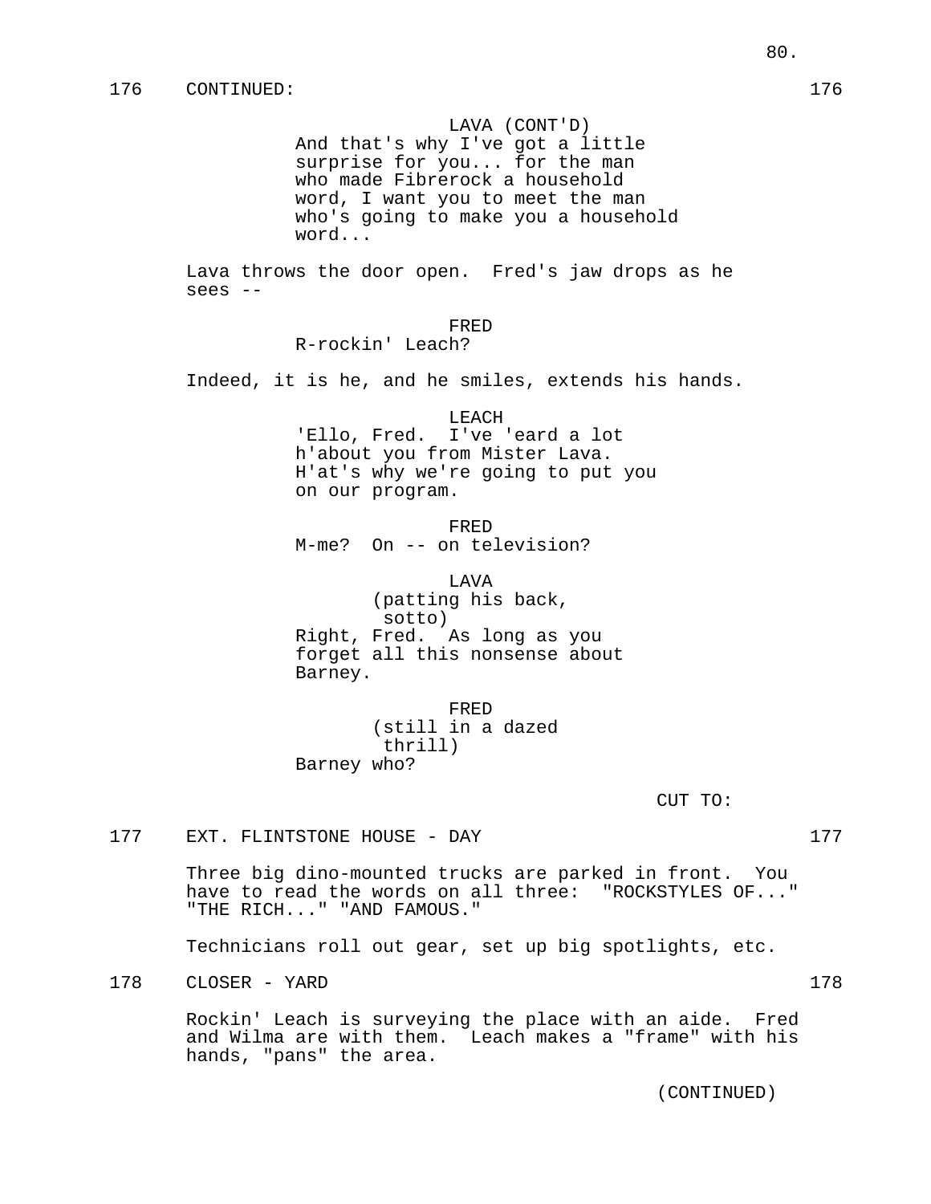176 CONTINUED: 176

LAVA (CONT'D)
And that's why I've got a little surprise for you... for the man who made Fibrerock a household word, I want you to meet the man who's going to make you a household word...

Lava throws the door open. Fred's jaw drops as he sees --

FRED
R-rockin' Leach?

Indeed, it is he, and he smiles, extends his hands.

LEACH
'Ello, Fred. I've 'eard a lot h'about you from Mister Lava. H'at's why we're going to put you on our program.

FRED
M-me? On -- on television?

LAVA
(patting his back, sotto)
Right, Fred. As long as you forget all this nonsense about Barney.

FRED
(still in a dazed thrill)
Barney who?

CUT TO:

177 EXT. FLINTSTONE HOUSE - DAY 177

Three big dino-mounted trucks are parked in front. You have to read the words on all three: "ROCKSTYLES OF..." "THE RICH..." "AND FAMOUS."

Technicians roll out gear, set up big spotlights, etc.

178 CLOSER - YARD 178

Rockin' Leach is surveying the place with an aide. Fred and Wilma are with them. Leach makes a "frame" with his hands, "pans" the area.

(CONTINUED)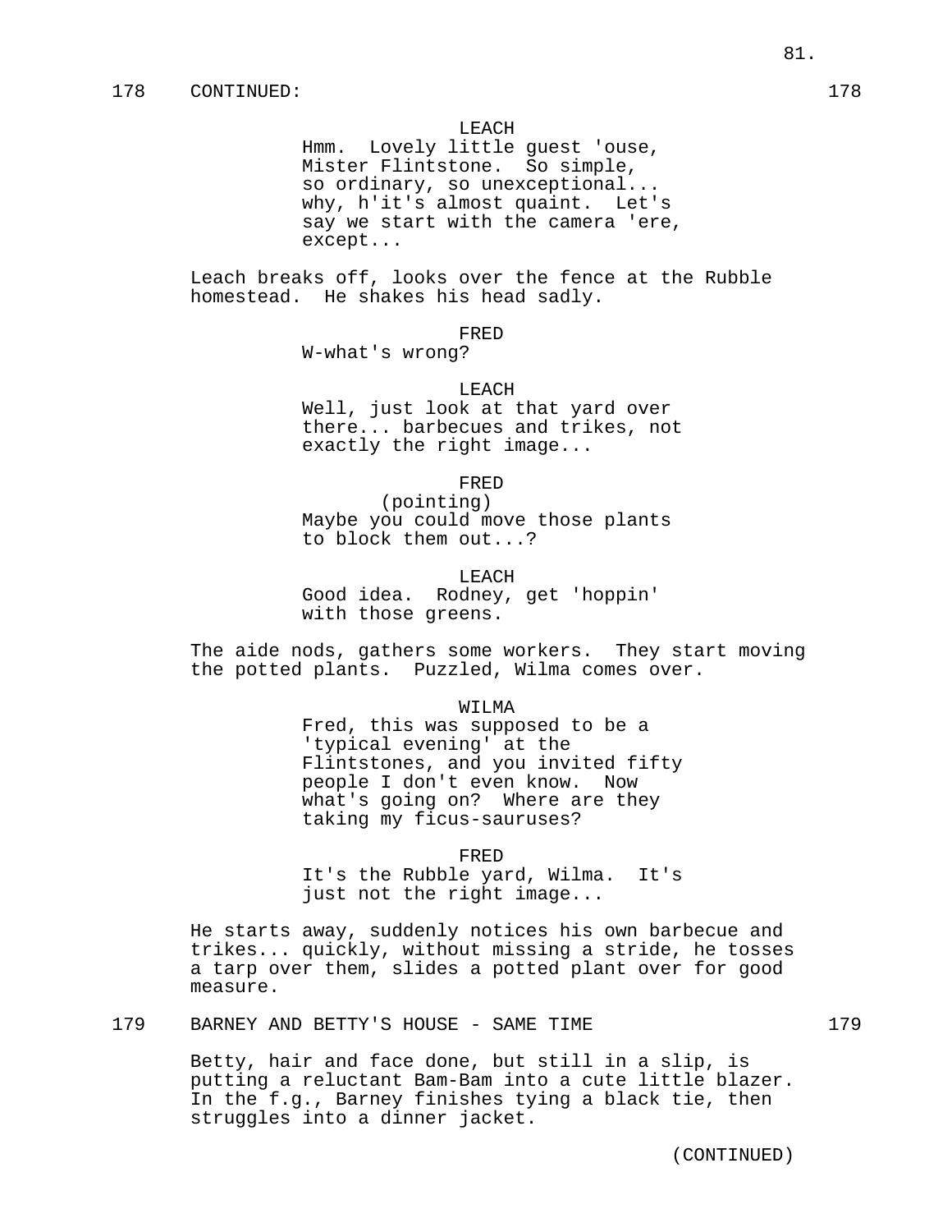178 CONTINUED: 178

LEACH
Hmm. Lovely little guest 'ouse, Mister Flintstone. So simple, so ordinary, so unexceptional... why, h'it's almost quaint. Let's say we start with the camera 'ere, except...

Leach breaks off, looks over the fence at the Rubble homestead. He shakes his head sadly.

FRED
W-what's wrong?

LEACH
Well, just look at that yard over there... barbecues and trikes, not exactly the right image...

FRED
(pointing)
Maybe you could move those plants to block them out...?

LEACH
Good idea. Rodney, get 'hoppin' with those greens.

The aide nods, gathers some workers. They start moving the potted plants. Puzzled, Wilma comes over.

WILMA
Fred, this was supposed to be a 'typical evening' at the Flintstones, and you invited fifty people I don't even know. Now what's going on? Where are they taking my ficus-sauruses?

FRED
It's the Rubble yard, Wilma. It's just not the right image...

He starts away, suddenly notices his own barbecue and trikes... quickly, without missing a stride, he tosses a tarp over them, slides a potted plant over for good measure.

179 BARNEY AND BETTY'S HOUSE - SAME TIME 179

Betty, hair and face done, but still in a slip, is putting a reluctant Bam-Bam into a cute little blazer. In the f.g., Barney finishes tying a black tie, then struggles into a dinner jacket.

(CONTINUED)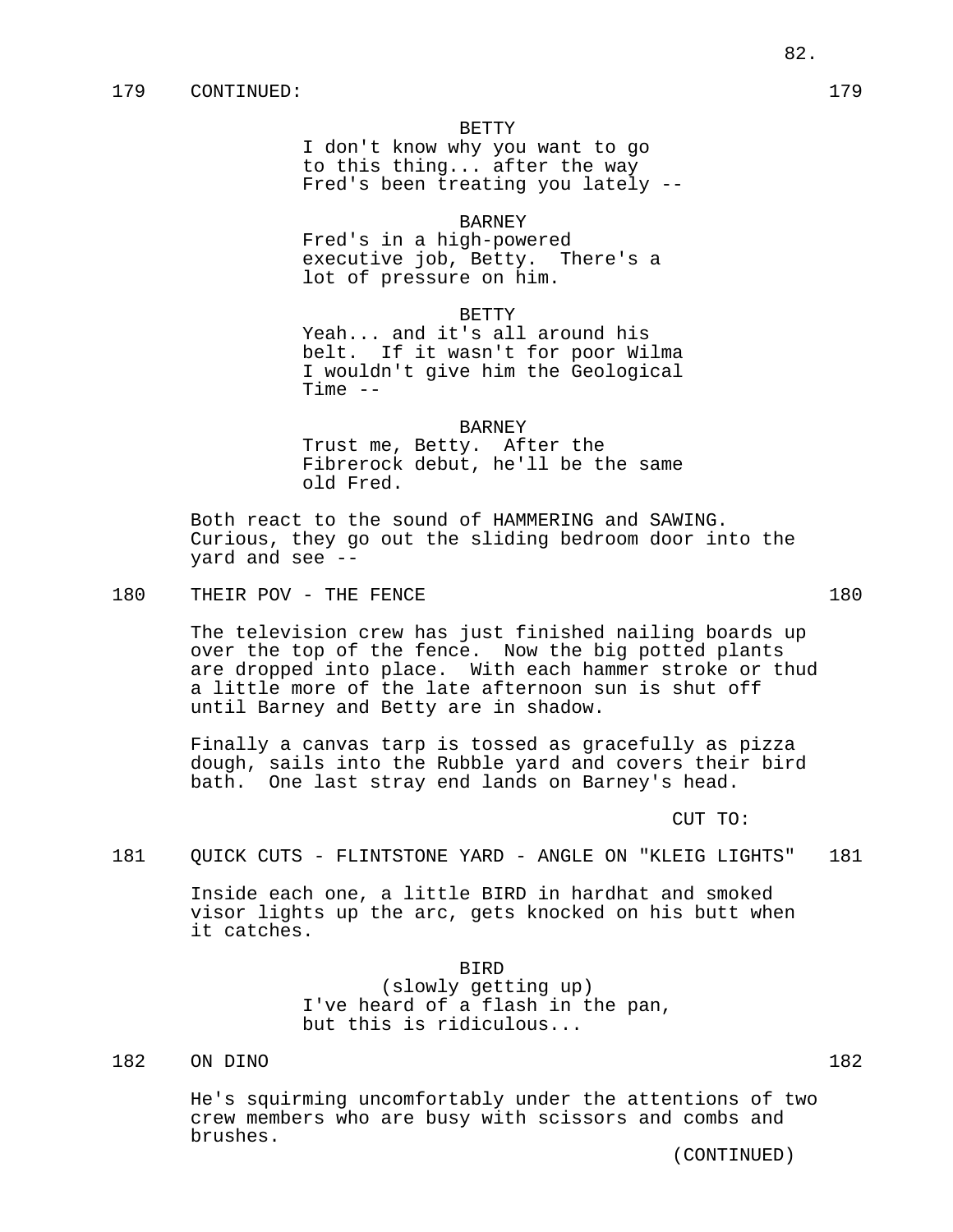179 CONTINUED: 179

BETTY
I don't know why you want to go to this thing... after the way Fred's been treating you lately --

BARNEY
Fred's in a high-powered executive job, Betty. There's a lot of pressure on him.

BETTY
Yeah... and it's all around his belt. If it wasn't for poor Wilma I wouldn't give him the Geological Time --

BARNEY
Trust me, Betty. After the Fibrerock debut, he'll be the same old Fred.

Both react to the sound of HAMMERING and SAWING. Curious, they go out the sliding bedroom door into the yard and see --

180 THEIR POV - THE FENCE 180

The television crew has just finished nailing boards up over the top of the fence. Now the big potted plants are dropped into place. With each hammer stroke or thud a little more of the late afternoon sun is shut off until Barney and Betty are in shadow.

Finally a canvas tarp is tossed as gracefully as pizza dough, sails into the Rubble yard and covers their bird bath. One last stray end lands on Barney's head.

CUT TO:

181 QUICK CUTS - FLINTSTONE YARD - ANGLE ON "KLEIG LIGHTS" 181

Inside each one, a little BIRD in hardhat and smoked visor lights up the arc, gets knocked on his butt when it catches.

BIRD
(slowly getting up)
I've heard of a flash in the pan, but this is ridiculous...

182 ON DINO 182

He's squirming uncomfortably under the attentions of two crew members who are busy with scissors and combs and brushes.

(CONTINUED)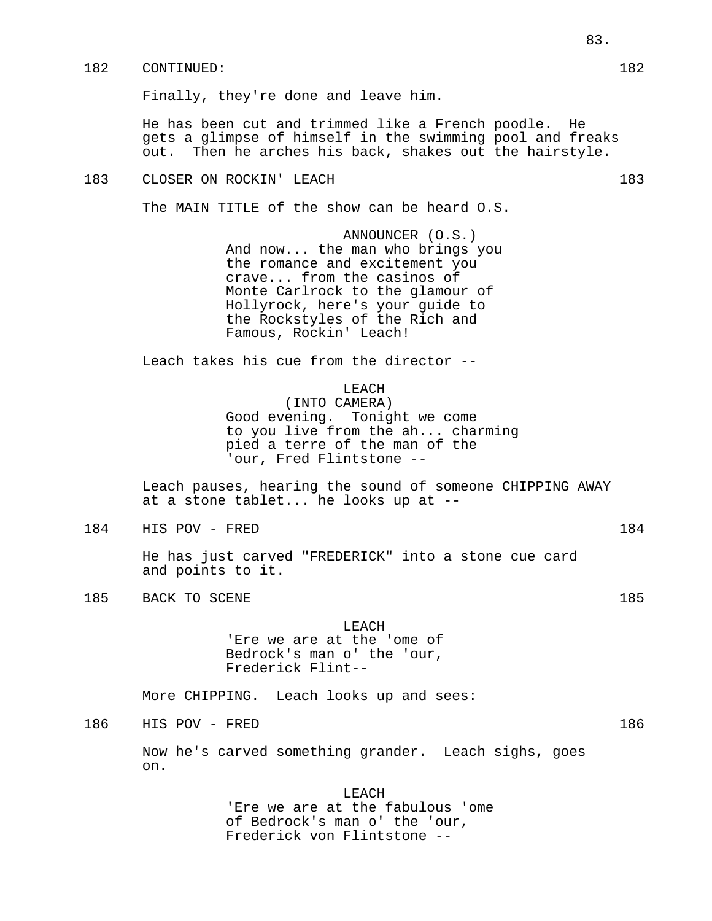182 CONTINUED: 182

Finally, they're done and leave him.

He has been cut and trimmed like a French poodle. He gets a glimpse of himself in the swimming pool and freaks out. Then he arches his back, shakes out the hairstyle.

183 CLOSER ON ROCKIN' LEACH 183

The MAIN TITLE of the show can be heard O.S.

ANNOUNCER (O.S.)
And now... the man who brings you the romance and excitement you crave... from the casinos of Monte Carlrock to the glamour of Hollyrock, here's your guide to the Rockstyles of the Rich and Famous, Rockin' Leach!

Leach takes his cue from the director --

LEACH
(INTO CAMERA)
Good evening. Tonight we come to you live from the ah... charming pied a terre of the man of the 'our, Fred Flintstone --

Leach pauses, hearing the sound of someone CHIPPING AWAY at a stone tablet... he looks up at --

184 HIS POV - FRED 184

He has just carved "FREDERICK" into a stone cue card and points to it.

185 BACK TO SCENE 185

LEACH
'Ere we are at the 'ome of Bedrock's man o' the 'our, Frederick Flint--

More CHIPPING. Leach looks up and sees:

186 HIS POV - FRED 186

Now he's carved something grander. Leach sighs, goes on.

LEACH
'Ere we are at the fabulous 'ome of Bedrock's man o' the 'our, Frederick von Flintstone --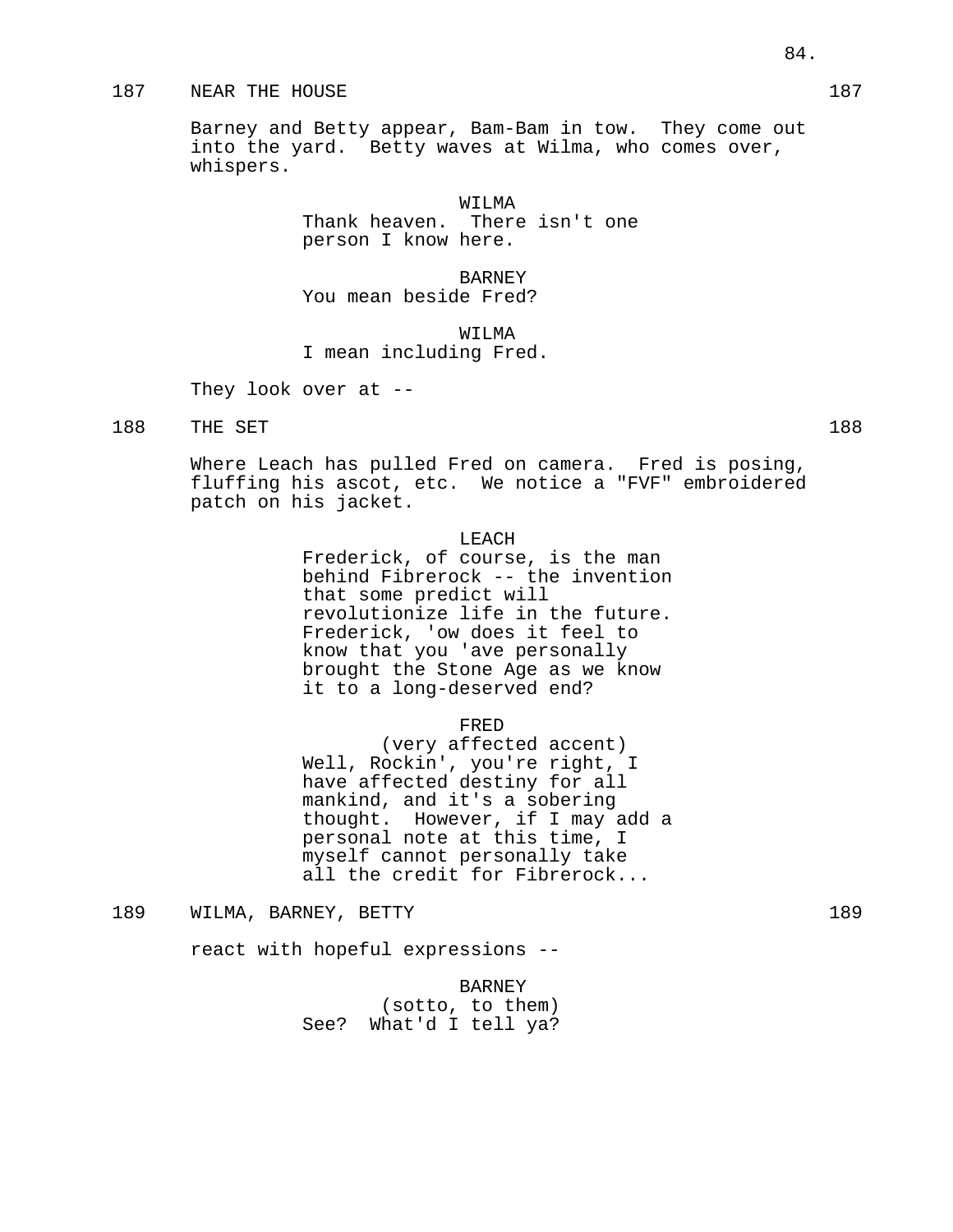187 NEAR THE HOUSE 187

Barney and Betty appear, Bam-Bam in tow. They come out into the yard. Betty waves at Wilma, who comes over, whispers.

WILMA
Thank heaven. There isn't one person I know here.

BARNEY
You mean beside Fred?

WILMA
I mean including Fred.

They look over at --

188 THE SET 188

Where Leach has pulled Fred on camera. Fred is posing, fluffing his ascot, etc. We notice a "FVF" embroidered patch on his jacket.

LEACH
Frederick, of course, is the man behind Fibrerock -- the invention that some predict will revolutionize life in the future. Frederick, 'ow does it feel to know that you 'ave personally brought the Stone Age as we know it to a long-deserved end?

FRED
(very affected accent)
Well, Rockin', you're right, I have affected destiny for all mankind, and it's a sobering thought. However, if I may add a personal note at this time, I myself cannot personally take all the credit for Fibrerock...

189 WILMA, BARNEY, BETTY 189

react with hopeful expressions --

BARNEY
(sotto, to them)
See? What'd I tell ya?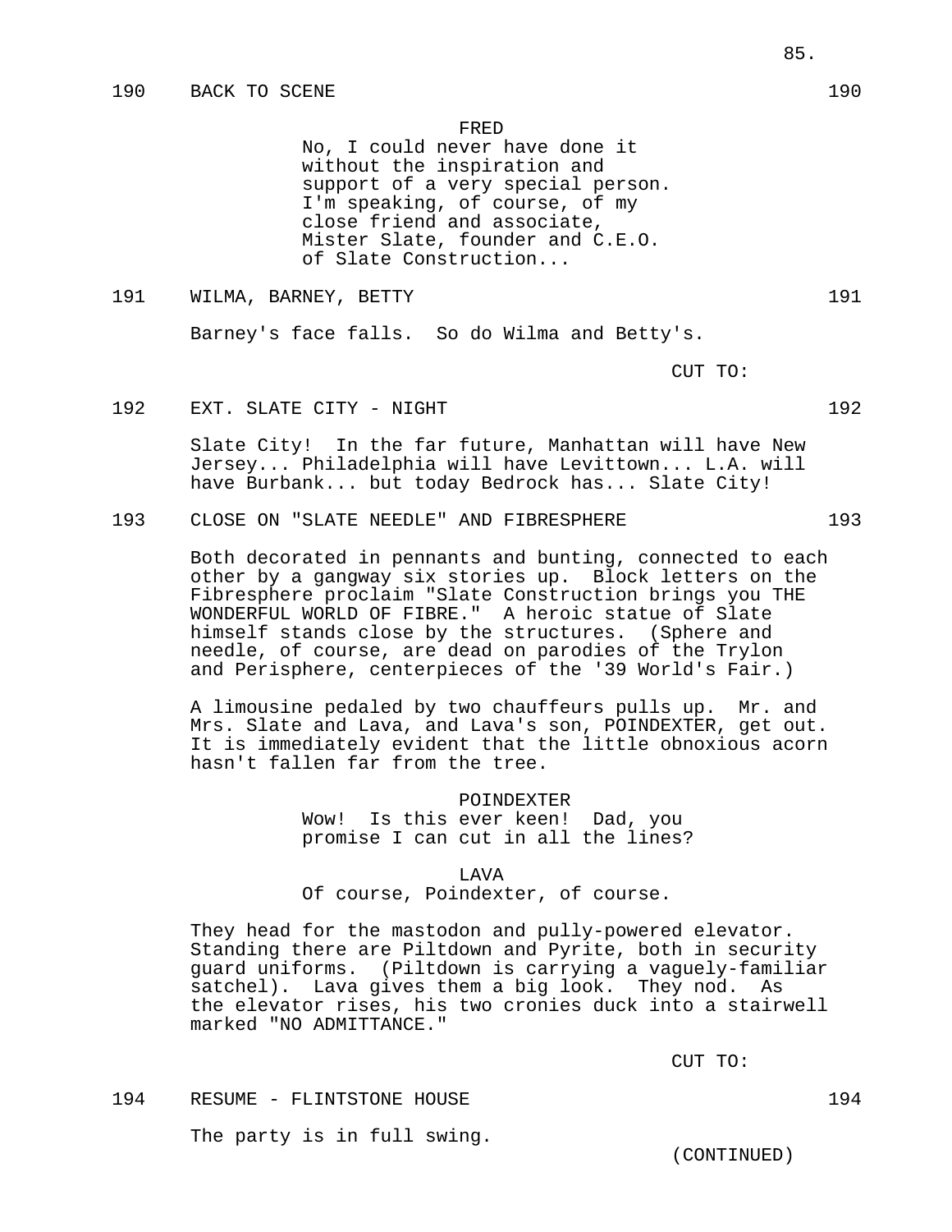190 BACK TO SCENE 190

FRED
No, I could never have done it without the inspiration and support of a very special person. I'm speaking, of course, of my close friend and associate, Mister Slate, founder and C.E.O. of Slate Construction...

191 WILMA, BARNEY, BETTY 191

Barney's face falls. So do Wilma and Betty's.

CUT TO:

192 EXT. SLATE CITY - NIGHT 192

Slate City! In the far future, Manhattan will have New Jersey... Philadelphia will have Levittown... L.A. will have Burbank... but today Bedrock has... Slate City!

193 CLOSE ON "SLATE NEEDLE" AND FIBRESPHERE 193

Both decorated in pennants and bunting, connected to each other by a gangway six stories up. Block letters on the Fibresphere proclaim "Slate Construction brings you THE WONDERFUL WORLD OF FIBRE." A heroic statue of Slate himself stands close by the structures. (Sphere and needle, of course, are dead on parodies of the Trylon and Perisphere, centerpieces of the '39 World's Fair.)

A limousine pedaled by two chauffeurs pulls up. Mr. and Mrs. Slate and Lava, and Lava's son, POINDEXTER, get out. It is immediately evident that the little obnoxious acorn hasn't fallen far from the tree.

POINDEXTER
Wow! Is this ever keen! Dad, you promise I can cut in all the lines?

LAVA
Of course, Poindexter, of course.

They head for the mastodon and pully-powered elevator. Standing there are Piltdown and Pyrite, both in security guard uniforms. (Piltdown is carrying a vaguely-familiar satchel). Lava gives them a big look. They nod. As the elevator rises, his two cronies duck into a stairwell marked "NO ADMITTANCE."

CUT TO:

194 RESUME - FLINTSTONE HOUSE 194

The party is in full swing.

(CONTINUED)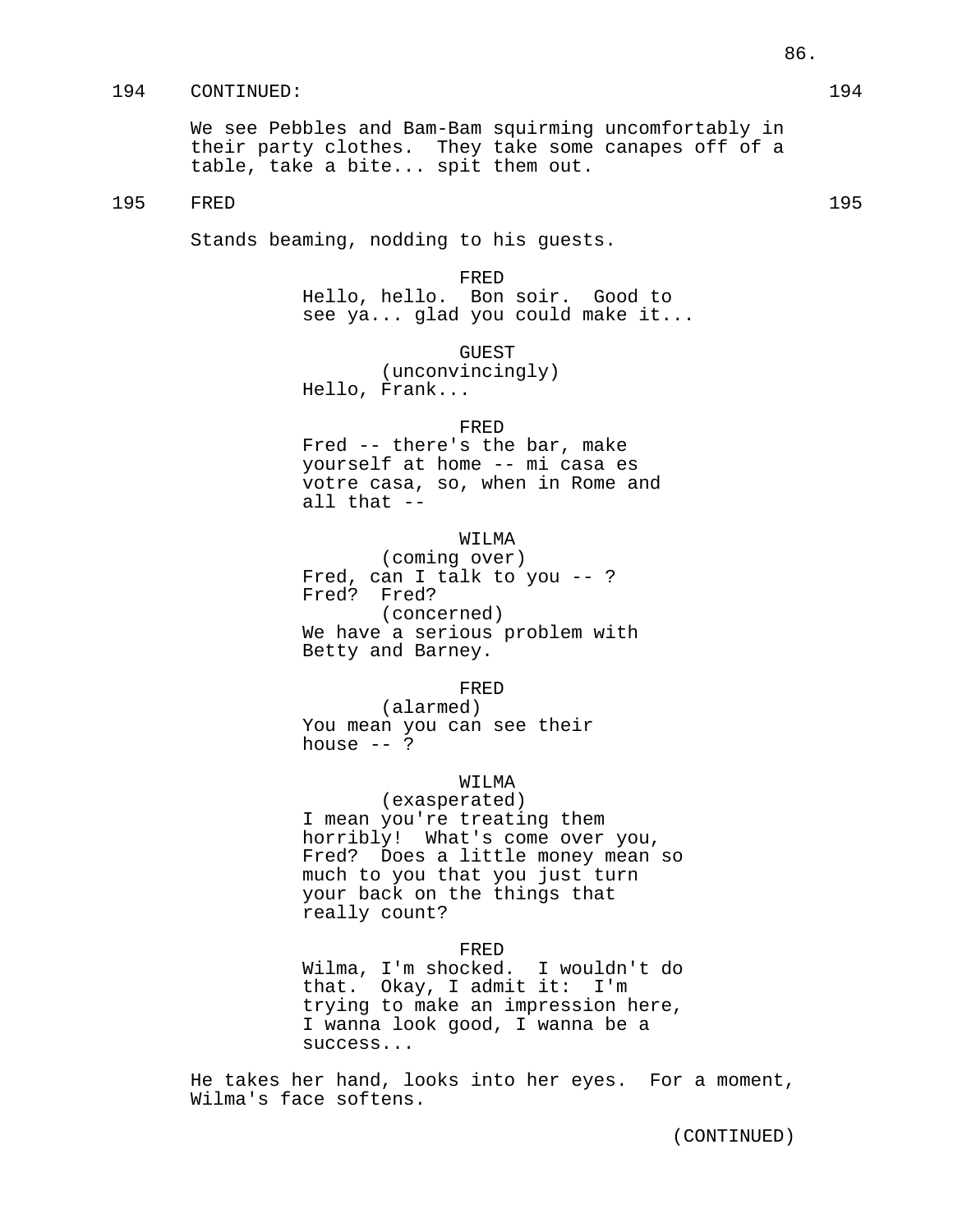194 CONTINUED: 194

We see Pebbles and Bam-Bam squirming uncomfortably in their party clothes. They take some canapes off of a table, take a bite... spit them out.

195 FRED 195

Stands beaming, nodding to his guests.

FRED
Hello, hello. Bon soir. Good to see ya... glad you could make it...

GUEST
(unconvincingly)
Hello, Frank...

FRED
Fred -- there's the bar, make yourself at home -- mi casa es votre casa, so, when in Rome and all that --

WILMA
(coming over)
Fred, can I talk to you -- ? Fred? Fred?
(concerned)
We have a serious problem with Betty and Barney.

FRED
(alarmed)
You mean you can see their house -- ?

WILMA
(exasperated)
I mean you're treating them horribly! What's come over you, Fred? Does a little money mean so much to you that you just turn your back on the things that really count?

FRED
Wilma, I'm shocked. I wouldn't do that. Okay, I admit it: I'm trying to make an impression here, I wanna look good, I wanna be a success...

He takes her hand, looks into her eyes. For a moment, Wilma's face softens.

(CONTINUED)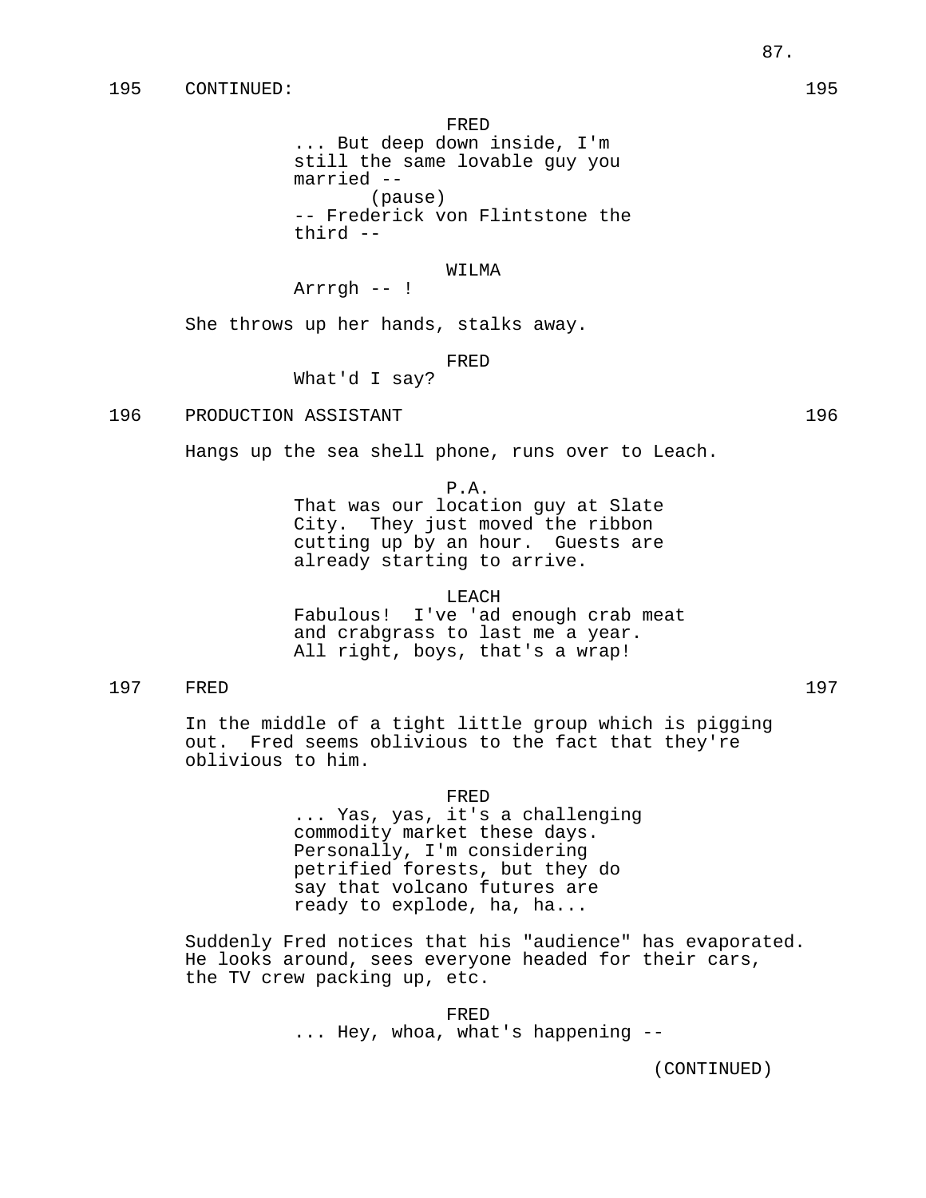195 CONTINUED: 195

FRED
... But deep down inside, I'm still the same lovable guy you married --
(pause)
-- Frederick von Flintstone the third --

WILMA
Arrrgh -- !

She throws up her hands, stalks away.

FRED
What'd I say?

196 PRODUCTION ASSISTANT 196

Hangs up the sea shell phone, runs over to Leach.

P.A.
That was our location guy at Slate City. They just moved the ribbon cutting up by an hour. Guests are already starting to arrive.

LEACH
Fabulous! I've 'ad enough crab meat and crabgrass to last me a year. All right, boys, that's a wrap!

197 FRED 197

In the middle of a tight little group which is pigging out. Fred seems oblivious to the fact that they're oblivious to him.

FRED
... Yas, yas, it's a challenging commodity market these days. Personally, I'm considering petrified forests, but they do say that volcano futures are ready to explode, ha, ha...

Suddenly Fred notices that his "audience" has evaporated. He looks around, sees everyone headed for their cars, the TV crew packing up, etc.

FRED
... Hey, whoa, what's happening --

(CONTINUED)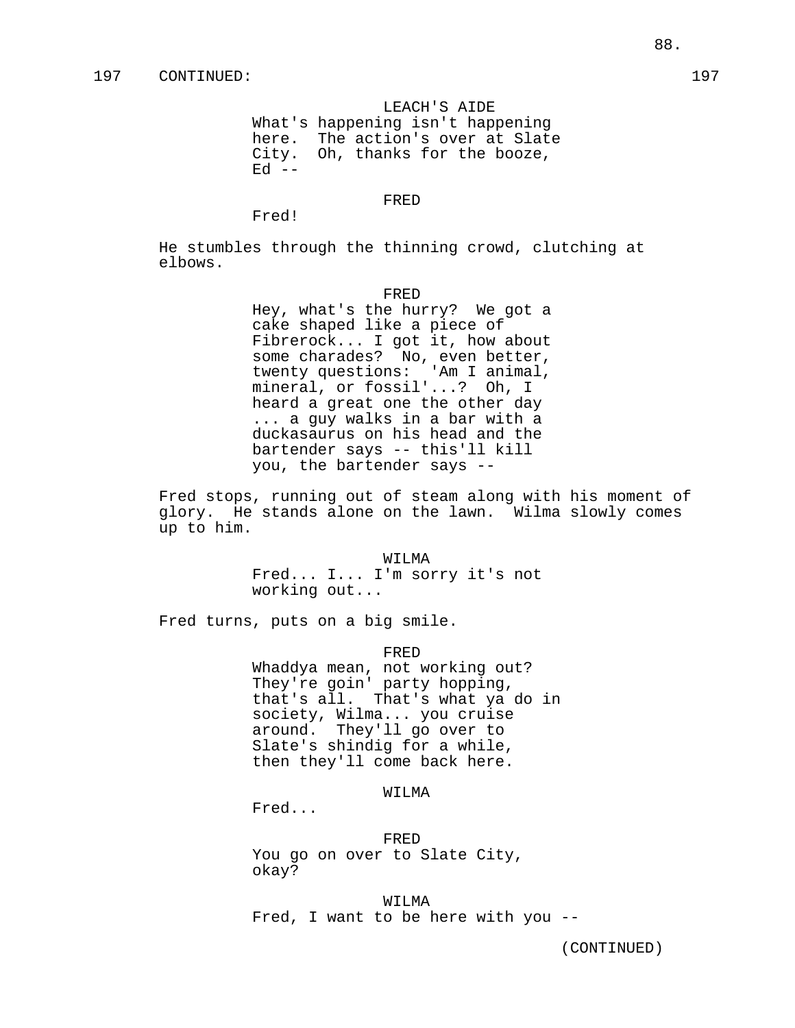197 CONTINUED: 197

LEACH'S AIDE
What's happening isn't happening here. The action's over at Slate City. Oh, thanks for the booze, Ed --

FRED
Fred!

He stumbles through the thinning crowd, clutching at elbows.

FRED
Hey, what's the hurry? We got a cake shaped like a piece of Fibrerock... I got it, how about some charades? No, even better, twenty questions: 'Am I animal, mineral, or fossil'...? Oh, I heard a great one the other day ... a guy walks in a bar with a duckasaurus on his head and the bartender says -- this'll kill you, the bartender says --

Fred stops, running out of steam along with his moment of glory. He stands alone on the lawn. Wilma slowly comes up to him.

WILMA
Fred... I... I'm sorry it's not working out...

Fred turns, puts on a big smile.

FRED
Whaddya mean, not working out? They're goin' party hopping, that's all. That's what ya do in society, Wilma... you cruise around. They'll go over to Slate's shindig for a while, then they'll come back here.

WILMA
Fred...

FRED
You go on over to Slate City, okay?

WILMA
Fred, I want to be here with you --

(CONTINUED)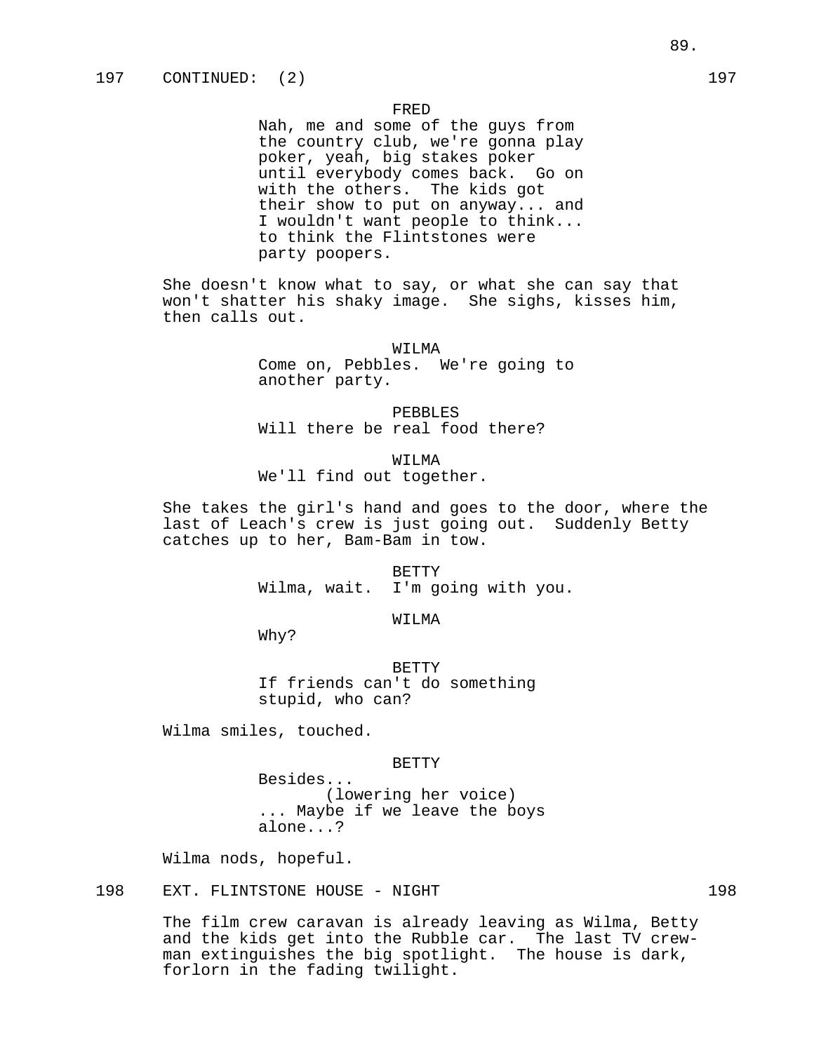197 CONTINUED: (2) 197

FRED

Nah, me and some of the guys from the country club, we're gonna play poker, yeah, big stakes poker until everybody comes back. Go on with the others. The kids got their show to put on anyway... and I wouldn't want people to think... to think the Flintstones were party poopers.

She doesn't know what to say, or what she can say that won't shatter his shaky image. She sighs, kisses him, then calls out.

WILMA

Come on, Pebbles. We're going to another party.

PEBBLES

Will there be real food there?

WILMA

We'll find out together.

She takes the girl's hand and goes to the door, where the last of Leach's crew is just going out. Suddenly Betty catches up to her, Bam-Bam in tow.

BETTY

Wilma, wait. I'm going with you.

WILMA

Why?

BETTY

If friends can't do something stupid, who can?

Wilma smiles, touched.

BETTY

Besides...
(lowering her voice)
... Maybe if we leave the boys alone...?

Wilma nods, hopeful.

198 EXT. FLINTSTONE HOUSE - NIGHT 198

The film crew caravan is already leaving as Wilma, Betty and the kids get into the Rubble car. The last TV crew-man extinguishes the big spotlight. The house is dark, forlorn in the fading twilight.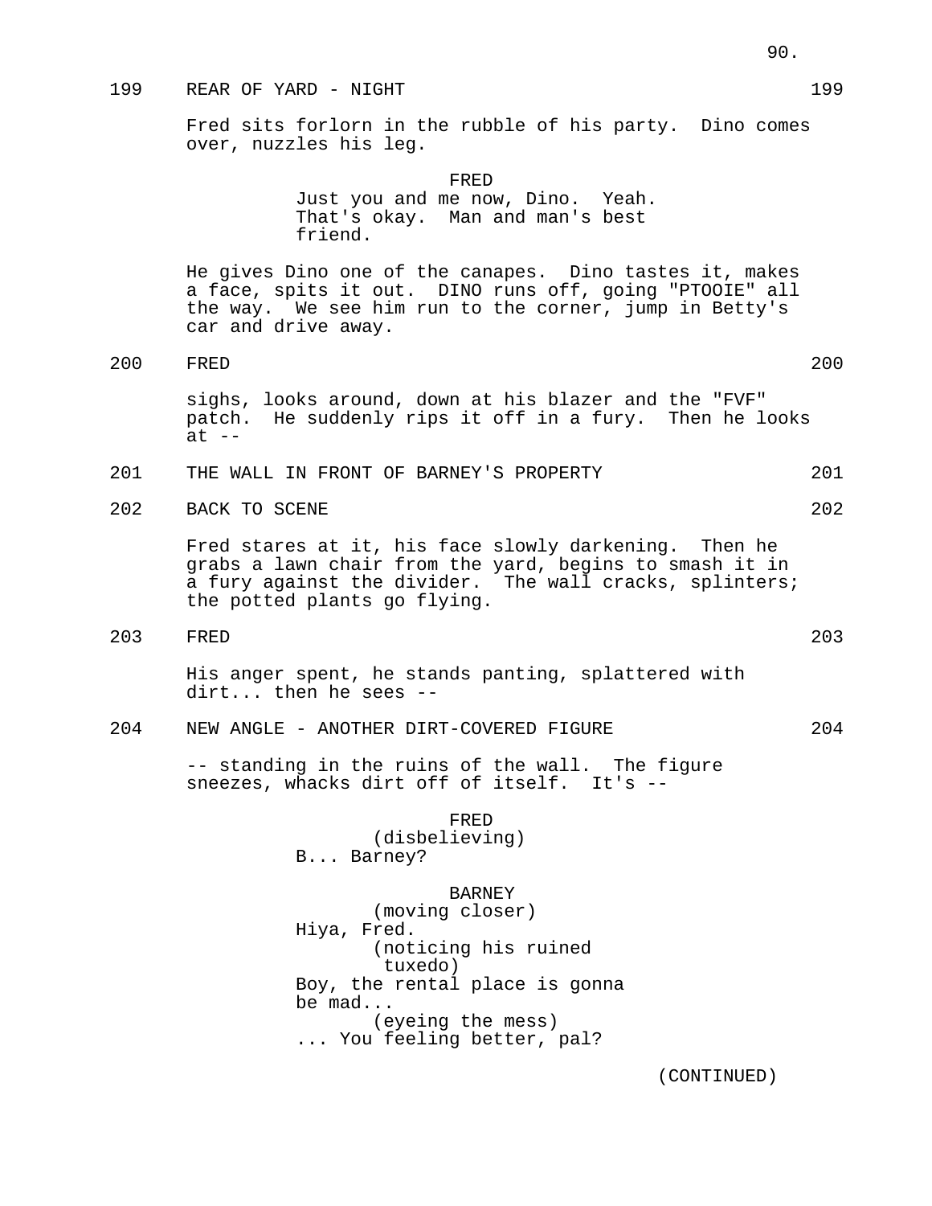199 REAR OF YARD - NIGHT 199

Fred sits forlorn in the rubble of his party. Dino comes over, nuzzles his leg.

FRED
Just you and me now, Dino. Yeah. That's okay. Man and man's best friend.

He gives Dino one of the canapes. Dino tastes it, makes a face, spits it out. DINO runs off, going "PTOOIE" all the way. We see him run to the corner, jump in Betty's car and drive away.

200 FRED 200

sighs, looks around, down at his blazer and the "FVF" patch. He suddenly rips it off in a fury. Then he looks at --

201 THE WALL IN FRONT OF BARNEY'S PROPERTY 201

202 BACK TO SCENE 202

Fred stares at it, his face slowly darkening. Then he grabs a lawn chair from the yard, begins to smash it in a fury against the divider. The wall cracks, splinters; the potted plants go flying.

203 FRED 203

His anger spent, he stands panting, splattered with dirt... then he sees --

204 NEW ANGLE - ANOTHER DIRT-COVERED FIGURE 204

-- standing in the ruins of the wall. The figure sneezes, whacks dirt off of itself. It's --

FRED
(disbelieving)
B... Barney?

BARNEY
(moving closer)
Hiya, Fred.
(noticing his ruined tuxedo)
Boy, the rental place is gonna be mad...
(eyeing the mess)
... You feeling better, pal?

(CONTINUED)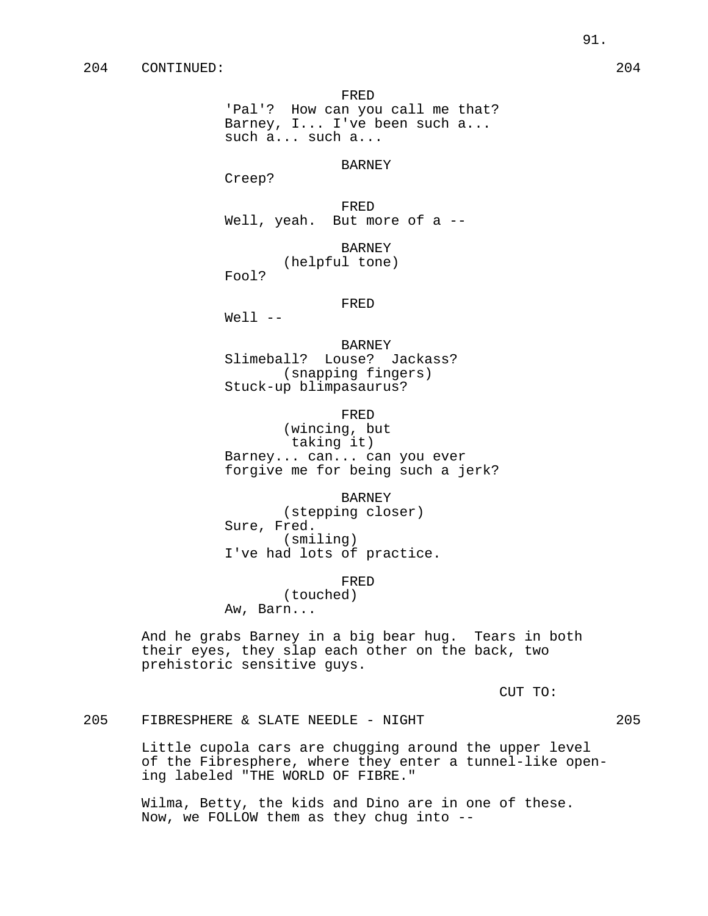204 CONTINUED: 204

FRED
'Pal'? How can you call me that?
Barney, I... I've been such a...
such a... such a...

BARNEY
Creep?

FRED
Well, yeah. But more of a --

BARNEY
(helpful tone)
Fool?

FRED
Well --

BARNEY
Slimeball? Louse? Jackass?
(snapping fingers)
Stuck-up blimpasaurus?

FRED
(wincing, but
taking it)
Barney... can... can you ever
forgive me for being such a jerk?

BARNEY
(stepping closer)
Sure, Fred.
(smiling)
I've had lots of practice.

FRED
(touched)
Aw, Barn...

And he grabs Barney in a big bear hug. Tears in both their eyes, they slap each other on the back, two prehistoric sensitive guys.

CUT TO:

205 FIBRESPHERE & SLATE NEEDLE - NIGHT 205

Little cupola cars are chugging around the upper level of the Fibresphere, where they enter a tunnel-like opening labeled "THE WORLD OF FIBRE."

Wilma, Betty, the kids and Dino are in one of these. Now, we FOLLOW them as they chug into --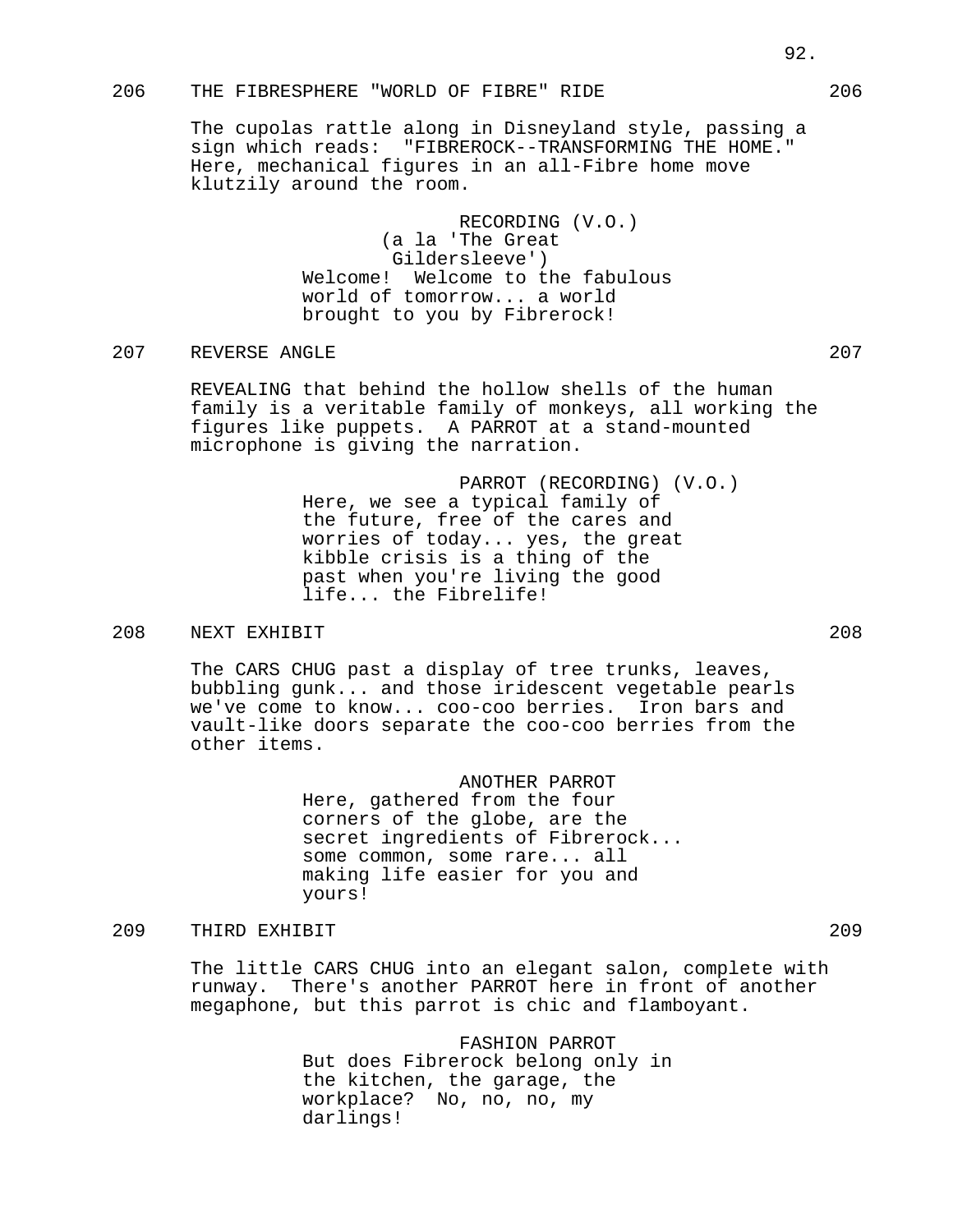206 THE FIBRESPHERE "WORLD OF FIBRE" RIDE 206

The cupolas rattle along in Disneyland style, passing a sign which reads: "FIBREROCK--TRANSFORMING THE HOME." Here, mechanical figures in an all-Fibre home move klutzily around the room.

RECORDING (V.O.)
(a la 'The Great Gildersleeve')
Welcome! Welcome to the fabulous world of tomorrow... a world brought to you by Fibrerock!

207 REVERSE ANGLE 207

REVEALING that behind the hollow shells of the human family is a veritable family of monkeys, all working the figures like puppets. A PARROT at a stand-mounted microphone is giving the narration.

PARROT (RECORDING) (V.O.)
Here, we see a typical family of the future, free of the cares and worries of today... yes, the great kibble crisis is a thing of the past when you're living the good life... the Fibrelife!

208 NEXT EXHIBIT 208

The CARS CHUG past a display of tree trunks, leaves, bubbling gunk... and those iridescent vegetable pearls we've come to know... coo-coo berries. Iron bars and vault-like doors separate the coo-coo berries from the other items.

ANOTHER PARROT
Here, gathered from the four corners of the globe, are the secret ingredients of Fibrerock... some common, some rare... all making life easier for you and yours!

209 THIRD EXHIBIT 209

The little CARS CHUG into an elegant salon, complete with runway. There's another PARROT here in front of another megaphone, but this parrot is chic and flamboyant.

FASHION PARROT
But does Fibrerock belong only in the kitchen, the garage, the workplace? No, no, no, my darlings!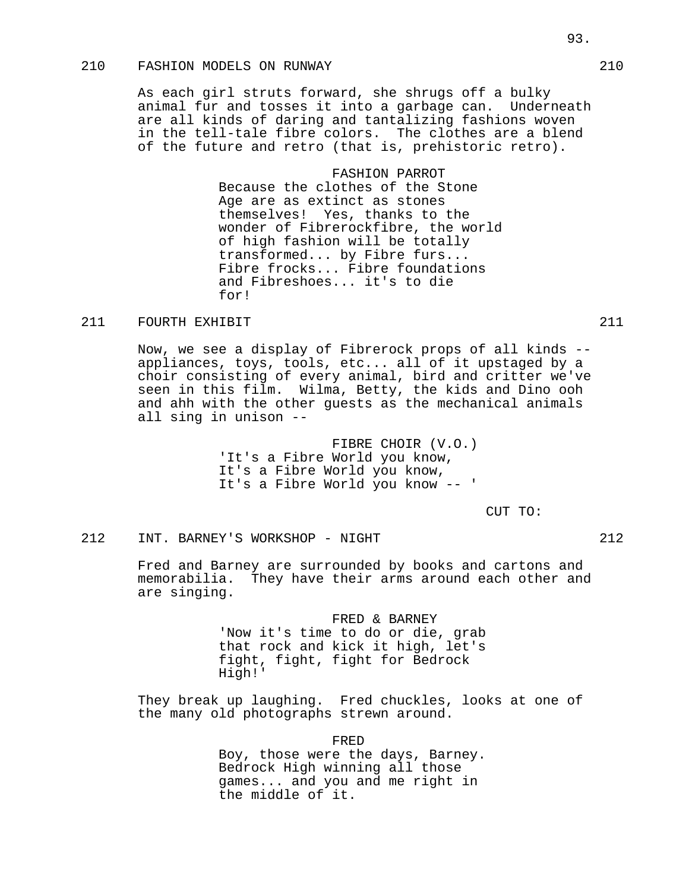210 FASHION MODELS ON RUNWAY 210

As each girl struts forward, she shrugs off a bulky animal fur and tosses it into a garbage can. Underneath are all kinds of daring and tantalizing fashions woven in the tell-tale fibre colors. The clothes are a blend of the future and retro (that is, prehistoric retro).

FASHION PARROT
Because the clothes of the Stone Age are as extinct as stones themselves! Yes, thanks to the wonder of Fibrerockfibre, the world of high fashion will be totally transformed... by Fibre furs... Fibre frocks... Fibre foundations and Fibreshoes... it's to die for!

211 FOURTH EXHIBIT 211

Now, we see a display of Fibrerock props of all kinds -- appliances, toys, tools, etc... all of it upstaged by a choir consisting of every animal, bird and critter we've seen in this film. Wilma, Betty, the kids and Dino ooh and ahh with the other guests as the mechanical animals all sing in unison --

FIBRE CHOIR (V.O.)
'It's a Fibre World you know,
It's a Fibre World you know,
It's a Fibre World you know -- '

CUT TO:

212 INT. BARNEY'S WORKSHOP - NIGHT 212

Fred and Barney are surrounded by books and cartons and memorabilia. They have their arms around each other and are singing.

FRED & BARNEY
'Now it's time to do or die, grab that rock and kick it high, let's fight, fight, fight for Bedrock High!'

They break up laughing. Fred chuckles, looks at one of the many old photographs strewn around.

FRED
Boy, those were the days, Barney. Bedrock High winning all those games... and you and me right in the middle of it.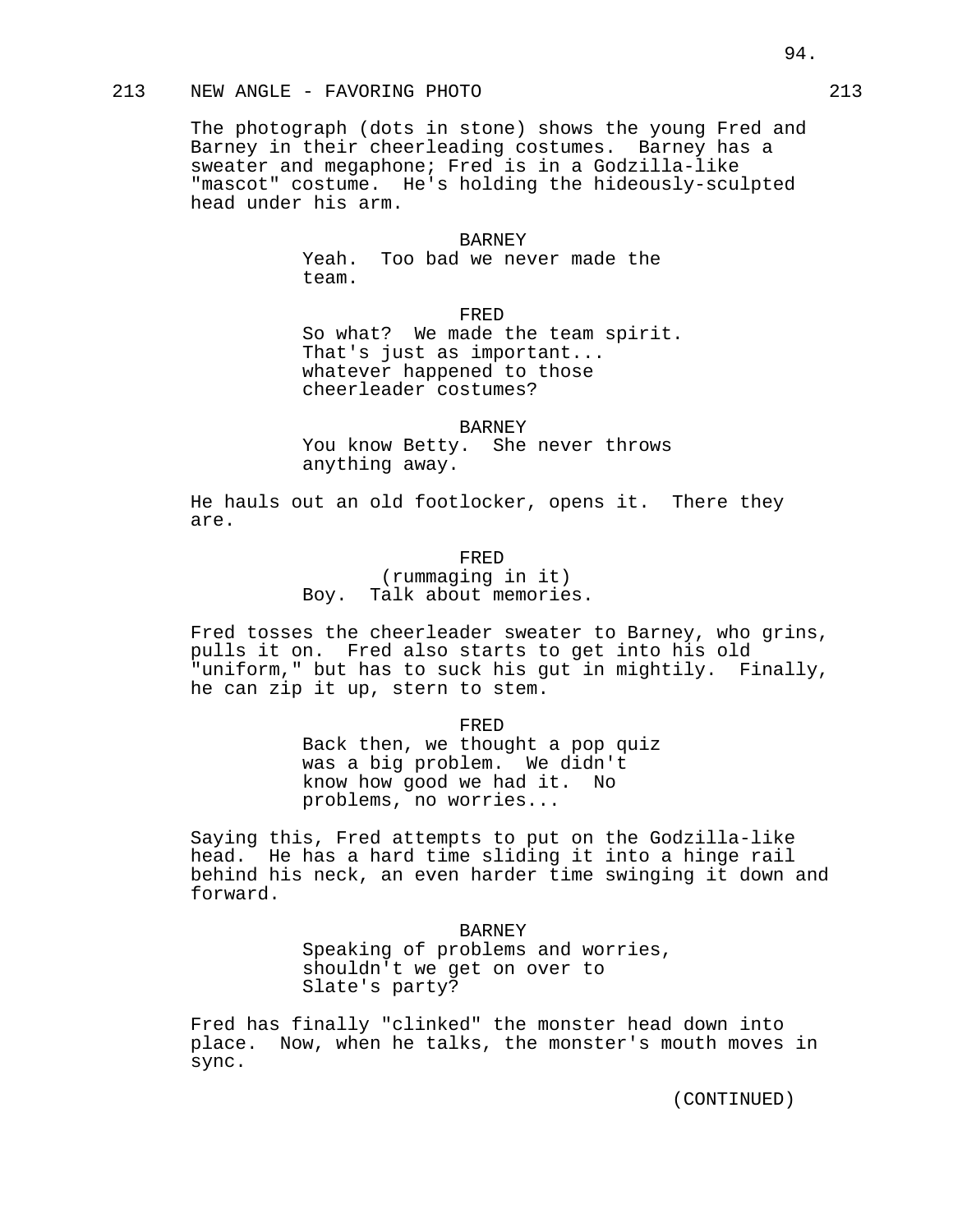213 NEW ANGLE - FAVORING PHOTO 213

The photograph (dots in stone) shows the young Fred and Barney in their cheerleading costumes. Barney has a sweater and megaphone; Fred is in a Godzilla-like "mascot" costume. He's holding the hideously-sculpted head under his arm.

BARNEY
Yeah. Too bad we never made the team.

FRED
So what? We made the team spirit. That's just as important... whatever happened to those cheerleader costumes?

BARNEY
You know Betty. She never throws anything away.

He hauls out an old footlocker, opens it. There they are.

FRED
(rummaging in it)
Boy. Talk about memories.

Fred tosses the cheerleader sweater to Barney, who grins, pulls it on. Fred also starts to get into his old "uniform," but has to suck his gut in mightily. Finally, he can zip it up, stern to stem.

FRED
Back then, we thought a pop quiz was a big problem. We didn't know how good we had it. No problems, no worries...

Saying this, Fred attempts to put on the Godzilla-like head. He has a hard time sliding it into a hinge rail behind his neck, an even harder time swinging it down and forward.

BARNEY
Speaking of problems and worries, shouldn't we get on over to Slate's party?

Fred has finally "clinked" the monster head down into place. Now, when he talks, the monster's mouth moves in sync.

(CONTINUED)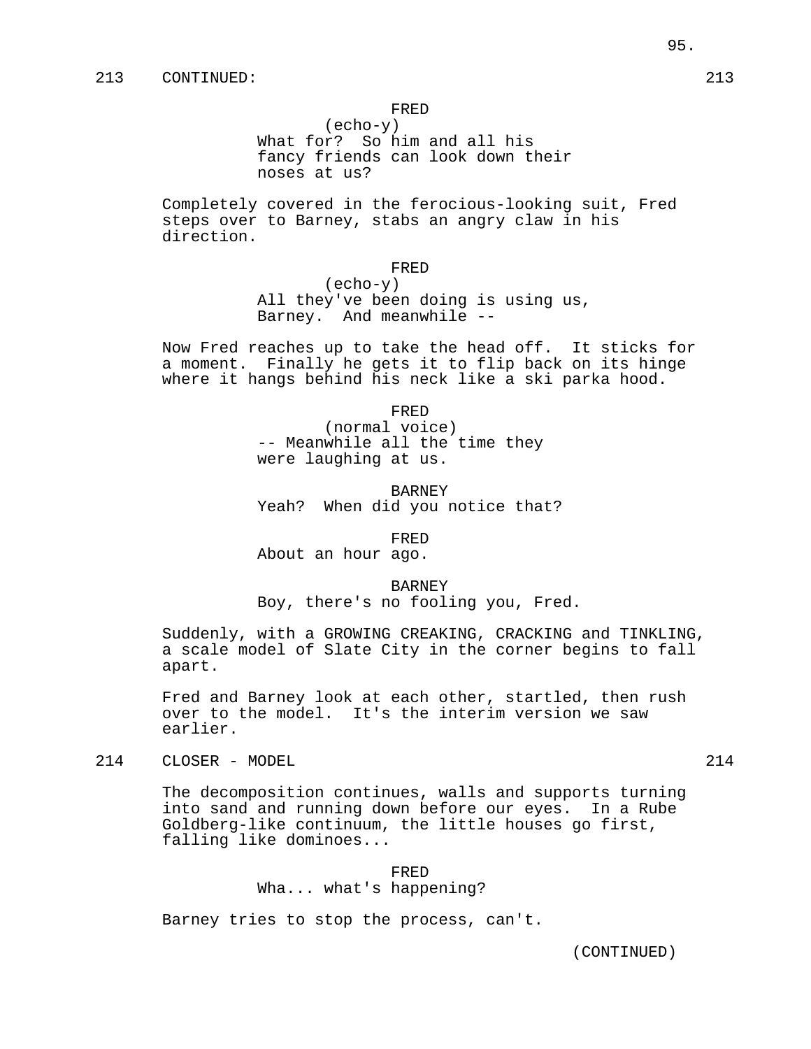213 CONTINUED: 213

FRED
(echo-y)
What for? So him and all his fancy friends can look down their noses at us?

Completely covered in the ferocious-looking suit, Fred steps over to Barney, stabs an angry claw in his direction.

FRED
(echo-y)
All they've been doing is using us, Barney. And meanwhile --

Now Fred reaches up to take the head off. It sticks for a moment. Finally he gets it to flip back on its hinge where it hangs behind his neck like a ski parka hood.

FRED
(normal voice)
-- Meanwhile all the time they were laughing at us.

BARNEY
Yeah? When did you notice that?

FRED
About an hour ago.

BARNEY
Boy, there's no fooling you, Fred.

Suddenly, with a GROWING CREAKING, CRACKING and TINKLING, a scale model of Slate City in the corner begins to fall apart.

Fred and Barney look at each other, startled, then rush over to the model. It's the interim version we saw earlier.

214 CLOSER - MODEL 214

The decomposition continues, walls and supports turning into sand and running down before our eyes. In a Rube Goldberg-like continuum, the little houses go first, falling like dominoes...

FRED
Wha... what's happening?

Barney tries to stop the process, can't.

(CONTINUED)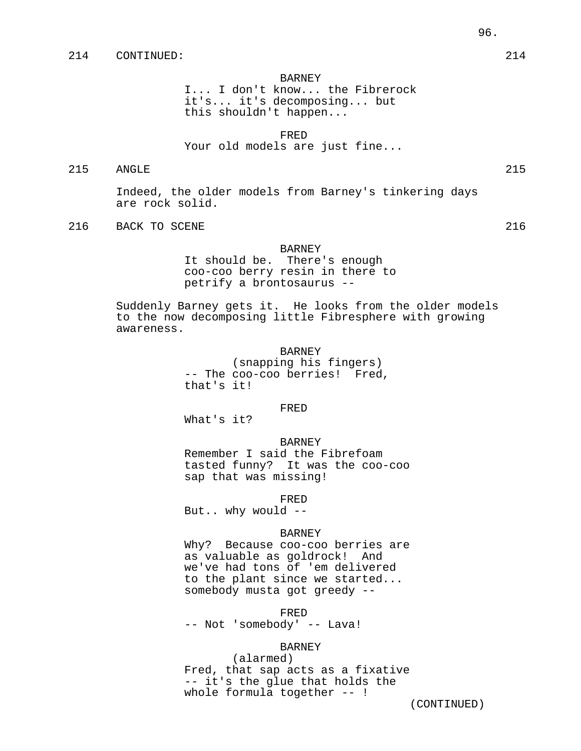214 CONTINUED: 214

BARNEY
I... I don't know... the Fibrerock it's... it's decomposing... but this shouldn't happen...

FRED
Your old models are just fine...

215 ANGLE 215

Indeed, the older models from Barney's tinkering days are rock solid.

216 BACK TO SCENE 216

BARNEY
It should be. There's enough coo-coo berry resin in there to petrify a brontosaurus --

Suddenly Barney gets it. He looks from the older models to the now decomposing little Fibresphere with growing awareness.

BARNEY
(snapping his fingers)
-- The coo-coo berries! Fred, that's it!

FRED
What's it?

BARNEY
Remember I said the Fibrefoam tasted funny? It was the coo-coo sap that was missing!

FRED
But.. why would --

BARNEY
Why? Because coo-coo berries are as valuable as goldrock! And we've had tons of 'em delivered to the plant since we started... somebody musta got greedy --

FRED
-- Not 'somebody' -- Lava!

BARNEY
(alarmed)
Fred, that sap acts as a fixative -- it's the glue that holds the whole formula together -- !

(CONTINUED)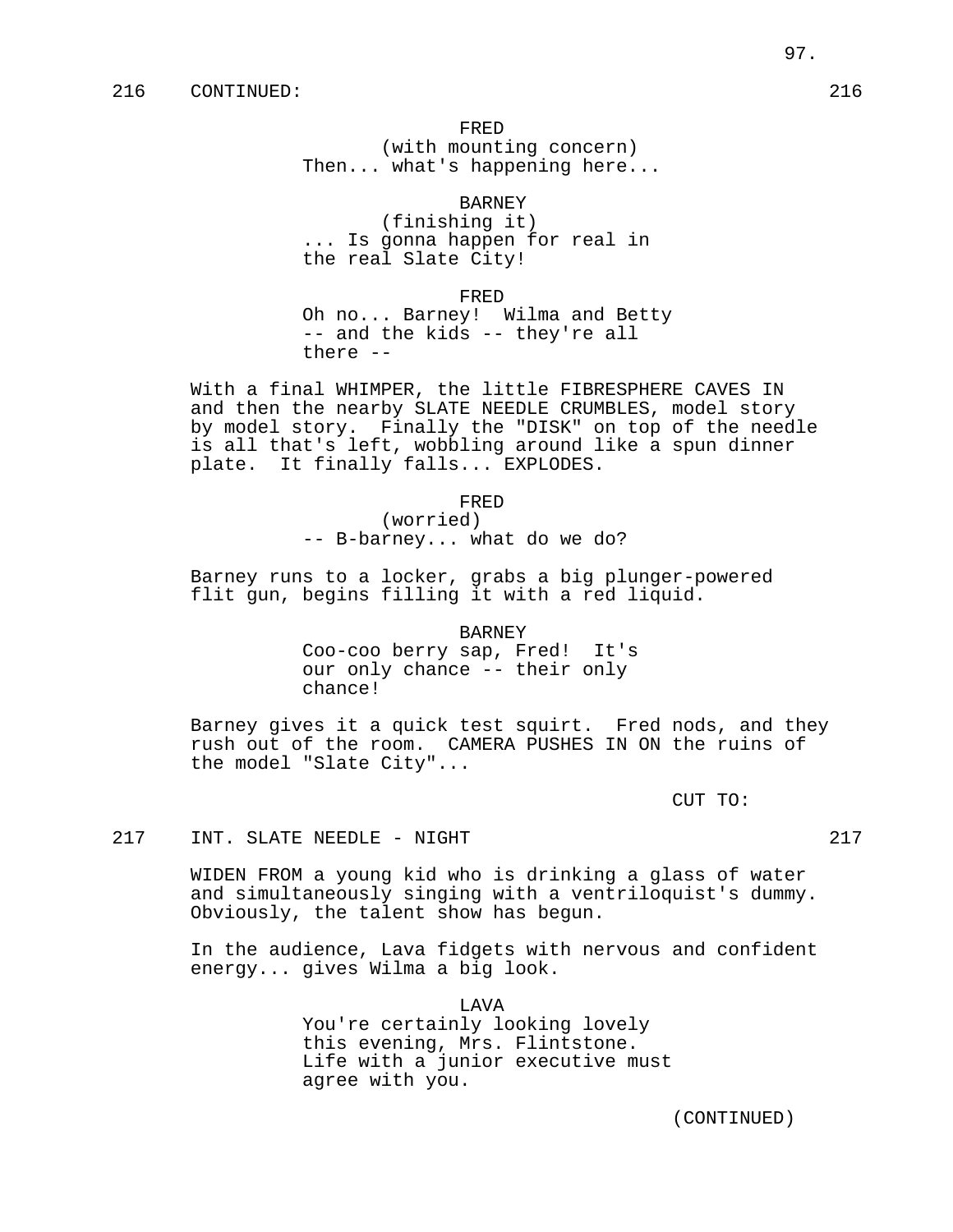216 CONTINUED: 216

FRED
(with mounting concern)
Then... what's happening here...

BARNEY
(finishing it)
... Is gonna happen for real in the real Slate City!

FRED
Oh no... Barney! Wilma and Betty -- and the kids -- they're all there --

With a final WHIMPER, the little FIBRESPHERE CAVES IN and then the nearby SLATE NEEDLE CRUMBLES, model story by model story. Finally the "DISK" on top of the needle is all that's left, wobbling around like a spun dinner plate. It finally falls... EXPLODES.

FRED
(worried)
-- B-barney... what do we do?

Barney runs to a locker, grabs a big plunger-powered flit gun, begins filling it with a red liquid.

BARNEY
Coo-coo berry sap, Fred! It's our only chance -- their only chance!

Barney gives it a quick test squirt. Fred nods, and they rush out of the room. CAMERA PUSHES IN ON the ruins of the model "Slate City"...

CUT TO:

217 INT. SLATE NEEDLE - NIGHT 217

WIDEN FROM a young kid who is drinking a glass of water and simultaneously singing with a ventriloquist's dummy. Obviously, the talent show has begun.

In the audience, Lava fidgets with nervous and confident energy... gives Wilma a big look.

LAVA
You're certainly looking lovely this evening, Mrs. Flintstone. Life with a junior executive must agree with you.

(CONTINUED)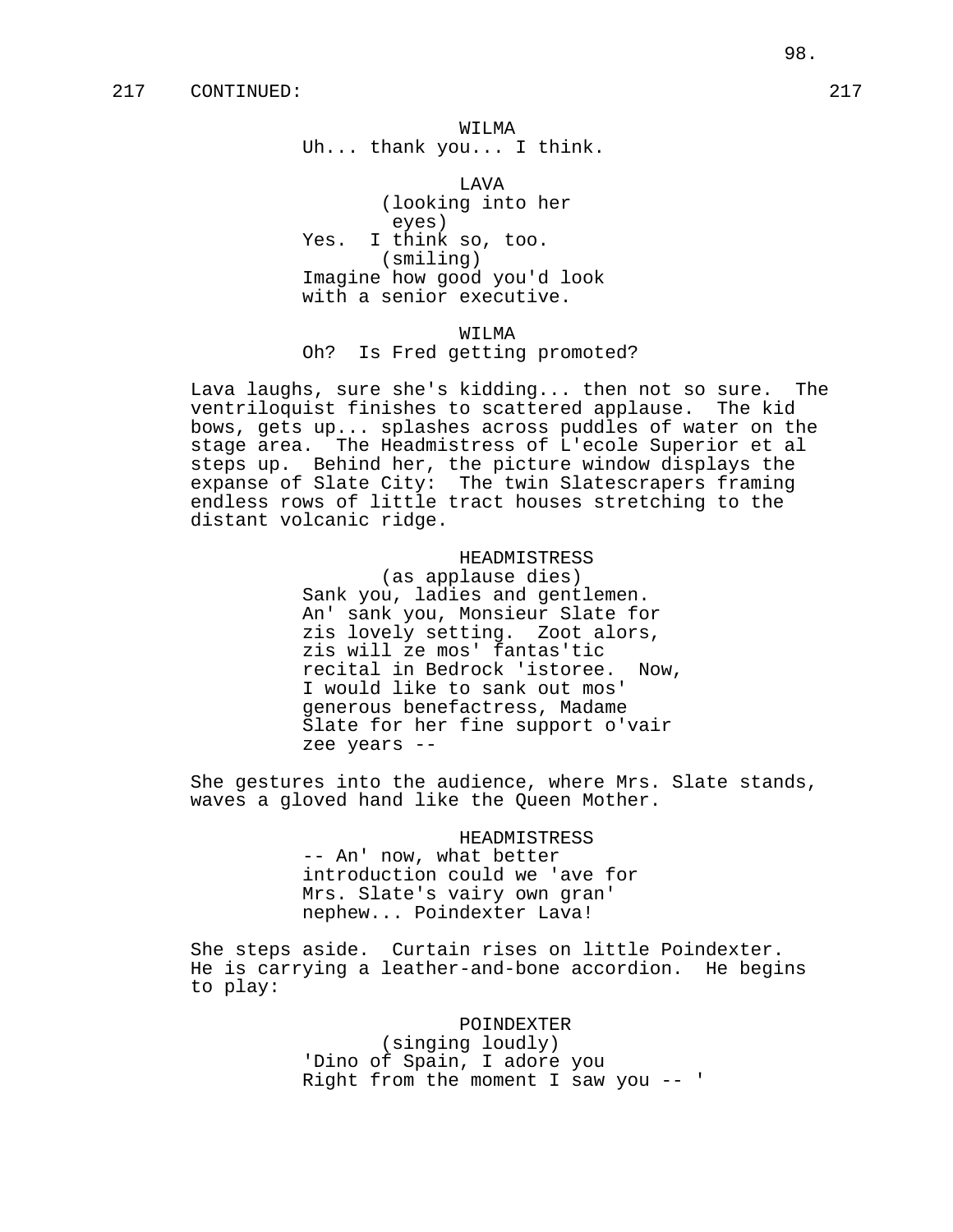217 CONTINUED: 217

WILMA
Uh... thank you... I think.

LAVA
(looking into her eyes)
Yes. I think so, too.
(smiling)
Imagine how good you'd look with a senior executive.

WILMA
Oh? Is Fred getting promoted?

Lava laughs, sure she's kidding... then not so sure. The ventriloquist finishes to scattered applause. The kid bows, gets up... splashes across puddles of water on the stage area. The Headmistress of L'ecole Superior et al steps up. Behind her, the picture window displays the expanse of Slate City: The twin Slatescrapers framing endless rows of little tract houses stretching to the distant volcanic ridge.

HEADMISTRESS
(as applause dies)
Sank you, ladies and gentlemen. An' sank you, Monsieur Slate for zis lovely setting. Zoot alors, zis will ze mos' fantas'tic recital in Bedrock 'istoree. Now, I would like to sank out mos' generous benefactress, Madame Slate for her fine support o'vair zee years --

She gestures into the audience, where Mrs. Slate stands, waves a gloved hand like the Queen Mother.

HEADMISTRESS
-- An' now, what better introduction could we 'ave for Mrs. Slate's vairy own gran' nephew... Poindexter Lava!

She steps aside. Curtain rises on little Poindexter. He is carrying a leather-and-bone accordion. He begins to play:

POINDEXTER
(singing loudly)
'Dino of Spain, I adore you
Right from the moment I saw you -- '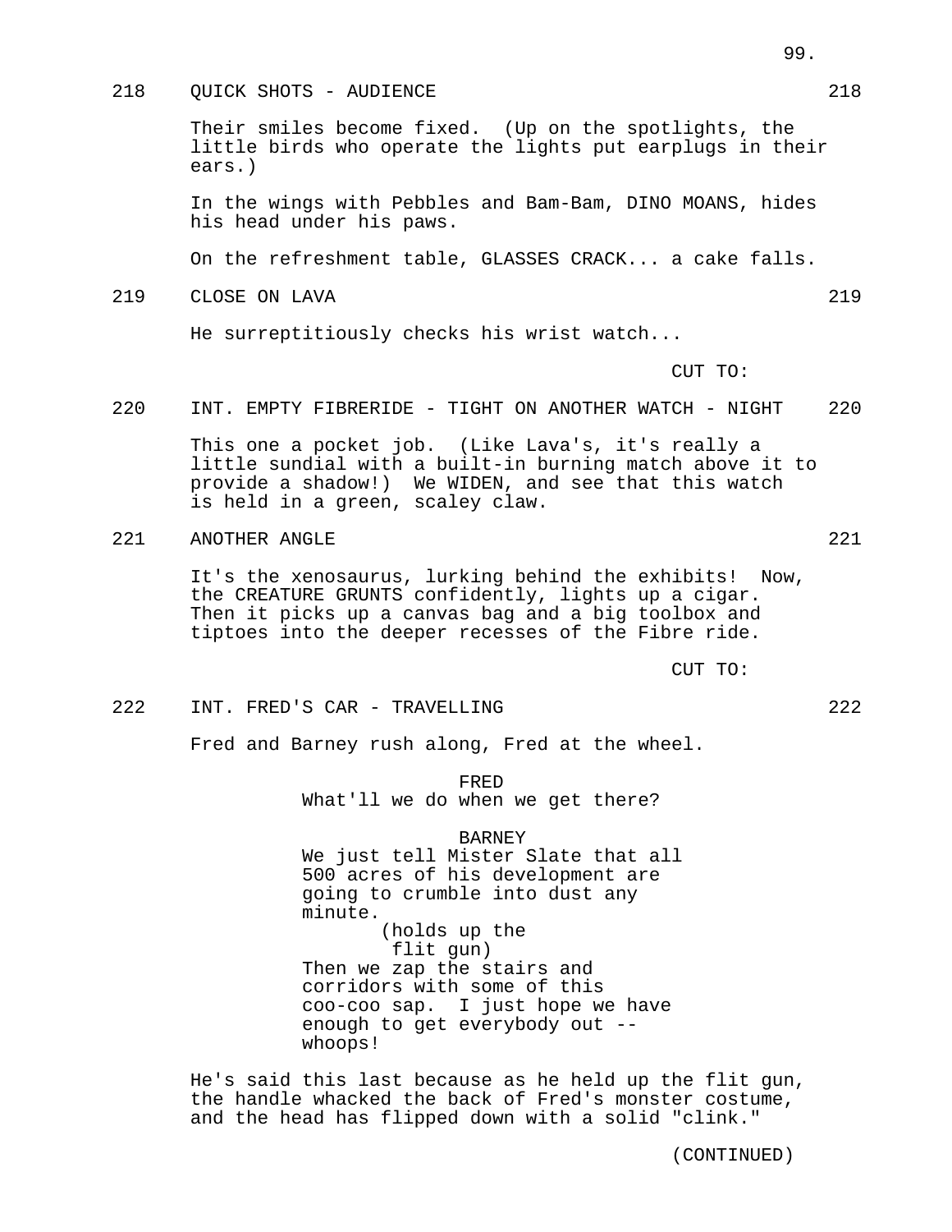218 QUICK SHOTS - AUDIENCE 218

Their smiles become fixed. (Up on the spotlights, the little birds who operate the lights put earplugs in their ears.)

In the wings with Pebbles and Bam-Bam, DINO MOANS, hides his head under his paws.

On the refreshment table, GLASSES CRACK... a cake falls.

219 CLOSE ON LAVA 219

He surreptitiously checks his wrist watch...

CUT TO:

220 INT. EMPTY FIBRERIDE - TIGHT ON ANOTHER WATCH - NIGHT 220

This one a pocket job. (Like Lava's, it's really a little sundial with a built-in burning match above it to provide a shadow!) We WIDEN, and see that this watch is held in a green, scaley claw.

221 ANOTHER ANGLE 221

It's the xenosaurus, lurking behind the exhibits! Now, the CREATURE GRUNTS confidently, lights up a cigar. Then it picks up a canvas bag and a big toolbox and tiptoes into the deeper recesses of the Fibre ride.

CUT TO:

222 INT. FRED'S CAR - TRAVELLING 222

Fred and Barney rush along, Fred at the wheel.

FRED
What'll we do when we get there?

BARNEY
We just tell Mister Slate that all 500 acres of his development are going to crumble into dust any minute.
(holds up the flit gun)
Then we zap the stairs and corridors with some of this coo-coo sap. I just hope we have enough to get everybody out -- whoops!

He's said this last because as he held up the flit gun, the handle whacked the back of Fred's monster costume, and the head has flipped down with a solid "clink."

(CONTINUED)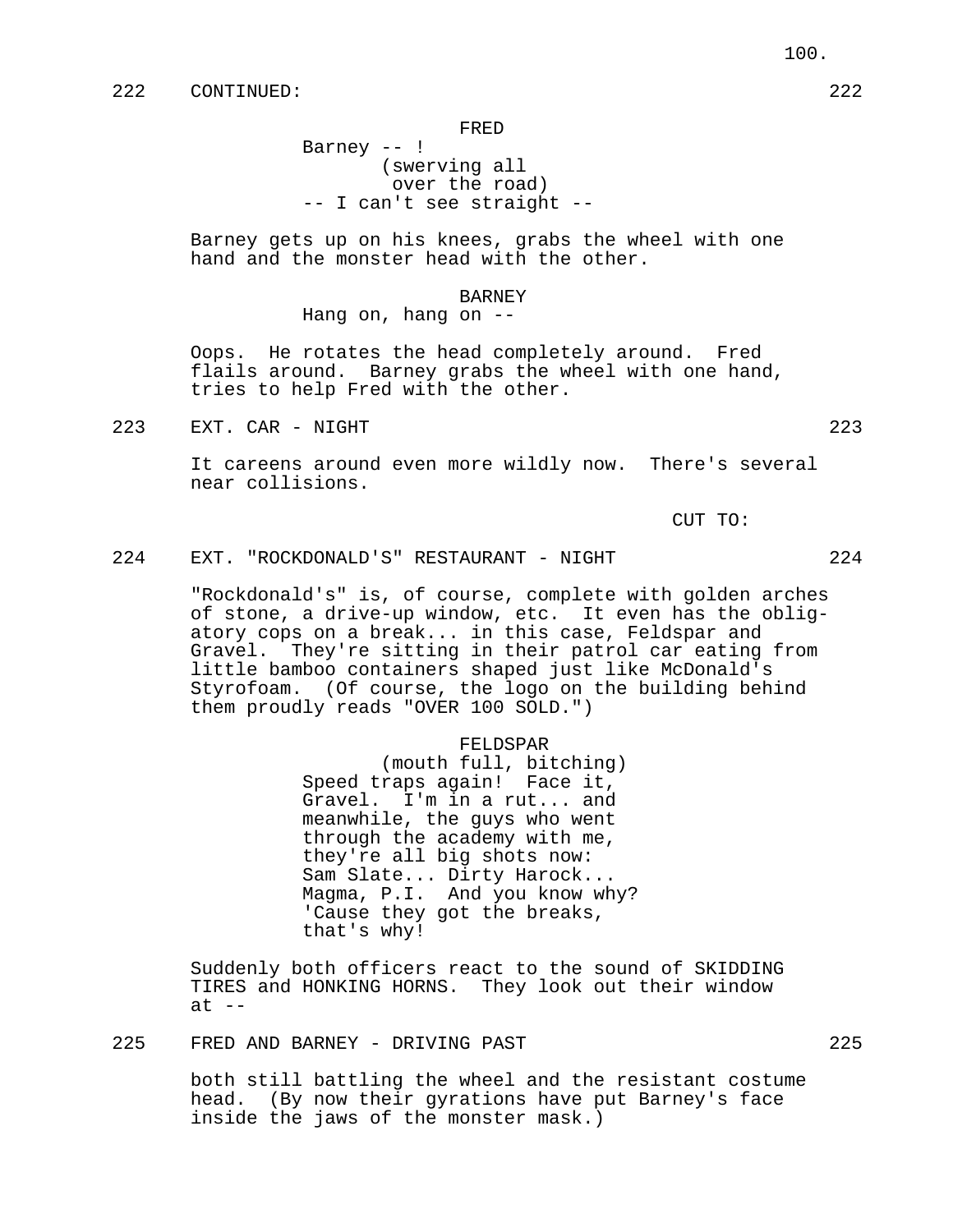222 CONTINUED: 222

FRED
Barney -- !
(swerving all over the road)
-- I can't see straight --

Barney gets up on his knees, grabs the wheel with one hand and the monster head with the other.

BARNEY
Hang on, hang on --

Oops. He rotates the head completely around. Fred flails around. Barney grabs the wheel with one hand, tries to help Fred with the other.

223 EXT. CAR - NIGHT 223

It careens around even more wildly now. There's several near collisions.

CUT TO:

224 EXT. "ROCKDONALD'S" RESTAURANT - NIGHT 224

"Rockdonald's" is, of course, complete with golden arches of stone, a drive-up window, etc. It even has the obligatory cops on a break... in this case, Feldspar and Gravel. They're sitting in their patrol car eating from little bamboo containers shaped just like McDonald's Styrofoam. (Of course, the logo on the building behind them proudly reads "OVER 100 SOLD.")

FELDSPAR
(mouth full, bitching)
Speed traps again! Face it, Gravel. I'm in a rut... and meanwhile, the guys who went through the academy with me, they're all big shots now: Sam Slate... Dirty Harock... Magma, P.I. And you know why? 'Cause they got the breaks, that's why!

Suddenly both officers react to the sound of SKIDDING TIRES and HONKING HORNS. They look out their window at --

225 FRED AND BARNEY - DRIVING PAST 225

both still battling the wheel and the resistant costume head. (By now their gyrations have put Barney's face inside the jaws of the monster mask.)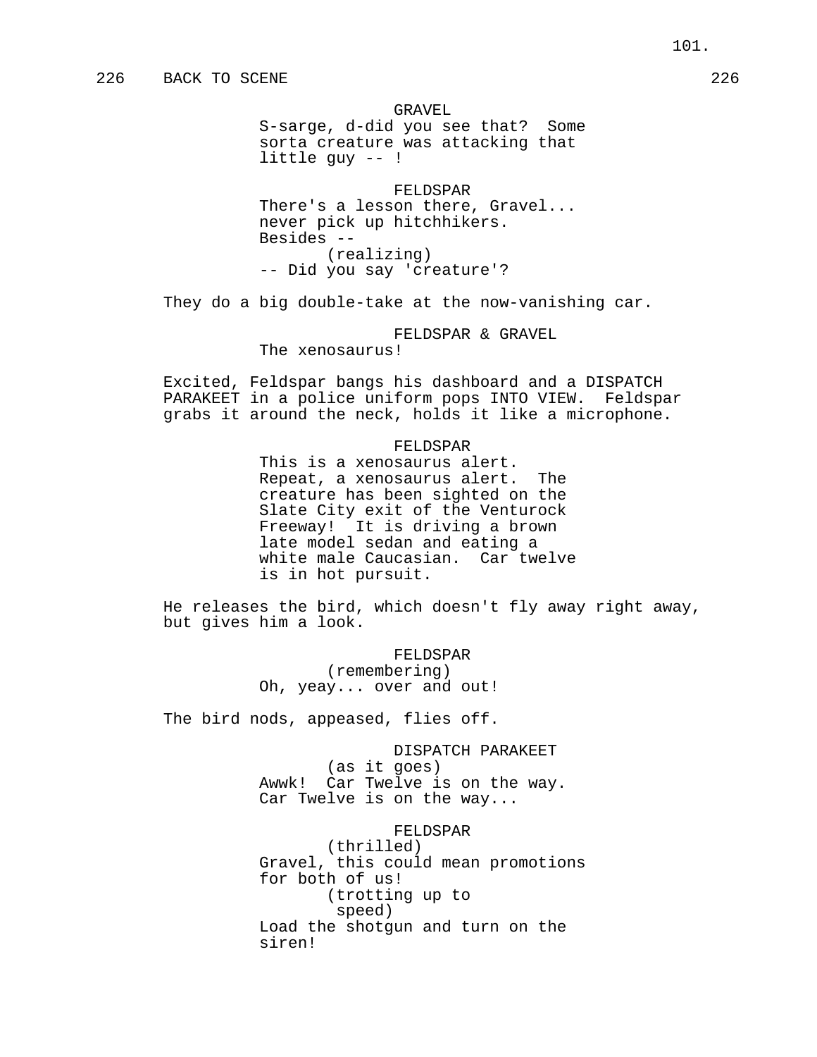226 BACK TO SCENE 226

GRAVEL
S-sarge, d-did you see that? Some sorta creature was attacking that little guy -- !

FELDSPAR
There's a lesson there, Gravel... never pick up hitchhikers. Besides --
(realizing)
-- Did you say 'creature'?

They do a big double-take at the now-vanishing car.

FELDSPAR & GRAVEL
The xenosaurus!

Excited, Feldspar bangs his dashboard and a DISPATCH PARAKEET in a police uniform pops INTO VIEW. Feldspar grabs it around the neck, holds it like a microphone.

FELDSPAR
This is a xenosaurus alert. Repeat, a xenosaurus alert. The creature has been sighted on the Slate City exit of the Venturock Freeway! It is driving a brown late model sedan and eating a white male Caucasian. Car twelve is in hot pursuit.

He releases the bird, which doesn't fly away right away, but gives him a look.

FELDSPAR
(remembering)
Oh, yeay... over and out!

The bird nods, appeased, flies off.

DISPATCH PARAKEET
(as it goes)
Awwk! Car Twelve is on the way. Car Twelve is on the way...

FELDSPAR
(thrilled)
Gravel, this could mean promotions for both of us!
(trotting up to speed)
Load the shotgun and turn on the siren!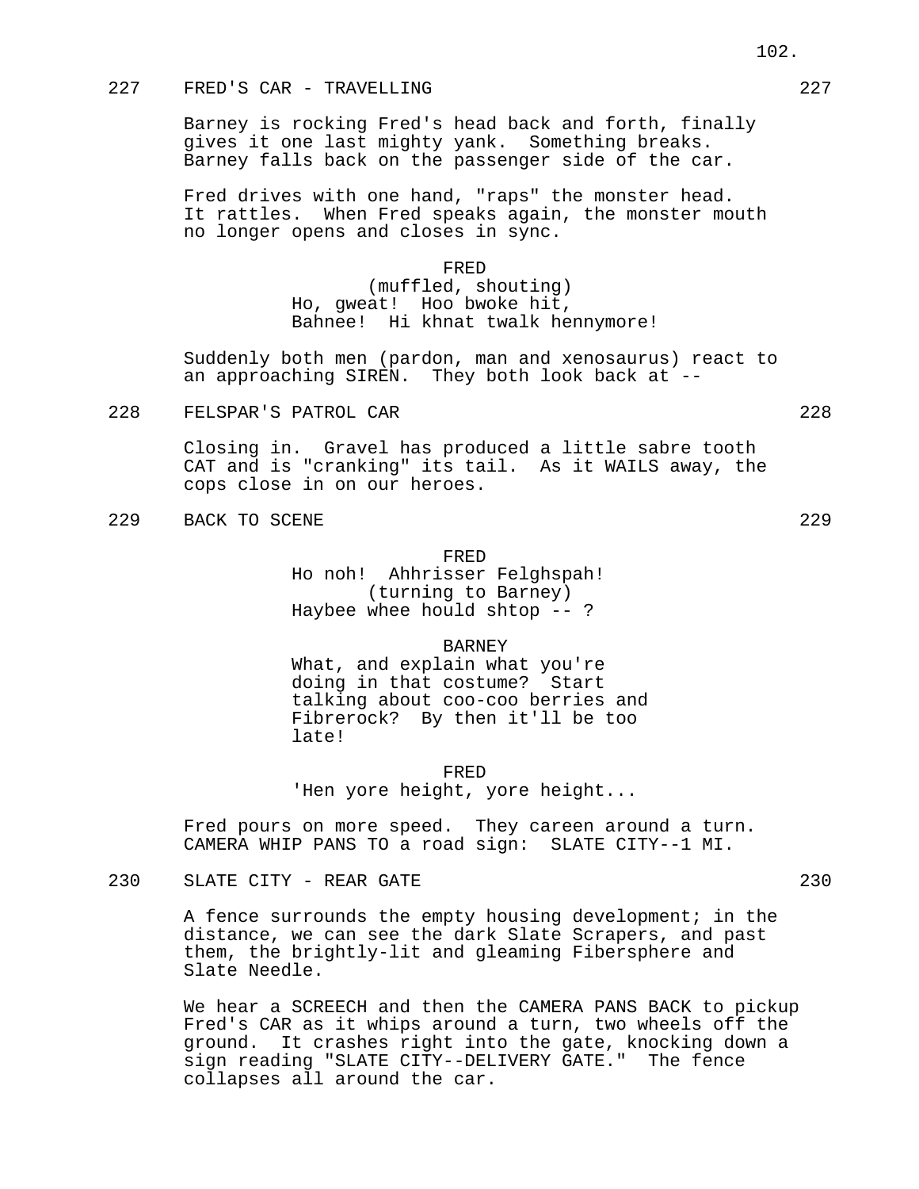227 FRED'S CAR - TRAVELLING 227

Barney is rocking Fred's head back and forth, finally gives it one last mighty yank. Something breaks. Barney falls back on the passenger side of the car.

Fred drives with one hand, "raps" the monster head. It rattles. When Fred speaks again, the monster mouth no longer opens and closes in sync.

FRED
(muffled, shouting)
Ho, gweat! Hoo bwoke hit, Bahnee! Hi khnat twalk hennymore!

Suddenly both men (pardon, man and xenosaurus) react to an approaching SIREN. They both look back at --

228 FELSPAR'S PATROL CAR 228

Closing in. Gravel has produced a little sabre tooth CAT and is "cranking" its tail. As it WAILS away, the cops close in on our heroes.

229 BACK TO SCENE 229

FRED
Ho noh! Ahhrisser Felghspah!
(turning to Barney)
Haybee whee hould shtop -- ?

BARNEY
What, and explain what you're doing in that costume? Start talking about coo-coo berries and Fibrerock? By then it'll be too late!

FRED
'Hen yore height, yore height...

Fred pours on more speed. They careen around a turn. CAMERA WHIP PANS TO a road sign: SLATE CITY--1 MI.

230 SLATE CITY - REAR GATE 230

A fence surrounds the empty housing development; in the distance, we can see the dark Slate Scrapers, and past them, the brightly-lit and gleaming Fibersphere and Slate Needle.

We hear a SCREECH and then the CAMERA PANS BACK to pickup Fred's CAR as it whips around a turn, two wheels off the ground. It crashes right into the gate, knocking down a sign reading "SLATE CITY--DELIVERY GATE." The fence collapses all around the car.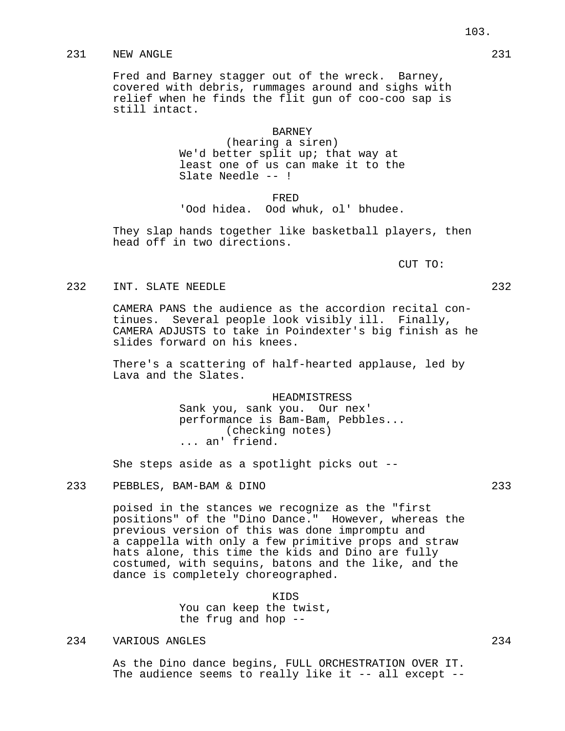231 NEW ANGLE 231

Fred and Barney stagger out of the wreck. Barney, covered with debris, rummages around and sighs with relief when he finds the flit gun of coo-coo sap is still intact.

BARNEY
(hearing a siren)
We'd better split up; that way at least one of us can make it to the Slate Needle -- !

FRED
'Ood hidea. Ood whuk, ol' bhudee.

They slap hands together like basketball players, then head off in two directions.

CUT TO:

232 INT. SLATE NEEDLE 232

CAMERA PANS the audience as the accordion recital continues. Several people look visibly ill. Finally, CAMERA ADJUSTS to take in Poindexter's big finish as he slides forward on his knees.

There's a scattering of half-hearted applause, led by Lava and the Slates.

HEADMISTRESS
Sank you, sank you. Our nex' performance is Bam-Bam, Pebbles...
(checking notes)
... an' friend.

She steps aside as a spotlight picks out --

233 PEBBLES, BAM-BAM & DINO 233

poised in the stances we recognize as the "first positions" of the "Dino Dance." However, whereas the previous version of this was done impromptu and a cappella with only a few primitive props and straw hats alone, this time the kids and Dino are fully costumed, with sequins, batons and the like, and the dance is completely choreographed.

KIDS
You can keep the twist,
the frug and hop --

234 VARIOUS ANGLES 234

As the Dino dance begins, FULL ORCHESTRATION OVER IT. The audience seems to really like it -- all except --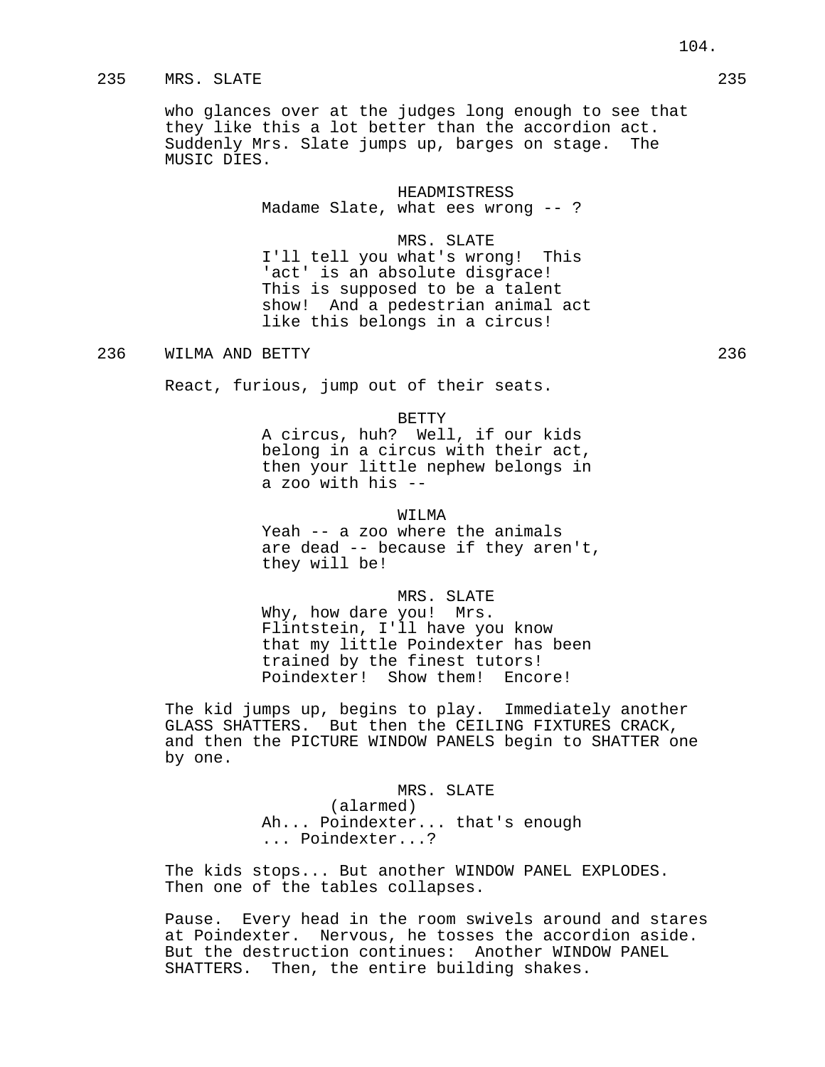235 MRS. SLATE 235

who glances over at the judges long enough to see that they like this a lot better than the accordion act. Suddenly Mrs. Slate jumps up, barges on stage. The MUSIC DIES.

HEADMISTRESS
Madame Slate, what ees wrong -- ?

MRS. SLATE
I'll tell you what's wrong! This 'act' is an absolute disgrace! This is supposed to be a talent show! And a pedestrian animal act like this belongs in a circus!

236 WILMA AND BETTY 236

React, furious, jump out of their seats.

BETTY
A circus, huh? Well, if our kids belong in a circus with their act, then your little nephew belongs in a zoo with his --

WILMA
Yeah -- a zoo where the animals are dead -- because if they aren't, they will be!

MRS. SLATE
Why, how dare you! Mrs. Flintstein, I'll have you know that my little Poindexter has been trained by the finest tutors! Poindexter! Show them! Encore!

The kid jumps up, begins to play. Immediately another GLASS SHATTERS. But then the CEILING FIXTURES CRACK, and then the PICTURE WINDOW PANELS begin to SHATTER one by one.

MRS. SLATE
(alarmed)
Ah... Poindexter... that's enough ... Poindexter...?

The kids stops... But another WINDOW PANEL EXPLODES. Then one of the tables collapses.

Pause. Every head in the room swivels around and stares at Poindexter. Nervous, he tosses the accordion aside. But the destruction continues: Another WINDOW PANEL SHATTERS. Then, the entire building shakes.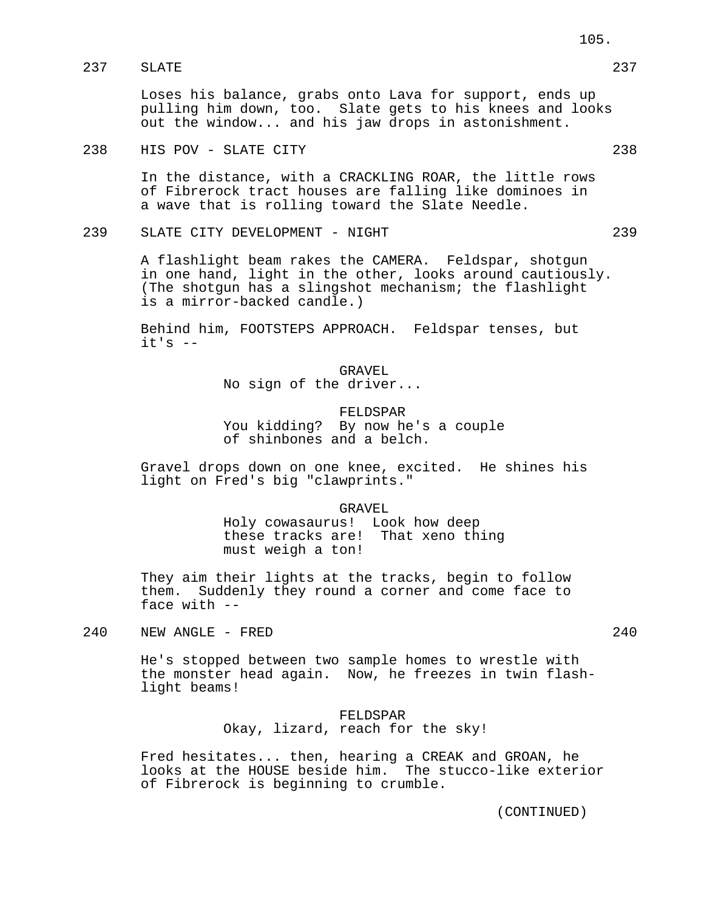237 SLATE 237

Loses his balance, grabs onto Lava for support, ends up pulling him down, too. Slate gets to his knees and looks out the window... and his jaw drops in astonishment.

238 HIS POV - SLATE CITY 238

In the distance, with a CRACKLING ROAR, the little rows of Fibrerock tract houses are falling like dominoes in a wave that is rolling toward the Slate Needle.

239 SLATE CITY DEVELOPMENT - NIGHT 239

A flashlight beam rakes the CAMERA. Feldspar, shotgun in one hand, light in the other, looks around cautiously. (The shotgun has a slingshot mechanism; the flashlight is a mirror-backed candle.)

Behind him, FOOTSTEPS APPROACH. Feldspar tenses, but it's --

GRAVEL
No sign of the driver...

FELDSPAR
You kidding? By now he's a couple of shinbones and a belch.

Gravel drops down on one knee, excited. He shines his light on Fred's big "clawprints."

GRAVEL
Holy cowasaurus! Look how deep these tracks are! That xeno thing must weigh a ton!

They aim their lights at the tracks, begin to follow them. Suddenly they round a corner and come face to face with --

240 NEW ANGLE - FRED 240

He's stopped between two sample homes to wrestle with the monster head again. Now, he freezes in twin flash-light beams!

FELDSPAR
Okay, lizard, reach for the sky!

Fred hesitates... then, hearing a CREAK and GROAN, he looks at the HOUSE beside him. The stucco-like exterior of Fibrerock is beginning to crumble.

(CONTINUED)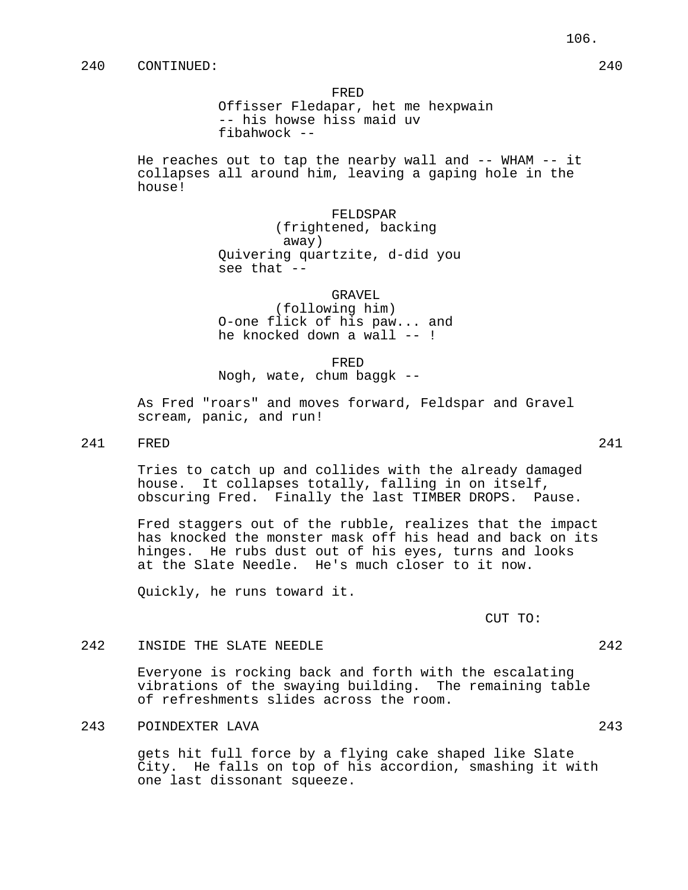240 CONTINUED: 240

FRED
Offisser Fledapar, het me hexpwain
-- his howse hiss maid uv
fibahwock --

He reaches out to tap the nearby wall and -- WHAM -- it collapses all around him, leaving a gaping hole in the house!

FELDSPAR
(frightened, backing away)
Quivering quartzite, d-did you
see that --

GRAVEL
(following him)
O-one flick of his paw... and
he knocked down a wall -- !

FRED
Nogh, wate, chum baggk --

As Fred "roars" and moves forward, Feldspar and Gravel scream, panic, and run!

241 FRED 241

Tries to catch up and collides with the already damaged house. It collapses totally, falling in on itself, obscuring Fred. Finally the last TIMBER DROPS. Pause.

Fred staggers out of the rubble, realizes that the impact has knocked the monster mask off his head and back on its hinges. He rubs dust out of his eyes, turns and looks at the Slate Needle. He's much closer to it now.

Quickly, he runs toward it.

CUT TO:

242 INSIDE THE SLATE NEEDLE 242

Everyone is rocking back and forth with the escalating vibrations of the swaying building. The remaining table of refreshments slides across the room.

243 POINDEXTER LAVA 243

gets hit full force by a flying cake shaped like Slate City. He falls on top of his accordion, smashing it with one last dissonant squeeze.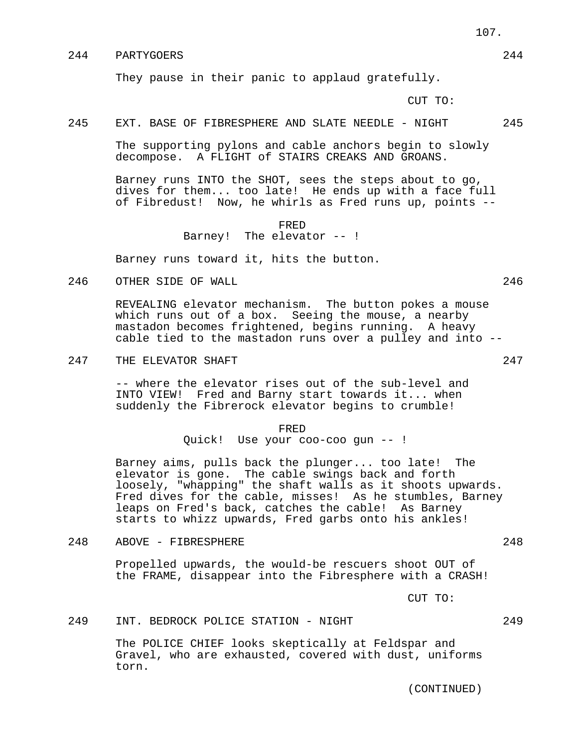244 PARTYGOERS 244

They pause in their panic to applaud gratefully.

CUT TO:

245 EXT. BASE OF FIBRESPHERE AND SLATE NEEDLE - NIGHT 245

The supporting pylons and cable anchors begin to slowly decompose. A FLIGHT of STAIRS CREAKS AND GROANS.

Barney runs INTO the SHOT, sees the steps about to go, dives for them... too late! He ends up with a face full of Fibredust! Now, he whirls as Fred runs up, points --

FRED
Barney! The elevator -- !

Barney runs toward it, hits the button.

246 OTHER SIDE OF WALL 246

REVEALING elevator mechanism. The button pokes a mouse which runs out of a box. Seeing the mouse, a nearby mastadon becomes frightened, begins running. A heavy cable tied to the mastadon runs over a pulley and into --

247 THE ELEVATOR SHAFT 247

-- where the elevator rises out of the sub-level and INTO VIEW! Fred and Barny start towards it... when suddenly the Fibrerock elevator begins to crumble!

FRED
Quick! Use your coo-coo gun -- !

Barney aims, pulls back the plunger... too late! The elevator is gone. The cable swings back and forth loosely, "whapping" the shaft walls as it shoots upwards. Fred dives for the cable, misses! As he stumbles, Barney leaps on Fred's back, catches the cable! As Barney starts to whizz upwards, Fred garbs onto his ankles!

248 ABOVE - FIBRESPHERE 248

Propelled upwards, the would-be rescuers shoot OUT of the FRAME, disappear into the Fibresphere with a CRASH!

CUT TO:

249 INT. BEDROCK POLICE STATION - NIGHT 249

The POLICE CHIEF looks skeptically at Feldspar and Gravel, who are exhausted, covered with dust, uniforms torn.

(CONTINUED)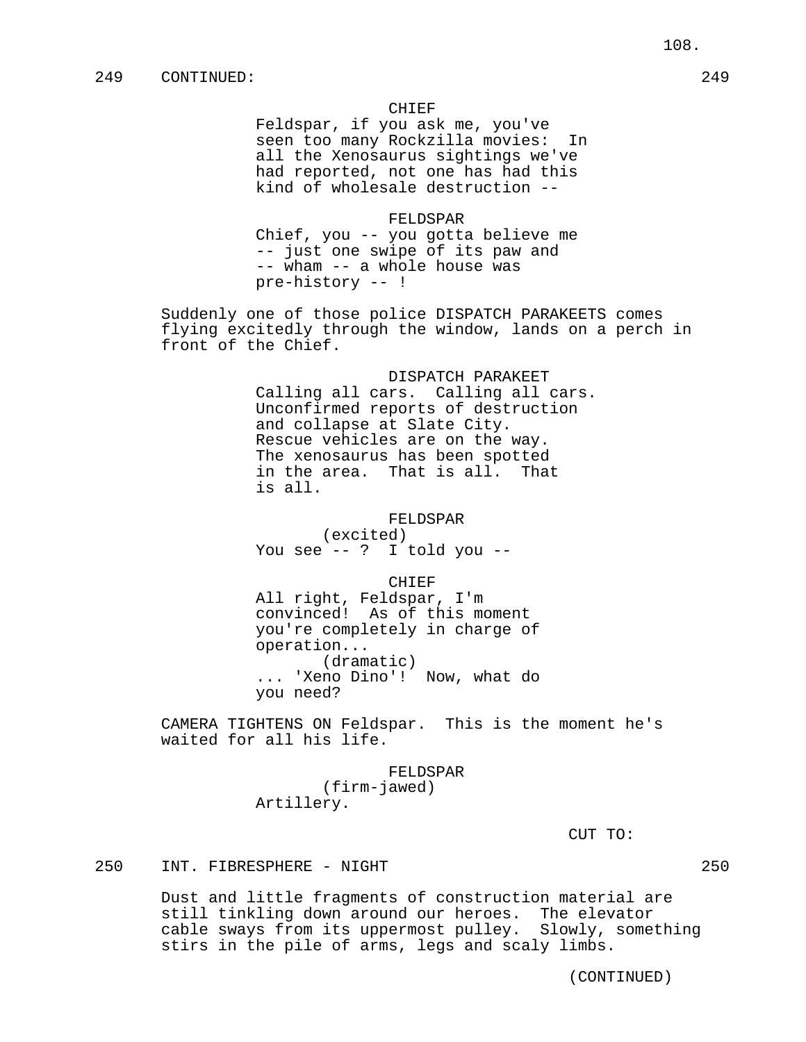249 CONTINUED: 249

CHIEF

Feldspar, if you ask me, you've seen too many Rockzilla movies: In all the Xenosaurus sightings we've had reported, not one has had this kind of wholesale destruction --

FELDSPAR

Chief, you -- you gotta believe me -- just one swipe of its paw and -- wham -- a whole house was pre-history -- !

Suddenly one of those police DISPATCH PARAKEETS comes flying excitedly through the window, lands on a perch in front of the Chief.

DISPATCH PARAKEET

Calling all cars. Calling all cars. Unconfirmed reports of destruction and collapse at Slate City. Rescue vehicles are on the way. The xenosaurus has been spotted in the area. That is all. That is all.

FELDSPAR

(excited)

You see -- ? I told you --

CHIEF

All right, Feldspar, I'm convinced! As of this moment you're completely in charge of operation...

(dramatic)

... 'Xeno Dino'! Now, what do you need?

CAMERA TIGHTENS ON Feldspar. This is the moment he's waited for all his life.

FELDSPAR

(firm-jawed)

Artillery.

CUT TO:

250 INT. FIBRESPHERE - NIGHT 250

Dust and little fragments of construction material are still tinkling down around our heroes. The elevator cable sways from its uppermost pulley. Slowly, something stirs in the pile of arms, legs and scaly limbs.

(CONTINUED)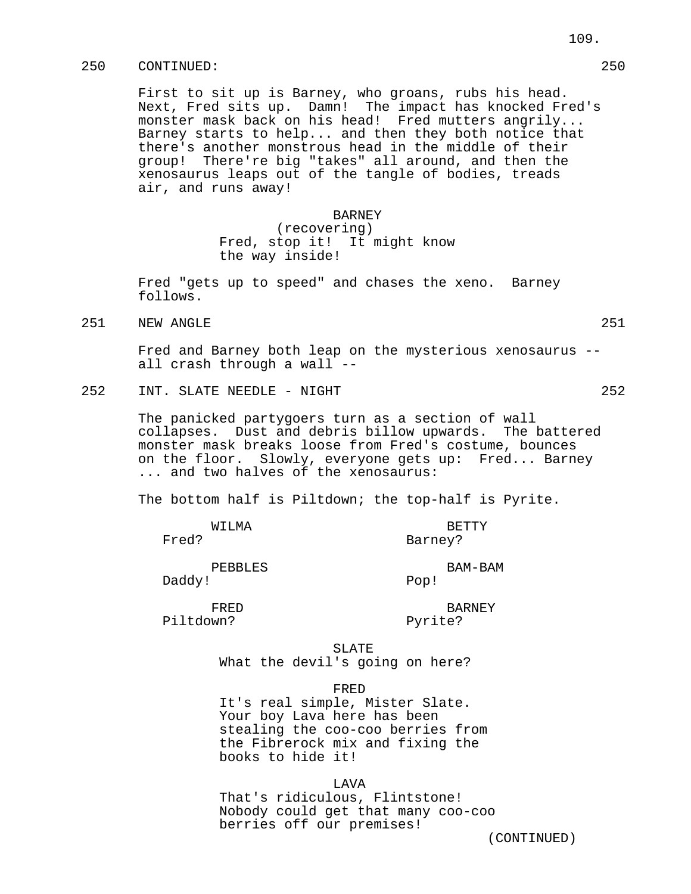250 CONTINUED: 250

First to sit up is Barney, who groans, rubs his head. Next, Fred sits up. Damn! The impact has knocked Fred's monster mask back on his head! Fred mutters angrily... Barney starts to help... and then they both notice that there's another monstrous head in the middle of their group! There're big "takes" all around, and then the xenosaurus leaps out of the tangle of bodies, treads air, and runs away!

BARNEY
(recovering)
Fred, stop it! It might know the way inside!

Fred "gets up to speed" and chases the xeno. Barney follows.

251 NEW ANGLE 251

Fred and Barney both leap on the mysterious xenosaurus -- all crash through a wall --

252 INT. SLATE NEEDLE - NIGHT 252

The panicked partygoers turn as a section of wall collapses. Dust and debris billow upwards. The battered monster mask breaks loose from Fred's costume, bounces on the floor. Slowly, everyone gets up: Fred... Barney ... and two halves of the xenosaurus:

The bottom half is Piltdown; the top-half is Pyrite.

WILMA
Fred?

BETTY
Barney?

PEBBLES
Daddy!

BAM-BAM
Pop!

FRED
Piltdown?

BARNEY
Pyrite?

SLATE
What the devil's going on here?

FRED
It's real simple, Mister Slate. Your boy Lava here has been stealing the coo-coo berries from the Fibrerock mix and fixing the books to hide it!

LAVA
That's ridiculous, Flintstone! Nobody could get that many coo-coo berries off our premises!

(CONTINUED)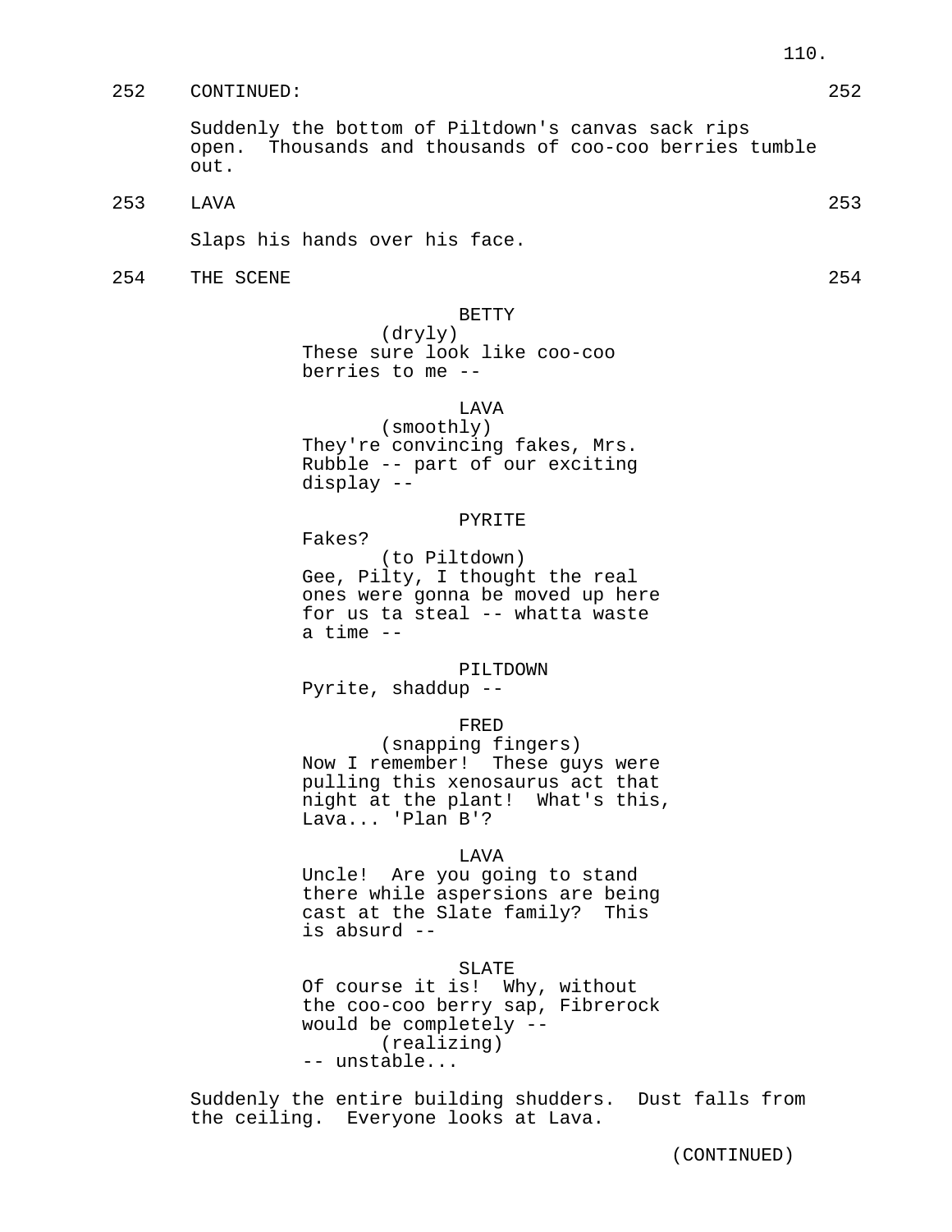252 CONTINUED: 252

Suddenly the bottom of Piltdown's canvas sack rips open. Thousands and thousands of coo-coo berries tumble out.

253 LAVA 253

Slaps his hands over his face.

254 THE SCENE 254

BETTY
(dryly)
These sure look like coo-coo berries to me --

LAVA
(smoothly)
They're convincing fakes, Mrs. Rubble -- part of our exciting display --

PYRITE
Fakes?
(to Piltdown)
Gee, Pilty, I thought the real ones were gonna be moved up here for us ta steal -- whatta waste a time --

PILTDOWN
Pyrite, shaddup --

FRED
(snapping fingers)
Now I remember! These guys were pulling this xenosaurus act that night at the plant! What's this, Lava... 'Plan B'?

LAVA
Uncle! Are you going to stand there while aspersions are being cast at the Slate family? This is absurd --

SLATE
Of course it is! Why, without the coo-coo berry sap, Fibrerock would be completely --
(realizing)
-- unstable...

Suddenly the entire building shudders. Dust falls from the ceiling. Everyone looks at Lava.

(CONTINUED)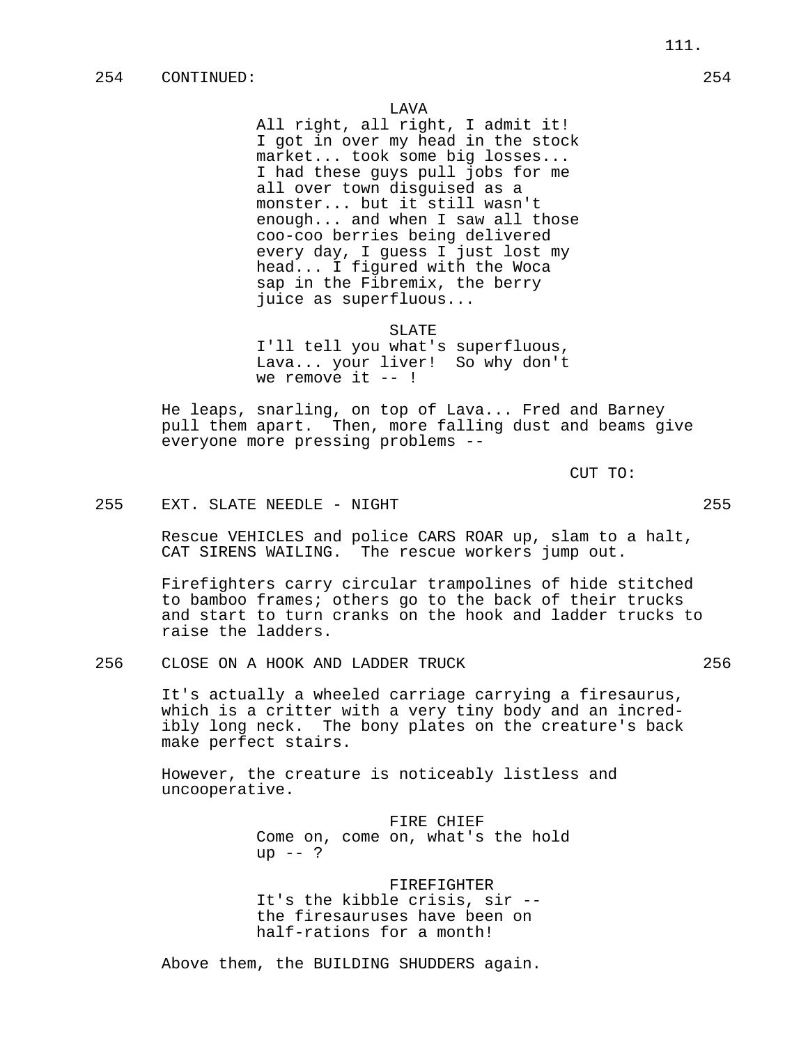254 CONTINUED: 254

LAVA
All right, all right, I admit it! I got in over my head in the stock market... took some big losses... I had these guys pull jobs for me all over town disguised as a monster... but it still wasn't enough... and when I saw all those coo-coo berries being delivered every day, I guess I just lost my head... I figured with the Woca sap in the Fibremix, the berry juice as superfluous...

SLATE
I'll tell you what's superfluous, Lava... your liver! So why don't we remove it -- !

He leaps, snarling, on top of Lava... Fred and Barney pull them apart. Then, more falling dust and beams give everyone more pressing problems --

CUT TO:

255 EXT. SLATE NEEDLE - NIGHT 255

Rescue VEHICLES and police CARS ROAR up, slam to a halt, CAT SIRENS WAILING. The rescue workers jump out.

Firefighters carry circular trampolines of hide stitched to bamboo frames; others go to the back of their trucks and start to turn cranks on the hook and ladder trucks to raise the ladders.

256 CLOSE ON A HOOK AND LADDER TRUCK 256

It's actually a wheeled carriage carrying a firesaurus, which is a critter with a very tiny body and an incredibly long neck. The bony plates on the creature's back make perfect stairs.

However, the creature is noticeably listless and uncooperative.

FIRE CHIEF
Come on, come on, what's the hold up -- ?

FIREFIGHTER
It's the kibble crisis, sir -- the firesauruses have been on half-rations for a month!

Above them, the BUILDING SHUDDERS again.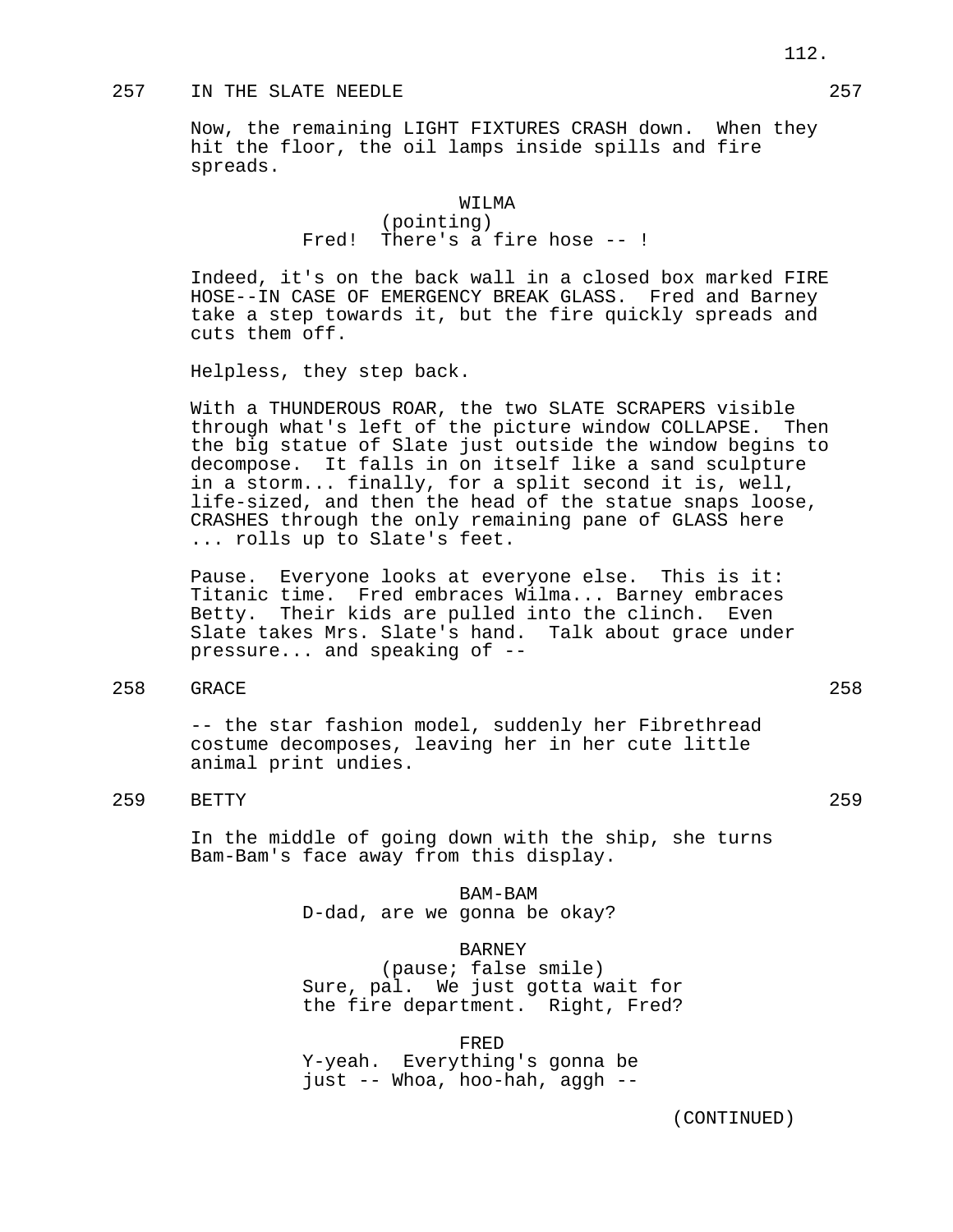257 IN THE SLATE NEEDLE 257

Now, the remaining LIGHT FIXTURES CRASH down. When they hit the floor, the oil lamps inside spills and fire spreads.

WILMA
(pointing)
Fred! There's a fire hose -- !

Indeed, it's on the back wall in a closed box marked FIRE HOSE--IN CASE OF EMERGENCY BREAK GLASS. Fred and Barney take a step towards it, but the fire quickly spreads and cuts them off.

Helpless, they step back.

With a THUNDEROUS ROAR, the two SLATE SCRAPERS visible through what's left of the picture window COLLAPSE. Then the big statue of Slate just outside the window begins to decompose. It falls in on itself like a sand sculpture in a storm... finally, for a split second it is, well, life-sized, and then the head of the statue snaps loose, CRASHES through the only remaining pane of GLASS here ... rolls up to Slate's feet.

Pause. Everyone looks at everyone else. This is it: Titanic time. Fred embraces Wilma... Barney embraces Betty. Their kids are pulled into the clinch. Even Slate takes Mrs. Slate's hand. Talk about grace under pressure... and speaking of --

258 GRACE 258

-- the star fashion model, suddenly her Fibrethread costume decomposes, leaving her in her cute little animal print undies.

259 BETTY 259

In the middle of going down with the ship, she turns Bam-Bam's face away from this display.

BAM-BAM
D-dad, are we gonna be okay?

BARNEY
(pause; false smile)
Sure, pal. We just gotta wait for the fire department. Right, Fred?

FRED
Y-yeah. Everything's gonna be just -- Whoa, hoo-hah, aggh --

(CONTINUED)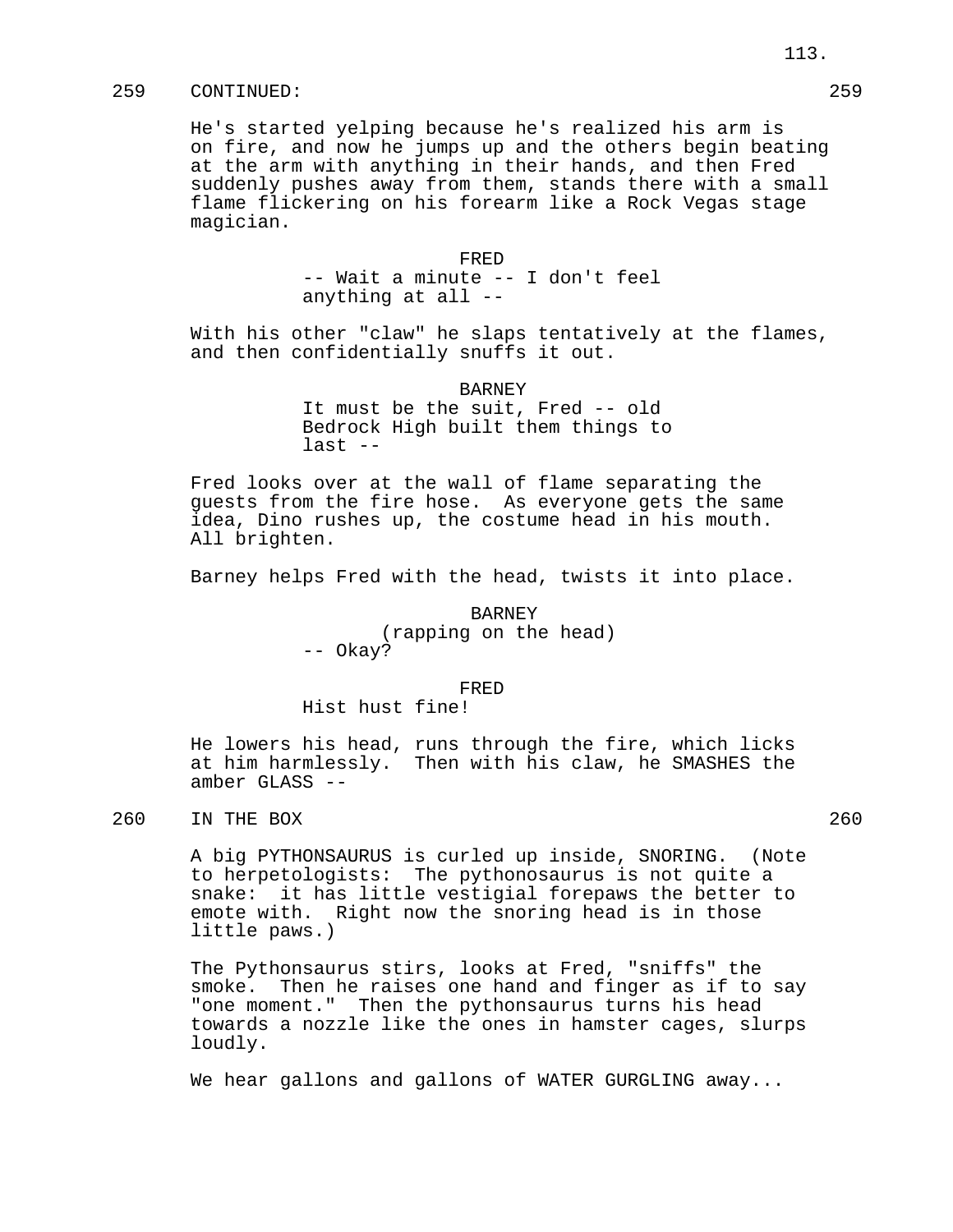259 CONTINUED: 259

He's started yelping because he's realized his arm is on fire, and now he jumps up and the others begin beating at the arm with anything in their hands, and then Fred suddenly pushes away from them, stands there with a small flame flickering on his forearm like a Rock Vegas stage magician.

FRED
-- Wait a minute -- I don't feel anything at all --

With his other "claw" he slaps tentatively at the flames, and then confidentially snuffs it out.

BARNEY
It must be the suit, Fred -- old Bedrock High built them things to last --

Fred looks over at the wall of flame separating the guests from the fire hose. As everyone gets the same idea, Dino rushes up, the costume head in his mouth. All brighten.

Barney helps Fred with the head, twists it into place.

BARNEY
(rapping on the head)
-- Okay?

FRED
Hist hust fine!

He lowers his head, runs through the fire, which licks at him harmlessly. Then with his claw, he SMASHES the amber GLASS --

260 IN THE BOX 260

A big PYTHONSAURUS is curled up inside, SNORING. (Note to herpetologists: The pythonosaurus is not quite a snake: it has little vestigial forepaws the better to emote with. Right now the snoring head is in those little paws.)

The Pythonsaurus stirs, looks at Fred, "sniffs" the smoke. Then he raises one hand and finger as if to say "one moment." Then the pythonsaurus turns his head towards a nozzle like the ones in hamster cages, slurps loudly.

We hear gallons and gallons of WATER GURGLING away...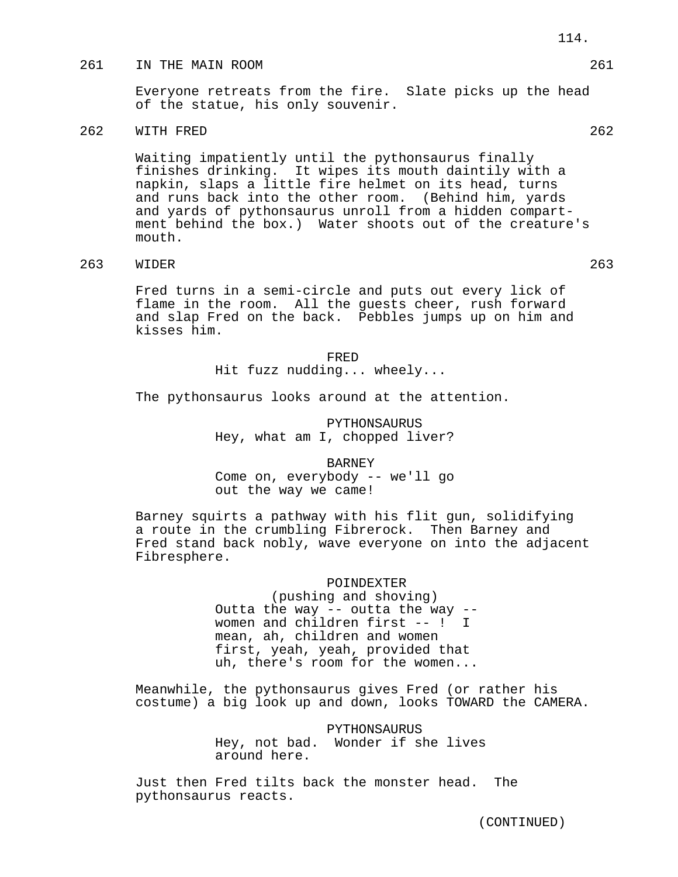261 IN THE MAIN ROOM 261

Everyone retreats from the fire. Slate picks up the head of the statue, his only souvenir.

262 WITH FRED 262

Waiting impatiently until the pythonsaurus finally finishes drinking. It wipes its mouth daintily with a napkin, slaps a little fire helmet on its head, turns and runs back into the other room. (Behind him, yards and yards of pythonsaurus unroll from a hidden compartment behind the box.) Water shoots out of the creature's mouth.

263 WIDER 263

Fred turns in a semi-circle and puts out every lick of flame in the room. All the guests cheer, rush forward and slap Fred on the back. Pebbles jumps up on him and kisses him.

FRED
Hit fuzz nudding... wheely...

The pythonsaurus looks around at the attention.

PYTHONSAURUS
Hey, what am I, chopped liver?

BARNEY
Come on, everybody -- we'll go out the way we came!

Barney squirts a pathway with his flit gun, solidifying a route in the crumbling Fibrerock. Then Barney and Fred stand back nobly, wave everyone on into the adjacent Fibresphere.

POINDEXTER
(pushing and shoving)
Outta the way -- outta the way -- women and children first -- ! I mean, ah, children and women first, yeah, yeah, provided that uh, there's room for the women...

Meanwhile, the pythonsaurus gives Fred (or rather his costume) a big look up and down, looks TOWARD the CAMERA.

PYTHONSAURUS
Hey, not bad. Wonder if she lives around here.

Just then Fred tilts back the monster head. The pythonsaurus reacts.

(CONTINUED)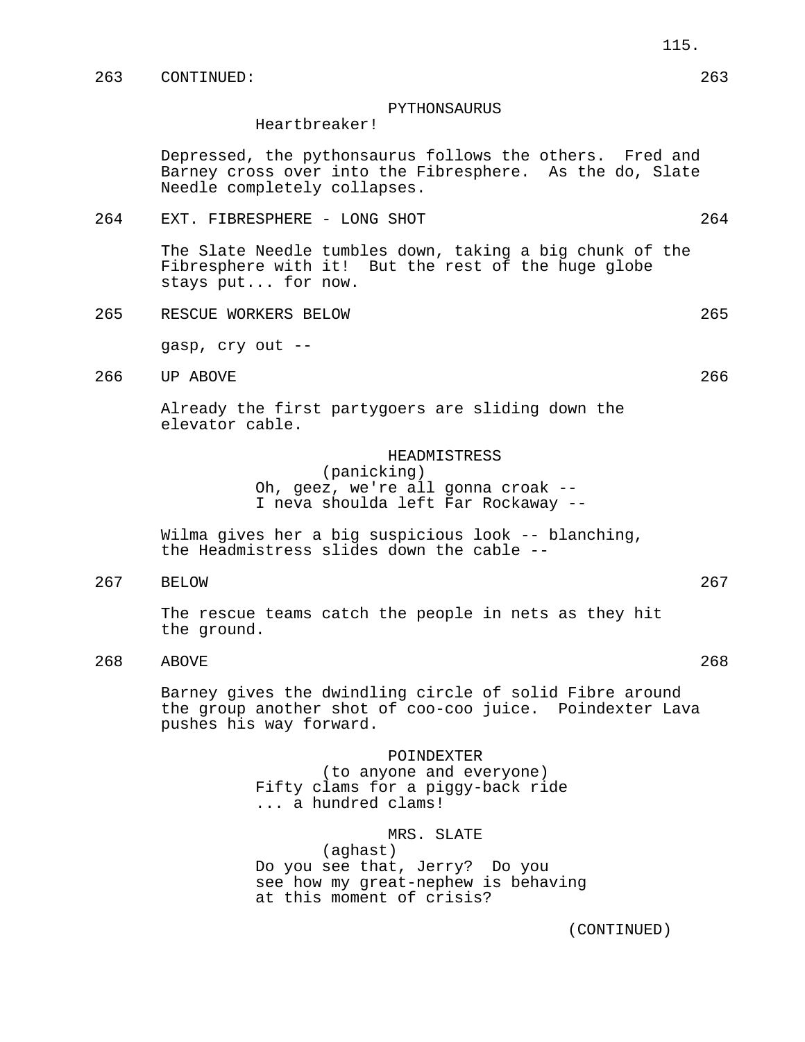263 CONTINUED: 263

PYTHONSAURUS
Heartbreaker!

Depressed, the pythonsaurus follows the others. Fred and Barney cross over into the Fibresphere. As the do, Slate Needle completely collapses.

264 EXT. FIBRESPHERE - LONG SHOT 264

The Slate Needle tumbles down, taking a big chunk of the Fibresphere with it! But the rest of the huge globe stays put... for now.

265 RESCUE WORKERS BELOW 265

gasp, cry out --

266 UP ABOVE 266

Already the first partygoers are sliding down the elevator cable.

HEADMISTRESS
(panicking)
Oh, geez, we're all gonna croak --
I neva shoulda left Far Rockaway --

Wilma gives her a big suspicious look -- blanching, the Headmistress slides down the cable --

267 BELOW 267

The rescue teams catch the people in nets as they hit the ground.

268 ABOVE 268

Barney gives the dwindling circle of solid Fibre around the group another shot of coo-coo juice. Poindexter Lava pushes his way forward.

POINDEXTER
(to anyone and everyone)
Fifty clams for a piggy-back ride
... a hundred clams!

MRS. SLATE
(aghast)
Do you see that, Jerry? Do you
see how my great-nephew is behaving
at this moment of crisis?

(CONTINUED)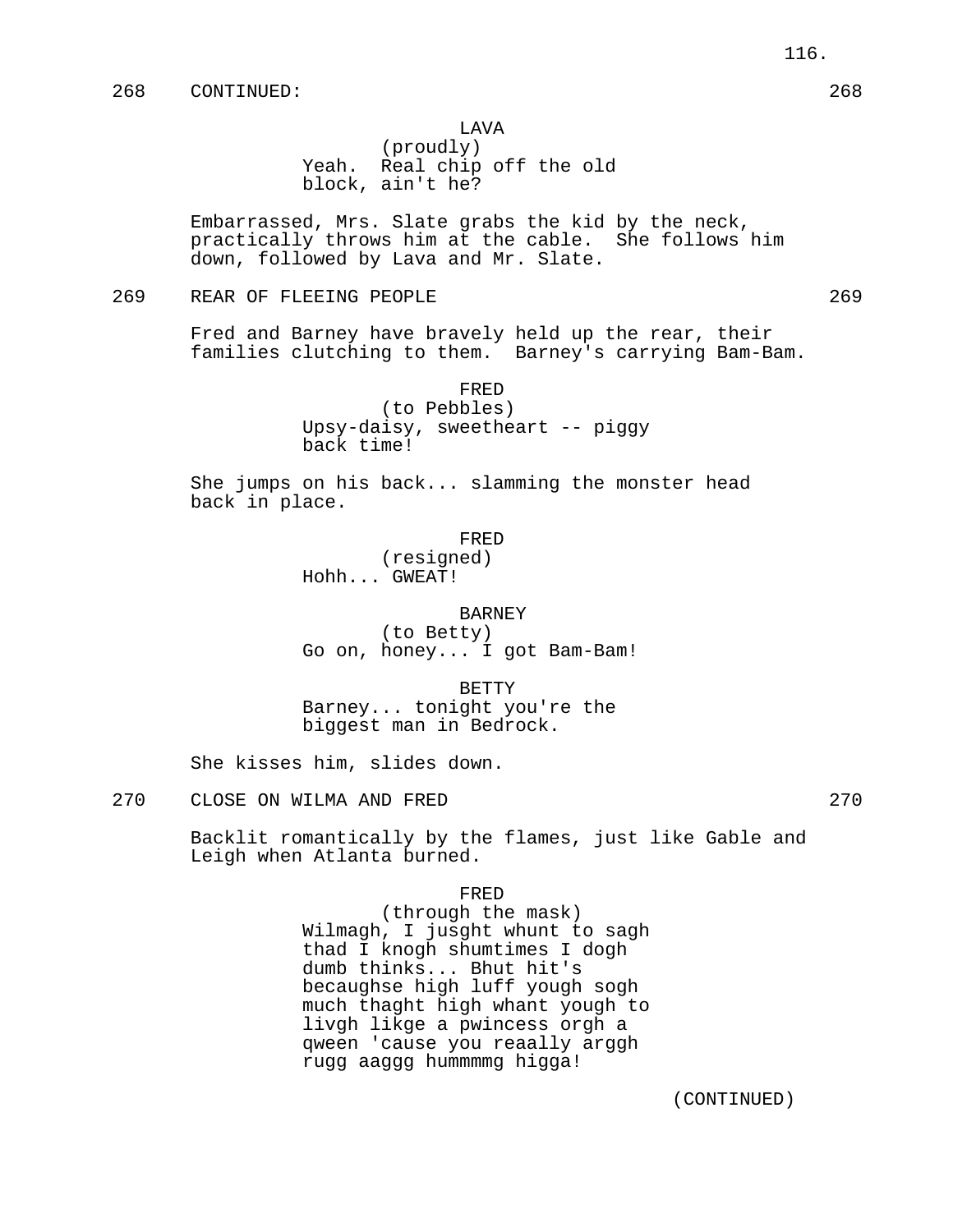268 CONTINUED: 268

LAVA
(proudly)
Yeah. Real chip off the old block, ain't he?

Embarrassed, Mrs. Slate grabs the kid by the neck, practically throws him at the cable. She follows him down, followed by Lava and Mr. Slate.

269 REAR OF FLEEING PEOPLE 269

Fred and Barney have bravely held up the rear, their families clutching to them. Barney's carrying Bam-Bam.

FRED
(to Pebbles)
Upsy-daisy, sweetheart -- piggy back time!

She jumps on his back... slamming the monster head back in place.

FRED
(resigned)
Hohh... GWEAT!

BARNEY
(to Betty)
Go on, honey... I got Bam-Bam!

BETTY
Barney... tonight you're the biggest man in Bedrock.

She kisses him, slides down.

270 CLOSE ON WILMA AND FRED 270

Backlit romantically by the flames, just like Gable and Leigh when Atlanta burned.

FRED
(through the mask)
Wilmagh, I jusght whunt to sagh thad I knogh shumtimes I dogh dumb thinks... Bhut hit's becaughse high luff yough sogh much thaght high whant yough to livgh likge a pwincess orgh a qween 'cause you reaally arggh rugg aaggg hummmmg higga!

(CONTINUED)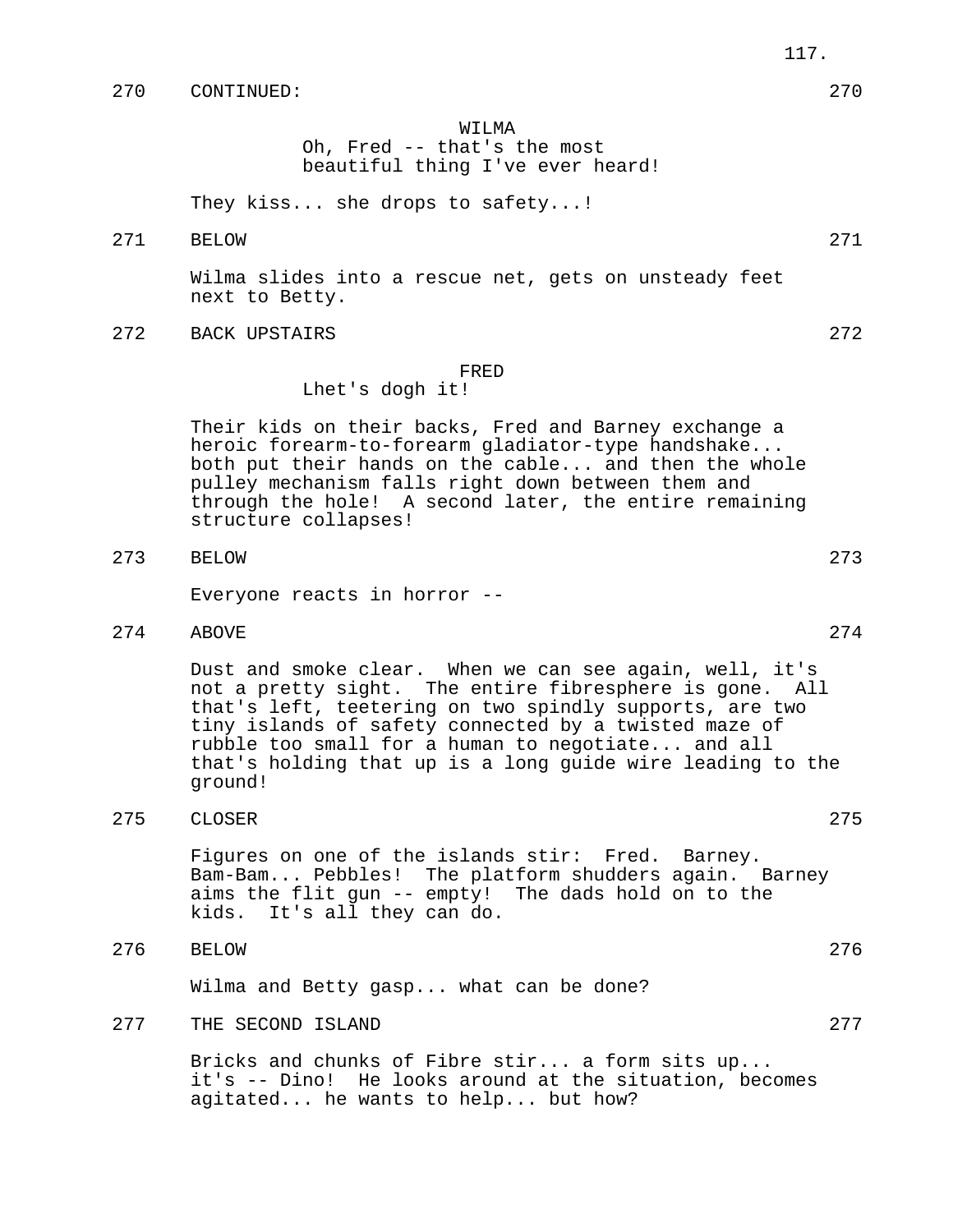270 CONTINUED: 270

WILMA
Oh, Fred -- that's the most beautiful thing I've ever heard!

They kiss... she drops to safety...!

271 BELOW 271

Wilma slides into a rescue net, gets on unsteady feet next to Betty.

272 BACK UPSTAIRS 272

FRED
Lhet's dogh it!

Their kids on their backs, Fred and Barney exchange a heroic forearm-to-forearm gladiator-type handshake... both put their hands on the cable... and then the whole pulley mechanism falls right down between them and through the hole! A second later, the entire remaining structure collapses!

273 BELOW 273

Everyone reacts in horror --

274 ABOVE 274

Dust and smoke clear. When we can see again, well, it's not a pretty sight. The entire fibresphere is gone. All that's left, teetering on two spindly supports, are two tiny islands of safety connected by a twisted maze of rubble too small for a human to negotiate... and all that's holding that up is a long guide wire leading to the ground!

275 CLOSER 275

Figures on one of the islands stir: Fred. Barney. Bam-Bam... Pebbles! The platform shudders again. Barney aims the flit gun -- empty! The dads hold on to the kids. It's all they can do.

276 BELOW 276

Wilma and Betty gasp... what can be done?

277 THE SECOND ISLAND 277

Bricks and chunks of Fibre stir... a form sits up... it's -- Dino! He looks around at the situation, becomes agitated... he wants to help... but how?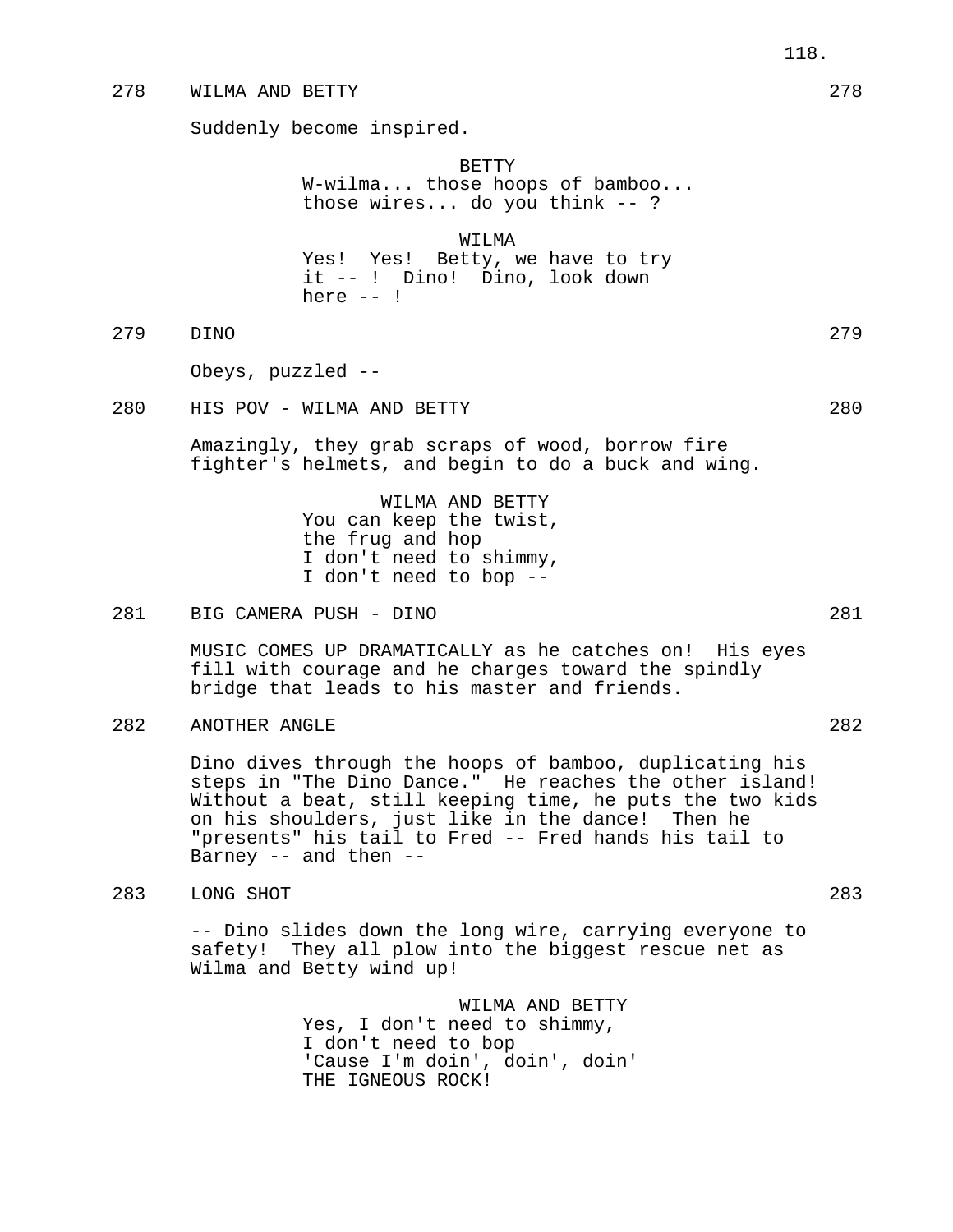278 WILMA AND BETTY 278

Suddenly become inspired.

BETTY
W-wilma... those hoops of bamboo... those wires... do you think -- ?

WILMA
Yes! Yes! Betty, we have to try it -- ! Dino! Dino, look down here -- !

279 DINO 279

Obeys, puzzled --

280 HIS POV - WILMA AND BETTY 280

Amazingly, they grab scraps of wood, borrow fire fighter's helmets, and begin to do a buck and wing.

WILMA AND BETTY
You can keep the twist,
the frug and hop
I don't need to shimmy,
I don't need to bop --

281 BIG CAMERA PUSH - DINO 281

MUSIC COMES UP DRAMATICALLY as he catches on! His eyes fill with courage and he charges toward the spindly bridge that leads to his master and friends.

282 ANOTHER ANGLE 282

Dino dives through the hoops of bamboo, duplicating his steps in "The Dino Dance." He reaches the other island! Without a beat, still keeping time, he puts the two kids on his shoulders, just like in the dance! Then he "presents" his tail to Fred -- Fred hands his tail to Barney -- and then --

283 LONG SHOT 283

-- Dino slides down the long wire, carrying everyone to safety! They all plow into the biggest rescue net as Wilma and Betty wind up!

WILMA AND BETTY
Yes, I don't need to shimmy,
I don't need to bop
'Cause I'm doin', doin', doin'
THE IGNEOUS ROCK!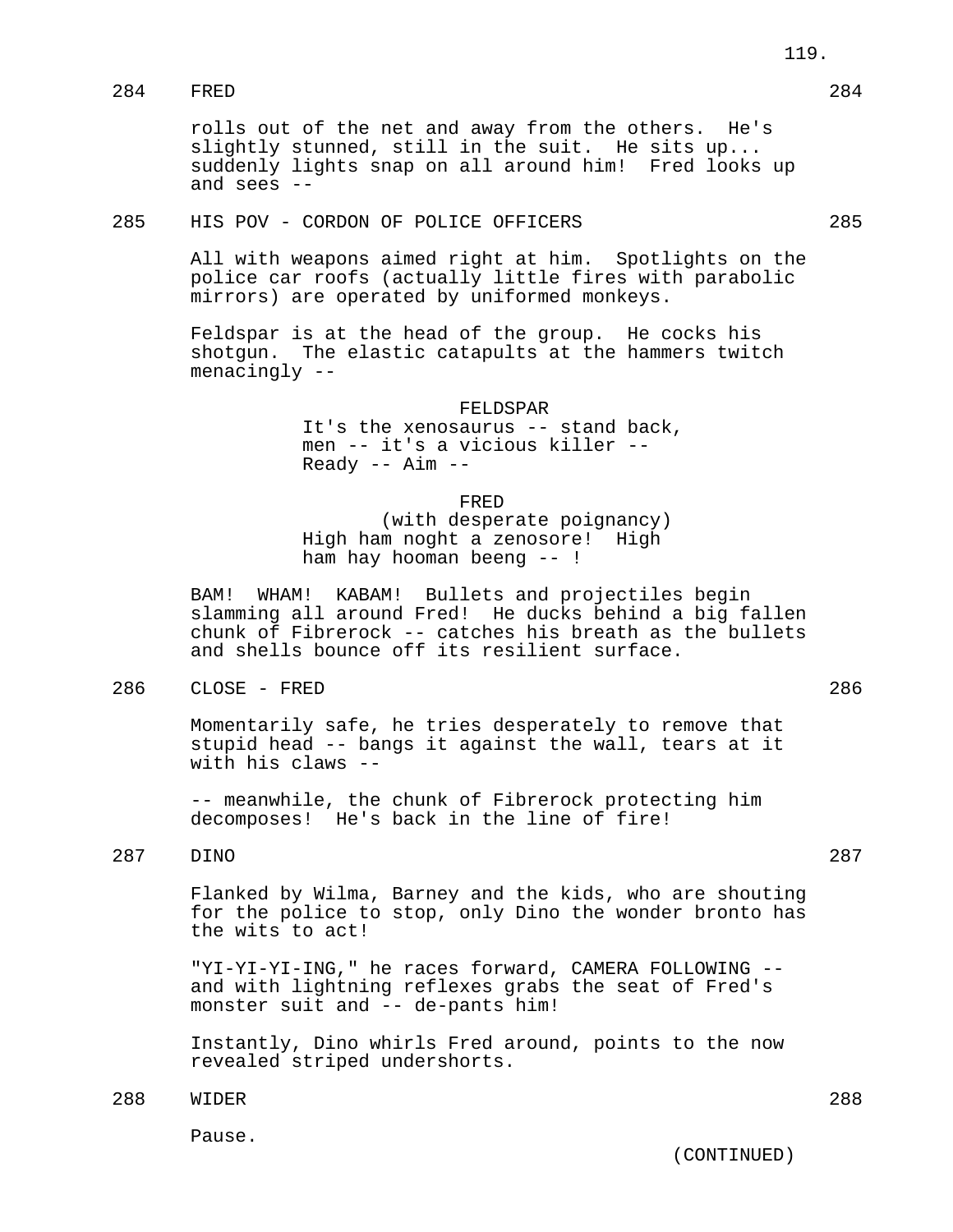284 FRED 284

rolls out of the net and away from the others. He's slightly stunned, still in the suit. He sits up... suddenly lights snap on all around him! Fred looks up and sees --

285 HIS POV - CORDON OF POLICE OFFICERS 285

All with weapons aimed right at him. Spotlights on the police car roofs (actually little fires with parabolic mirrors) are operated by uniformed monkeys.

Feldspar is at the head of the group. He cocks his shotgun. The elastic catapults at the hammers twitch menacingly --

FELDSPAR
It's the xenosaurus -- stand back, men -- it's a vicious killer -- Ready -- Aim --

FRED
(with desperate poignancy)
High ham noght a zenosore! High ham hay hooman beeng -- !

BAM! WHAM! KABAM! Bullets and projectiles begin slamming all around Fred! He ducks behind a big fallen chunk of Fibrerock -- catches his breath as the bullets and shells bounce off its resilient surface.

286 CLOSE - FRED 286

Momentarily safe, he tries desperately to remove that stupid head -- bangs it against the wall, tears at it with his claws --

-- meanwhile, the chunk of Fibrerock protecting him decomposes! He's back in the line of fire!

287 DINO 287

Flanked by Wilma, Barney and the kids, who are shouting for the police to stop, only Dino the wonder bronto has the wits to act!

"YI-YI-YI-ING," he races forward, CAMERA FOLLOWING -- and with lightning reflexes grabs the seat of Fred's monster suit and -- de-pants him!

Instantly, Dino whirls Fred around, points to the now revealed striped undershorts.

288 WIDER 288

Pause.

(CONTINUED)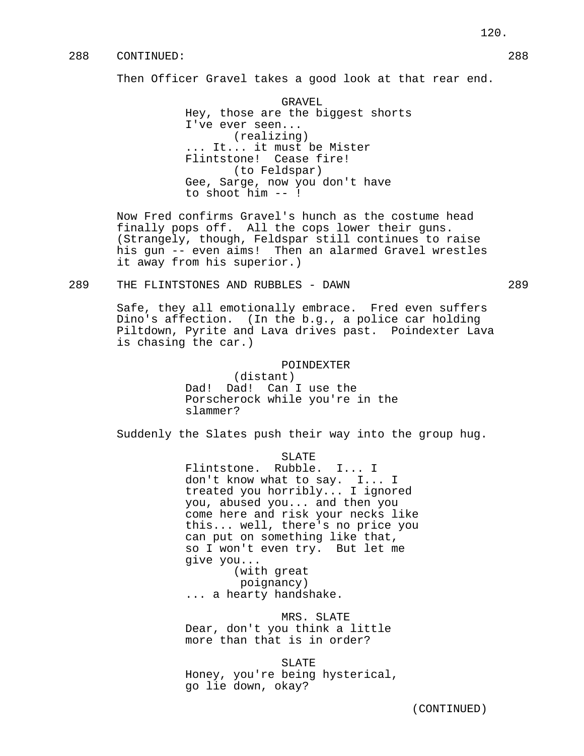288 CONTINUED: 288

Then Officer Gravel takes a good look at that rear end.

GRAVEL
Hey, those are the biggest shorts
I've ever seen...
(realizing)
... It... it must be Mister
Flintstone! Cease fire!
(to Feldspar)
Gee, Sarge, now you don't have
to shoot him -- !

Now Fred confirms Gravel's hunch as the costume head finally pops off. All the cops lower their guns. (Strangely, though, Feldspar still continues to raise his gun -- even aims! Then an alarmed Gravel wrestles it away from his superior.)

289 THE FLINTSTONES AND RUBBLES - DAWN 289

Safe, they all emotionally embrace. Fred even suffers Dino's affection. (In the b.g., a police car holding Piltdown, Pyrite and Lava drives past. Poindexter Lava is chasing the car.)

POINDEXTER
(distant)
Dad! Dad! Can I use the
Porscherock while you're in the
slammer?

Suddenly the Slates push their way into the group hug.

SLATE
Flintstone. Rubble. I... I
don't know what to say. I... I
treated you horribly... I ignored
you, abused you... and then you
come here and risk your necks like
this... well, there's no price you
can put on something like that,
so I won't even try. But let me
give you...
(with great
poignancy)
... a hearty handshake.

MRS. SLATE
Dear, don't you think a little
more than that is in order?

SLATE
Honey, you're being hysterical,
go lie down, okay?

(CONTINUED)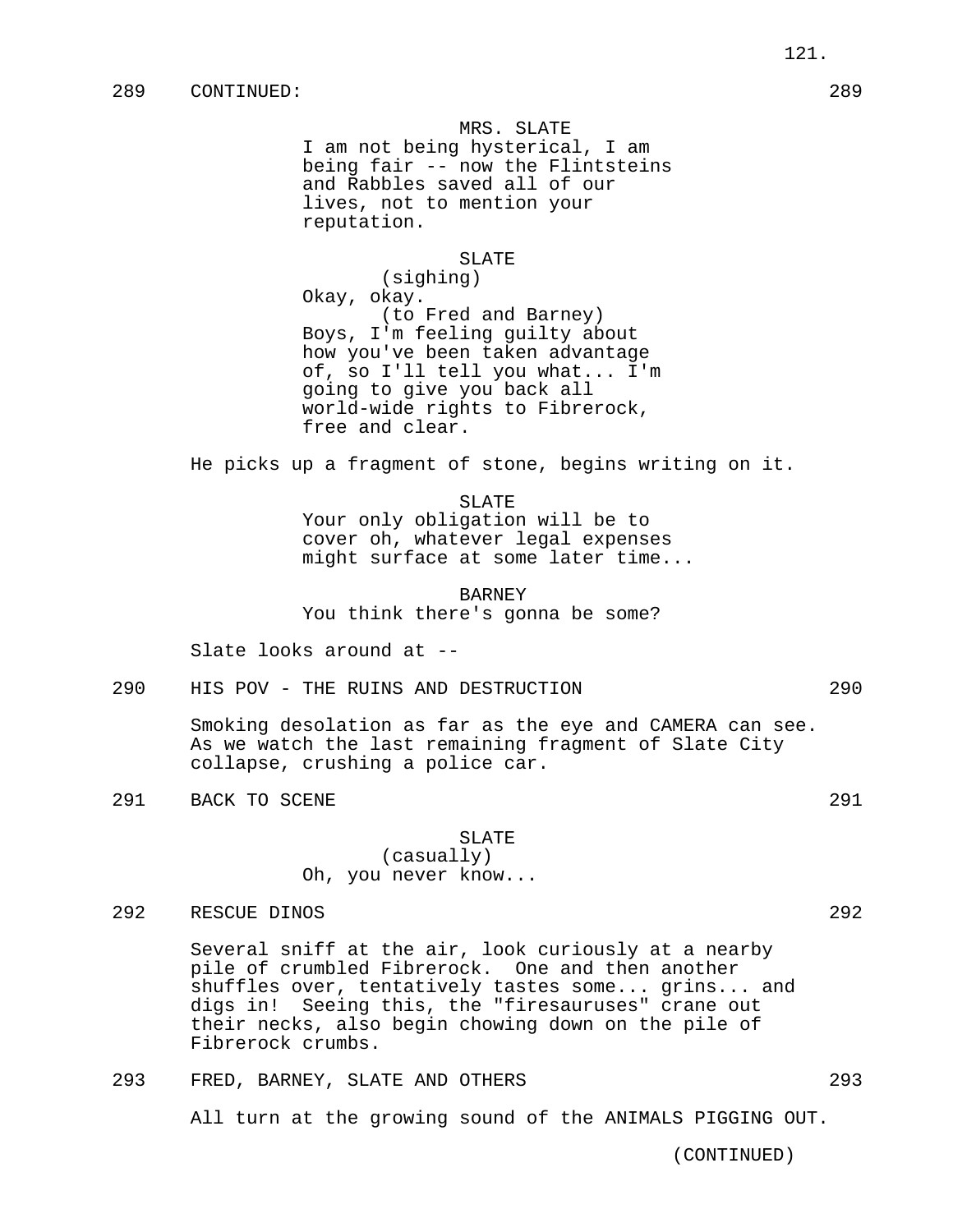289 CONTINUED: 289

MRS. SLATE
I am not being hysterical, I am being fair -- now the Flintsteins and Rabbles saved all of our lives, not to mention your reputation.

SLATE
(sighing)
Okay, okay.
(to Fred and Barney)
Boys, I'm feeling guilty about how you've been taken advantage of, so I'll tell you what... I'm going to give you back all world-wide rights to Fibrerock, free and clear.

He picks up a fragment of stone, begins writing on it.

SLATE
Your only obligation will be to cover oh, whatever legal expenses might surface at some later time...

BARNEY
You think there's gonna be some?

Slate looks around at --

290 HIS POV - THE RUINS AND DESTRUCTION 290

Smoking desolation as far as the eye and CAMERA can see. As we watch the last remaining fragment of Slate City collapse, crushing a police car.

291 BACK TO SCENE 291

SLATE
(casually)
Oh, you never know...

292 RESCUE DINOS 292

Several sniff at the air, look curiously at a nearby pile of crumbled Fibrerock. One and then another shuffles over, tentatively tastes some... grins... and digs in! Seeing this, the "firesauruses" crane out their necks, also begin chowing down on the pile of Fibrerock crumbs.

293 FRED, BARNEY, SLATE AND OTHERS 293

All turn at the growing sound of the ANIMALS PIGGING OUT.

(CONTINUED)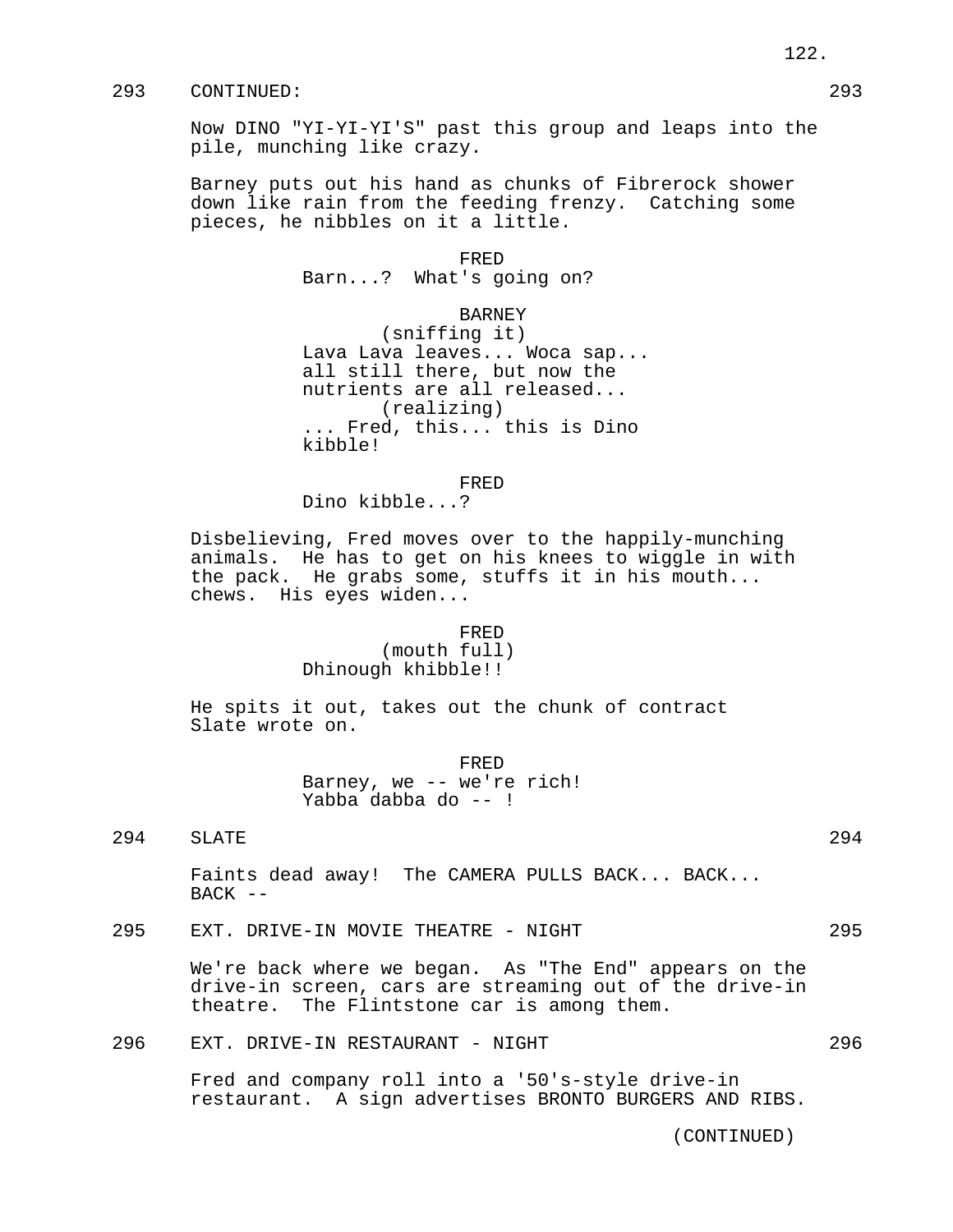293 CONTINUED: 293

Now DINO "YI-YI-YI'S" past this group and leaps into the pile, munching like crazy.

Barney puts out his hand as chunks of Fibrerock shower down like rain from the feeding frenzy. Catching some pieces, he nibbles on it a little.

FRED
Barn...? What's going on?

BARNEY
(sniffing it)
Lava Lava leaves... Woca sap... all still there, but now the nutrients are all released...
(realizing)
... Fred, this... this is Dino kibble!

FRED
Dino kibble...?

Disbelieving, Fred moves over to the happily-munching animals. He has to get on his knees to wiggle in with the pack. He grabs some, stuffs it in his mouth... chews. His eyes widen...

FRED
(mouth full)
Dhinough khibble!!

He spits it out, takes out the chunk of contract Slate wrote on.

FRED
Barney, we -- we're rich!
Yabba dabba do -- !

294 SLATE 294

Faints dead away! The CAMERA PULLS BACK... BACK... BACK --

295 EXT. DRIVE-IN MOVIE THEATRE - NIGHT 295

We're back where we began. As "The End" appears on the drive-in screen, cars are streaming out of the drive-in theatre. The Flintstone car is among them.

296 EXT. DRIVE-IN RESTAURANT - NIGHT 296

Fred and company roll into a '50's-style drive-in restaurant. A sign advertises BRONTO BURGERS AND RIBS.

(CONTINUED)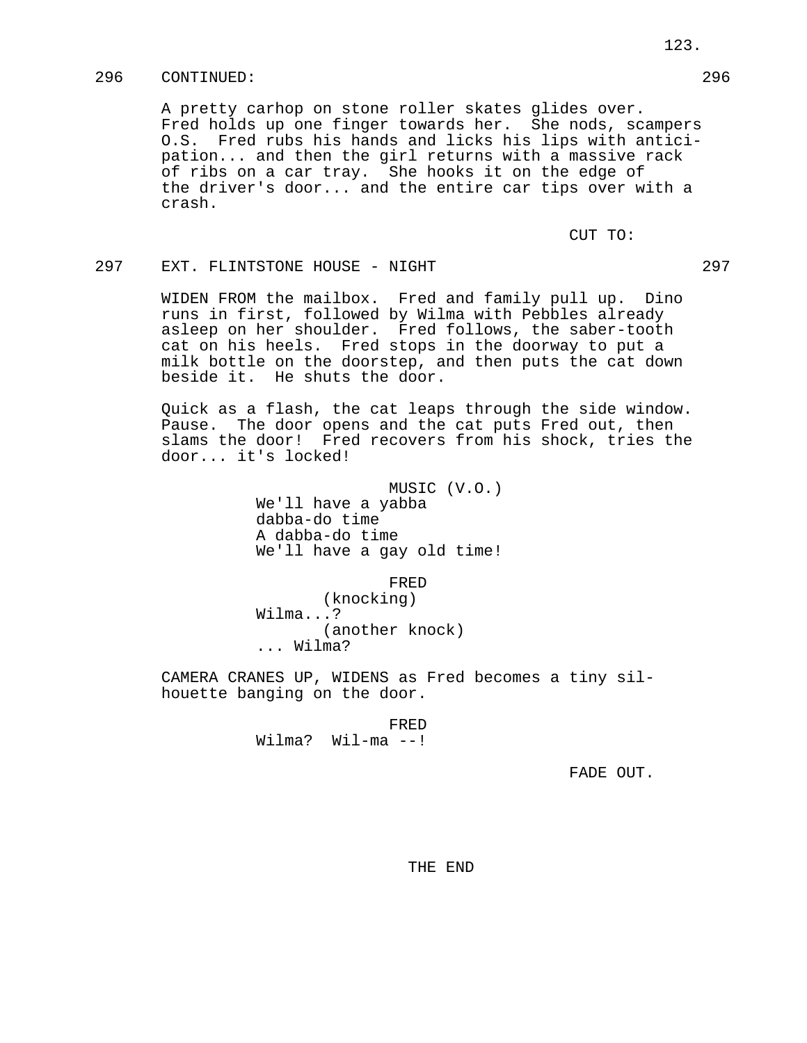296 CONTINUED: 296

A pretty carhop on stone roller skates glides over. Fred holds up one finger towards her. She nods, scampers O.S. Fred rubs his hands and licks his lips with anticipation... and then the girl returns with a massive rack of ribs on a car tray. She hooks it on the edge of the driver's door... and the entire car tips over with a crash.

CUT TO:

297 EXT. FLINTSTONE HOUSE - NIGHT 297

WIDEN FROM the mailbox. Fred and family pull up. Dino runs in first, followed by Wilma with Pebbles already asleep on her shoulder. Fred follows, the saber-tooth cat on his heels. Fred stops in the doorway to put a milk bottle on the doorstep, and then puts the cat down beside it. He shuts the door.

Quick as a flash, the cat leaps through the side window. Pause. The door opens and the cat puts Fred out, then slams the door! Fred recovers from his shock, tries the door... it's locked!

MUSIC (V.O.)
We'll have a yabba
dabba-do time
A dabba-do time
We'll have a gay old time!

FRED
(knocking)
Wilma...?
(another knock)
... Wilma?

CAMERA CRANES UP, WIDENS as Fred becomes a tiny silhouette banging on the door.

FRED
Wilma? Wil-ma --!

FADE OUT.

THE END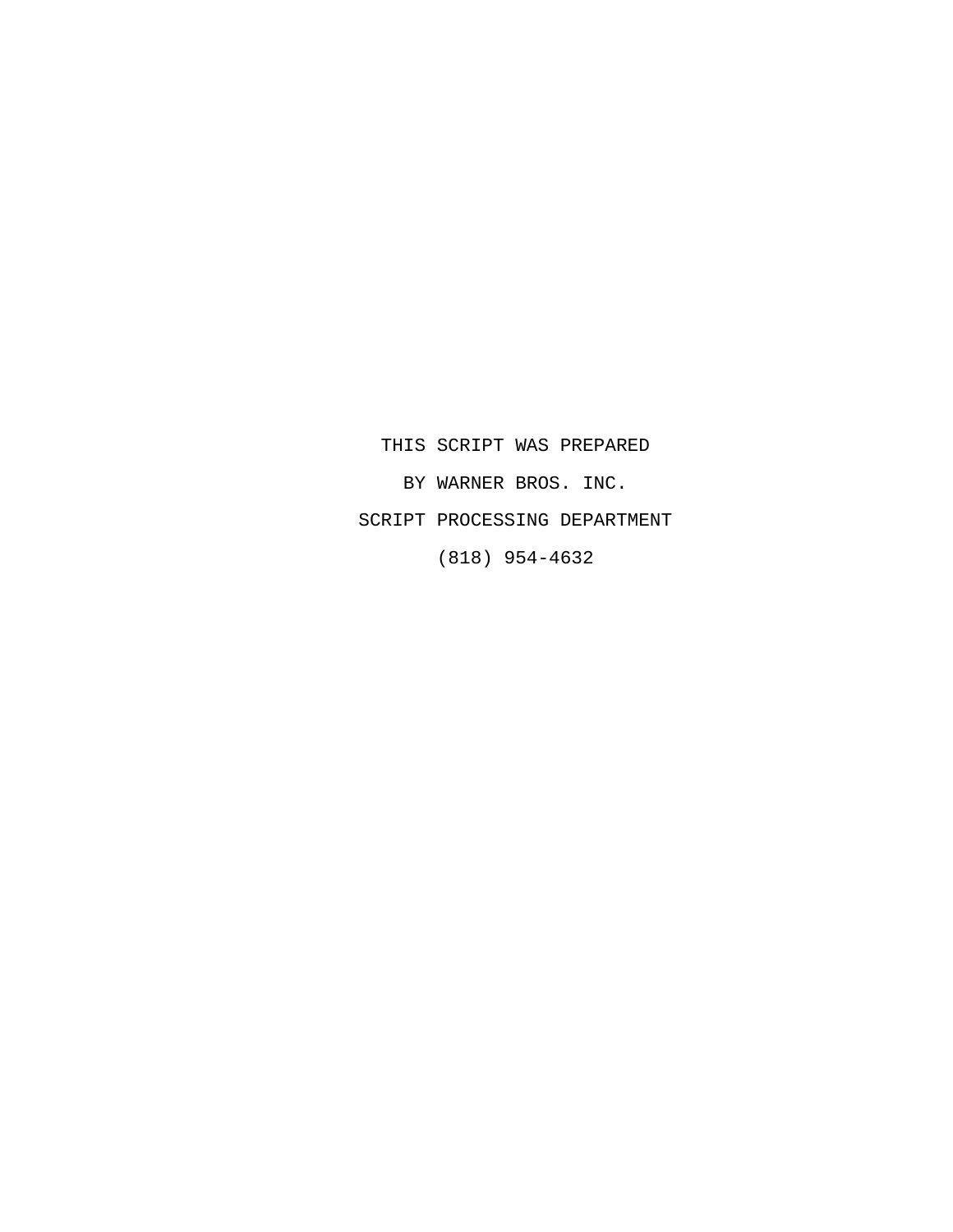THIS SCRIPT WAS PREPARED

BY WARNER BROS. INC.

SCRIPT PROCESSING DEPARTMENT

(818) 954-4632